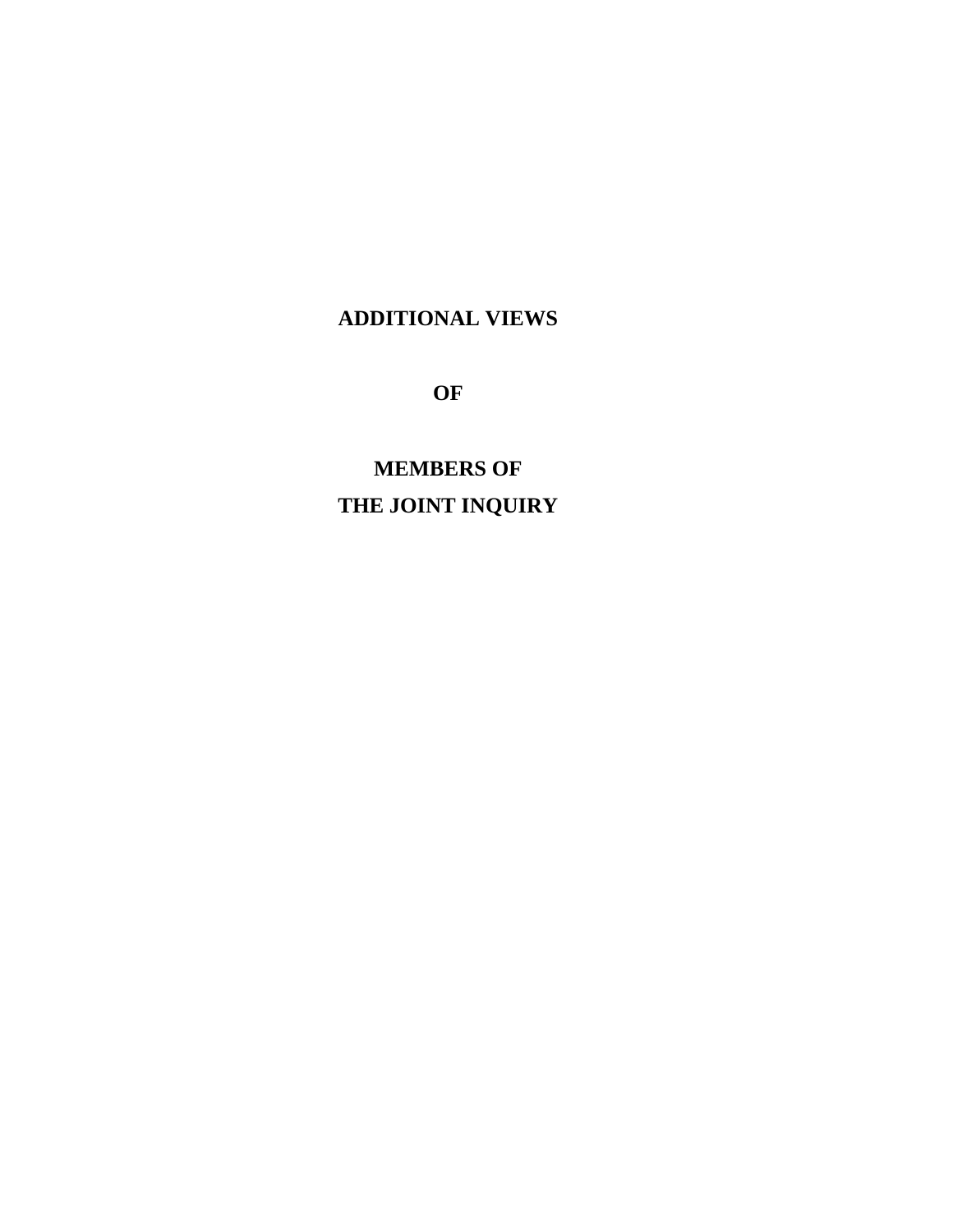# ADDITIONAL VIEWS

# OF

# MEMBERS OF THE JOINT INQUIRY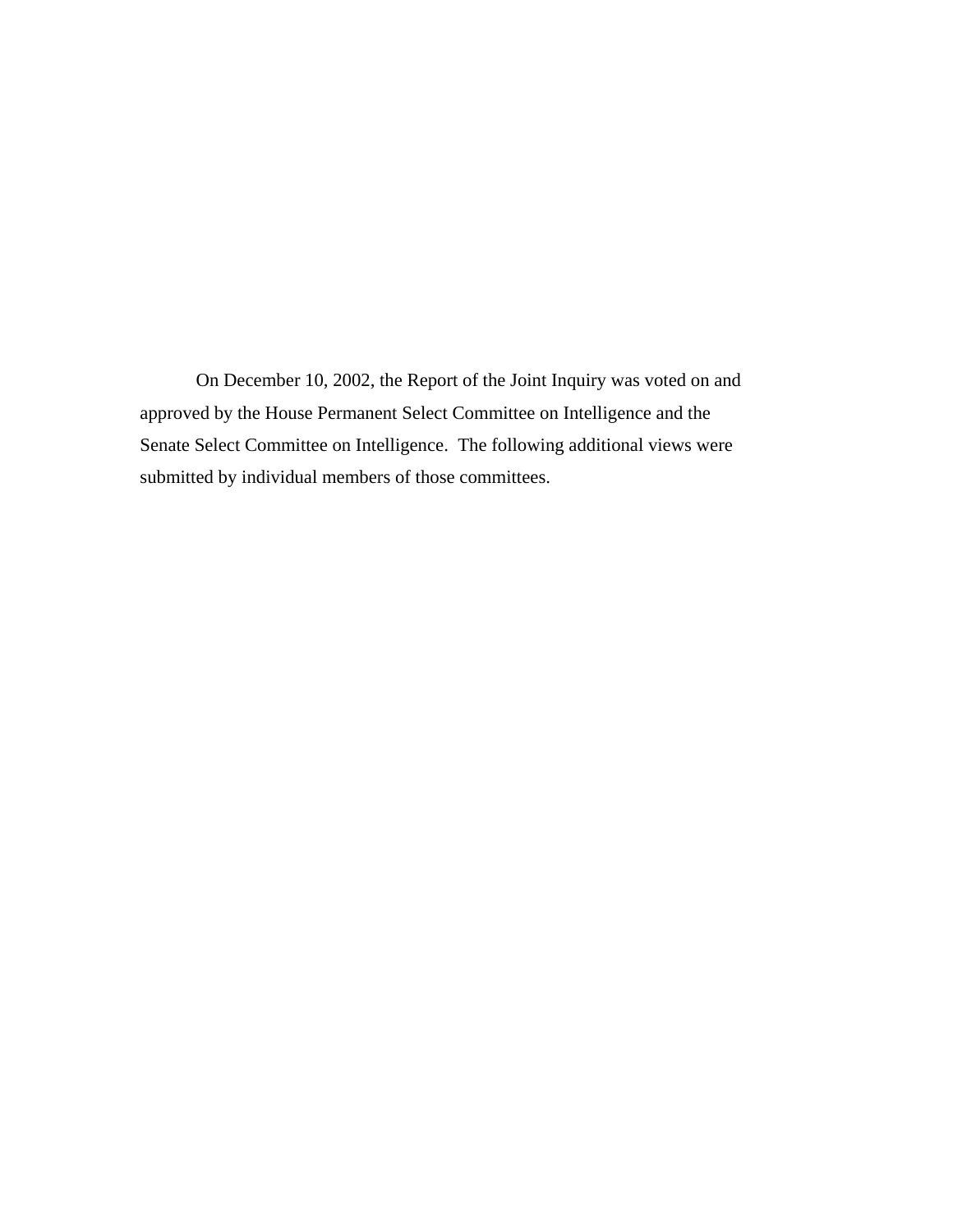On December 10, 2002, the Report of the Joint Inquiry was voted on and approved by the House Permanent Select Committee on Intelligence and the Senate Select Committee on Intelligence.  The following additional views were submitted by individual members of those committees.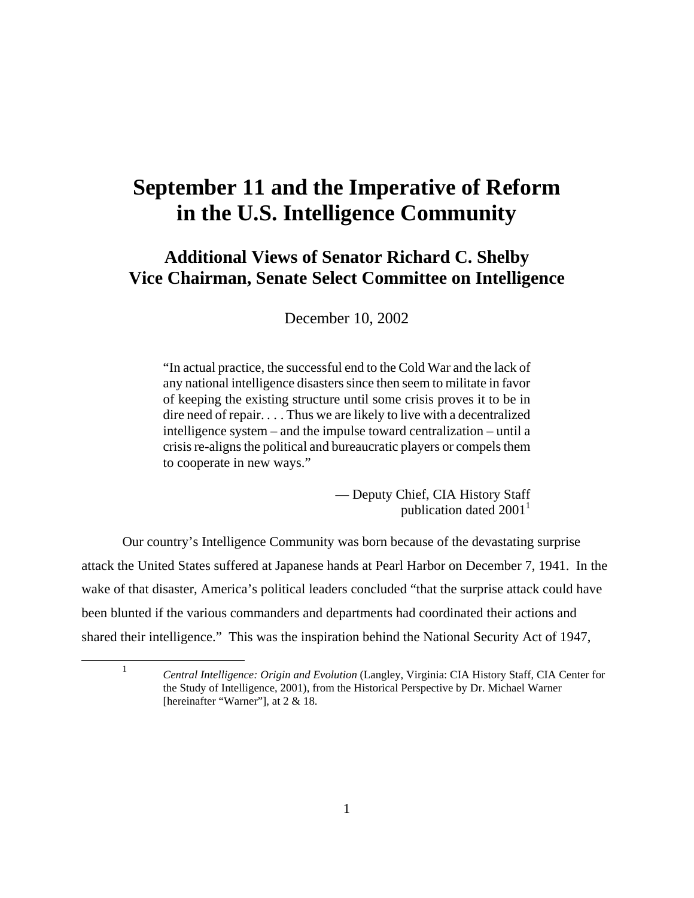# September 11 and the Imperative of Reform in the U.S. Intelligence Community

## Additional Views of Senator Richard C. Shelby Vice Chairman, Senate Select Committee on Intelligence

December 10, 2002

> "In actual practice, the successful end to the Cold War and the lack of any national intelligence disasters since then seem to militate in favor of keeping the existing structure until some crisis proves it to be in dire need of repair. . . . Thus we are likely to live with a decentralized intelligence system – and the impulse toward centralization – until a crisis re-aligns the political and bureaucratic players or compels them to cooperate in new ways."
>
> — Deputy Chief, CIA History Staff publication dated 2001[1]

Our country's Intelligence Community was born because of the devastating surprise attack the United States suffered at Japanese hands at Pearl Harbor on December 7, 1941. In the wake of that disaster, America's political leaders concluded "that the surprise attack could have been blunted if the various commanders and departments had coordinated their actions and shared their intelligence." This was the inspiration behind the National Security Act of 1947,

[1] *Central Intelligence: Origin and Evolution* (Langley, Virginia: CIA History Staff, CIA Center for the Study of Intelligence, 2001), from the Historical Perspective by Dr. Michael Warner [hereinafter "Warner"], at 2 & 18.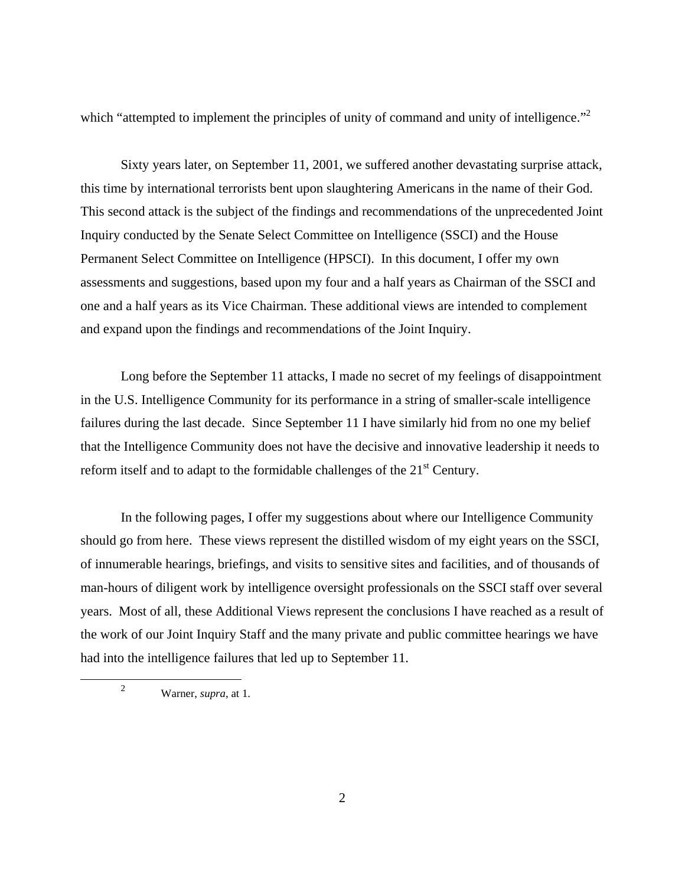which "attempted to implement the principles of unity of command and unity of intelligence."[2]

Sixty years later, on September 11, 2001, we suffered another devastating surprise attack, this time by international terrorists bent upon slaughtering Americans in the name of their God. This second attack is the subject of the findings and recommendations of the unprecedented Joint Inquiry conducted by the Senate Select Committee on Intelligence (SSCI) and the House Permanent Select Committee on Intelligence (HPSCI). In this document, I offer my own assessments and suggestions, based upon my four and a half years as Chairman of the SSCI and one and a half years as its Vice Chairman. These additional views are intended to complement and expand upon the findings and recommendations of the Joint Inquiry.

Long before the September 11 attacks, I made no secret of my feelings of disappointment in the U.S. Intelligence Community for its performance in a string of smaller-scale intelligence failures during the last decade. Since September 11 I have similarly hid from no one my belief that the Intelligence Community does not have the decisive and innovative leadership it needs to reform itself and to adapt to the formidable challenges of the 21st Century.

In the following pages, I offer my suggestions about where our Intelligence Community should go from here. These views represent the distilled wisdom of my eight years on the SSCI, of innumerable hearings, briefings, and visits to sensitive sites and facilities, and of thousands of man-hours of diligent work by intelligence oversight professionals on the SSCI staff over several years. Most of all, these Additional Views represent the conclusions I have reached as a result of the work of our Joint Inquiry Staff and the many private and public committee hearings we have had into the intelligence failures that led up to September 11.

---

[2] Warner, *supra*, at 1.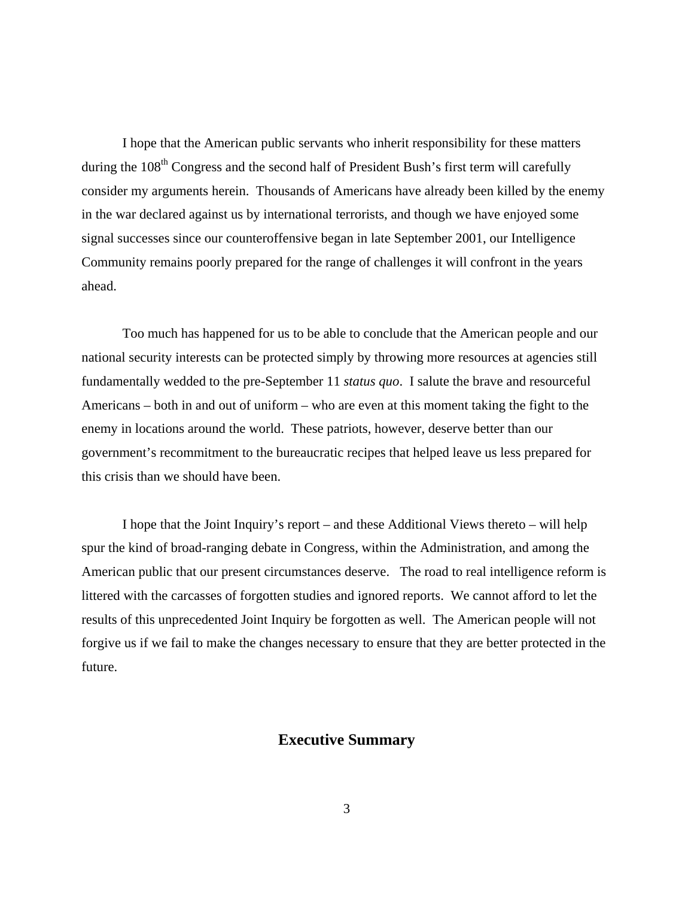I hope that the American public servants who inherit responsibility for these matters during the 108th Congress and the second half of President Bush's first term will carefully consider my arguments herein. Thousands of Americans have already been killed by the enemy in the war declared against us by international terrorists, and though we have enjoyed some signal successes since our counteroffensive began in late September 2001, our Intelligence Community remains poorly prepared for the range of challenges it will confront in the years ahead.

Too much has happened for us to be able to conclude that the American people and our national security interests can be protected simply by throwing more resources at agencies still fundamentally wedded to the pre-September 11 *status quo*. I salute the brave and resourceful Americans – both in and out of uniform – who are even at this moment taking the fight to the enemy in locations around the world. These patriots, however, deserve better than our government's recommitment to the bureaucratic recipes that helped leave us less prepared for this crisis than we should have been.

I hope that the Joint Inquiry's report – and these Additional Views thereto – will help spur the kind of broad-ranging debate in Congress, within the Administration, and among the American public that our present circumstances deserve. The road to real intelligence reform is littered with the carcasses of forgotten studies and ignored reports. We cannot afford to let the results of this unprecedented Joint Inquiry be forgotten as well. The American people will not forgive us if we fail to make the changes necessary to ensure that they are better protected in the future.

## Executive Summary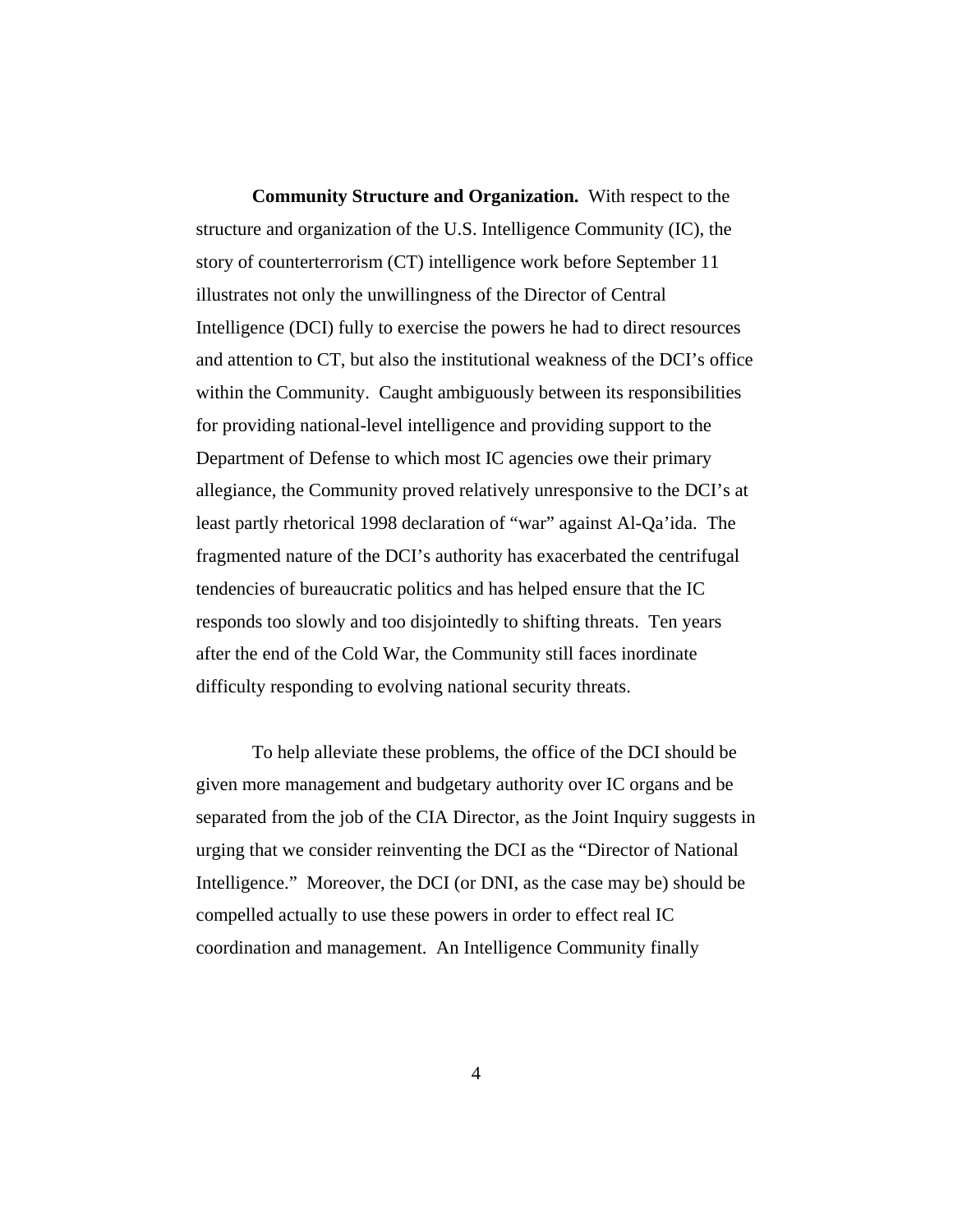**Community Structure and Organization.** With respect to the structure and organization of the U.S. Intelligence Community (IC), the story of counterterrorism (CT) intelligence work before September 11 illustrates not only the unwillingness of the Director of Central Intelligence (DCI) fully to exercise the powers he had to direct resources and attention to CT, but also the institutional weakness of the DCI's office within the Community. Caught ambiguously between its responsibilities for providing national-level intelligence and providing support to the Department of Defense to which most IC agencies owe their primary allegiance, the Community proved relatively unresponsive to the DCI's at least partly rhetorical 1998 declaration of "war" against Al-Qa'ida. The fragmented nature of the DCI's authority has exacerbated the centrifugal tendencies of bureaucratic politics and has helped ensure that the IC responds too slowly and too disjointedly to shifting threats. Ten years after the end of the Cold War, the Community still faces inordinate difficulty responding to evolving national security threats.

To help alleviate these problems, the office of the DCI should be given more management and budgetary authority over IC organs and be separated from the job of the CIA Director, as the Joint Inquiry suggests in urging that we consider reinventing the DCI as the "Director of National Intelligence." Moreover, the DCI (or DNI, as the case may be) should be compelled actually to use these powers in order to effect real IC coordination and management. An Intelligence Community finally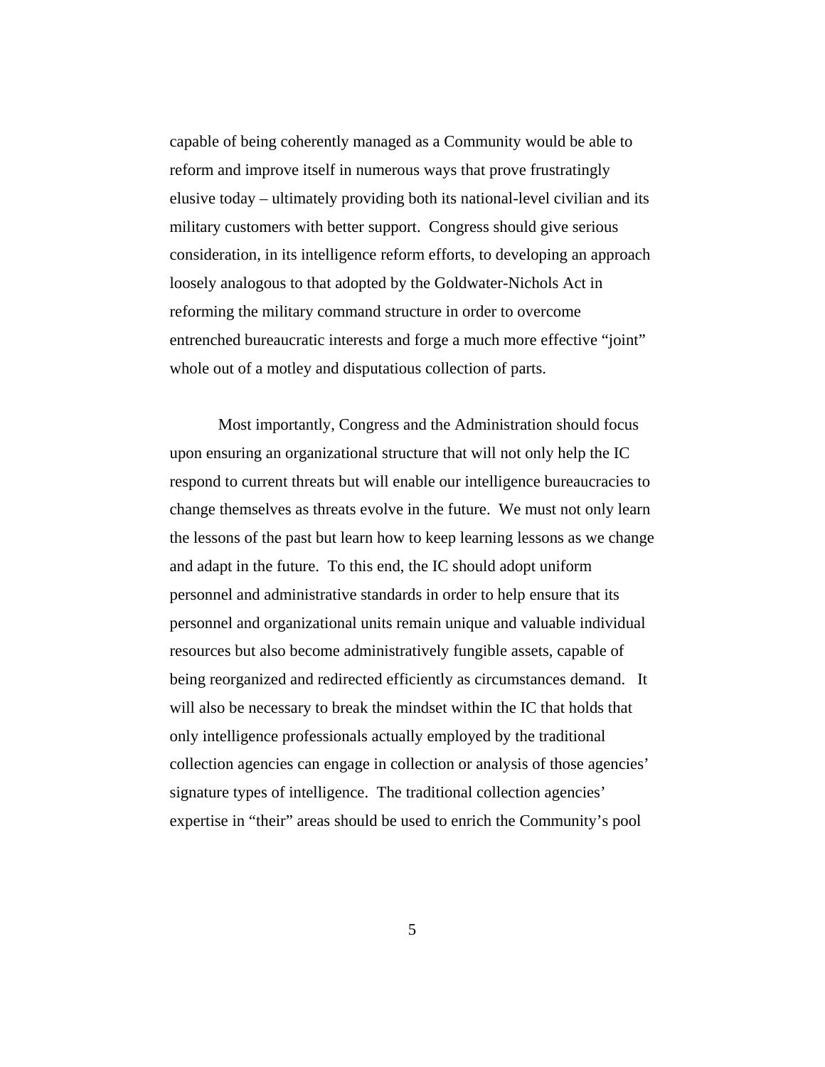capable of being coherently managed as a Community would be able to reform and improve itself in numerous ways that prove frustratingly elusive today – ultimately providing both its national-level civilian and its military customers with better support. Congress should give serious consideration, in its intelligence reform efforts, to developing an approach loosely analogous to that adopted by the Goldwater-Nichols Act in reforming the military command structure in order to overcome entrenched bureaucratic interests and forge a much more effective "joint" whole out of a motley and disputatious collection of parts.

Most importantly, Congress and the Administration should focus upon ensuring an organizational structure that will not only help the IC respond to current threats but will enable our intelligence bureaucracies to change themselves as threats evolve in the future. We must not only learn the lessons of the past but learn how to keep learning lessons as we change and adapt in the future. To this end, the IC should adopt uniform personnel and administrative standards in order to help ensure that its personnel and organizational units remain unique and valuable individual resources but also become administratively fungible assets, capable of being reorganized and redirected efficiently as circumstances demand. It will also be necessary to break the mindset within the IC that holds that only intelligence professionals actually employed by the traditional collection agencies can engage in collection or analysis of those agencies' signature types of intelligence. The traditional collection agencies' expertise in "their" areas should be used to enrich the Community's pool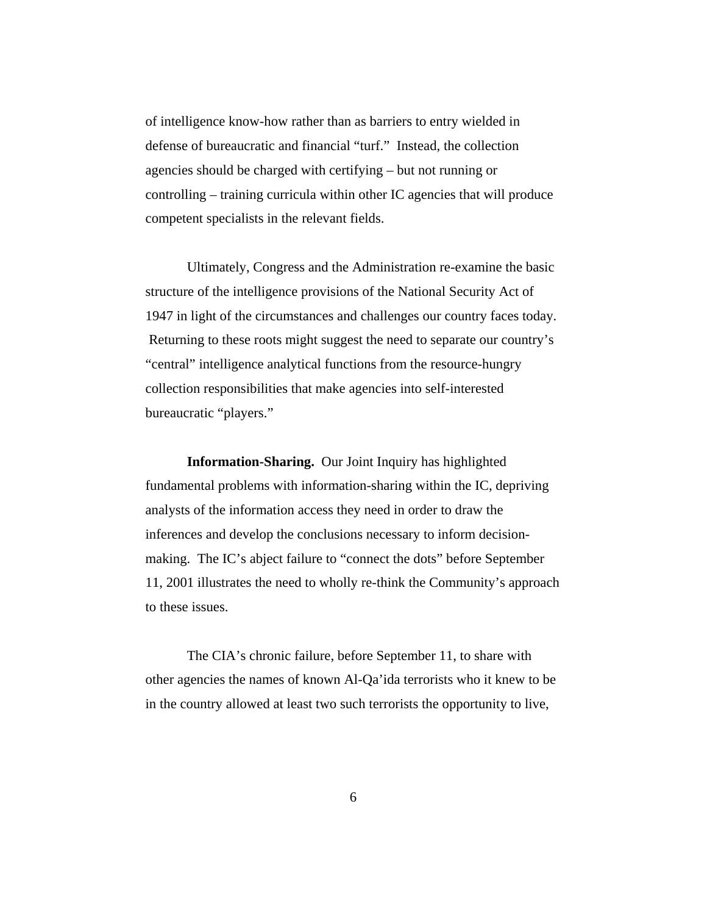of intelligence know-how rather than as barriers to entry wielded in defense of bureaucratic and financial "turf." Instead, the collection agencies should be charged with certifying – but not running or controlling – training curricula within other IC agencies that will produce competent specialists in the relevant fields.

Ultimately, Congress and the Administration re-examine the basic structure of the intelligence provisions of the National Security Act of 1947 in light of the circumstances and challenges our country faces today. Returning to these roots might suggest the need to separate our country's "central" intelligence analytical functions from the resource-hungry collection responsibilities that make agencies into self-interested bureaucratic "players."

**Information-Sharing.** Our Joint Inquiry has highlighted fundamental problems with information-sharing within the IC, depriving analysts of the information access they need in order to draw the inferences and develop the conclusions necessary to inform decision-making. The IC's abject failure to "connect the dots" before September 11, 2001 illustrates the need to wholly re-think the Community's approach to these issues.

The CIA's chronic failure, before September 11, to share with other agencies the names of known Al-Qa'ida terrorists who it knew to be in the country allowed at least two such terrorists the opportunity to live,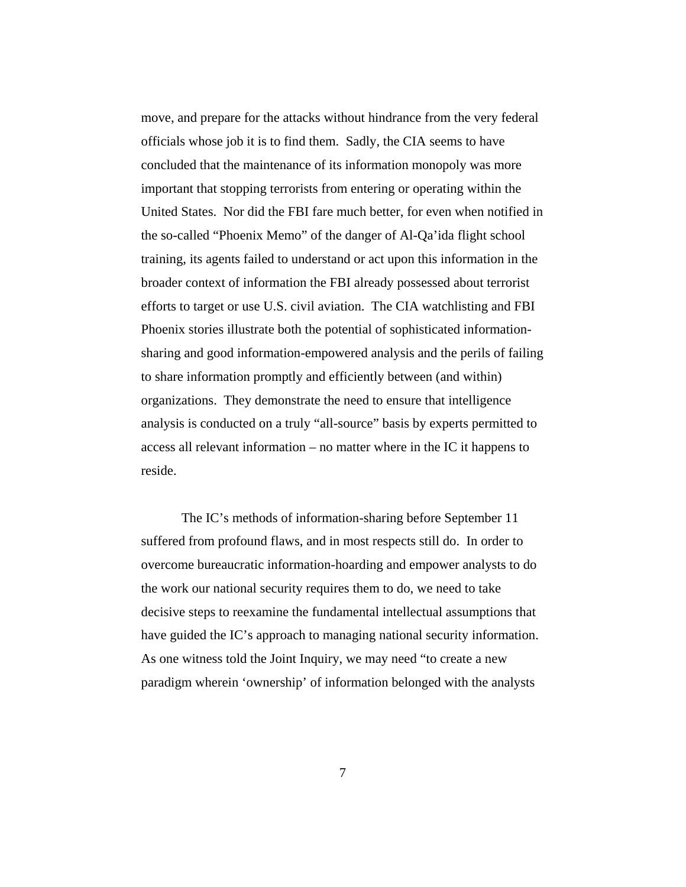move, and prepare for the attacks without hindrance from the very federal officials whose job it is to find them. Sadly, the CIA seems to have concluded that the maintenance of its information monopoly was more important that stopping terrorists from entering or operating within the United States. Nor did the FBI fare much better, for even when notified in the so-called "Phoenix Memo" of the danger of Al-Qa'ida flight school training, its agents failed to understand or act upon this information in the broader context of information the FBI already possessed about terrorist efforts to target or use U.S. civil aviation. The CIA watchlisting and FBI Phoenix stories illustrate both the potential of sophisticated information-sharing and good information-empowered analysis and the perils of failing to share information promptly and efficiently between (and within) organizations. They demonstrate the need to ensure that intelligence analysis is conducted on a truly "all-source" basis by experts permitted to access all relevant information – no matter where in the IC it happens to reside.

The IC's methods of information-sharing before September 11 suffered from profound flaws, and in most respects still do. In order to overcome bureaucratic information-hoarding and empower analysts to do the work our national security requires them to do, we need to take decisive steps to reexamine the fundamental intellectual assumptions that have guided the IC's approach to managing national security information. As one witness told the Joint Inquiry, we may need "to create a new paradigm wherein 'ownership' of information belonged with the analysts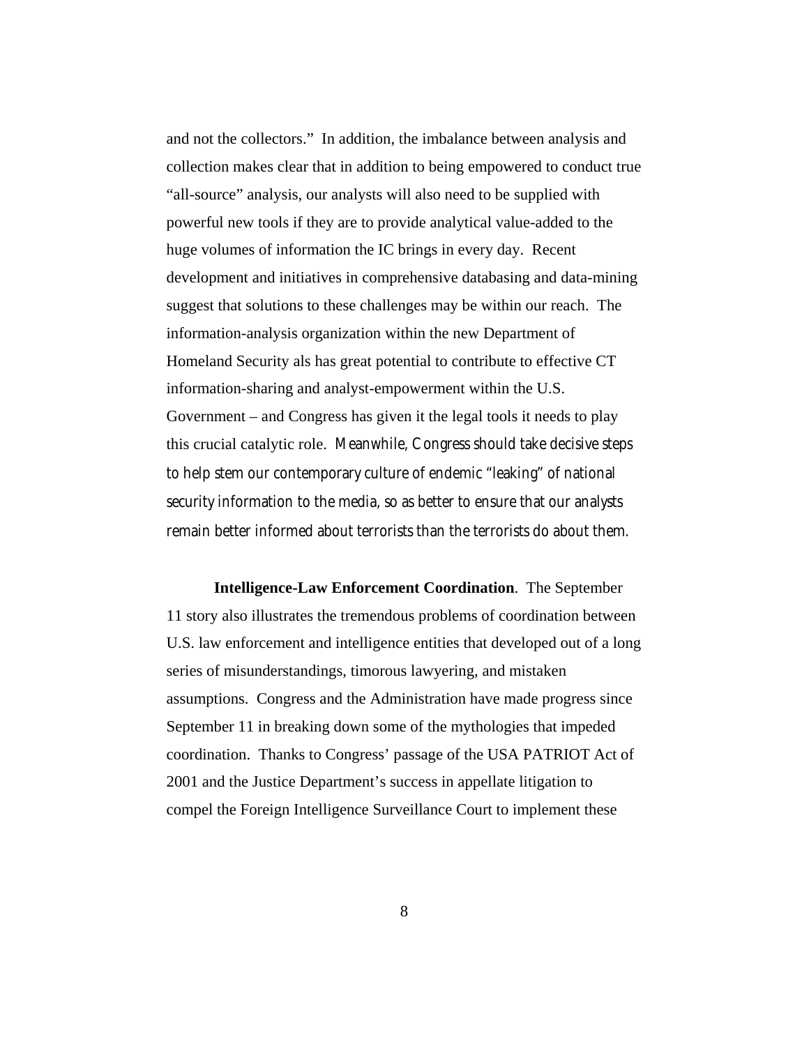and not the collectors." In addition, the imbalance between analysis and collection makes clear that in addition to being empowered to conduct true "all-source" analysis, our analysts will also need to be supplied with powerful new tools if they are to provide analytical value-added to the huge volumes of information the IC brings in every day. Recent development and initiatives in comprehensive databasing and data-mining suggest that solutions to these challenges may be within our reach. The information-analysis organization within the new Department of Homeland Security als has great potential to contribute to effective CT information-sharing and analyst-empowerment within the U.S. Government – and Congress has given it the legal tools it needs to play this crucial catalytic role. *Meanwhile, Congress should take decisive steps to help stem our contemporary culture of endemic "leaking" of national security information to the media, so as better to ensure that our analysts remain better informed about terrorists than the terrorists do about them.*

**Intelligence-Law Enforcement Coordination**. The September 11 story also illustrates the tremendous problems of coordination between U.S. law enforcement and intelligence entities that developed out of a long series of misunderstandings, timorous lawyering, and mistaken assumptions. Congress and the Administration have made progress since September 11 in breaking down some of the mythologies that impeded coordination. Thanks to Congress' passage of the USA PATRIOT Act of 2001 and the Justice Department's success in appellate litigation to compel the Foreign Intelligence Surveillance Court to implement these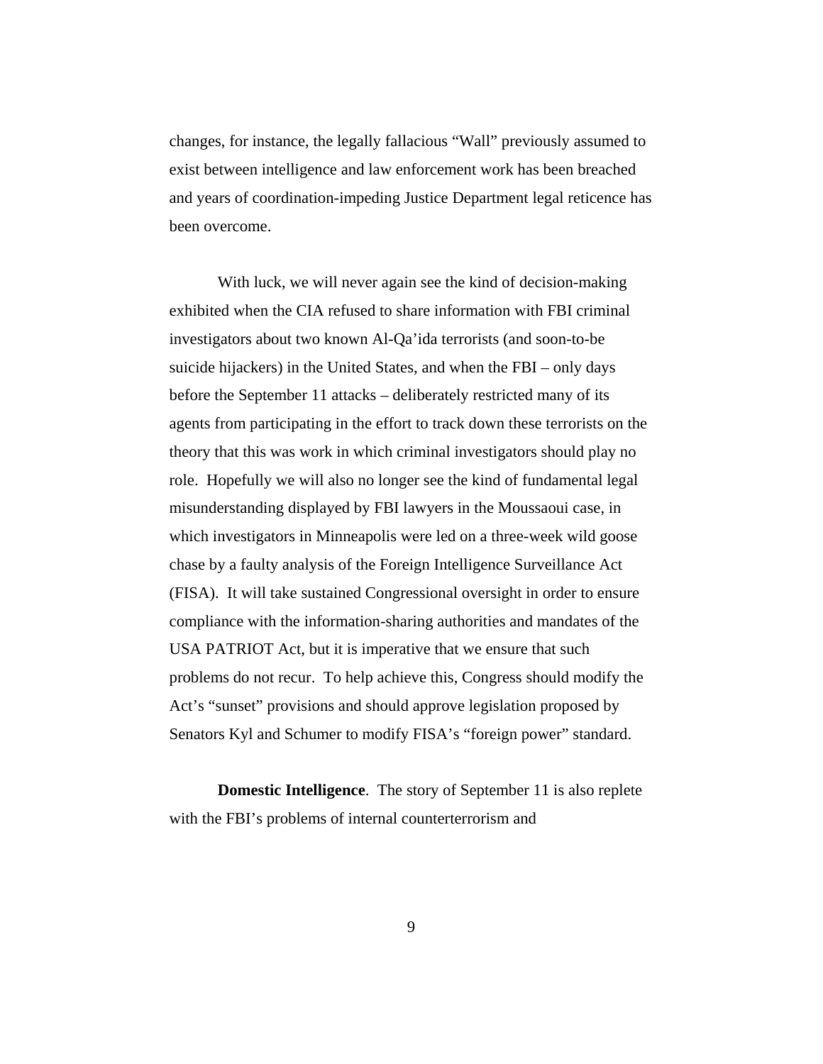changes, for instance, the legally fallacious "Wall" previously assumed to exist between intelligence and law enforcement work has been breached and years of coordination-impeding Justice Department legal reticence has been overcome.

With luck, we will never again see the kind of decision-making exhibited when the CIA refused to share information with FBI criminal investigators about two known Al-Qa'ida terrorists (and soon-to-be suicide hijackers) in the United States, and when the FBI – only days before the September 11 attacks – deliberately restricted many of its agents from participating in the effort to track down these terrorists on the theory that this was work in which criminal investigators should play no role. Hopefully we will also no longer see the kind of fundamental legal misunderstanding displayed by FBI lawyers in the Moussaoui case, in which investigators in Minneapolis were led on a three-week wild goose chase by a faulty analysis of the Foreign Intelligence Surveillance Act (FISA). It will take sustained Congressional oversight in order to ensure compliance with the information-sharing authorities and mandates of the USA PATRIOT Act, but it is imperative that we ensure that such problems do not recur. To help achieve this, Congress should modify the Act's "sunset" provisions and should approve legislation proposed by Senators Kyl and Schumer to modify FISA's "foreign power" standard.

**Domestic Intelligence**. The story of September 11 is also replete with the FBI's problems of internal counterterrorism and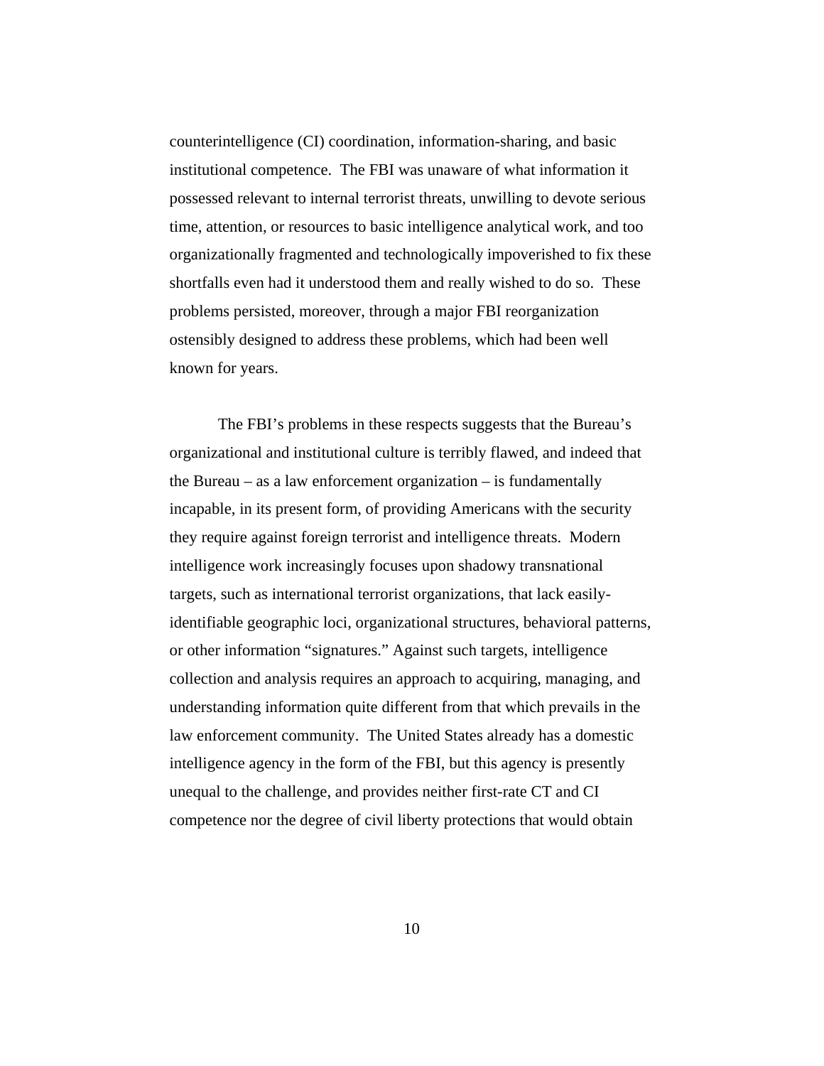counterintelligence (CI) coordination, information-sharing, and basic institutional competence. The FBI was unaware of what information it possessed relevant to internal terrorist threats, unwilling to devote serious time, attention, or resources to basic intelligence analytical work, and too organizationally fragmented and technologically impoverished to fix these shortfalls even had it understood them and really wished to do so. These problems persisted, moreover, through a major FBI reorganization ostensibly designed to address these problems, which had been well known for years.

The FBI's problems in these respects suggests that the Bureau's organizational and institutional culture is terribly flawed, and indeed that the Bureau – as a law enforcement organization – is fundamentally incapable, in its present form, of providing Americans with the security they require against foreign terrorist and intelligence threats. Modern intelligence work increasingly focuses upon shadowy transnational targets, such as international terrorist organizations, that lack easily-identifiable geographic loci, organizational structures, behavioral patterns, or other information "signatures." Against such targets, intelligence collection and analysis requires an approach to acquiring, managing, and understanding information quite different from that which prevails in the law enforcement community. The United States already has a domestic intelligence agency in the form of the FBI, but this agency is presently unequal to the challenge, and provides neither first-rate CT and CI competence nor the degree of civil liberty protections that would obtain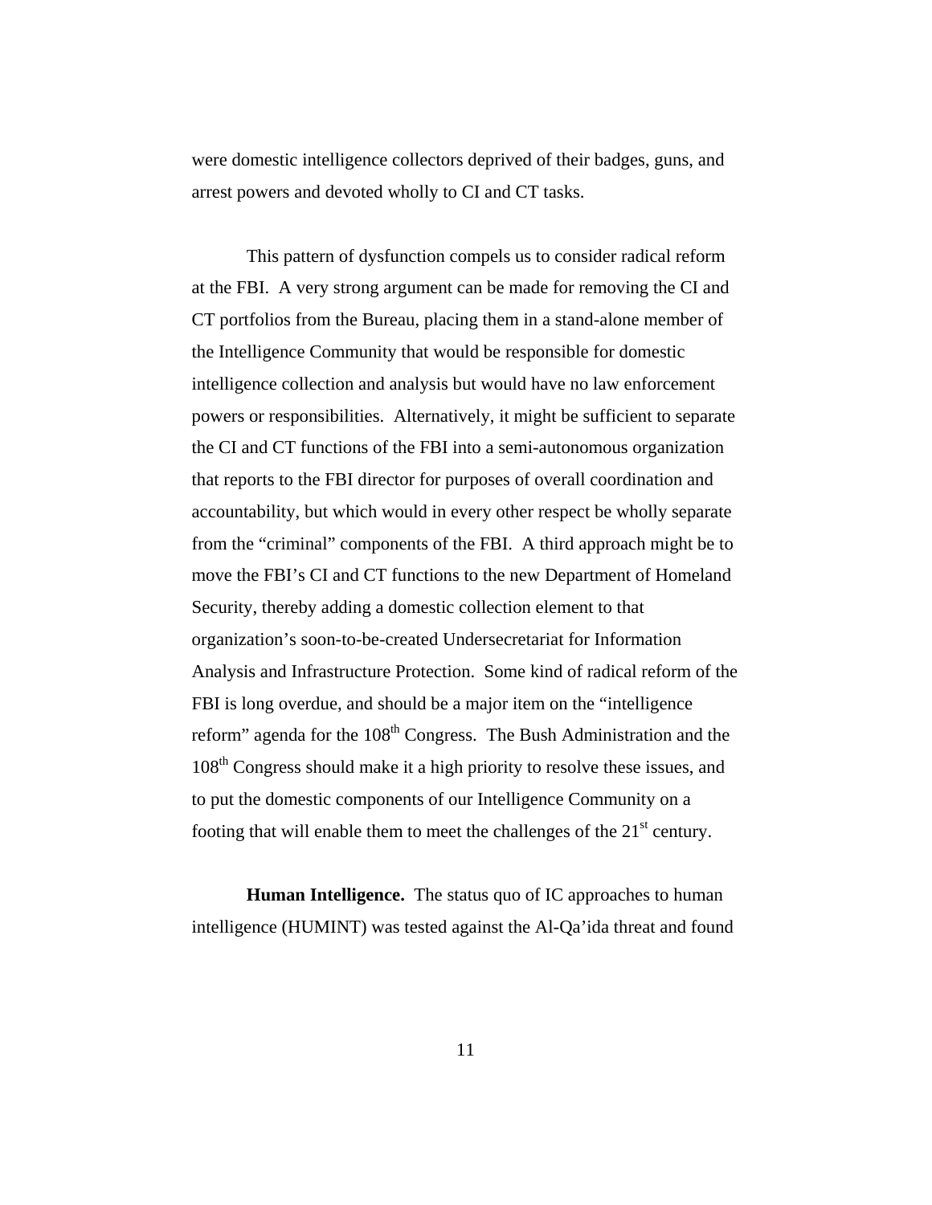were domestic intelligence collectors deprived of their badges, guns, and arrest powers and devoted wholly to CI and CT tasks.

This pattern of dysfunction compels us to consider radical reform at the FBI. A very strong argument can be made for removing the CI and CT portfolios from the Bureau, placing them in a stand-alone member of the Intelligence Community that would be responsible for domestic intelligence collection and analysis but would have no law enforcement powers or responsibilities. Alternatively, it might be sufficient to separate the CI and CT functions of the FBI into a semi-autonomous organization that reports to the FBI director for purposes of overall coordination and accountability, but which would in every other respect be wholly separate from the "criminal" components of the FBI. A third approach might be to move the FBI's CI and CT functions to the new Department of Homeland Security, thereby adding a domestic collection element to that organization's soon-to-be-created Undersecretariat for Information Analysis and Infrastructure Protection. Some kind of radical reform of the FBI is long overdue, and should be a major item on the "intelligence reform" agenda for the 108th Congress. The Bush Administration and the 108th Congress should make it a high priority to resolve these issues, and to put the domestic components of our Intelligence Community on a footing that will enable them to meet the challenges of the 21st century.

**Human Intelligence.** The status quo of IC approaches to human intelligence (HUMINT) was tested against the Al-Qa'ida threat and found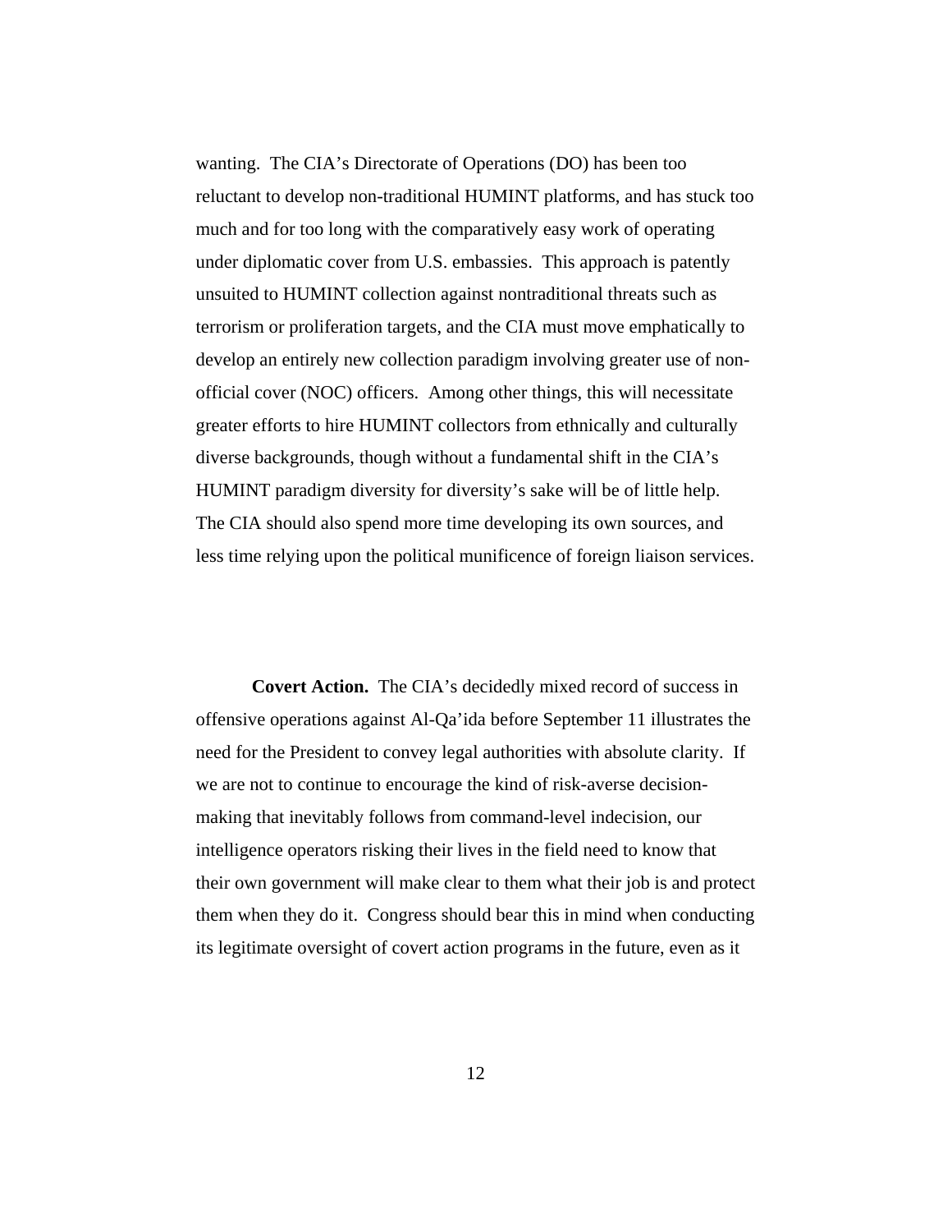wanting. The CIA's Directorate of Operations (DO) has been too reluctant to develop non-traditional HUMINT platforms, and has stuck too much and for too long with the comparatively easy work of operating under diplomatic cover from U.S. embassies. This approach is patently unsuited to HUMINT collection against nontraditional threats such as terrorism or proliferation targets, and the CIA must move emphatically to develop an entirely new collection paradigm involving greater use of non-official cover (NOC) officers. Among other things, this will necessitate greater efforts to hire HUMINT collectors from ethnically and culturally diverse backgrounds, though without a fundamental shift in the CIA's HUMINT paradigm diversity for diversity's sake will be of little help. The CIA should also spend more time developing its own sources, and less time relying upon the political munificence of foreign liaison services.

**Covert Action.** The CIA's decidedly mixed record of success in offensive operations against Al-Qa'ida before September 11 illustrates the need for the President to convey legal authorities with absolute clarity. If we are not to continue to encourage the kind of risk-averse decision-making that inevitably follows from command-level indecision, our intelligence operators risking their lives in the field need to know that their own government will make clear to them what their job is and protect them when they do it. Congress should bear this in mind when conducting its legitimate oversight of covert action programs in the future, even as it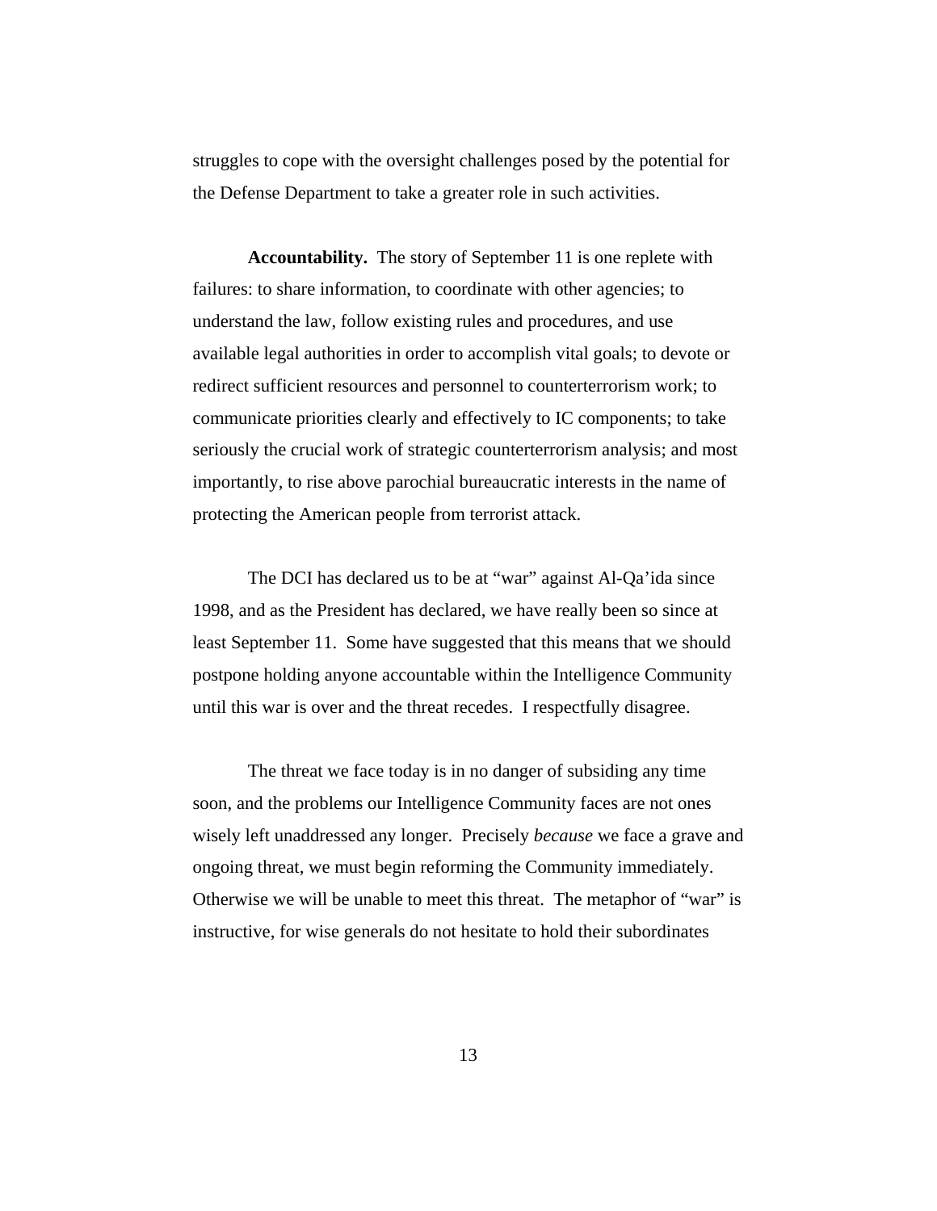struggles to cope with the oversight challenges posed by the potential for the Defense Department to take a greater role in such activities.

**Accountability.** The story of September 11 is one replete with failures: to share information, to coordinate with other agencies; to understand the law, follow existing rules and procedures, and use available legal authorities in order to accomplish vital goals; to devote or redirect sufficient resources and personnel to counterterrorism work; to communicate priorities clearly and effectively to IC components; to take seriously the crucial work of strategic counterterrorism analysis; and most importantly, to rise above parochial bureaucratic interests in the name of protecting the American people from terrorist attack.

The DCI has declared us to be at "war" against Al-Qa'ida since 1998, and as the President has declared, we have really been so since at least September 11. Some have suggested that this means that we should postpone holding anyone accountable within the Intelligence Community until this war is over and the threat recedes. I respectfully disagree.

The threat we face today is in no danger of subsiding any time soon, and the problems our Intelligence Community faces are not ones wisely left unaddressed any longer. Precisely *because* we face a grave and ongoing threat, we must begin reforming the Community immediately. Otherwise we will be unable to meet this threat. The metaphor of "war" is instructive, for wise generals do not hesitate to hold their subordinates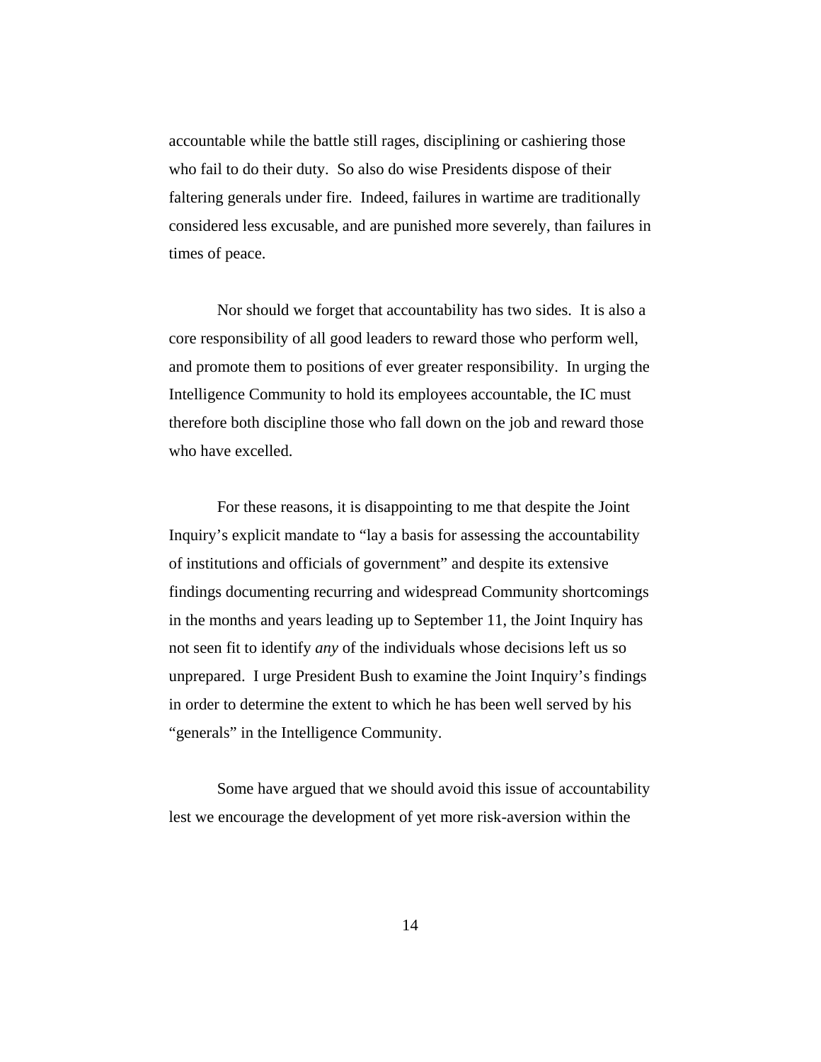accountable while the battle still rages, disciplining or cashiering those who fail to do their duty. So also do wise Presidents dispose of their faltering generals under fire. Indeed, failures in wartime are traditionally considered less excusable, and are punished more severely, than failures in times of peace.

Nor should we forget that accountability has two sides. It is also a core responsibility of all good leaders to reward those who perform well, and promote them to positions of ever greater responsibility. In urging the Intelligence Community to hold its employees accountable, the IC must therefore both discipline those who fall down on the job and reward those who have excelled.

For these reasons, it is disappointing to me that despite the Joint Inquiry's explicit mandate to "lay a basis for assessing the accountability of institutions and officials of government" and despite its extensive findings documenting recurring and widespread Community shortcomings in the months and years leading up to September 11, the Joint Inquiry has not seen fit to identify *any* of the individuals whose decisions left us so unprepared. I urge President Bush to examine the Joint Inquiry's findings in order to determine the extent to which he has been well served by his "generals" in the Intelligence Community.

Some have argued that we should avoid this issue of accountability lest we encourage the development of yet more risk-aversion within the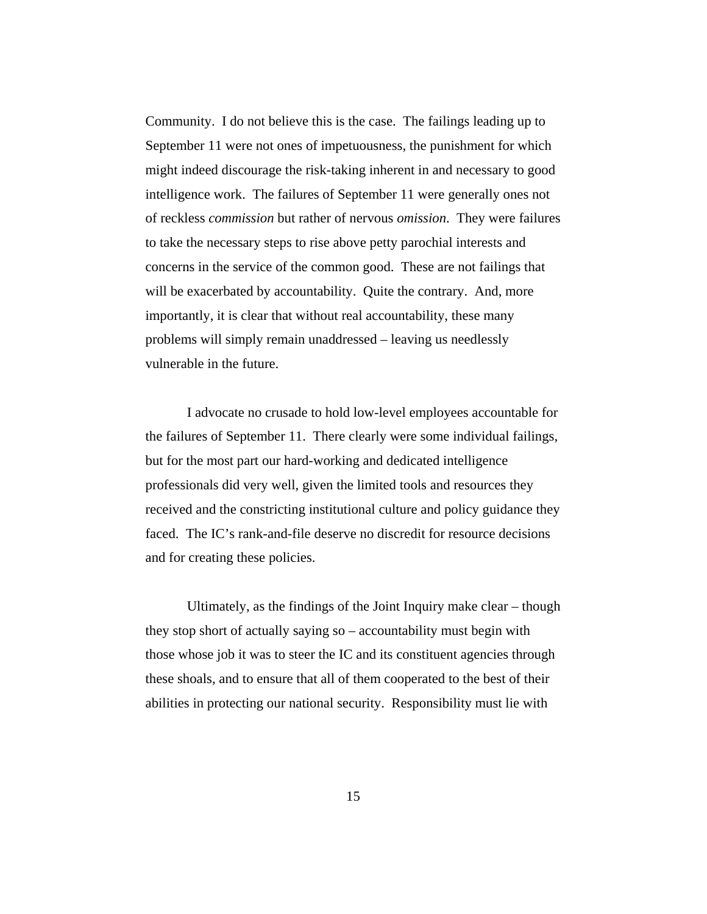Community. I do not believe this is the case. The failings leading up to September 11 were not ones of impetuousness, the punishment for which might indeed discourage the risk-taking inherent in and necessary to good intelligence work. The failures of September 11 were generally ones not of reckless *commission* but rather of nervous *omission*. They were failures to take the necessary steps to rise above petty parochial interests and concerns in the service of the common good. These are not failings that will be exacerbated by accountability. Quite the contrary. And, more importantly, it is clear that without real accountability, these many problems will simply remain unaddressed – leaving us needlessly vulnerable in the future.

I advocate no crusade to hold low-level employees accountable for the failures of September 11. There clearly were some individual failings, but for the most part our hard-working and dedicated intelligence professionals did very well, given the limited tools and resources they received and the constricting institutional culture and policy guidance they faced. The IC's rank-and-file deserve no discredit for resource decisions and for creating these policies.

Ultimately, as the findings of the Joint Inquiry make clear – though they stop short of actually saying so – accountability must begin with those whose job it was to steer the IC and its constituent agencies through these shoals, and to ensure that all of them cooperated to the best of their abilities in protecting our national security. Responsibility must lie with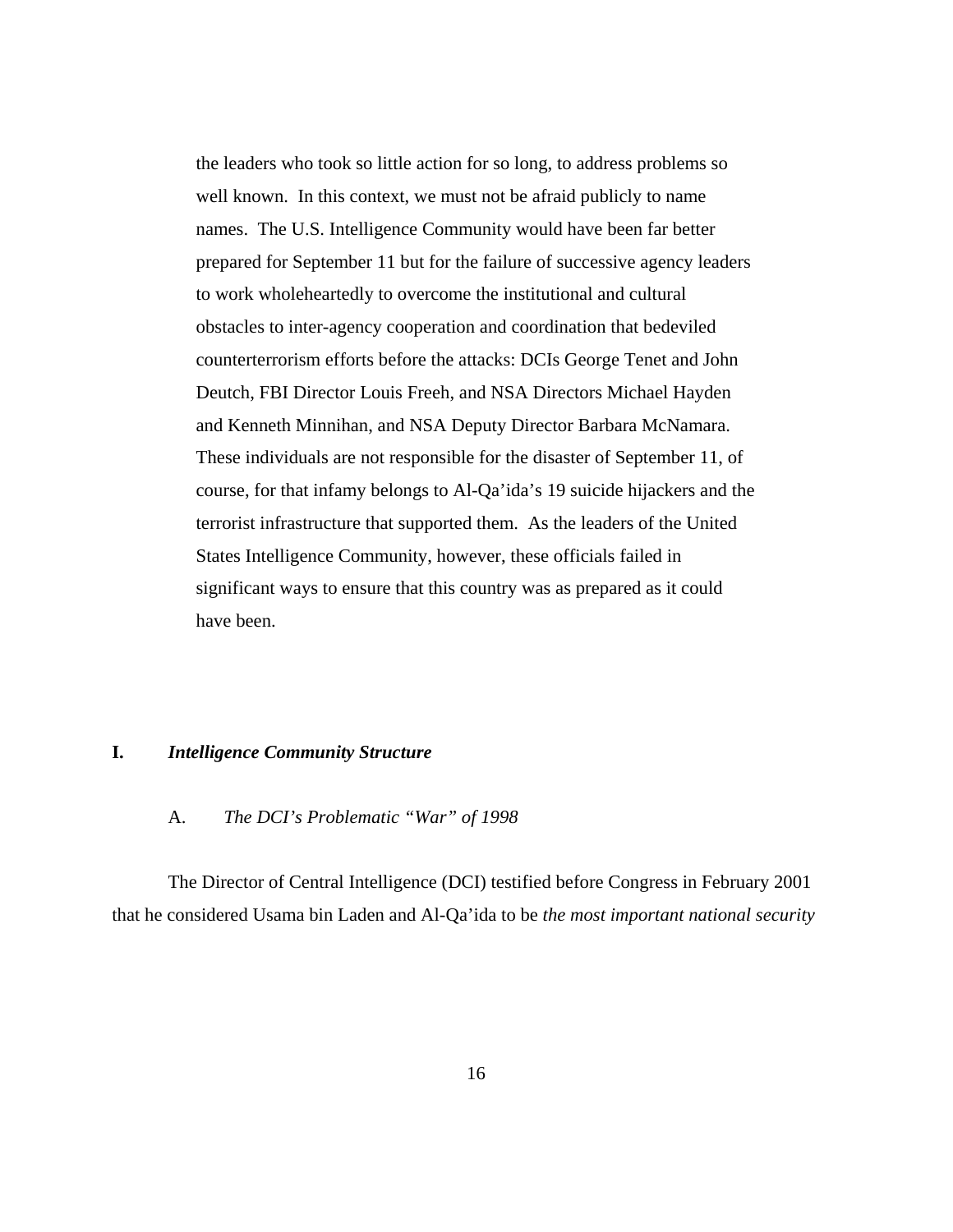the leaders who took so little action for so long, to address problems so well known. In this context, we must not be afraid publicly to name names. The U.S. Intelligence Community would have been far better prepared for September 11 but for the failure of successive agency leaders to work wholeheartedly to overcome the institutional and cultural obstacles to inter-agency cooperation and coordination that bedeviled counterterrorism efforts before the attacks: DCIs George Tenet and John Deutch, FBI Director Louis Freeh, and NSA Directors Michael Hayden and Kenneth Minnihan, and NSA Deputy Director Barbara McNamara. These individuals are not responsible for the disaster of September 11, of course, for that infamy belongs to Al-Qa'ida's 19 suicide hijackers and the terrorist infrastructure that supported them. As the leaders of the United States Intelligence Community, however, these officials failed in significant ways to ensure that this country was as prepared as it could have been.

## I. *Intelligence Community Structure*

### A. *The DCI's Problematic "War" of 1998*

The Director of Central Intelligence (DCI) testified before Congress in February 2001 that he considered Usama bin Laden and Al-Qa'ida to be *the most important national security*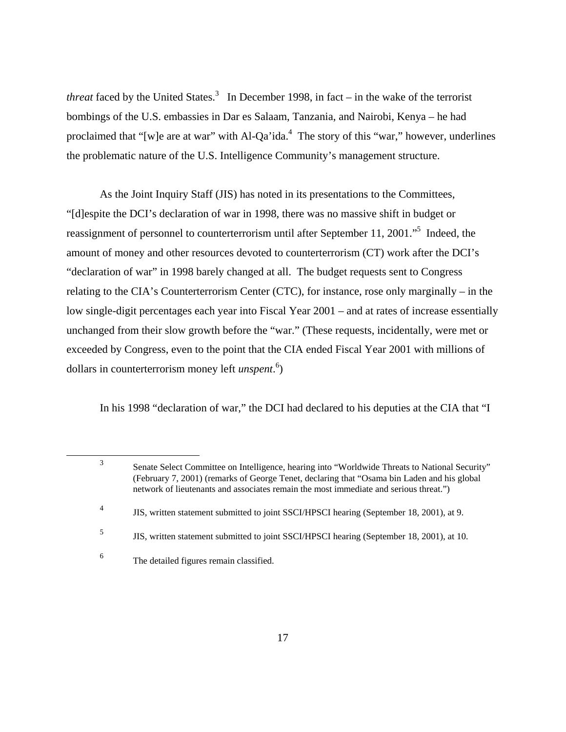*threat* faced by the United States.[3] In December 1998, in fact – in the wake of the terrorist bombings of the U.S. embassies in Dar es Salaam, Tanzania, and Nairobi, Kenya – he had proclaimed that "[w]e are at war" with Al-Qa'ida.[4] The story of this "war," however, underlines the problematic nature of the U.S. Intelligence Community's management structure.

As the Joint Inquiry Staff (JIS) has noted in its presentations to the Committees, "[d]espite the DCI's declaration of war in 1998, there was no massive shift in budget or reassignment of personnel to counterterrorism until after September 11, 2001."[5] Indeed, the amount of money and other resources devoted to counterterrorism (CT) work after the DCI's "declaration of war" in 1998 barely changed at all. The budget requests sent to Congress relating to the CIA's Counterterrorism Center (CTC), for instance, rose only marginally – in the low single-digit percentages each year into Fiscal Year 2001 – and at rates of increase essentially unchanged from their slow growth before the "war." (These requests, incidentally, were met or exceeded by Congress, even to the point that the CIA ended Fiscal Year 2001 with millions of dollars in counterterrorism money left *unspent*.[6])

In his 1998 "declaration of war," the DCI had declared to his deputies at the CIA that "I

---

[3] Senate Select Committee on Intelligence, hearing into "Worldwide Threats to National Security" (February 7, 2001) (remarks of George Tenet, declaring that "Osama bin Laden and his global network of lieutenants and associates remain the most immediate and serious threat.")

[4] JIS, written statement submitted to joint SSCI/HPSCI hearing (September 18, 2001), at 9.

[5] JIS, written statement submitted to joint SSCI/HPSCI hearing (September 18, 2001), at 10.

[6] The detailed figures remain classified.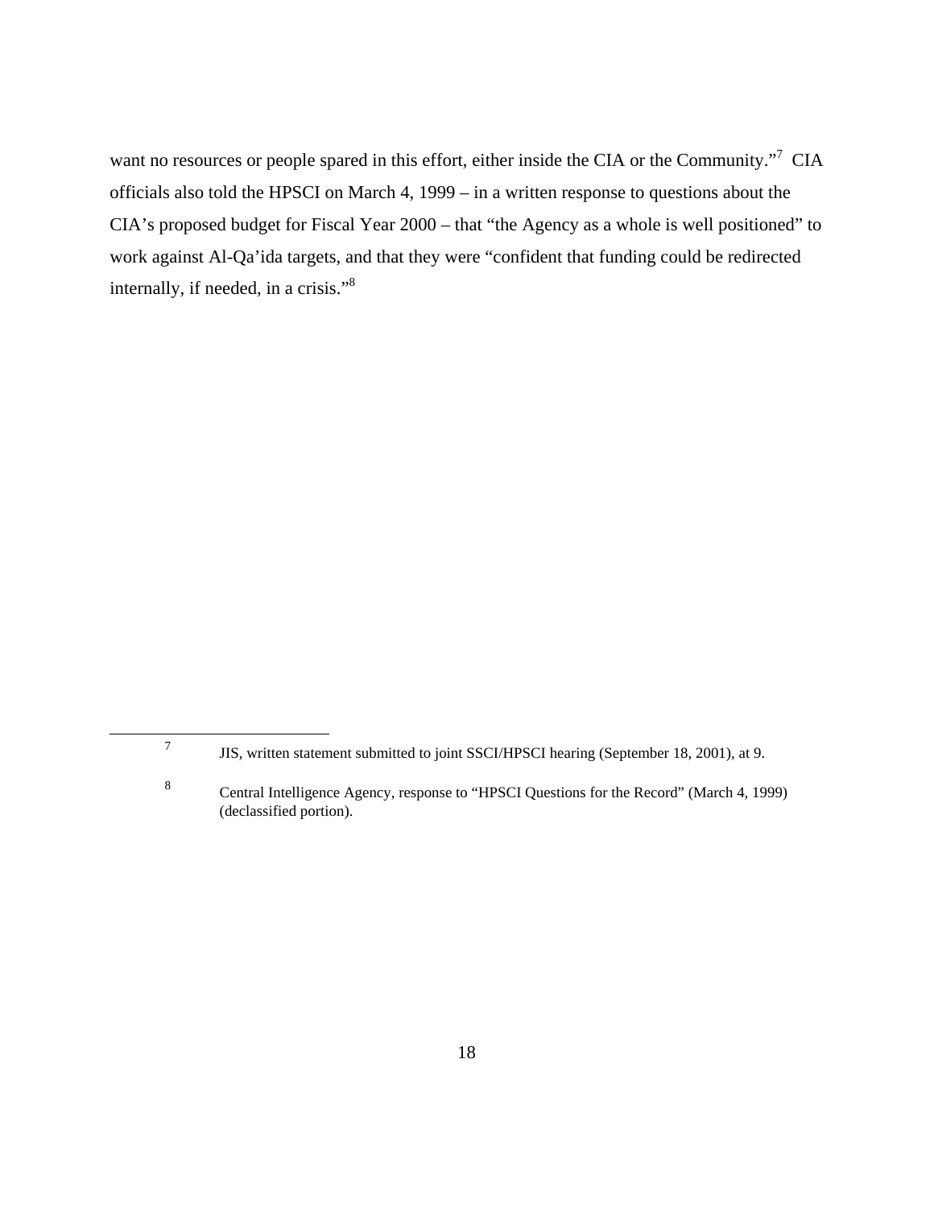want no resources or people spared in this effort, either inside the CIA or the Community."[7] CIA officials also told the HPSCI on March 4, 1999 – in a written response to questions about the CIA's proposed budget for Fiscal Year 2000 – that "the Agency as a whole is well positioned" to work against Al-Qa'ida targets, and that they were "confident that funding could be redirected internally, if needed, in a crisis."[8]

---

[7] JIS, written statement submitted to joint SSCI/HPSCI hearing (September 18, 2001), at 9.

[8] Central Intelligence Agency, response to "HPSCI Questions for the Record" (March 4, 1999) (declassified portion).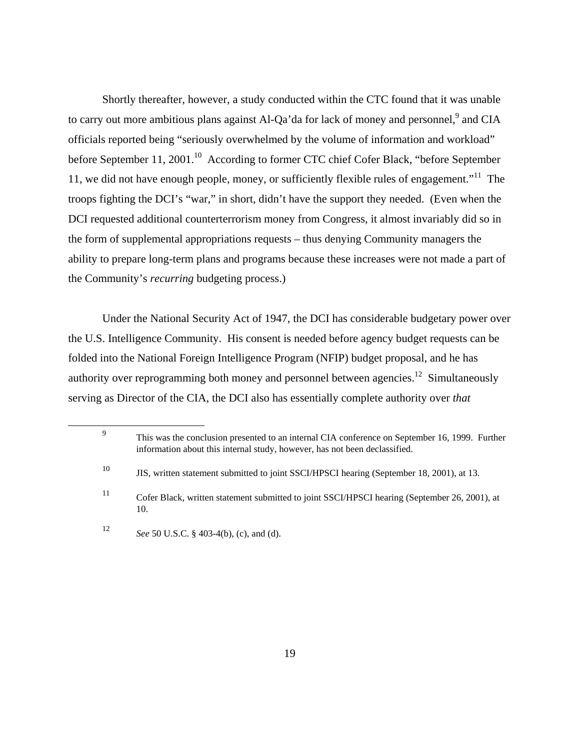Shortly thereafter, however, a study conducted within the CTC found that it was unable to carry out more ambitious plans against Al-Qa'da for lack of money and personnel,[9] and CIA officials reported being "seriously overwhelmed by the volume of information and workload" before September 11, 2001.[10] According to former CTC chief Cofer Black, "before September 11, we did not have enough people, money, or sufficiently flexible rules of engagement."[11] The troops fighting the DCI's "war," in short, didn't have the support they needed. (Even when the DCI requested additional counterterrorism money from Congress, it almost invariably did so in the form of supplemental appropriations requests – thus denying Community managers the ability to prepare long-term plans and programs because these increases were not made a part of the Community's *recurring* budgeting process.)

Under the National Security Act of 1947, the DCI has considerable budgetary power over the U.S. Intelligence Community. His consent is needed before agency budget requests can be folded into the National Foreign Intelligence Program (NFIP) budget proposal, and he has authority over reprogramming both money and personnel between agencies.[12] Simultaneously serving as Director of the CIA, the DCI also has essentially complete authority over *that*

---

[9] This was the conclusion presented to an internal CIA conference on September 16, 1999. Further information about this internal study, however, has not been declassified.

[10] JIS, written statement submitted to joint SSCI/HPSCI hearing (September 18, 2001), at 13.

[11] Cofer Black, written statement submitted to joint SSCI/HPSCI hearing (September 26, 2001), at 10.

[12] *See* 50 U.S.C. § 403-4(b), (c), and (d).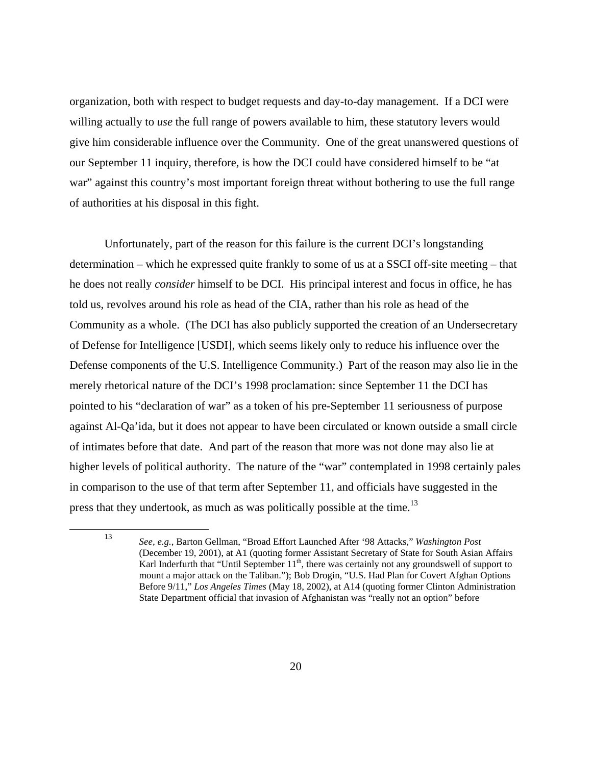organization, both with respect to budget requests and day-to-day management. If a DCI were willing actually to *use* the full range of powers available to him, these statutory levers would give him considerable influence over the Community. One of the great unanswered questions of our September 11 inquiry, therefore, is how the DCI could have considered himself to be "at war" against this country's most important foreign threat without bothering to use the full range of authorities at his disposal in this fight.

Unfortunately, part of the reason for this failure is the current DCI's longstanding determination – which he expressed quite frankly to some of us at a SSCI off-site meeting – that he does not really *consider* himself to be DCI. His principal interest and focus in office, he has told us, revolves around his role as head of the CIA, rather than his role as head of the Community as a whole. (The DCI has also publicly supported the creation of an Undersecretary of Defense for Intelligence [USDI], which seems likely only to reduce his influence over the Defense components of the U.S. Intelligence Community.) Part of the reason may also lie in the merely rhetorical nature of the DCI's 1998 proclamation: since September 11 the DCI has pointed to his "declaration of war" as a token of his pre-September 11 seriousness of purpose against Al-Qa'ida, but it does not appear to have been circulated or known outside a small circle of intimates before that date. And part of the reason that more was not done may also lie at higher levels of political authority. The nature of the "war" contemplated in 1998 certainly pales in comparison to the use of that term after September 11, and officials have suggested in the press that they undertook, as much as was politically possible at the time.[13]

[13] *See, e.g.*, Barton Gellman, "Broad Effort Launched After '98 Attacks," *Washington Post* (December 19, 2001), at A1 (quoting former Assistant Secretary of State for South Asian Affairs Karl Inderfurth that "Until September 11th, there was certainly not any groundswell of support to mount a major attack on the Taliban."); Bob Drogin, "U.S. Had Plan for Covert Afghan Options Before 9/11," *Los Angeles Times* (May 18, 2002), at A14 (quoting former Clinton Administration State Department official that invasion of Afghanistan was "really not an option" before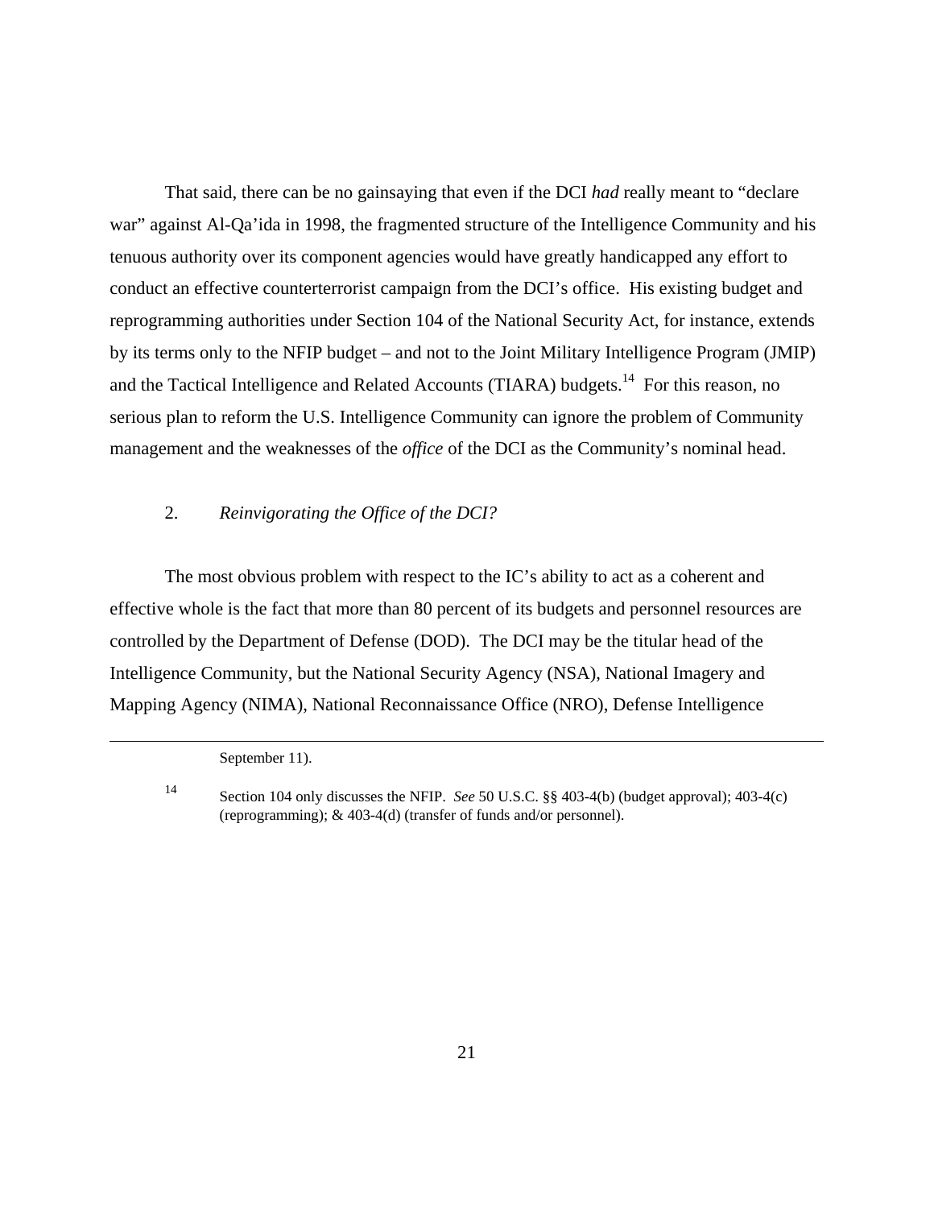That said, there can be no gainsaying that even if the DCI *had* really meant to "declare war" against Al-Qa'ida in 1998, the fragmented structure of the Intelligence Community and his tenuous authority over its component agencies would have greatly handicapped any effort to conduct an effective counterterrorist campaign from the DCI's office. His existing budget and reprogramming authorities under Section 104 of the National Security Act, for instance, extends by its terms only to the NFIP budget – and not to the Joint Military Intelligence Program (JMIP) and the Tactical Intelligence and Related Accounts (TIARA) budgets.[14] For this reason, no serious plan to reform the U.S. Intelligence Community can ignore the problem of Community management and the weaknesses of the *office* of the DCI as the Community's nominal head.

### 2. *Reinvigorating the Office of the DCI?*

The most obvious problem with respect to the IC's ability to act as a coherent and effective whole is the fact that more than 80 percent of its budgets and personnel resources are controlled by the Department of Defense (DOD). The DCI may be the titular head of the Intelligence Community, but the National Security Agency (NSA), National Imagery and Mapping Agency (NIMA), National Reconnaissance Office (NRO), Defense Intelligence

---

September 11).

[14] Section 104 only discusses the NFIP. *See* 50 U.S.C. §§ 403-4(b) (budget approval); 403-4(c) (reprogramming); & 403-4(d) (transfer of funds and/or personnel).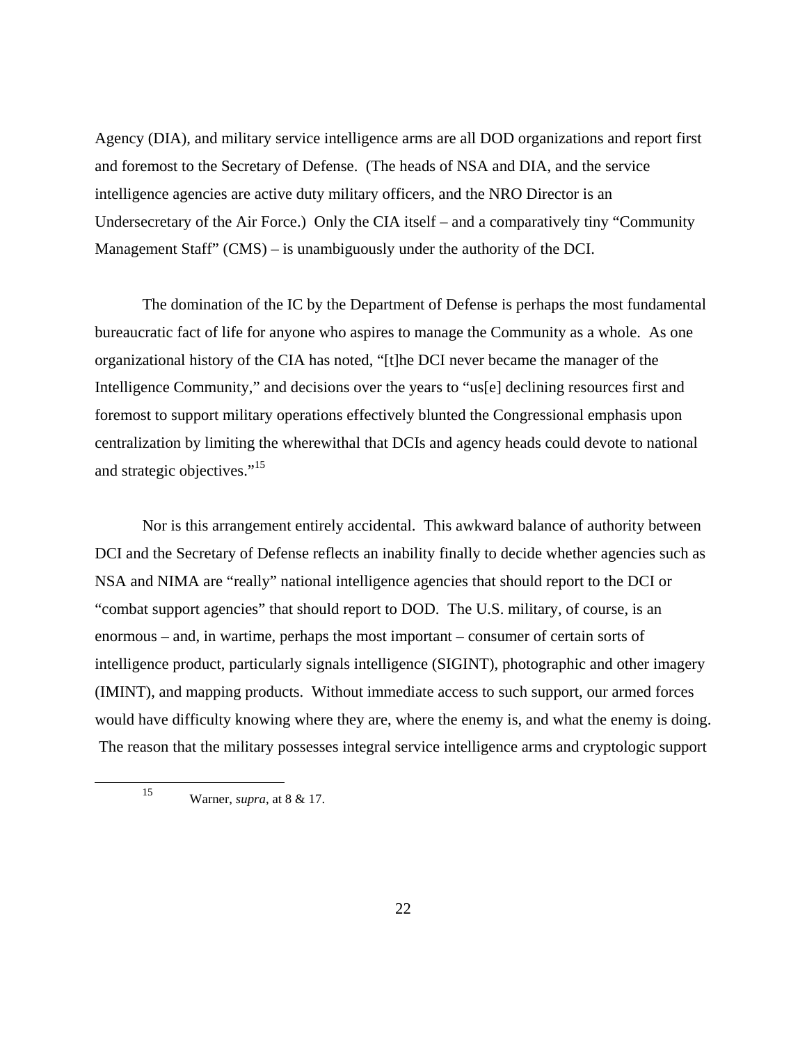Agency (DIA), and military service intelligence arms are all DOD organizations and report first and foremost to the Secretary of Defense. (The heads of NSA and DIA, and the service intelligence agencies are active duty military officers, and the NRO Director is an Undersecretary of the Air Force.) Only the CIA itself – and a comparatively tiny "Community Management Staff" (CMS) – is unambiguously under the authority of the DCI.

The domination of the IC by the Department of Defense is perhaps the most fundamental bureaucratic fact of life for anyone who aspires to manage the Community as a whole. As one organizational history of the CIA has noted, "[t]he DCI never became the manager of the Intelligence Community," and decisions over the years to "us[e] declining resources first and foremost to support military operations effectively blunted the Congressional emphasis upon centralization by limiting the wherewithal that DCIs and agency heads could devote to national and strategic objectives."[15]

Nor is this arrangement entirely accidental. This awkward balance of authority between DCI and the Secretary of Defense reflects an inability finally to decide whether agencies such as NSA and NIMA are "really" national intelligence agencies that should report to the DCI or "combat support agencies" that should report to DOD. The U.S. military, of course, is an enormous – and, in wartime, perhaps the most important – consumer of certain sorts of intelligence product, particularly signals intelligence (SIGINT), photographic and other imagery (IMINT), and mapping products. Without immediate access to such support, our armed forces would have difficulty knowing where they are, where the enemy is, and what the enemy is doing. The reason that the military possesses integral service intelligence arms and cryptologic support

---

[15] Warner, *supra*, at 8 & 17.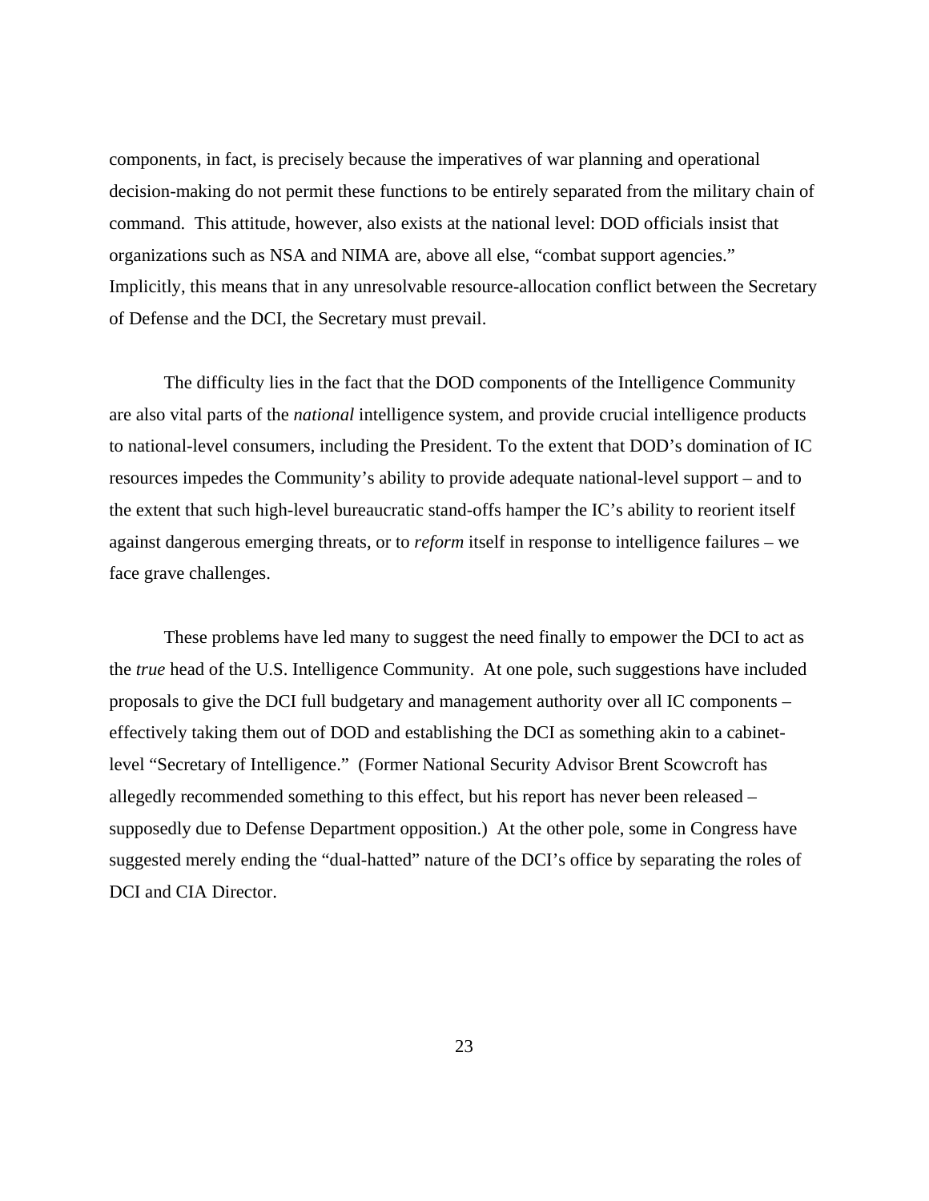components, in fact, is precisely because the imperatives of war planning and operational decision-making do not permit these functions to be entirely separated from the military chain of command. This attitude, however, also exists at the national level: DOD officials insist that organizations such as NSA and NIMA are, above all else, "combat support agencies." Implicitly, this means that in any unresolvable resource-allocation conflict between the Secretary of Defense and the DCI, the Secretary must prevail.

The difficulty lies in the fact that the DOD components of the Intelligence Community are also vital parts of the *national* intelligence system, and provide crucial intelligence products to national-level consumers, including the President. To the extent that DOD's domination of IC resources impedes the Community's ability to provide adequate national-level support – and to the extent that such high-level bureaucratic stand-offs hamper the IC's ability to reorient itself against dangerous emerging threats, or to *reform* itself in response to intelligence failures – we face grave challenges.

These problems have led many to suggest the need finally to empower the DCI to act as the *true* head of the U.S. Intelligence Community. At one pole, such suggestions have included proposals to give the DCI full budgetary and management authority over all IC components – effectively taking them out of DOD and establishing the DCI as something akin to a cabinet-level "Secretary of Intelligence." (Former National Security Advisor Brent Scowcroft has allegedly recommended something to this effect, but his report has never been released – supposedly due to Defense Department opposition.) At the other pole, some in Congress have suggested merely ending the "dual-hatted" nature of the DCI's office by separating the roles of DCI and CIA Director.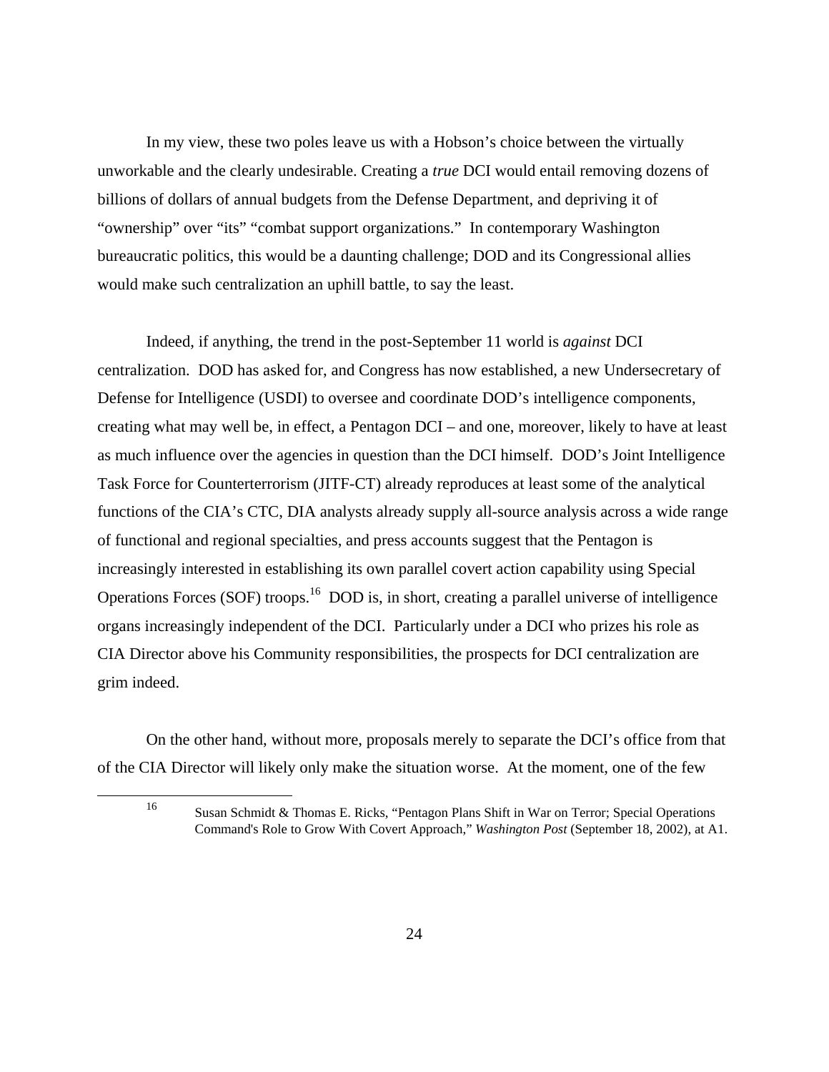In my view, these two poles leave us with a Hobson's choice between the virtually unworkable and the clearly undesirable. Creating a *true* DCI would entail removing dozens of billions of dollars of annual budgets from the Defense Department, and depriving it of "ownership" over "its" "combat support organizations." In contemporary Washington bureaucratic politics, this would be a daunting challenge; DOD and its Congressional allies would make such centralization an uphill battle, to say the least.

Indeed, if anything, the trend in the post-September 11 world is *against* DCI centralization. DOD has asked for, and Congress has now established, a new Undersecretary of Defense for Intelligence (USDI) to oversee and coordinate DOD's intelligence components, creating what may well be, in effect, a Pentagon DCI – and one, moreover, likely to have at least as much influence over the agencies in question than the DCI himself. DOD's Joint Intelligence Task Force for Counterterrorism (JITF-CT) already reproduces at least some of the analytical functions of the CIA's CTC, DIA analysts already supply all-source analysis across a wide range of functional and regional specialties, and press accounts suggest that the Pentagon is increasingly interested in establishing its own parallel covert action capability using Special Operations Forces (SOF) troops.[16] DOD is, in short, creating a parallel universe of intelligence organs increasingly independent of the DCI. Particularly under a DCI who prizes his role as CIA Director above his Community responsibilities, the prospects for DCI centralization are grim indeed.

On the other hand, without more, proposals merely to separate the DCI's office from that of the CIA Director will likely only make the situation worse. At the moment, one of the few

---

[16] Susan Schmidt & Thomas E. Ricks, "Pentagon Plans Shift in War on Terror; Special Operations Command's Role to Grow With Covert Approach," *Washington Post* (September 18, 2002), at A1.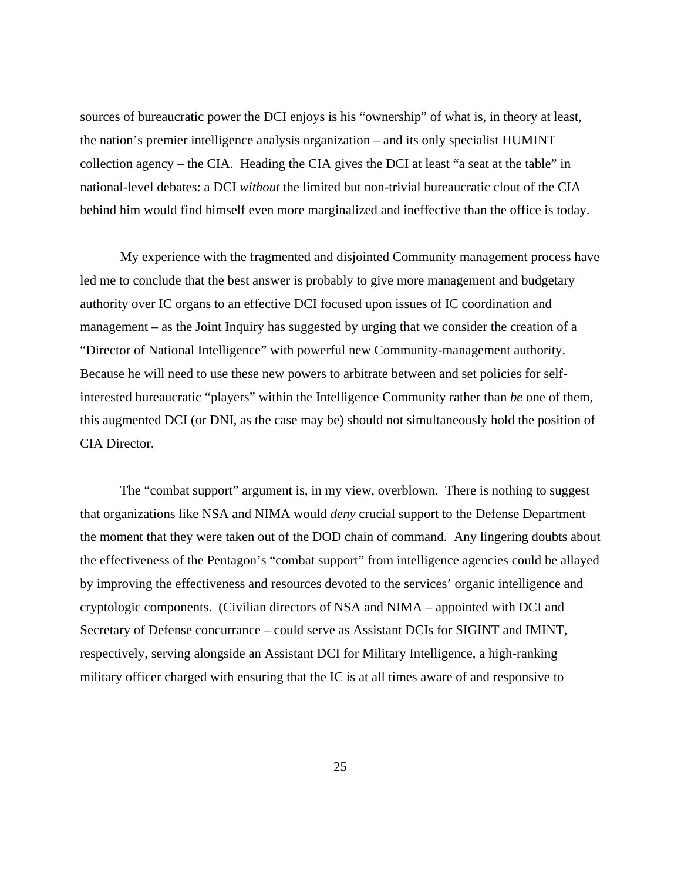sources of bureaucratic power the DCI enjoys is his "ownership" of what is, in theory at least, the nation's premier intelligence analysis organization – and its only specialist HUMINT collection agency – the CIA. Heading the CIA gives the DCI at least "a seat at the table" in national-level debates: a DCI *without* the limited but non-trivial bureaucratic clout of the CIA behind him would find himself even more marginalized and ineffective than the office is today.

My experience with the fragmented and disjointed Community management process have led me to conclude that the best answer is probably to give more management and budgetary authority over IC organs to an effective DCI focused upon issues of IC coordination and management – as the Joint Inquiry has suggested by urging that we consider the creation of a "Director of National Intelligence" with powerful new Community-management authority. Because he will need to use these new powers to arbitrate between and set policies for self-interested bureaucratic "players" within the Intelligence Community rather than *be* one of them, this augmented DCI (or DNI, as the case may be) should not simultaneously hold the position of CIA Director.

The "combat support" argument is, in my view, overblown. There is nothing to suggest that organizations like NSA and NIMA would *deny* crucial support to the Defense Department the moment that they were taken out of the DOD chain of command. Any lingering doubts about the effectiveness of the Pentagon's "combat support" from intelligence agencies could be allayed by improving the effectiveness and resources devoted to the services' organic intelligence and cryptologic components. (Civilian directors of NSA and NIMA – appointed with DCI and Secretary of Defense concurrance – could serve as Assistant DCIs for SIGINT and IMINT, respectively, serving alongside an Assistant DCI for Military Intelligence, a high-ranking military officer charged with ensuring that the IC is at all times aware of and responsive to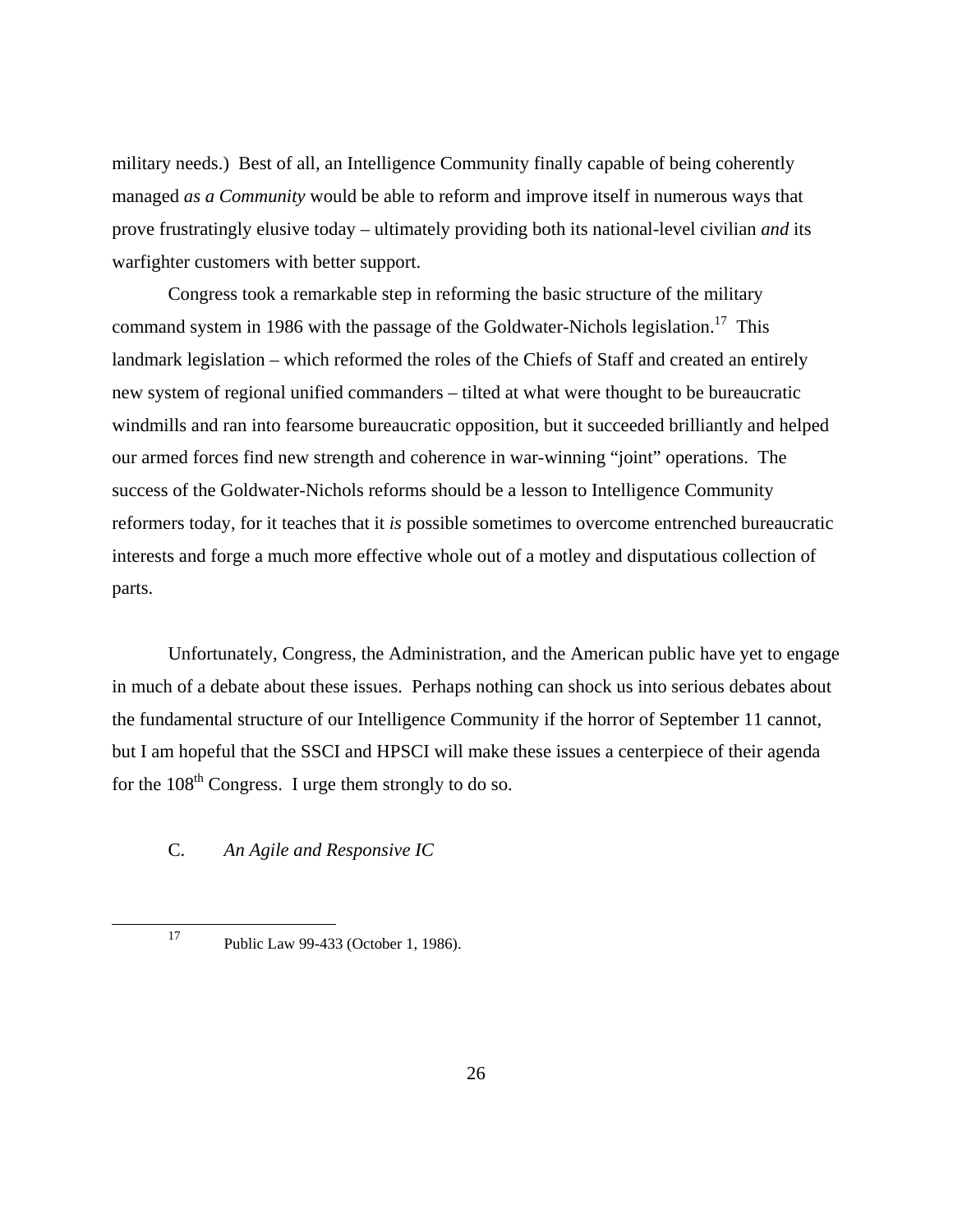military needs.) Best of all, an Intelligence Community finally capable of being coherently managed *as a Community* would be able to reform and improve itself in numerous ways that prove frustratingly elusive today – ultimately providing both its national-level civilian *and* its warfighter customers with better support.

Congress took a remarkable step in reforming the basic structure of the military command system in 1986 with the passage of the Goldwater-Nichols legislation.[17] This landmark legislation – which reformed the roles of the Chiefs of Staff and created an entirely new system of regional unified commanders – tilted at what were thought to be bureaucratic windmills and ran into fearsome bureaucratic opposition, but it succeeded brilliantly and helped our armed forces find new strength and coherence in war-winning "joint" operations. The success of the Goldwater-Nichols reforms should be a lesson to Intelligence Community reformers today, for it teaches that it *is* possible sometimes to overcome entrenched bureaucratic interests and forge a much more effective whole out of a motley and disputatious collection of parts.

Unfortunately, Congress, the Administration, and the American public have yet to engage in much of a debate about these issues. Perhaps nothing can shock us into serious debates about the fundamental structure of our Intelligence Community if the horror of September 11 cannot, but I am hopeful that the SSCI and HPSCI will make these issues a centerpiece of their agenda for the 108th Congress. I urge them strongly to do so.

### C. *An Agile and Responsive IC*

---

[17] Public Law 99-433 (October 1, 1986).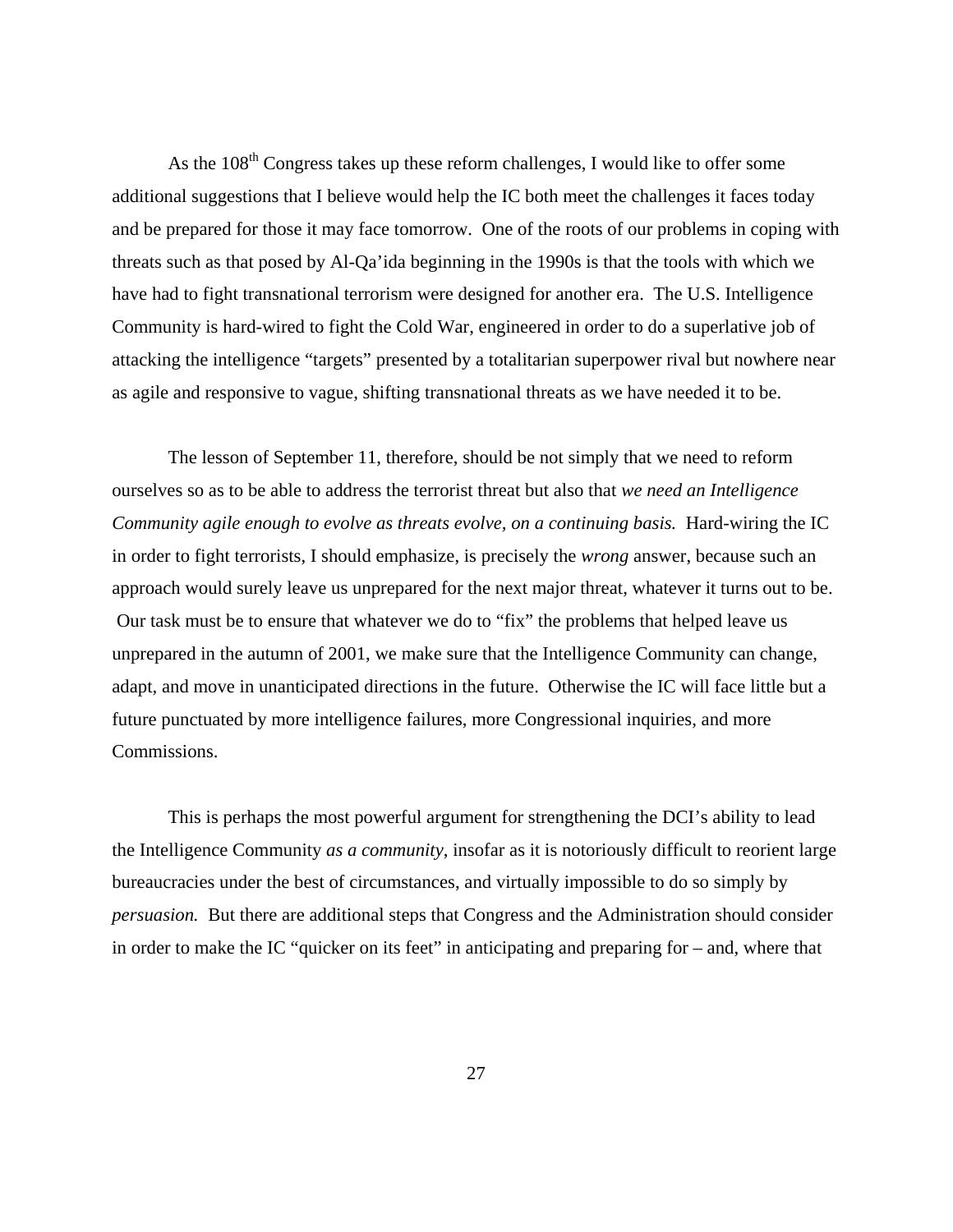As the 108th Congress takes up these reform challenges, I would like to offer some additional suggestions that I believe would help the IC both meet the challenges it faces today and be prepared for those it may face tomorrow. One of the roots of our problems in coping with threats such as that posed by Al-Qa'ida beginning in the 1990s is that the tools with which we have had to fight transnational terrorism were designed for another era. The U.S. Intelligence Community is hard-wired to fight the Cold War, engineered in order to do a superlative job of attacking the intelligence "targets" presented by a totalitarian superpower rival but nowhere near as agile and responsive to vague, shifting transnational threats as we have needed it to be.

The lesson of September 11, therefore, should be not simply that we need to reform ourselves so as to be able to address the terrorist threat but also that *we need an Intelligence Community agile enough to evolve as threats evolve, on a continuing basis.* Hard-wiring the IC in order to fight terrorists, I should emphasize, is precisely the *wrong* answer, because such an approach would surely leave us unprepared for the next major threat, whatever it turns out to be. Our task must be to ensure that whatever we do to "fix" the problems that helped leave us unprepared in the autumn of 2001, we make sure that the Intelligence Community can change, adapt, and move in unanticipated directions in the future. Otherwise the IC will face little but a future punctuated by more intelligence failures, more Congressional inquiries, and more Commissions.

This is perhaps the most powerful argument for strengthening the DCI's ability to lead the Intelligence Community *as a community*, insofar as it is notoriously difficult to reorient large bureaucracies under the best of circumstances, and virtually impossible to do so simply by *persuasion.* But there are additional steps that Congress and the Administration should consider in order to make the IC "quicker on its feet" in anticipating and preparing for – and, where that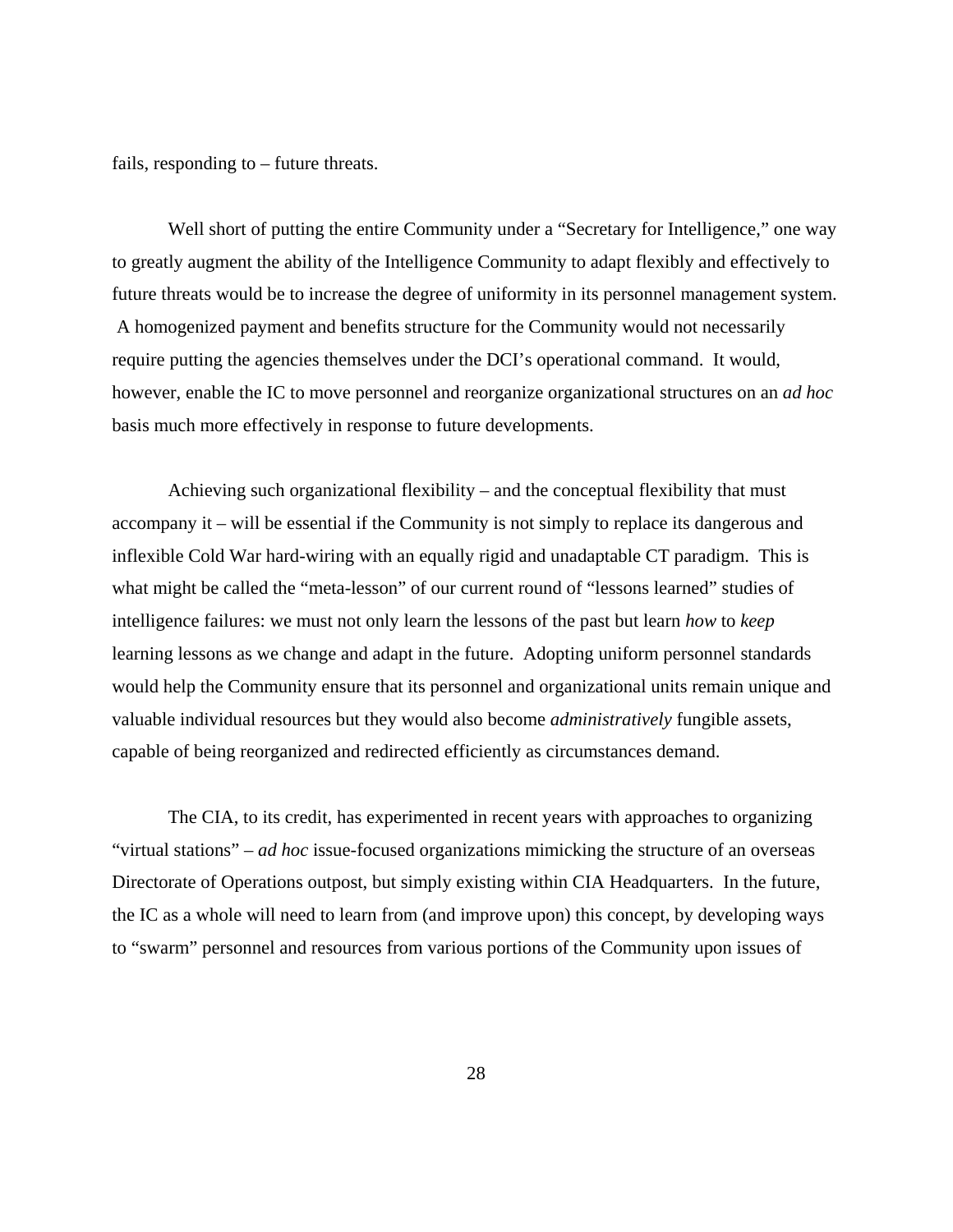fails, responding to – future threats.

Well short of putting the entire Community under a "Secretary for Intelligence," one way to greatly augment the ability of the Intelligence Community to adapt flexibly and effectively to future threats would be to increase the degree of uniformity in its personnel management system. A homogenized payment and benefits structure for the Community would not necessarily require putting the agencies themselves under the DCI's operational command. It would, however, enable the IC to move personnel and reorganize organizational structures on an *ad hoc* basis much more effectively in response to future developments.

Achieving such organizational flexibility – and the conceptual flexibility that must accompany it – will be essential if the Community is not simply to replace its dangerous and inflexible Cold War hard-wiring with an equally rigid and unadaptable CT paradigm. This is what might be called the "meta-lesson" of our current round of "lessons learned" studies of intelligence failures: we must not only learn the lessons of the past but learn *how* to *keep* learning lessons as we change and adapt in the future. Adopting uniform personnel standards would help the Community ensure that its personnel and organizational units remain unique and valuable individual resources but they would also become *administratively* fungible assets, capable of being reorganized and redirected efficiently as circumstances demand.

The CIA, to its credit, has experimented in recent years with approaches to organizing "virtual stations" – *ad hoc* issue-focused organizations mimicking the structure of an overseas Directorate of Operations outpost, but simply existing within CIA Headquarters. In the future, the IC as a whole will need to learn from (and improve upon) this concept, by developing ways to "swarm" personnel and resources from various portions of the Community upon issues of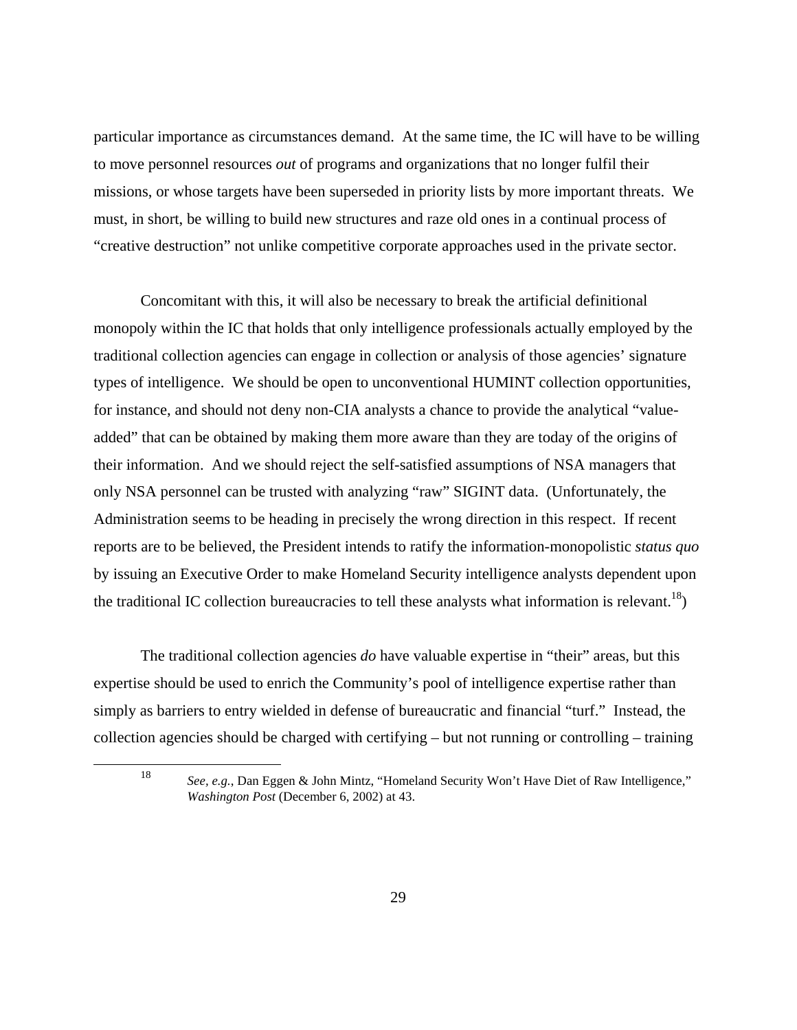particular importance as circumstances demand. At the same time, the IC will have to be willing to move personnel resources *out* of programs and organizations that no longer fulfil their missions, or whose targets have been superseded in priority lists by more important threats. We must, in short, be willing to build new structures and raze old ones in a continual process of "creative destruction" not unlike competitive corporate approaches used in the private sector.

Concomitant with this, it will also be necessary to break the artificial definitional monopoly within the IC that holds that only intelligence professionals actually employed by the traditional collection agencies can engage in collection or analysis of those agencies' signature types of intelligence. We should be open to unconventional HUMINT collection opportunities, for instance, and should not deny non-CIA analysts a chance to provide the analytical "value-added" that can be obtained by making them more aware than they are today of the origins of their information. And we should reject the self-satisfied assumptions of NSA managers that only NSA personnel can be trusted with analyzing "raw" SIGINT data. (Unfortunately, the Administration seems to be heading in precisely the wrong direction in this respect. If recent reports are to be believed, the President intends to ratify the information-monopolistic *status quo* by issuing an Executive Order to make Homeland Security intelligence analysts dependent upon the traditional IC collection bureaucracies to tell these analysts what information is relevant.[18])

The traditional collection agencies *do* have valuable expertise in "their" areas, but this expertise should be used to enrich the Community's pool of intelligence expertise rather than simply as barriers to entry wielded in defense of bureaucratic and financial "turf." Instead, the collection agencies should be charged with certifying – but not running or controlling – training

---

[18] *See, e.g.*, Dan Eggen & John Mintz, "Homeland Security Won't Have Diet of Raw Intelligence," *Washington Post* (December 6, 2002) at 43.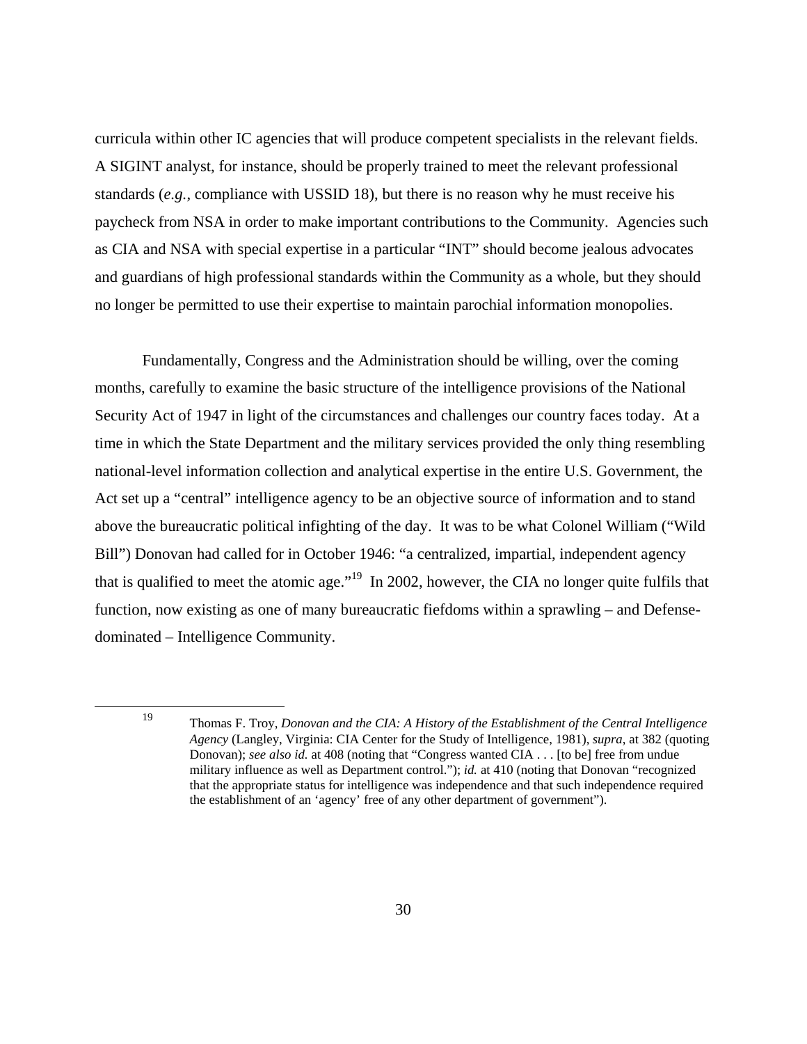curricula within other IC agencies that will produce competent specialists in the relevant fields. A SIGINT analyst, for instance, should be properly trained to meet the relevant professional standards (*e.g.*, compliance with USSID 18), but there is no reason why he must receive his paycheck from NSA in order to make important contributions to the Community. Agencies such as CIA and NSA with special expertise in a particular "INT" should become jealous advocates and guardians of high professional standards within the Community as a whole, but they should no longer be permitted to use their expertise to maintain parochial information monopolies.

Fundamentally, Congress and the Administration should be willing, over the coming months, carefully to examine the basic structure of the intelligence provisions of the National Security Act of 1947 in light of the circumstances and challenges our country faces today. At a time in which the State Department and the military services provided the only thing resembling national-level information collection and analytical expertise in the entire U.S. Government, the Act set up a "central" intelligence agency to be an objective source of information and to stand above the bureaucratic political infighting of the day. It was to be what Colonel William ("Wild Bill") Donovan had called for in October 1946: "a centralized, impartial, independent agency that is qualified to meet the atomic age."[19] In 2002, however, the CIA no longer quite fulfils that function, now existing as one of many bureaucratic fiefdoms within a sprawling – and Defense-dominated – Intelligence Community.

---

[19] Thomas F. Troy, *Donovan and the CIA: A History of the Establishment of the Central Intelligence Agency* (Langley, Virginia: CIA Center for the Study of Intelligence, 1981), *supra*, at 382 (quoting Donovan); *see also id.* at 408 (noting that "Congress wanted CIA . . . [to be] free from undue military influence as well as Department control."); *id.* at 410 (noting that Donovan "recognized that the appropriate status for intelligence was independence and that such independence required the establishment of an 'agency' free of any other department of government").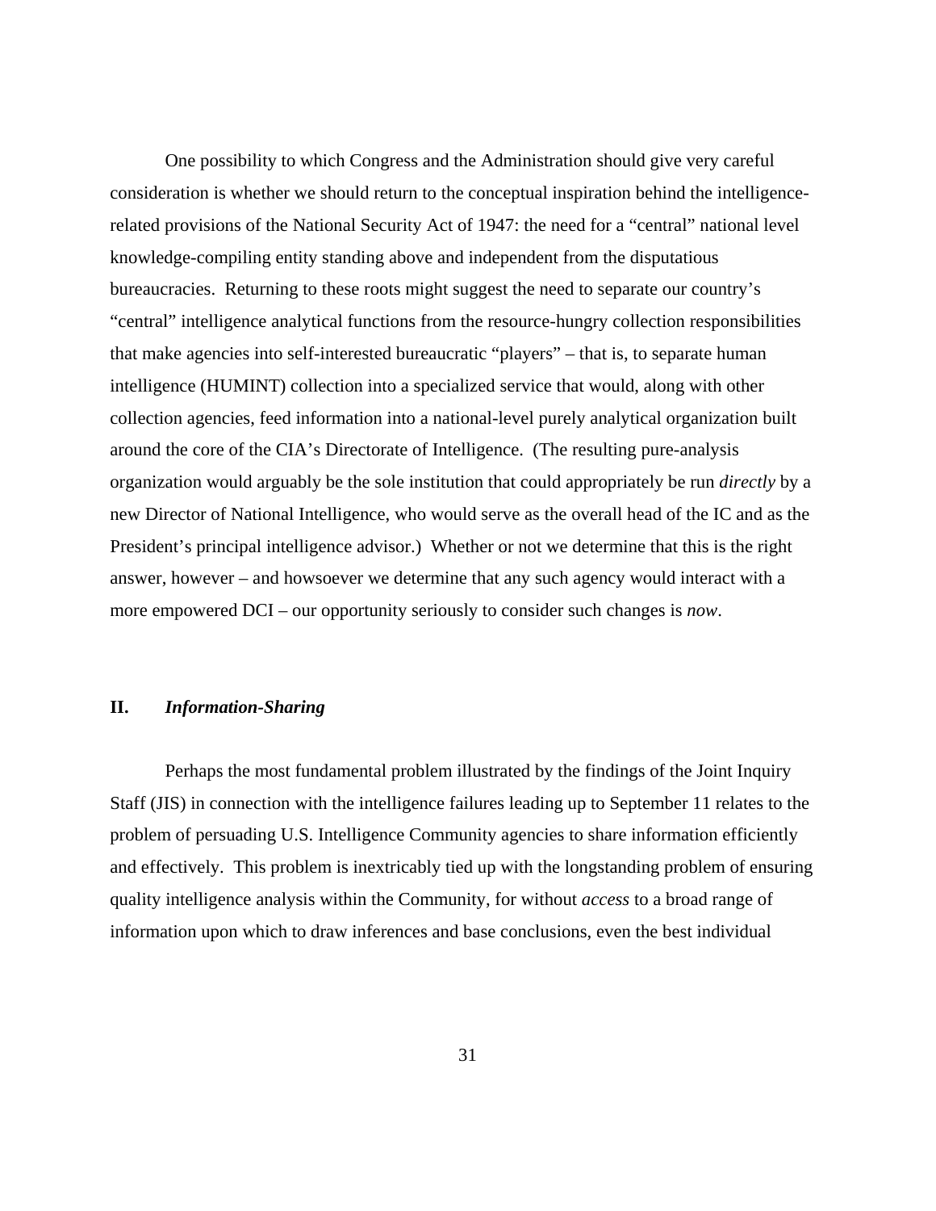One possibility to which Congress and the Administration should give very careful consideration is whether we should return to the conceptual inspiration behind the intelligence-related provisions of the National Security Act of 1947: the need for a "central" national level knowledge-compiling entity standing above and independent from the disputatious bureaucracies. Returning to these roots might suggest the need to separate our country's "central" intelligence analytical functions from the resource-hungry collection responsibilities that make agencies into self-interested bureaucratic "players" – that is, to separate human intelligence (HUMINT) collection into a specialized service that would, along with other collection agencies, feed information into a national-level purely analytical organization built around the core of the CIA's Directorate of Intelligence. (The resulting pure-analysis organization would arguably be the sole institution that could appropriately be run *directly* by a new Director of National Intelligence, who would serve as the overall head of the IC and as the President's principal intelligence advisor.) Whether or not we determine that this is the right answer, however – and howsoever we determine that any such agency would interact with a more empowered DCI – our opportunity seriously to consider such changes is *now*.

## II. *Information-Sharing*

Perhaps the most fundamental problem illustrated by the findings of the Joint Inquiry Staff (JIS) in connection with the intelligence failures leading up to September 11 relates to the problem of persuading U.S. Intelligence Community agencies to share information efficiently and effectively. This problem is inextricably tied up with the longstanding problem of ensuring quality intelligence analysis within the Community, for without *access* to a broad range of information upon which to draw inferences and base conclusions, even the best individual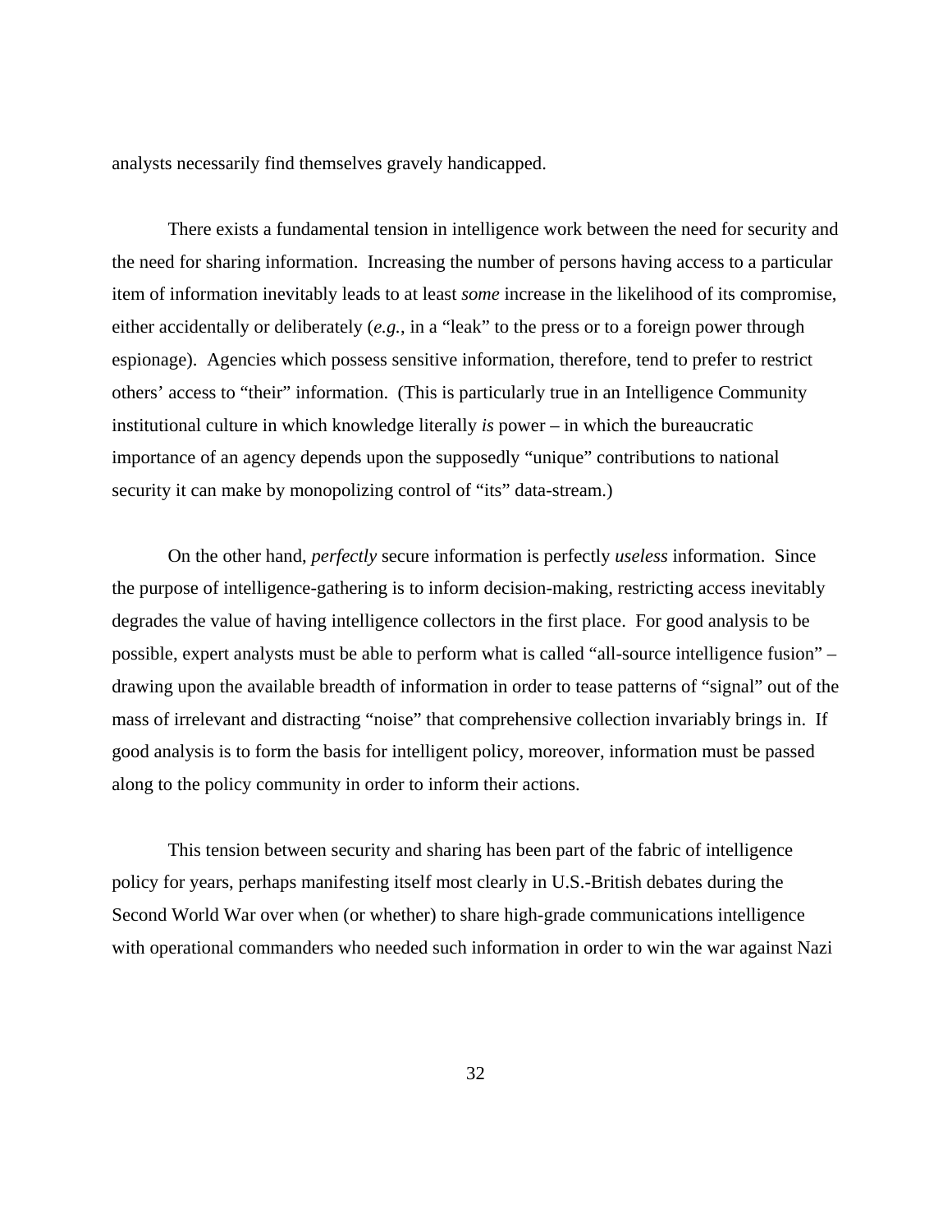analysts necessarily find themselves gravely handicapped.

There exists a fundamental tension in intelligence work between the need for security and the need for sharing information. Increasing the number of persons having access to a particular item of information inevitably leads to at least *some* increase in the likelihood of its compromise, either accidentally or deliberately (*e.g.*, in a "leak" to the press or to a foreign power through espionage). Agencies which possess sensitive information, therefore, tend to prefer to restrict others' access to "their" information. (This is particularly true in an Intelligence Community institutional culture in which knowledge literally *is* power – in which the bureaucratic importance of an agency depends upon the supposedly "unique" contributions to national security it can make by monopolizing control of "its" data-stream.)

On the other hand, *perfectly* secure information is perfectly *useless* information. Since the purpose of intelligence-gathering is to inform decision-making, restricting access inevitably degrades the value of having intelligence collectors in the first place. For good analysis to be possible, expert analysts must be able to perform what is called "all-source intelligence fusion" – drawing upon the available breadth of information in order to tease patterns of "signal" out of the mass of irrelevant and distracting "noise" that comprehensive collection invariably brings in. If good analysis is to form the basis for intelligent policy, moreover, information must be passed along to the policy community in order to inform their actions.

This tension between security and sharing has been part of the fabric of intelligence policy for years, perhaps manifesting itself most clearly in U.S.-British debates during the Second World War over when (or whether) to share high-grade communications intelligence with operational commanders who needed such information in order to win the war against Nazi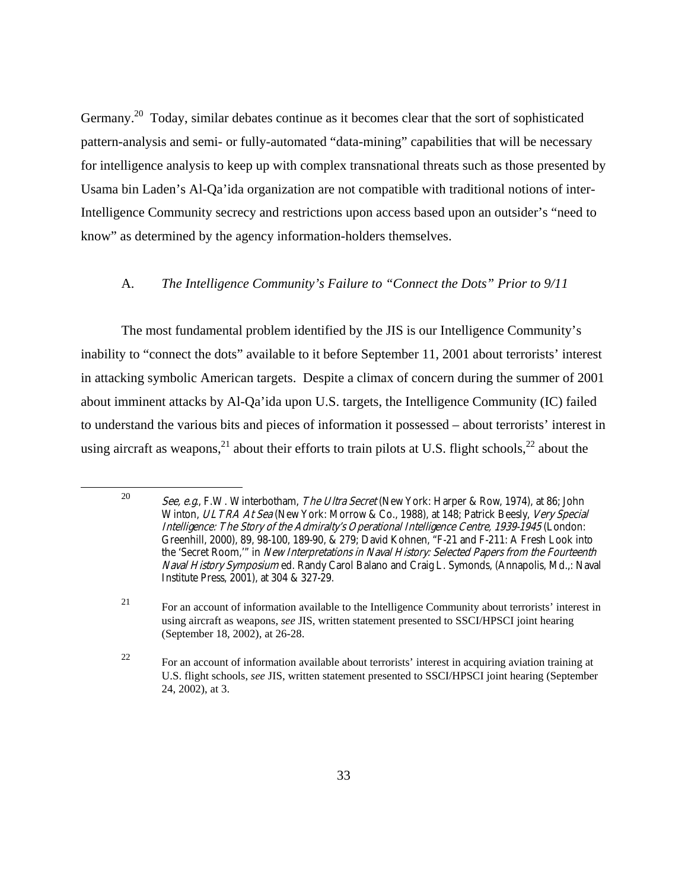Germany.[20] Today, similar debates continue as it becomes clear that the sort of sophisticated pattern-analysis and semi- or fully-automated "data-mining" capabilities that will be necessary for intelligence analysis to keep up with complex transnational threats such as those presented by Usama bin Laden's Al-Qa'ida organization are not compatible with traditional notions of inter-Intelligence Community secrecy and restrictions upon access based upon an outsider's "need to know" as determined by the agency information-holders themselves.

### A. *The Intelligence Community's Failure to "Connect the Dots" Prior to 9/11*

The most fundamental problem identified by the JIS is our Intelligence Community's inability to "connect the dots" available to it before September 11, 2001 about terrorists' interest in attacking symbolic American targets. Despite a climax of concern during the summer of 2001 about imminent attacks by Al-Qa'ida upon U.S. targets, the Intelligence Community (IC) failed to understand the various bits and pieces of information it possessed – about terrorists' interest in using aircraft as weapons,[21] about their efforts to train pilots at U.S. flight schools,[22] about the

---

[20] *See, e.g.*, F.W. Winterbotham, *The Ultra Secret* (New York: Harper & Row, 1974), at 86; John Winton, *ULTRA At Sea* (New York: Morrow & Co., 1988), at 148; Patrick Beesly, *Very Special Intelligence: The Story of the Admiralty's Operational Intelligence Centre, 1939-1945* (London: Greenhill, 2000), 89, 98-100, 189-90, & 279; David Kohnen, "F-21 and F-211: A Fresh Look into the 'Secret Room,'" in *New Interpretations in Naval History: Selected Papers from the Fourteenth Naval History Symposium* ed. Randy Carol Balano and Craig L. Symonds, (Annapolis, Md.,: Naval Institute Press, 2001), at 304 & 327-29.

[21] For an account of information available to the Intelligence Community about terrorists' interest in using aircraft as weapons, *see* JIS, written statement presented to SSCI/HPSCI joint hearing (September 18, 2002), at 26-28.

[22] For an account of information available about terrorists' interest in acquiring aviation training at U.S. flight schools, *see* JIS, written statement presented to SSCI/HPSCI joint hearing (September 24, 2002), at 3.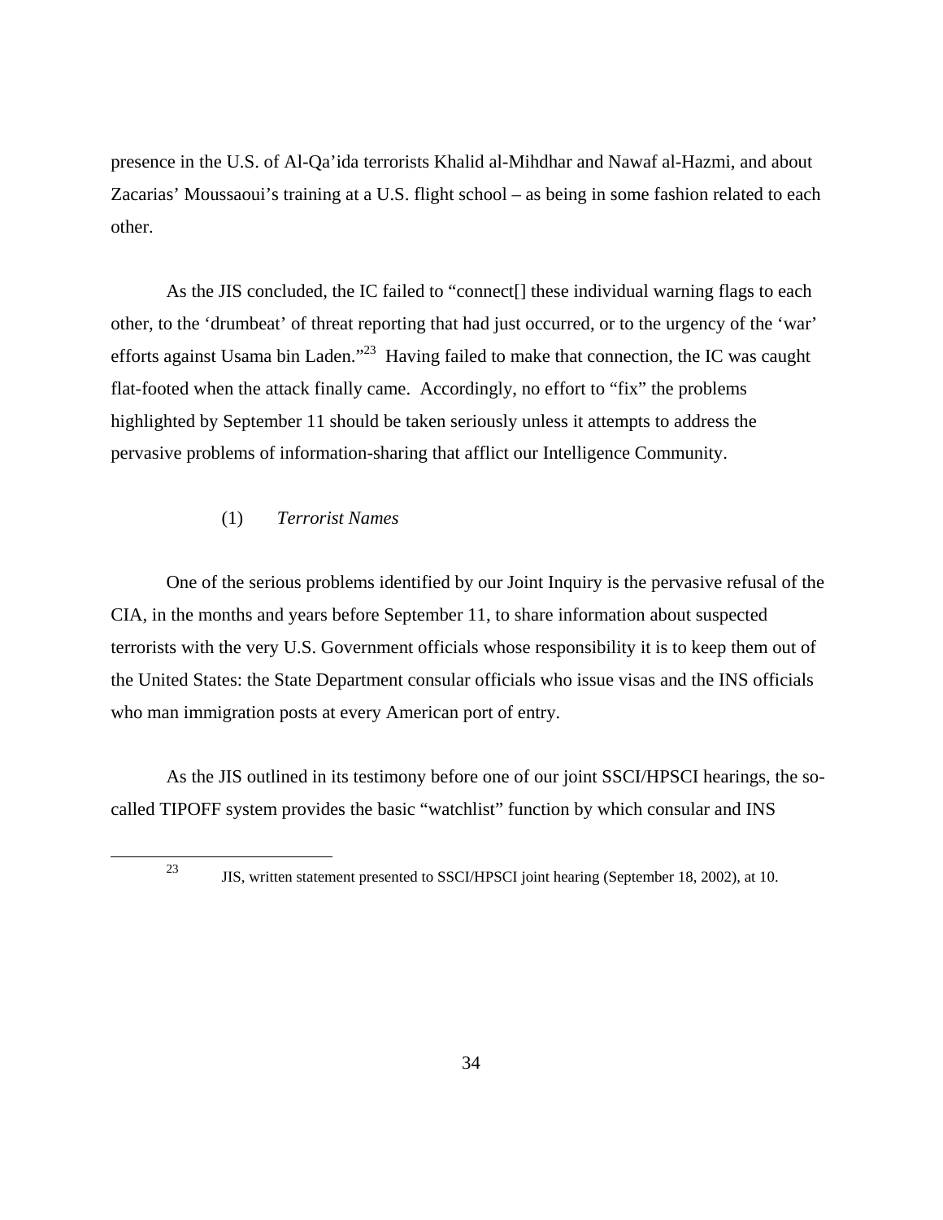presence in the U.S. of Al-Qa'ida terrorists Khalid al-Mihdhar and Nawaf al-Hazmi, and about Zacarias' Moussaoui's training at a U.S. flight school – as being in some fashion related to each other.

As the JIS concluded, the IC failed to "connect[] these individual warning flags to each other, to the 'drumbeat' of threat reporting that had just occurred, or to the urgency of the 'war' efforts against Usama bin Laden."[23] Having failed to make that connection, the IC was caught flat-footed when the attack finally came. Accordingly, no effort to "fix" the problems highlighted by September 11 should be taken seriously unless it attempts to address the pervasive problems of information-sharing that afflict our Intelligence Community.

(1) *Terrorist Names*

One of the serious problems identified by our Joint Inquiry is the pervasive refusal of the CIA, in the months and years before September 11, to share information about suspected terrorists with the very U.S. Government officials whose responsibility it is to keep them out of the United States: the State Department consular officials who issue visas and the INS officials who man immigration posts at every American port of entry.

As the JIS outlined in its testimony before one of our joint SSCI/HPSCI hearings, the so-called TIPOFF system provides the basic "watchlist" function by which consular and INS

[23] JIS, written statement presented to SSCI/HPSCI joint hearing (September 18, 2002), at 10.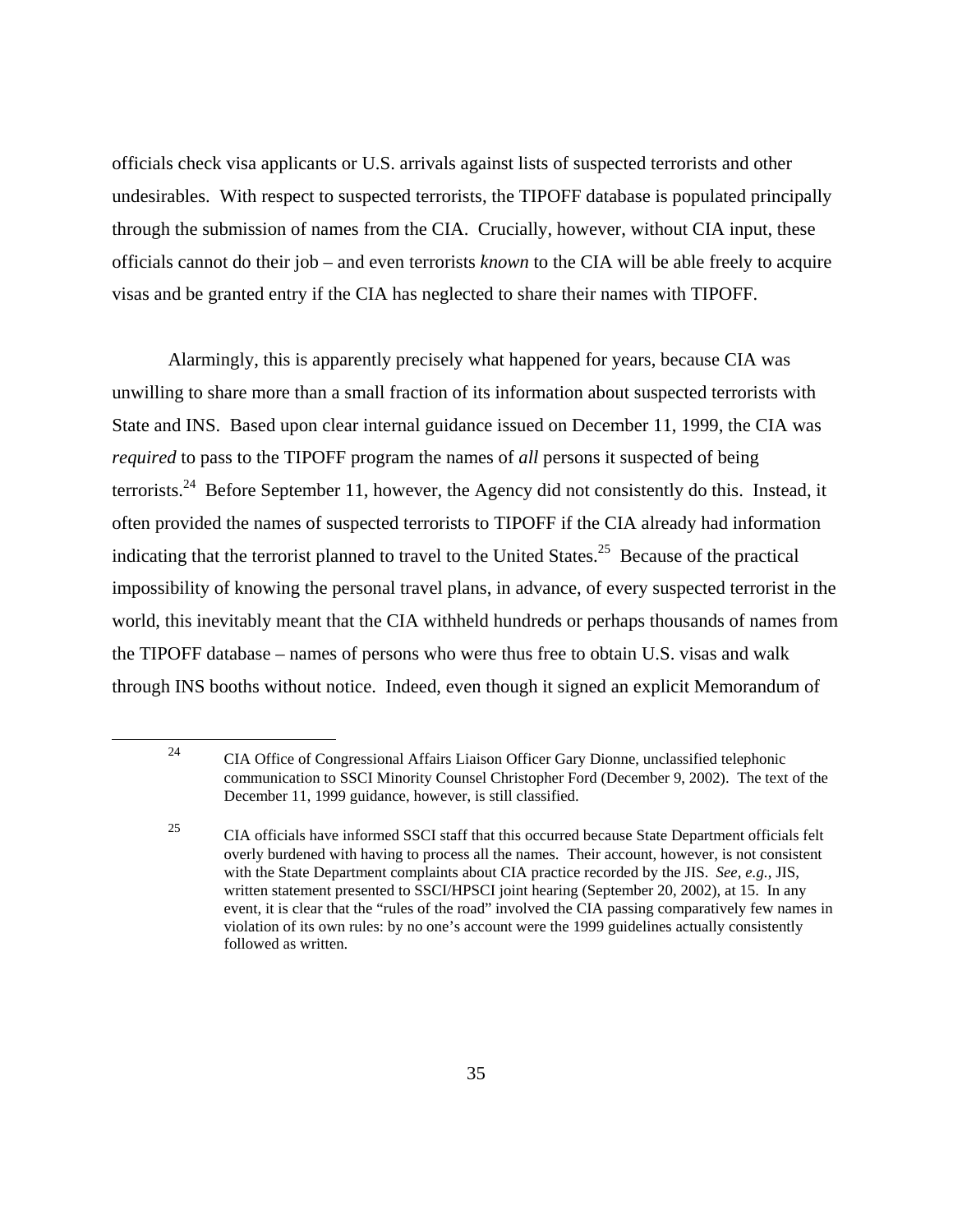officials check visa applicants or U.S. arrivals against lists of suspected terrorists and other undesirables. With respect to suspected terrorists, the TIPOFF database is populated principally through the submission of names from the CIA. Crucially, however, without CIA input, these officials cannot do their job – and even terrorists *known* to the CIA will be able freely to acquire visas and be granted entry if the CIA has neglected to share their names with TIPOFF.

Alarmingly, this is apparently precisely what happened for years, because CIA was unwilling to share more than a small fraction of its information about suspected terrorists with State and INS. Based upon clear internal guidance issued on December 11, 1999, the CIA was *required* to pass to the TIPOFF program the names of *all* persons it suspected of being terrorists.[24] Before September 11, however, the Agency did not consistently do this. Instead, it often provided the names of suspected terrorists to TIPOFF if the CIA already had information indicating that the terrorist planned to travel to the United States.[25] Because of the practical impossibility of knowing the personal travel plans, in advance, of every suspected terrorist in the world, this inevitably meant that the CIA withheld hundreds or perhaps thousands of names from the TIPOFF database – names of persons who were thus free to obtain U.S. visas and walk through INS booths without notice. Indeed, even though it signed an explicit Memorandum of

---

[24] CIA Office of Congressional Affairs Liaison Officer Gary Dionne, unclassified telephonic communication to SSCI Minority Counsel Christopher Ford (December 9, 2002). The text of the December 11, 1999 guidance, however, is still classified.

[25] CIA officials have informed SSCI staff that this occurred because State Department officials felt overly burdened with having to process all the names. Their account, however, is not consistent with the State Department complaints about CIA practice recorded by the JIS. *See, e.g.*, JIS, written statement presented to SSCI/HPSCI joint hearing (September 20, 2002), at 15. In any event, it is clear that the "rules of the road" involved the CIA passing comparatively few names in violation of its own rules: by no one's account were the 1999 guidelines actually consistently followed as written.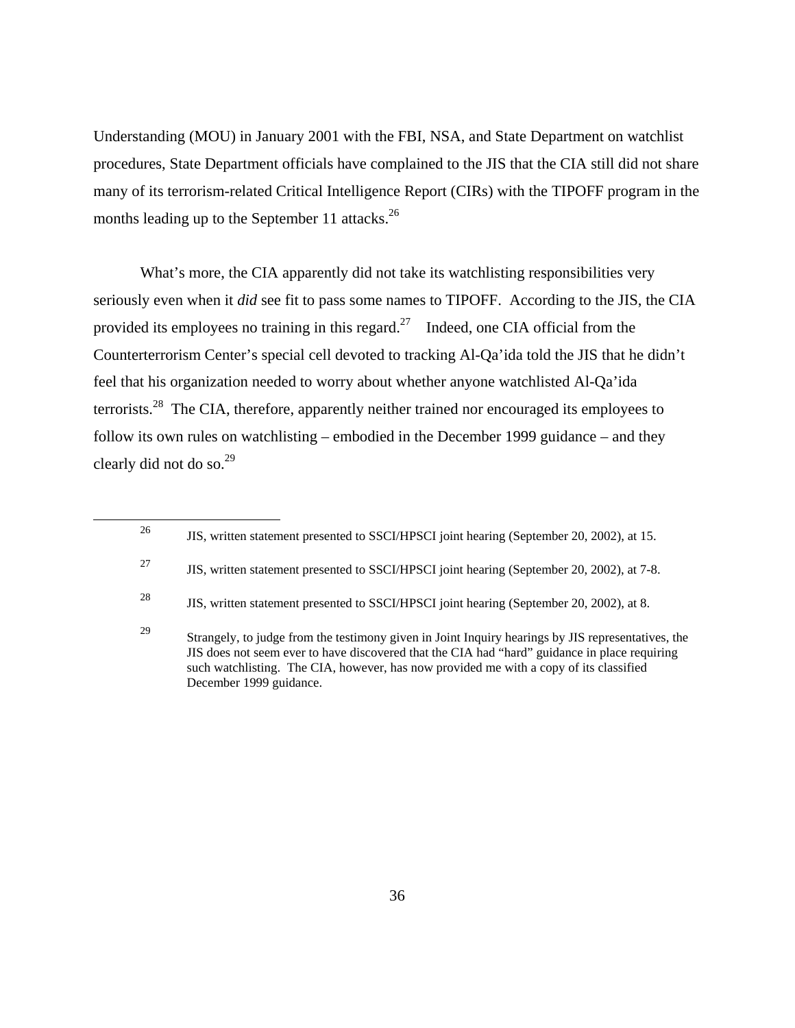Understanding (MOU) in January 2001 with the FBI, NSA, and State Department on watchlist procedures, State Department officials have complained to the JIS that the CIA still did not share many of its terrorism-related Critical Intelligence Report (CIRs) with the TIPOFF program in the months leading up to the September 11 attacks.[26]

What's more, the CIA apparently did not take its watchlisting responsibilities very seriously even when it *did* see fit to pass some names to TIPOFF. According to the JIS, the CIA provided its employees no training in this regard.[27] Indeed, one CIA official from the Counterterrorism Center's special cell devoted to tracking Al-Qa'ida told the JIS that he didn't feel that his organization needed to worry about whether anyone watchlisted Al-Qa'ida terrorists.[28] The CIA, therefore, apparently neither trained nor encouraged its employees to follow its own rules on watchlisting – embodied in the December 1999 guidance – and they clearly did not do so.[29]

---

[26] JIS, written statement presented to SSCI/HPSCI joint hearing (September 20, 2002), at 15.

[27] JIS, written statement presented to SSCI/HPSCI joint hearing (September 20, 2002), at 7-8.

[28] JIS, written statement presented to SSCI/HPSCI joint hearing (September 20, 2002), at 8.

[29] Strangely, to judge from the testimony given in Joint Inquiry hearings by JIS representatives, the JIS does not seem ever to have discovered that the CIA had "hard" guidance in place requiring such watchlisting. The CIA, however, has now provided me with a copy of its classified December 1999 guidance.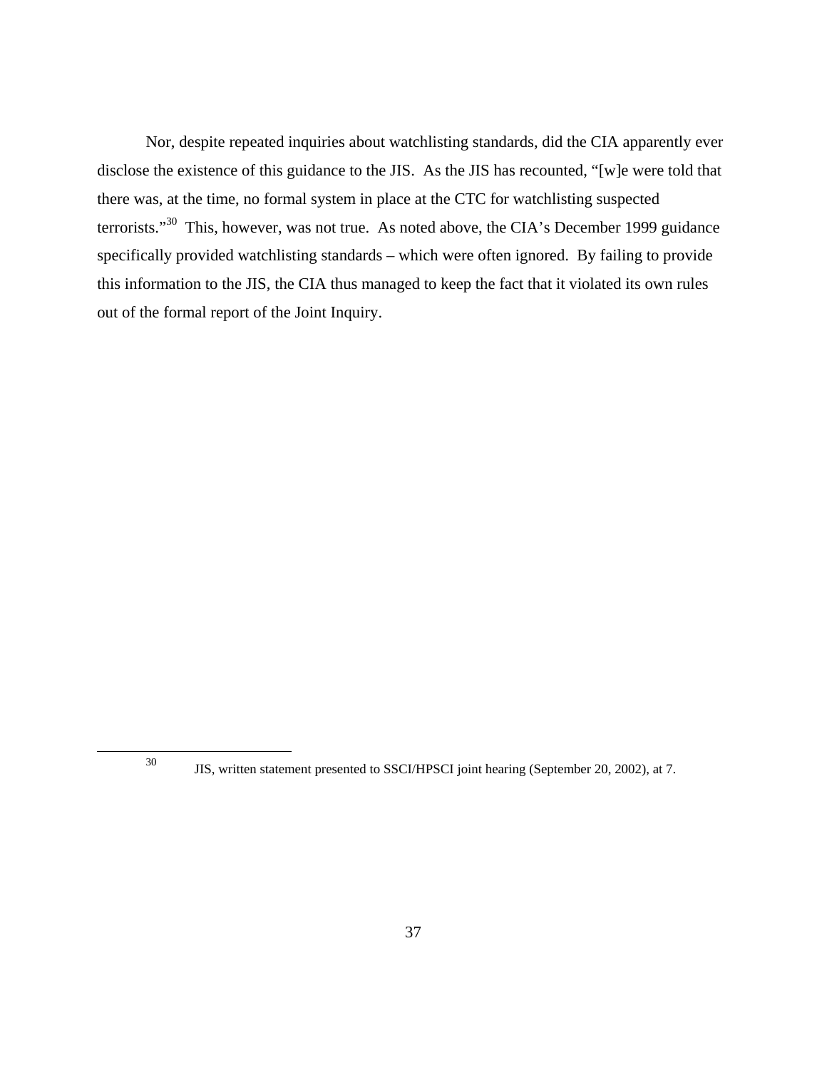Nor, despite repeated inquiries about watchlisting standards, did the CIA apparently ever disclose the existence of this guidance to the JIS. As the JIS has recounted, "[w]e were told that there was, at the time, no formal system in place at the CTC for watchlisting suspected terrorists."[30] This, however, was not true. As noted above, the CIA's December 1999 guidance specifically provided watchlisting standards – which were often ignored. By failing to provide this information to the JIS, the CIA thus managed to keep the fact that it violated its own rules out of the formal report of the Joint Inquiry.

---

[30] JIS, written statement presented to SSCI/HPSCI joint hearing (September 20, 2002), at 7.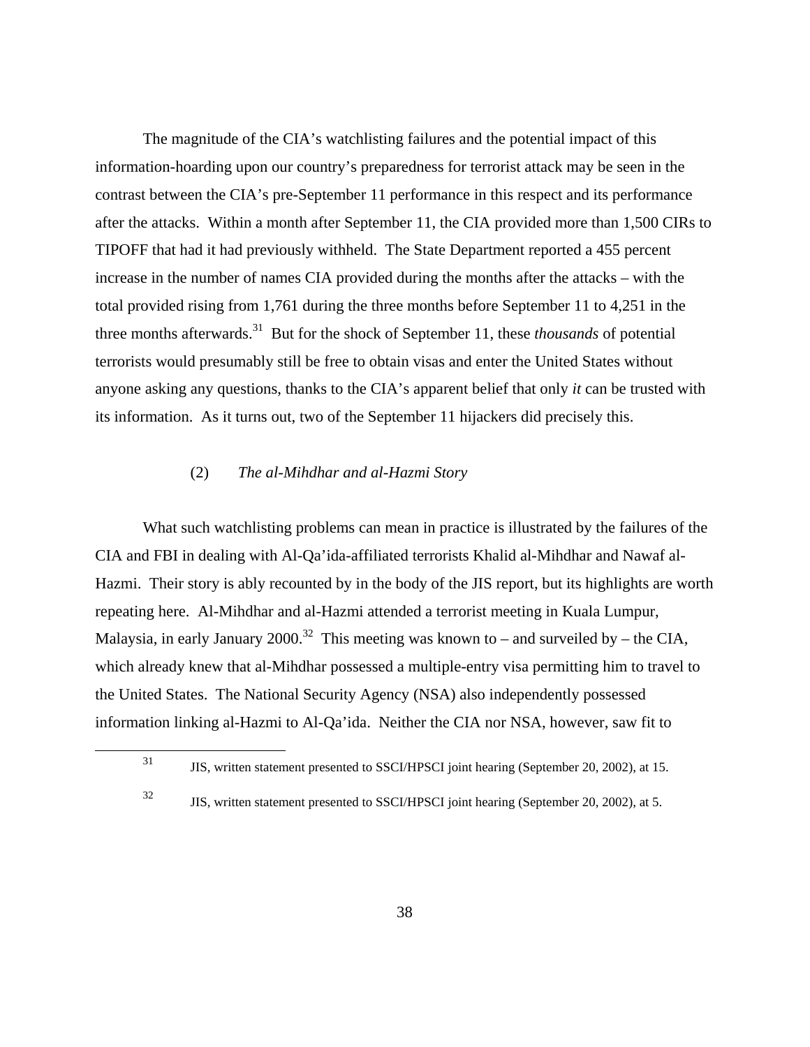The magnitude of the CIA's watchlisting failures and the potential impact of this information-hoarding upon our country's preparedness for terrorist attack may be seen in the contrast between the CIA's pre-September 11 performance in this respect and its performance after the attacks. Within a month after September 11, the CIA provided more than 1,500 CIRs to TIPOFF that had it had previously withheld. The State Department reported a 455 percent increase in the number of names CIA provided during the months after the attacks – with the total provided rising from 1,761 during the three months before September 11 to 4,251 in the three months afterwards.[31] But for the shock of September 11, these *thousands* of potential terrorists would presumably still be free to obtain visas and enter the United States without anyone asking any questions, thanks to the CIA's apparent belief that only *it* can be trusted with its information. As it turns out, two of the September 11 hijackers did precisely this.

### (2) *The al-Mihdhar and al-Hazmi Story*

What such watchlisting problems can mean in practice is illustrated by the failures of the CIA and FBI in dealing with Al-Qa'ida-affiliated terrorists Khalid al-Mihdhar and Nawaf al-Hazmi. Their story is ably recounted by in the body of the JIS report, but its highlights are worth repeating here. Al-Mihdhar and al-Hazmi attended a terrorist meeting in Kuala Lumpur, Malaysia, in early January 2000.[32] This meeting was known to – and surveiled by – the CIA, which already knew that al-Mihdhar possessed a multiple-entry visa permitting him to travel to the United States. The National Security Agency (NSA) also independently possessed information linking al-Hazmi to Al-Qa'ida. Neither the CIA nor NSA, however, saw fit to

---

[31] JIS, written statement presented to SSCI/HPSCI joint hearing (September 20, 2002), at 15.

[32] JIS, written statement presented to SSCI/HPSCI joint hearing (September 20, 2002), at 5.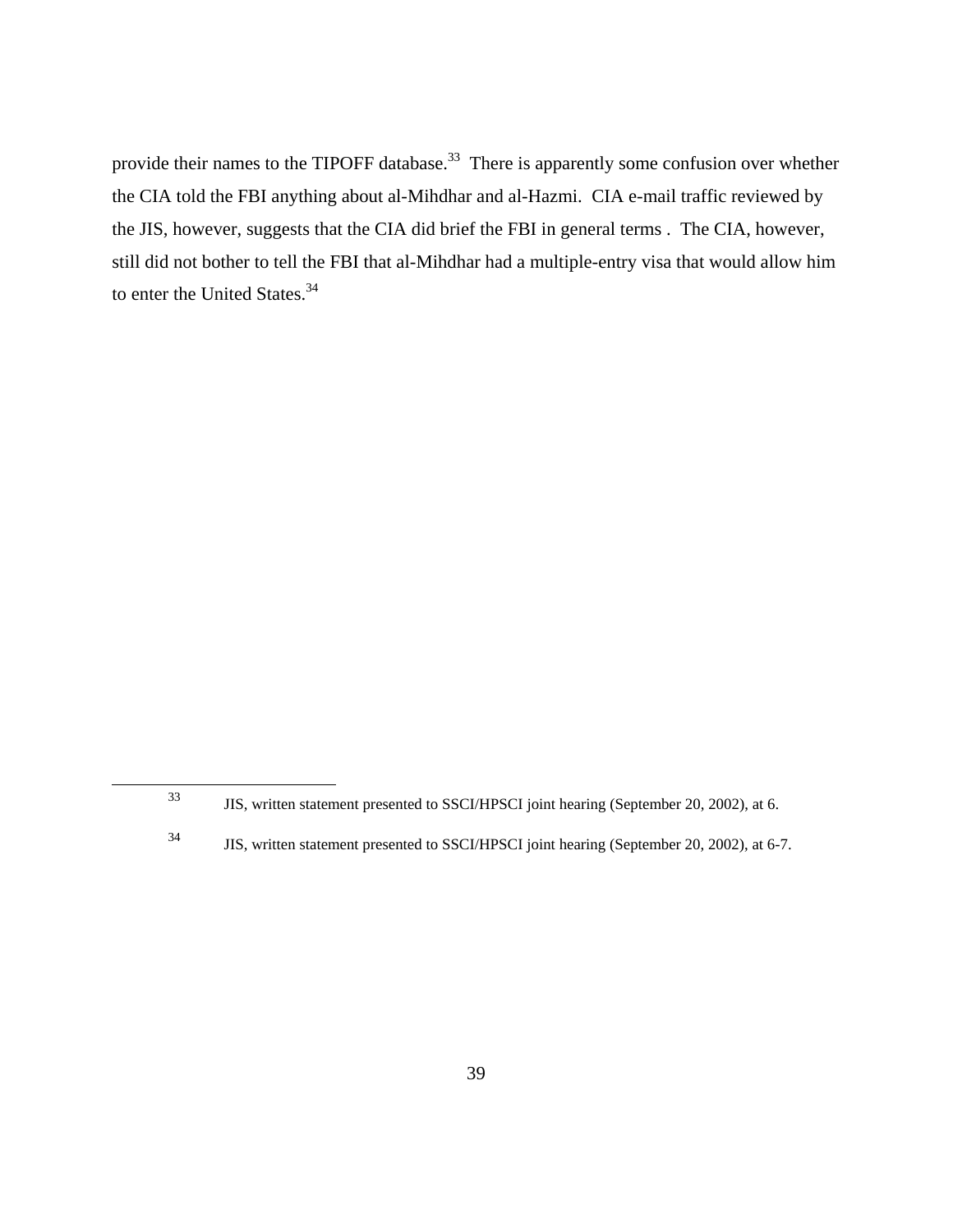provide their names to the TIPOFF database.[33] There is apparently some confusion over whether the CIA told the FBI anything about al-Mihdhar and al-Hazmi. CIA e-mail traffic reviewed by the JIS, however, suggests that the CIA did brief the FBI in general terms . The CIA, however, still did not bother to tell the FBI that al-Mihdhar had a multiple-entry visa that would allow him to enter the United States.[34]

---

[33] JIS, written statement presented to SSCI/HPSCI joint hearing (September 20, 2002), at 6.

[34] JIS, written statement presented to SSCI/HPSCI joint hearing (September 20, 2002), at 6-7.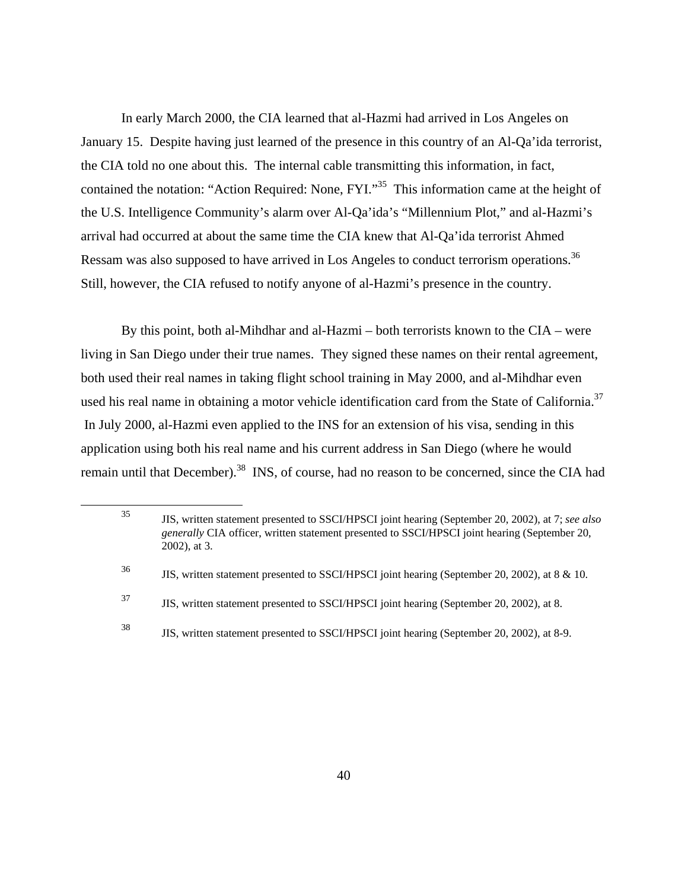In early March 2000, the CIA learned that al-Hazmi had arrived in Los Angeles on January 15. Despite having just learned of the presence in this country of an Al-Qa'ida terrorist, the CIA told no one about this. The internal cable transmitting this information, in fact, contained the notation: "Action Required: None, FYI."[35] This information came at the height of the U.S. Intelligence Community's alarm over Al-Qa'ida's "Millennium Plot," and al-Hazmi's arrival had occurred at about the same time the CIA knew that Al-Qa'ida terrorist Ahmed Ressam was also supposed to have arrived in Los Angeles to conduct terrorism operations.[36] Still, however, the CIA refused to notify anyone of al-Hazmi's presence in the country.

By this point, both al-Mihdhar and al-Hazmi – both terrorists known to the CIA – were living in San Diego under their true names. They signed these names on their rental agreement, both used their real names in taking flight school training in May 2000, and al-Mihdhar even used his real name in obtaining a motor vehicle identification card from the State of California.[37] In July 2000, al-Hazmi even applied to the INS for an extension of his visa, sending in this application using both his real name and his current address in San Diego (where he would remain until that December).[38] INS, of course, had no reason to be concerned, since the CIA had

---

[35] JIS, written statement presented to SSCI/HPSCI joint hearing (September 20, 2002), at 7; *see also generally* CIA officer, written statement presented to SSCI/HPSCI joint hearing (September 20, 2002), at 3.

[36] JIS, written statement presented to SSCI/HPSCI joint hearing (September 20, 2002), at 8 & 10.

[37] JIS, written statement presented to SSCI/HPSCI joint hearing (September 20, 2002), at 8.

[38] JIS, written statement presented to SSCI/HPSCI joint hearing (September 20, 2002), at 8-9.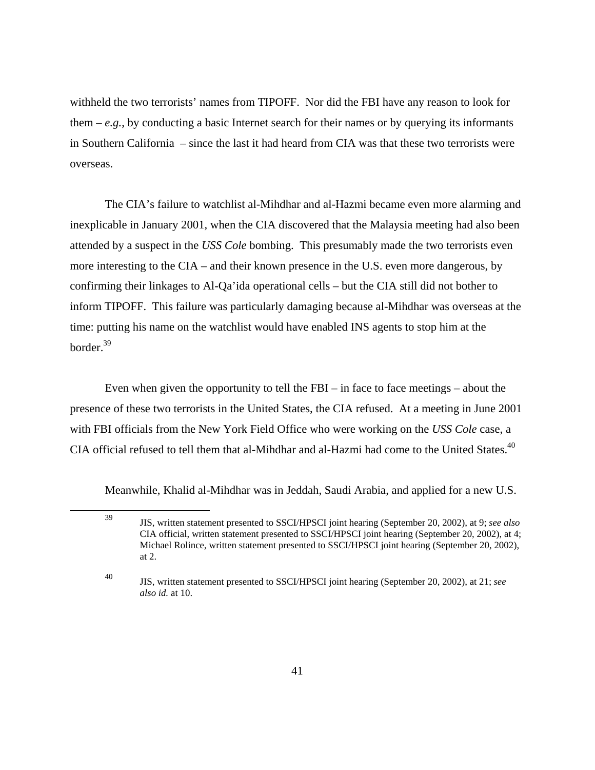withheld the two terrorists' names from TIPOFF. Nor did the FBI have any reason to look for them – *e.g.*, by conducting a basic Internet search for their names or by querying its informants in Southern California – since the last it had heard from CIA was that these two terrorists were overseas.

The CIA's failure to watchlist al-Mihdhar and al-Hazmi became even more alarming and inexplicable in January 2001, when the CIA discovered that the Malaysia meeting had also been attended by a suspect in the *USS Cole* bombing. This presumably made the two terrorists even more interesting to the CIA – and their known presence in the U.S. even more dangerous, by confirming their linkages to Al-Qa'ida operational cells – but the CIA still did not bother to inform TIPOFF. This failure was particularly damaging because al-Mihdhar was overseas at the time: putting his name on the watchlist would have enabled INS agents to stop him at the border.[39]

Even when given the opportunity to tell the FBI – in face to face meetings – about the presence of these two terrorists in the United States, the CIA refused. At a meeting in June 2001 with FBI officials from the New York Field Office who were working on the *USS Cole* case, a CIA official refused to tell them that al-Mihdhar and al-Hazmi had come to the United States.[40]

Meanwhile, Khalid al-Mihdhar was in Jeddah, Saudi Arabia, and applied for a new U.S.

---

[39] JIS, written statement presented to SSCI/HPSCI joint hearing (September 20, 2002), at 9; *see also* CIA official, written statement presented to SSCI/HPSCI joint hearing (September 20, 2002), at 4; Michael Rolince, written statement presented to SSCI/HPSCI joint hearing (September 20, 2002), at 2.

[40] JIS, written statement presented to SSCI/HPSCI joint hearing (September 20, 2002), at 21; *see also id.* at 10.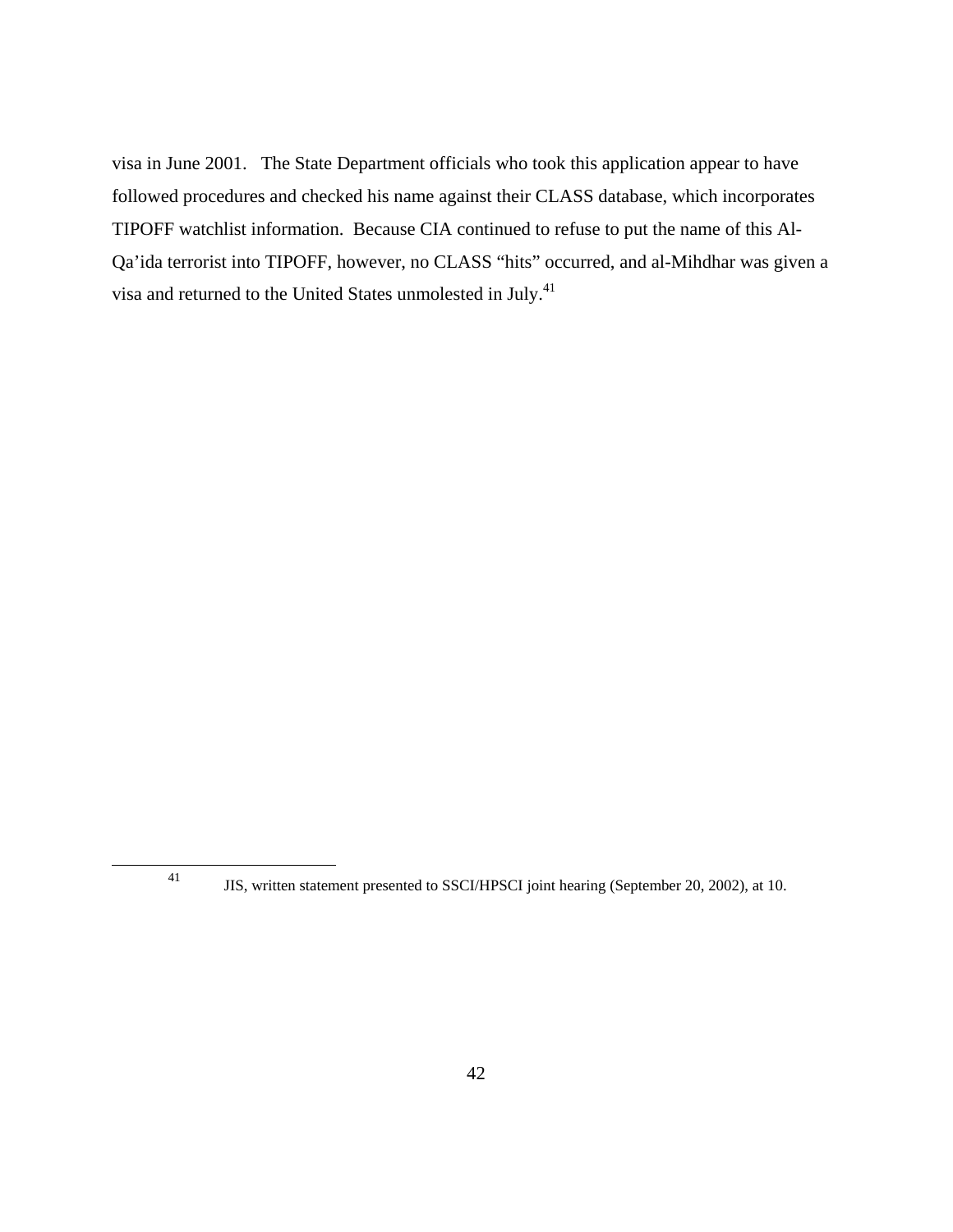visa in June 2001. The State Department officials who took this application appear to have followed procedures and checked his name against their CLASS database, which incorporates TIPOFF watchlist information. Because CIA continued to refuse to put the name of this Al-Qa'ida terrorist into TIPOFF, however, no CLASS "hits" occurred, and al-Mihdhar was given a visa and returned to the United States unmolested in July.[41]

---

[41] JIS, written statement presented to SSCI/HPSCI joint hearing (September 20, 2002), at 10.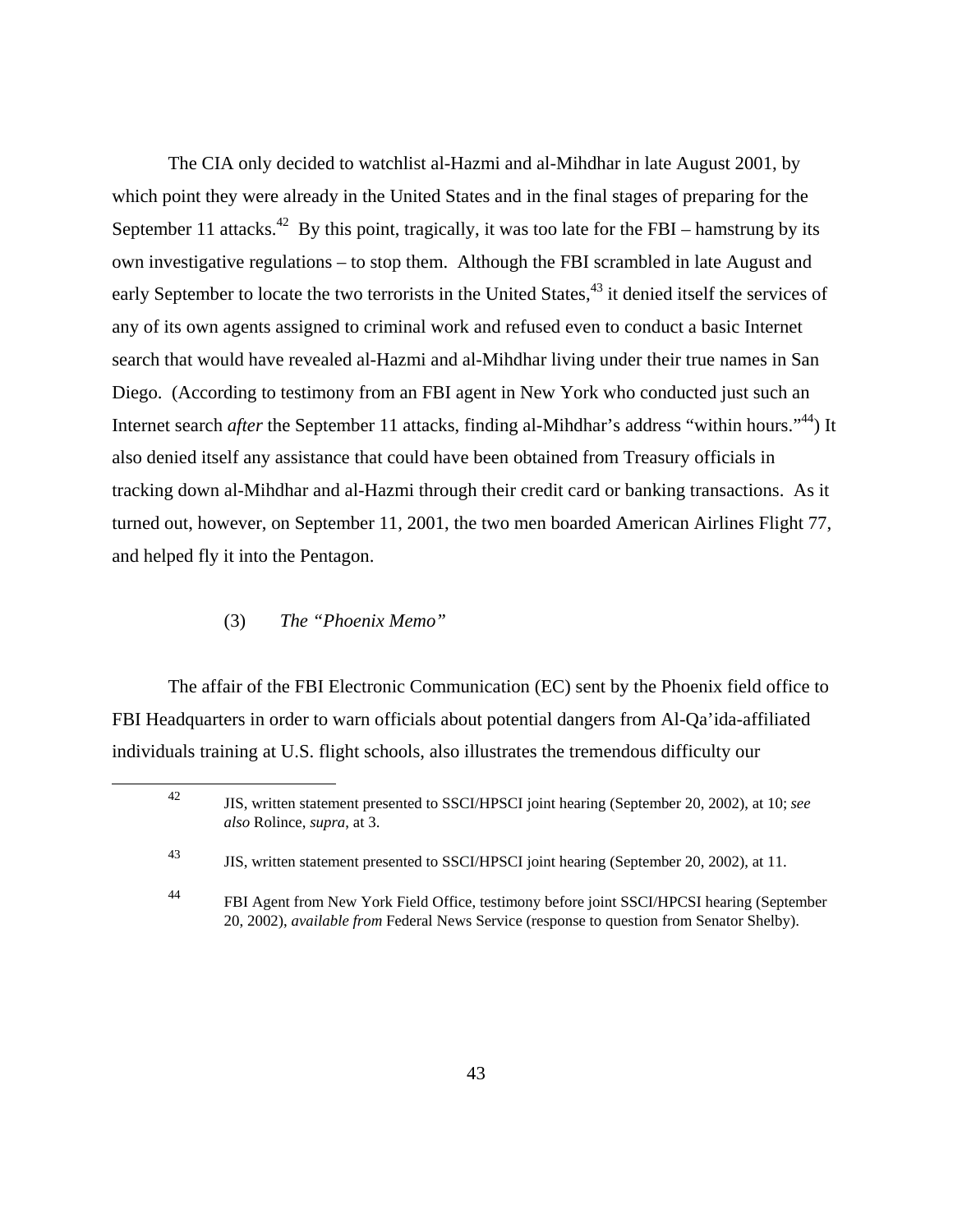The CIA only decided to watchlist al-Hazmi and al-Mihdhar in late August 2001, by which point they were already in the United States and in the final stages of preparing for the September 11 attacks.[42] By this point, tragically, it was too late for the FBI – hamstrung by its own investigative regulations – to stop them. Although the FBI scrambled in late August and early September to locate the two terrorists in the United States,[43] it denied itself the services of any of its own agents assigned to criminal work and refused even to conduct a basic Internet search that would have revealed al-Hazmi and al-Mihdhar living under their true names in San Diego. (According to testimony from an FBI agent in New York who conducted just such an Internet search *after* the September 11 attacks, finding al-Mihdhar's address "within hours."[44]) It also denied itself any assistance that could have been obtained from Treasury officials in tracking down al-Mihdhar and al-Hazmi through their credit card or banking transactions. As it turned out, however, on September 11, 2001, the two men boarded American Airlines Flight 77, and helped fly it into the Pentagon.

### (3) *The "Phoenix Memo"*

The affair of the FBI Electronic Communication (EC) sent by the Phoenix field office to FBI Headquarters in order to warn officials about potential dangers from Al-Qa'ida-affiliated individuals training at U.S. flight schools, also illustrates the tremendous difficulty our

---

[42] JIS, written statement presented to SSCI/HPSCI joint hearing (September 20, 2002), at 10; *see also* Rolince, *supra*, at 3.

[43] JIS, written statement presented to SSCI/HPSCI joint hearing (September 20, 2002), at 11.

[44] FBI Agent from New York Field Office, testimony before joint SSCI/HPCSI hearing (September 20, 2002), *available from* Federal News Service (response to question from Senator Shelby).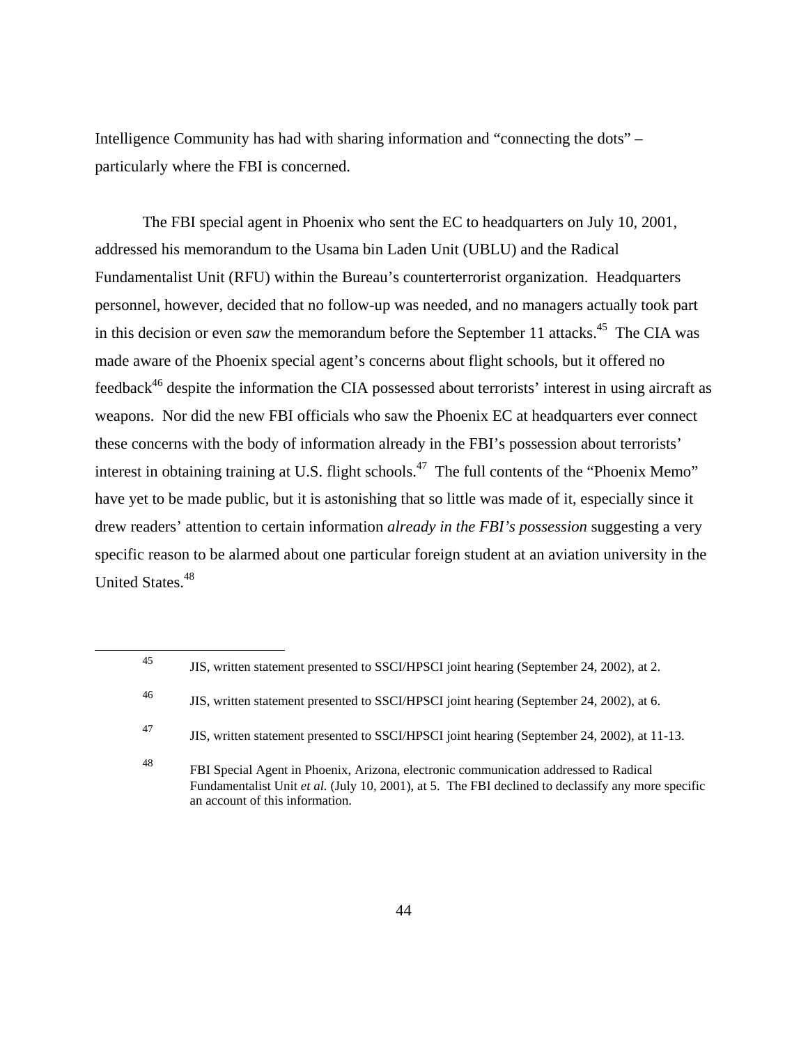Intelligence Community has had with sharing information and "connecting the dots" – particularly where the FBI is concerned.

The FBI special agent in Phoenix who sent the EC to headquarters on July 10, 2001, addressed his memorandum to the Usama bin Laden Unit (UBLU) and the Radical Fundamentalist Unit (RFU) within the Bureau's counterterrorist organization. Headquarters personnel, however, decided that no follow-up was needed, and no managers actually took part in this decision or even *saw* the memorandum before the September 11 attacks.[45] The CIA was made aware of the Phoenix special agent's concerns about flight schools, but it offered no feedback[46] despite the information the CIA possessed about terrorists' interest in using aircraft as weapons. Nor did the new FBI officials who saw the Phoenix EC at headquarters ever connect these concerns with the body of information already in the FBI's possession about terrorists' interest in obtaining training at U.S. flight schools.[47] The full contents of the "Phoenix Memo" have yet to be made public, but it is astonishing that so little was made of it, especially since it drew readers' attention to certain information *already in the FBI's possession* suggesting a very specific reason to be alarmed about one particular foreign student at an aviation university in the United States.[48]

---

[45] JIS, written statement presented to SSCI/HPSCI joint hearing (September 24, 2002), at 2.

[46] JIS, written statement presented to SSCI/HPSCI joint hearing (September 24, 2002), at 6.

[47] JIS, written statement presented to SSCI/HPSCI joint hearing (September 24, 2002), at 11-13.

[48] FBI Special Agent in Phoenix, Arizona, electronic communication addressed to Radical Fundamentalist Unit *et al.* (July 10, 2001), at 5. The FBI declined to declassify any more specific an account of this information.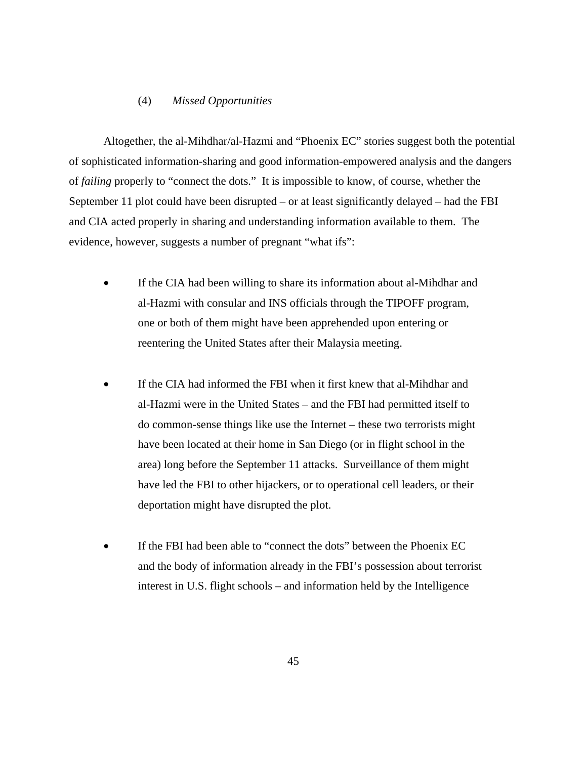#### (4) *Missed Opportunities*

Altogether, the al-Mihdhar/al-Hazmi and "Phoenix EC" stories suggest both the potential of sophisticated information-sharing and good information-empowered analysis and the dangers of *failing* properly to "connect the dots." It is impossible to know, of course, whether the September 11 plot could have been disrupted – or at least significantly delayed – had the FBI and CIA acted properly in sharing and understanding information available to them. The evidence, however, suggests a number of pregnant "what ifs":

- If the CIA had been willing to share its information about al-Mihdhar and al-Hazmi with consular and INS officials through the TIPOFF program, one or both of them might have been apprehended upon entering or reentering the United States after their Malaysia meeting.

- If the CIA had informed the FBI when it first knew that al-Mihdhar and al-Hazmi were in the United States – and the FBI had permitted itself to do common-sense things like use the Internet – these two terrorists might have been located at their home in San Diego (or in flight school in the area) long before the September 11 attacks. Surveillance of them might have led the FBI to other hijackers, or to operational cell leaders, or their deportation might have disrupted the plot.

- If the FBI had been able to "connect the dots" between the Phoenix EC and the body of information already in the FBI's possession about terrorist interest in U.S. flight schools – and information held by the Intelligence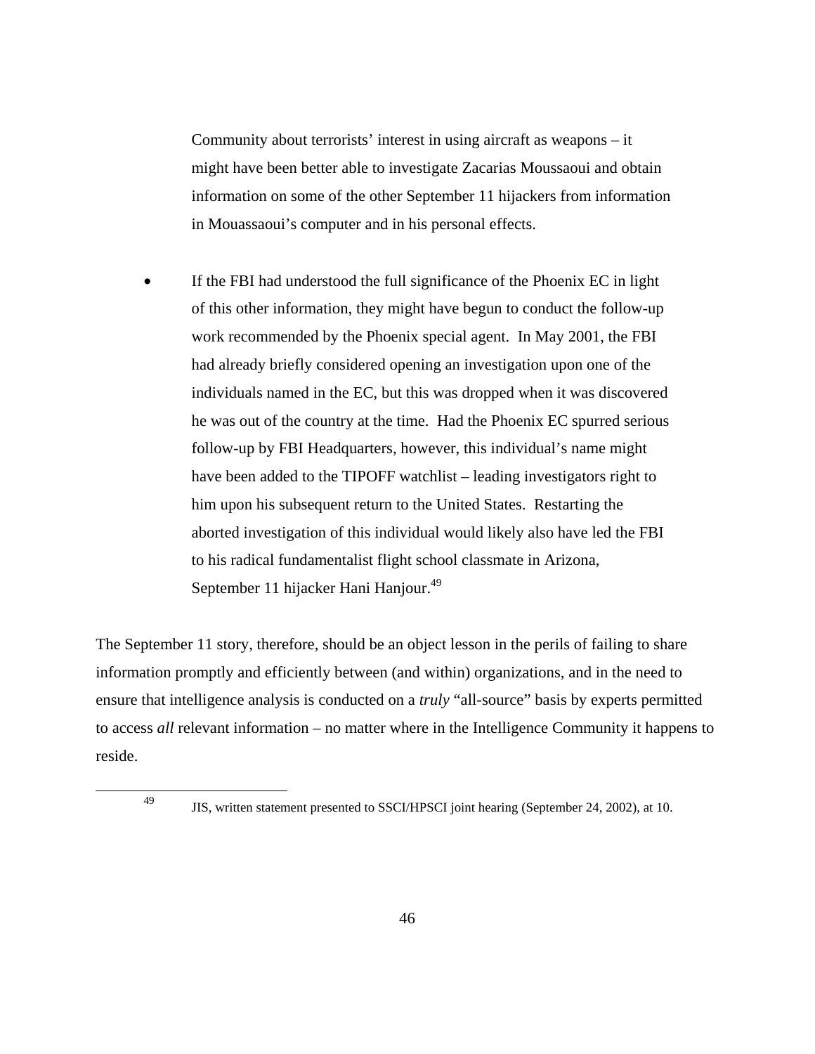Community about terrorists' interest in using aircraft as weapons – it might have been better able to investigate Zacarias Moussaoui and obtain information on some of the other September 11 hijackers from information in Mouassaoui's computer and in his personal effects.

- If the FBI had understood the full significance of the Phoenix EC in light of this other information, they might have begun to conduct the follow-up work recommended by the Phoenix special agent. In May 2001, the FBI had already briefly considered opening an investigation upon one of the individuals named in the EC, but this was dropped when it was discovered he was out of the country at the time. Had the Phoenix EC spurred serious follow-up by FBI Headquarters, however, this individual's name might have been added to the TIPOFF watchlist – leading investigators right to him upon his subsequent return to the United States. Restarting the aborted investigation of this individual would likely also have led the FBI to his radical fundamentalist flight school classmate in Arizona, September 11 hijacker Hani Hanjour.[49]

The September 11 story, therefore, should be an object lesson in the perils of failing to share information promptly and efficiently between (and within) organizations, and in the need to ensure that intelligence analysis is conducted on a *truly* "all-source" basis by experts permitted to access *all* relevant information – no matter where in the Intelligence Community it happens to reside.

---

[49] JIS, written statement presented to SSCI/HPSCI joint hearing (September 24, 2002), at 10.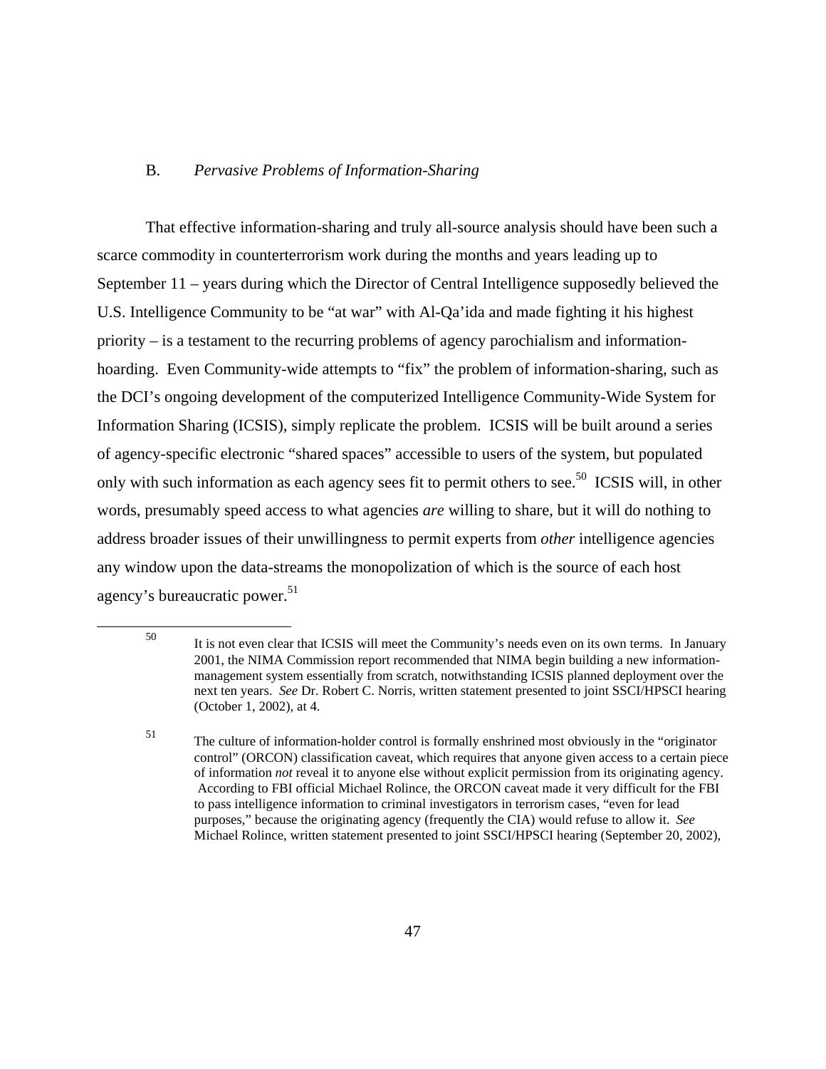### B. *Pervasive Problems of Information-Sharing*

That effective information-sharing and truly all-source analysis should have been such a scarce commodity in counterterrorism work during the months and years leading up to September 11 – years during which the Director of Central Intelligence supposedly believed the U.S. Intelligence Community to be "at war" with Al-Qa'ida and made fighting it his highest priority – is a testament to the recurring problems of agency parochialism and information-hoarding. Even Community-wide attempts to "fix" the problem of information-sharing, such as the DCI's ongoing development of the computerized Intelligence Community-Wide System for Information Sharing (ICSIS), simply replicate the problem. ICSIS will be built around a series of agency-specific electronic "shared spaces" accessible to users of the system, but populated only with such information as each agency sees fit to permit others to see.[50] ICSIS will, in other words, presumably speed access to what agencies *are* willing to share, but it will do nothing to address broader issues of their unwillingness to permit experts from *other* intelligence agencies any window upon the data-streams the monopolization of which is the source of each host agency's bureaucratic power.[51]

---

[50] It is not even clear that ICSIS will meet the Community's needs even on its own terms. In January 2001, the NIMA Commission report recommended that NIMA begin building a new information-management system essentially from scratch, notwithstanding ICSIS planned deployment over the next ten years. *See* Dr. Robert C. Norris, written statement presented to joint SSCI/HPSCI hearing (October 1, 2002), at 4.

[51] The culture of information-holder control is formally enshrined most obviously in the "originator control" (ORCON) classification caveat, which requires that anyone given access to a certain piece of information *not* reveal it to anyone else without explicit permission from its originating agency. According to FBI official Michael Rolince, the ORCON caveat made it very difficult for the FBI to pass intelligence information to criminal investigators in terrorism cases, "even for lead purposes," because the originating agency (frequently the CIA) would refuse to allow it. *See* Michael Rolince, written statement presented to joint SSCI/HPSCI hearing (September 20, 2002),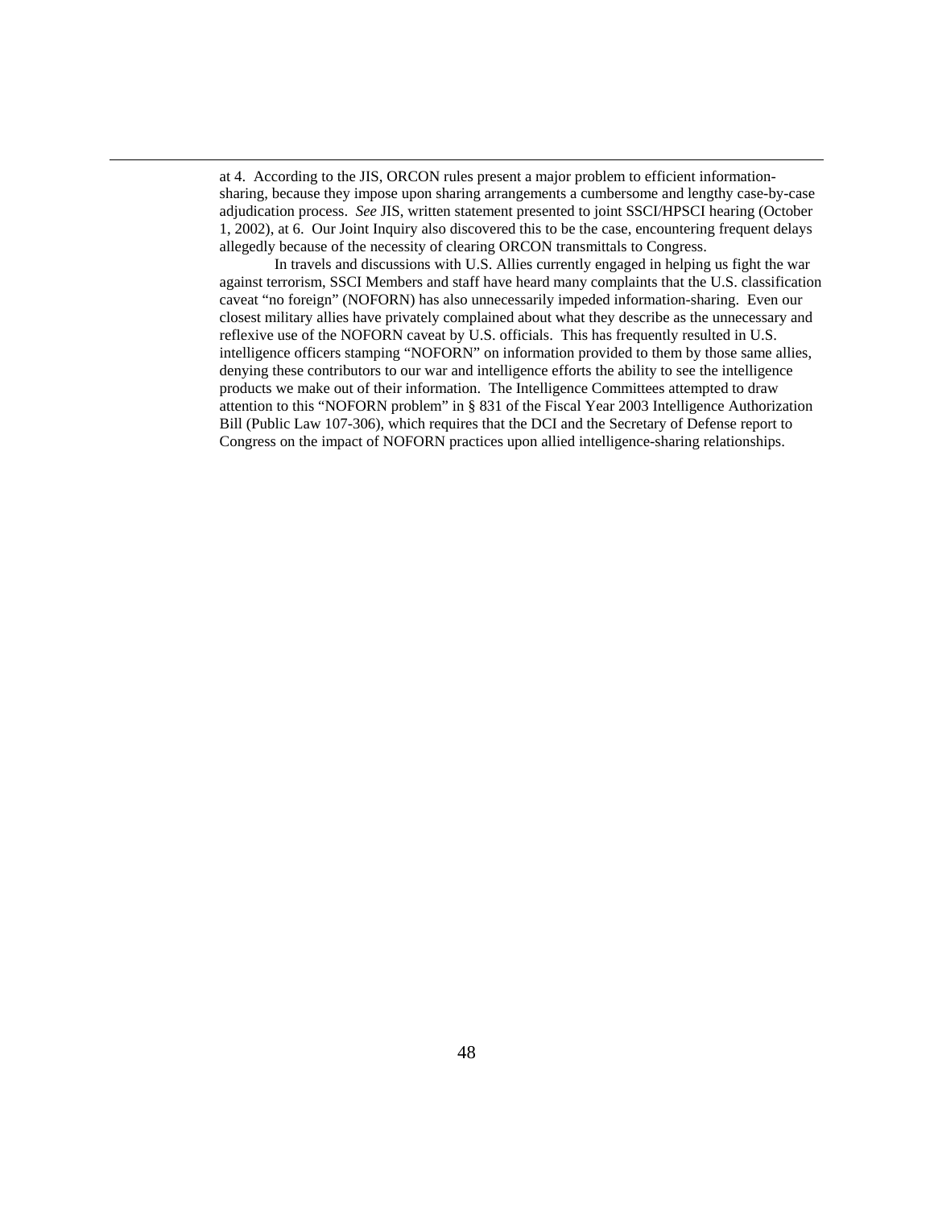at 4. According to the JIS, ORCON rules present a major problem to efficient information-sharing, because they impose upon sharing arrangements a cumbersome and lengthy case-by-case adjudication process. *See* JIS, written statement presented to joint SSCI/HPSCI hearing (October 1, 2002), at 6. Our Joint Inquiry also discovered this to be the case, encountering frequent delays allegedly because of the necessity of clearing ORCON transmittals to Congress.

In travels and discussions with U.S. Allies currently engaged in helping us fight the war against terrorism, SSCI Members and staff have heard many complaints that the U.S. classification caveat "no foreign" (NOFORN) has also unnecessarily impeded information-sharing. Even our closest military allies have privately complained about what they describe as the unnecessary and reflexive use of the NOFORN caveat by U.S. officials. This has frequently resulted in U.S. intelligence officers stamping "NOFORN" on information provided to them by those same allies, denying these contributors to our war and intelligence efforts the ability to see the intelligence products we make out of their information. The Intelligence Committees attempted to draw attention to this "NOFORN problem" in § 831 of the Fiscal Year 2003 Intelligence Authorization Bill (Public Law 107-306), which requires that the DCI and the Secretary of Defense report to Congress on the impact of NOFORN practices upon allied intelligence-sharing relationships.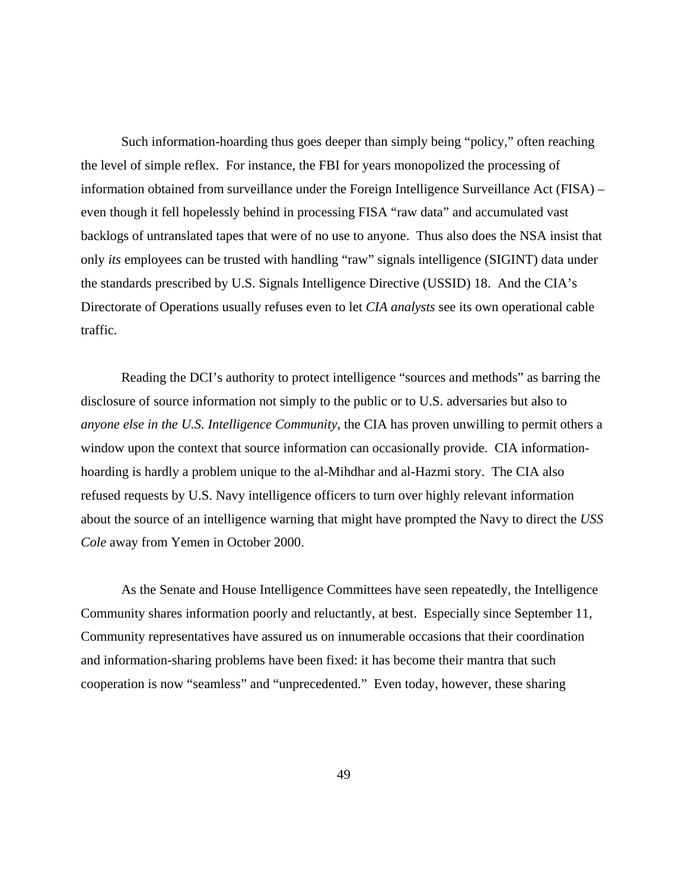Such information-hoarding thus goes deeper than simply being "policy," often reaching the level of simple reflex. For instance, the FBI for years monopolized the processing of information obtained from surveillance under the Foreign Intelligence Surveillance Act (FISA) – even though it fell hopelessly behind in processing FISA "raw data" and accumulated vast backlogs of untranslated tapes that were of no use to anyone. Thus also does the NSA insist that only *its* employees can be trusted with handling "raw" signals intelligence (SIGINT) data under the standards prescribed by U.S. Signals Intelligence Directive (USSID) 18. And the CIA's Directorate of Operations usually refuses even to let *CIA analysts* see its own operational cable traffic.

Reading the DCI's authority to protect intelligence "sources and methods" as barring the disclosure of source information not simply to the public or to U.S. adversaries but also to *anyone else in the U.S. Intelligence Community*, the CIA has proven unwilling to permit others a window upon the context that source information can occasionally provide. CIA information-hoarding is hardly a problem unique to the al-Mihdhar and al-Hazmi story. The CIA also refused requests by U.S. Navy intelligence officers to turn over highly relevant information about the source of an intelligence warning that might have prompted the Navy to direct the *USS Cole* away from Yemen in October 2000.

As the Senate and House Intelligence Committees have seen repeatedly, the Intelligence Community shares information poorly and reluctantly, at best. Especially since September 11, Community representatives have assured us on innumerable occasions that their coordination and information-sharing problems have been fixed: it has become their mantra that such cooperation is now "seamless" and "unprecedented." Even today, however, these sharing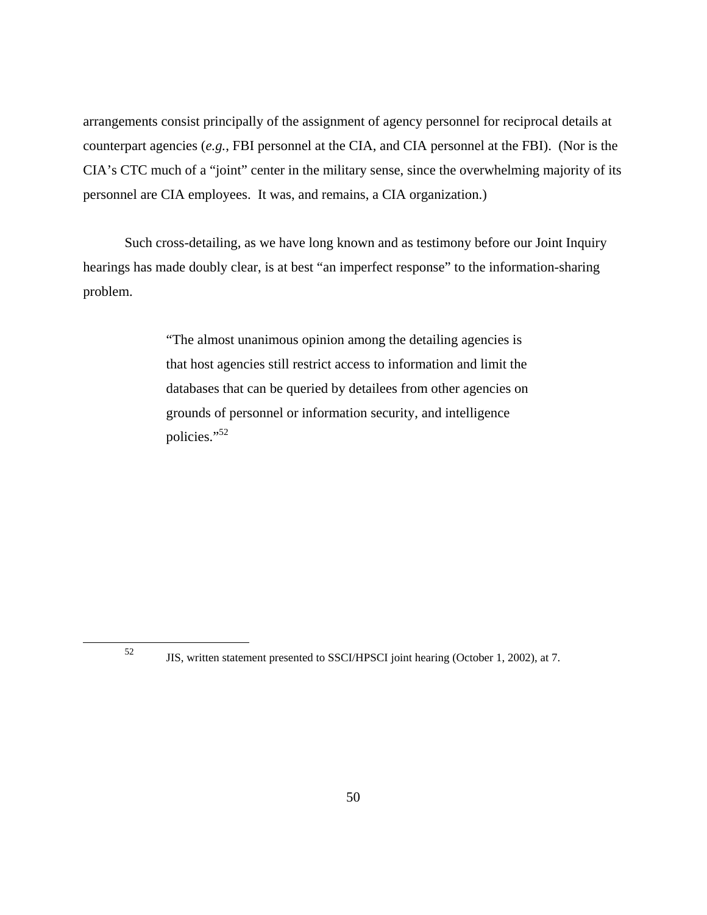arrangements consist principally of the assignment of agency personnel for reciprocal details at counterpart agencies (*e.g.*, FBI personnel at the CIA, and CIA personnel at the FBI). (Nor is the CIA's CTC much of a "joint" center in the military sense, since the overwhelming majority of its personnel are CIA employees. It was, and remains, a CIA organization.)

Such cross-detailing, as we have long known and as testimony before our Joint Inquiry hearings has made doubly clear, is at best "an imperfect response" to the information-sharing problem.

> "The almost unanimous opinion among the detailing agencies is that host agencies still restrict access to information and limit the databases that can be queried by detailees from other agencies on grounds of personnel or information security, and intelligence policies."[52]

[52] JIS, written statement presented to SSCI/HPSCI joint hearing (October 1, 2002), at 7.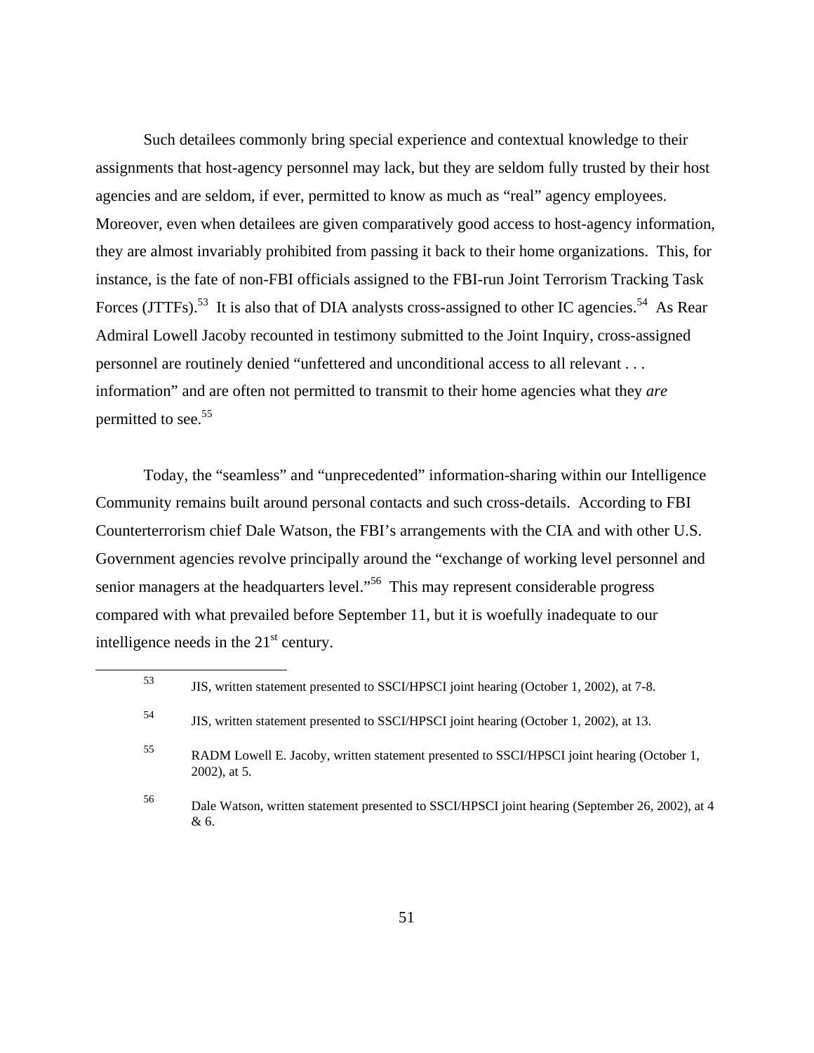Such detailees commonly bring special experience and contextual knowledge to their assignments that host-agency personnel may lack, but they are seldom fully trusted by their host agencies and are seldom, if ever, permitted to know as much as "real" agency employees. Moreover, even when detailees are given comparatively good access to host-agency information, they are almost invariably prohibited from passing it back to their home organizations. This, for instance, is the fate of non-FBI officials assigned to the FBI-run Joint Terrorism Tracking Task Forces (JTTFs).[53] It is also that of DIA analysts cross-assigned to other IC agencies.[54] As Rear Admiral Lowell Jacoby recounted in testimony submitted to the Joint Inquiry, cross-assigned personnel are routinely denied "unfettered and unconditional access to all relevant . . . information" and are often not permitted to transmit to their home agencies what they *are* permitted to see.[55]

Today, the "seamless" and "unprecedented" information-sharing within our Intelligence Community remains built around personal contacts and such cross-details. According to FBI Counterterrorism chief Dale Watson, the FBI's arrangements with the CIA and with other U.S. Government agencies revolve principally around the "exchange of working level personnel and senior managers at the headquarters level."[56] This may represent considerable progress compared with what prevailed before September 11, but it is woefully inadequate to our intelligence needs in the 21st century.

---

[53] JIS, written statement presented to SSCI/HPSCI joint hearing (October 1, 2002), at 7-8.

[54] JIS, written statement presented to SSCI/HPSCI joint hearing (October 1, 2002), at 13.

[55] RADM Lowell E. Jacoby, written statement presented to SSCI/HPSCI joint hearing (October 1, 2002), at 5.

[56] Dale Watson, written statement presented to SSCI/HPSCI joint hearing (September 26, 2002), at 4 & 6.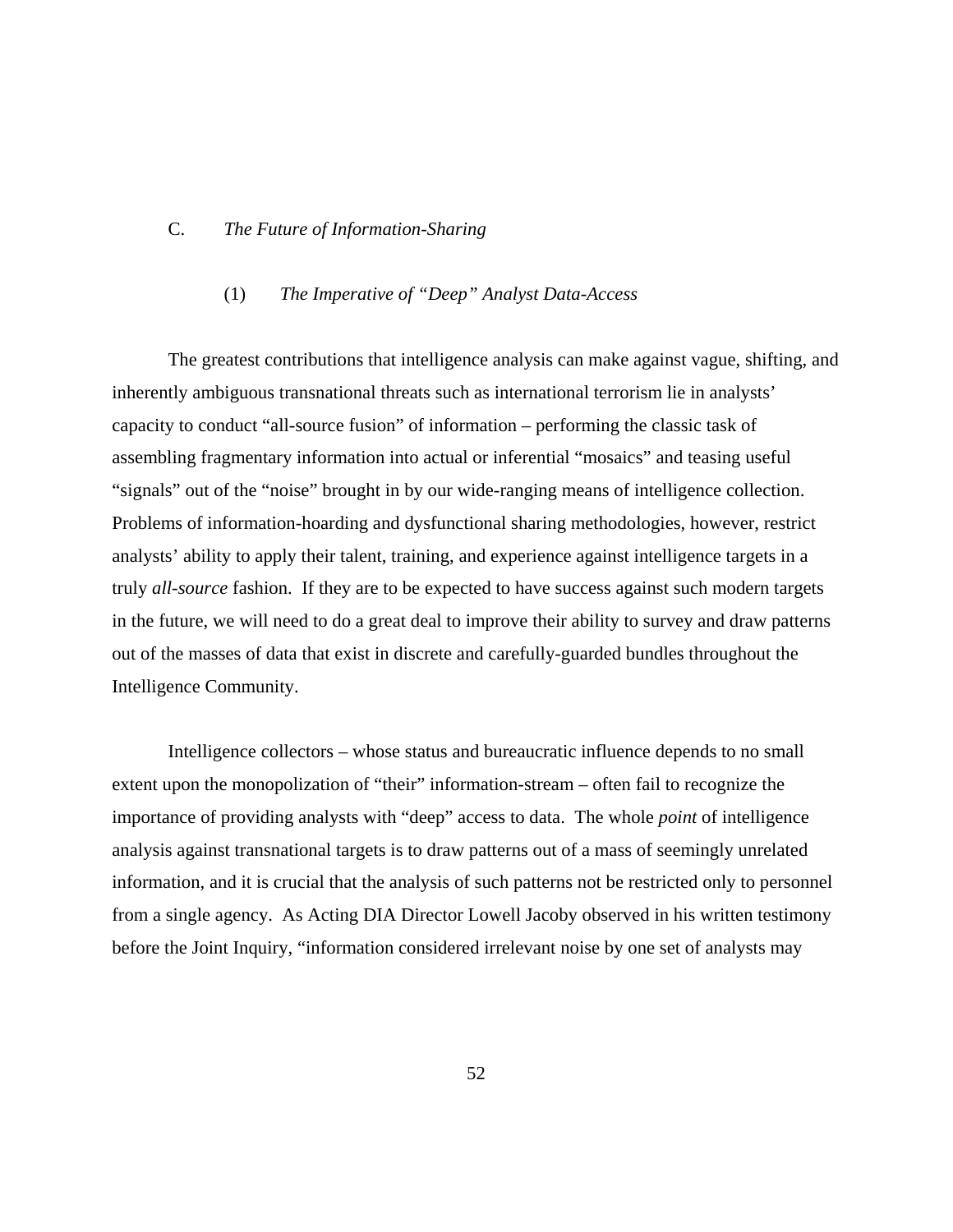### C. *The Future of Information-Sharing*

#### (1) *The Imperative of "Deep" Analyst Data-Access*

The greatest contributions that intelligence analysis can make against vague, shifting, and inherently ambiguous transnational threats such as international terrorism lie in analysts' capacity to conduct "all-source fusion" of information – performing the classic task of assembling fragmentary information into actual or inferential "mosaics" and teasing useful "signals" out of the "noise" brought in by our wide-ranging means of intelligence collection. Problems of information-hoarding and dysfunctional sharing methodologies, however, restrict analysts' ability to apply their talent, training, and experience against intelligence targets in a truly *all-source* fashion. If they are to be expected to have success against such modern targets in the future, we will need to do a great deal to improve their ability to survey and draw patterns out of the masses of data that exist in discrete and carefully-guarded bundles throughout the Intelligence Community.

Intelligence collectors – whose status and bureaucratic influence depends to no small extent upon the monopolization of "their" information-stream – often fail to recognize the importance of providing analysts with "deep" access to data. The whole *point* of intelligence analysis against transnational targets is to draw patterns out of a mass of seemingly unrelated information, and it is crucial that the analysis of such patterns not be restricted only to personnel from a single agency. As Acting DIA Director Lowell Jacoby observed in his written testimony before the Joint Inquiry, "information considered irrelevant noise by one set of analysts may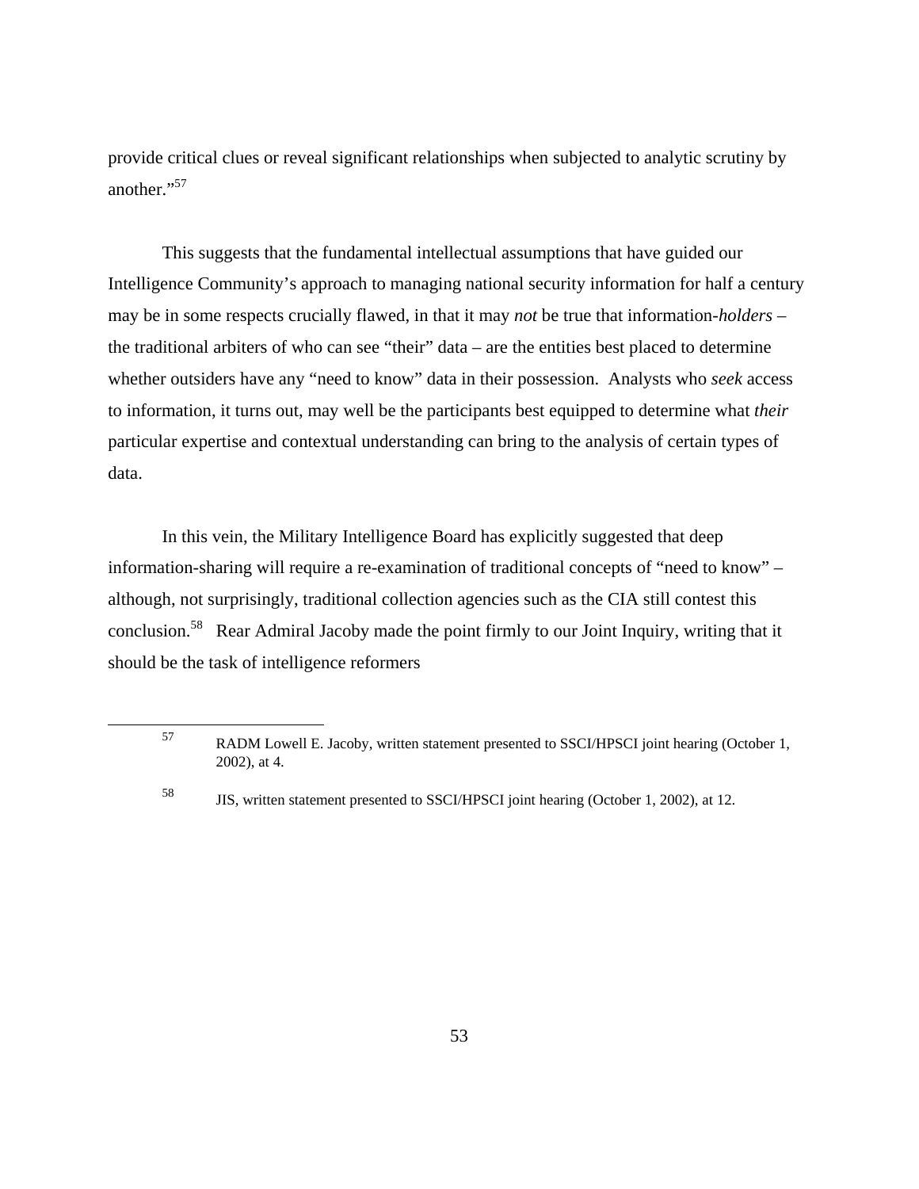provide critical clues or reveal significant relationships when subjected to analytic scrutiny by another."[57]

This suggests that the fundamental intellectual assumptions that have guided our Intelligence Community's approach to managing national security information for half a century may be in some respects crucially flawed, in that it may *not* be true that information-*holders* – the traditional arbiters of who can see "their" data – are the entities best placed to determine whether outsiders have any "need to know" data in their possession. Analysts who *seek* access to information, it turns out, may well be the participants best equipped to determine what *their* particular expertise and contextual understanding can bring to the analysis of certain types of data.

In this vein, the Military Intelligence Board has explicitly suggested that deep information-sharing will require a re-examination of traditional concepts of "need to know" – although, not surprisingly, traditional collection agencies such as the CIA still contest this conclusion.[58] Rear Admiral Jacoby made the point firmly to our Joint Inquiry, writing that it should be the task of intelligence reformers

---

[57] RADM Lowell E. Jacoby, written statement presented to SSCI/HPSCI joint hearing (October 1, 2002), at 4.

[58] JIS, written statement presented to SSCI/HPSCI joint hearing (October 1, 2002), at 12.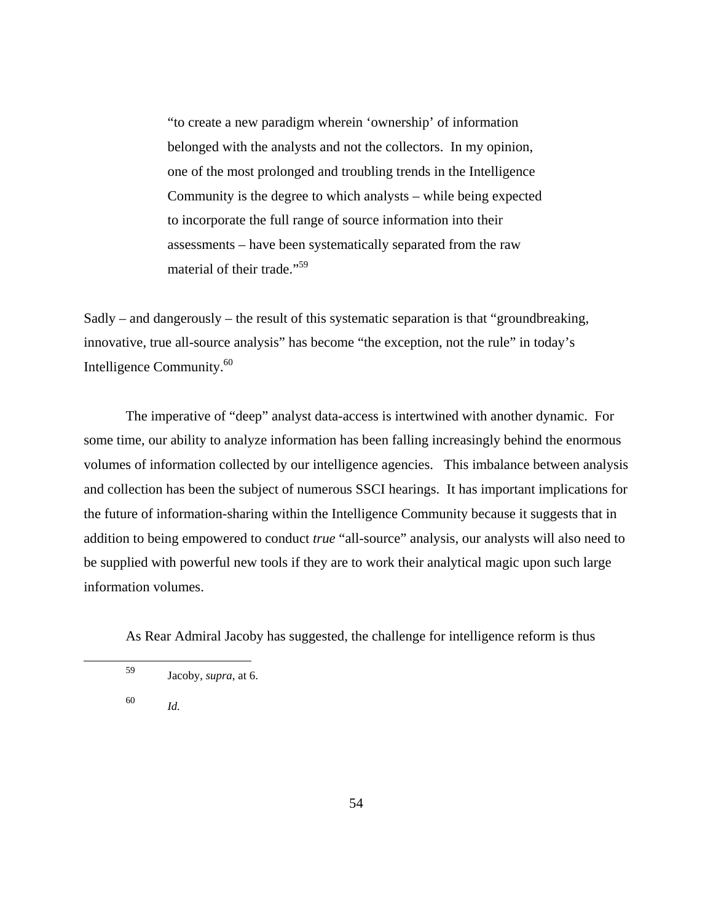> "to create a new paradigm wherein 'ownership' of information belonged with the analysts and not the collectors. In my opinion, one of the most prolonged and troubling trends in the Intelligence Community is the degree to which analysts – while being expected to incorporate the full range of source information into their assessments – have been systematically separated from the raw material of their trade."[59]

Sadly – and dangerously – the result of this systematic separation is that "groundbreaking, innovative, true all-source analysis" has become "the exception, not the rule" in today's Intelligence Community.[60]

The imperative of "deep" analyst data-access is intertwined with another dynamic. For some time, our ability to analyze information has been falling increasingly behind the enormous volumes of information collected by our intelligence agencies. This imbalance between analysis and collection has been the subject of numerous SSCI hearings. It has important implications for the future of information-sharing within the Intelligence Community because it suggests that in addition to being empowered to conduct *true* "all-source" analysis, our analysts will also need to be supplied with powerful new tools if they are to work their analytical magic upon such large information volumes.

As Rear Admiral Jacoby has suggested, the challenge for intelligence reform is thus

---

[59] Jacoby, *supra*, at 6.

[60] *Id.*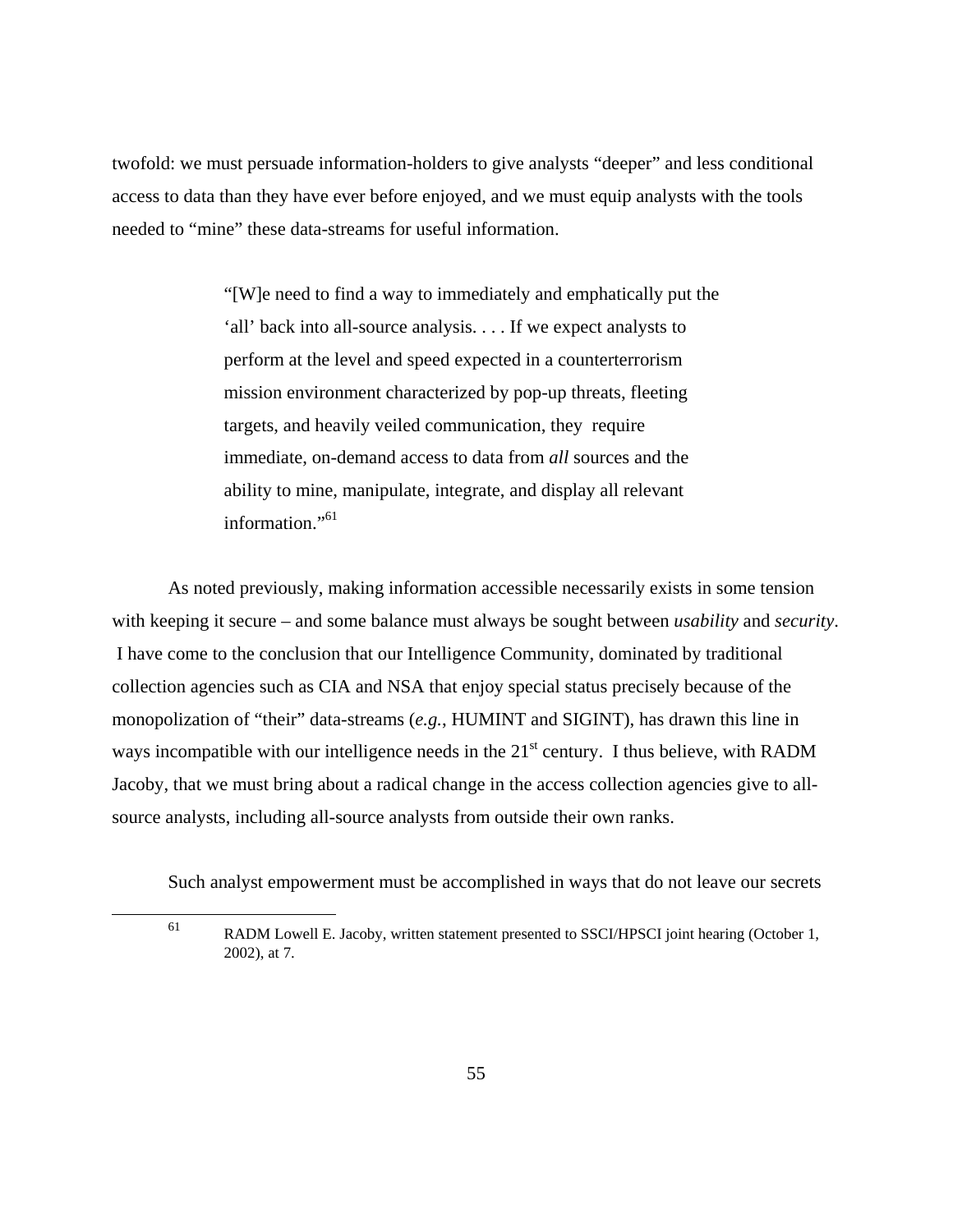twofold: we must persuade information-holders to give analysts "deeper" and less conditional access to data than they have ever before enjoyed, and we must equip analysts with the tools needed to "mine" these data-streams for useful information.

> "[W]e need to find a way to immediately and emphatically put the 'all' back into all-source analysis. . . . If we expect analysts to perform at the level and speed expected in a counterterrorism mission environment characterized by pop-up threats, fleeting targets, and heavily veiled communication, they require immediate, on-demand access to data from *all* sources and the ability to mine, manipulate, integrate, and display all relevant information."[61]

As noted previously, making information accessible necessarily exists in some tension with keeping it secure – and some balance must always be sought between *usability* and *security*. I have come to the conclusion that our Intelligence Community, dominated by traditional collection agencies such as CIA and NSA that enjoy special status precisely because of the monopolization of "their" data-streams (*e.g.*, HUMINT and SIGINT), has drawn this line in ways incompatible with our intelligence needs in the 21st century. I thus believe, with RADM Jacoby, that we must bring about a radical change in the access collection agencies give to all-source analysts, including all-source analysts from outside their own ranks.

Such analyst empowerment must be accomplished in ways that do not leave our secrets

[61] RADM Lowell E. Jacoby, written statement presented to SSCI/HPSCI joint hearing (October 1, 2002), at 7.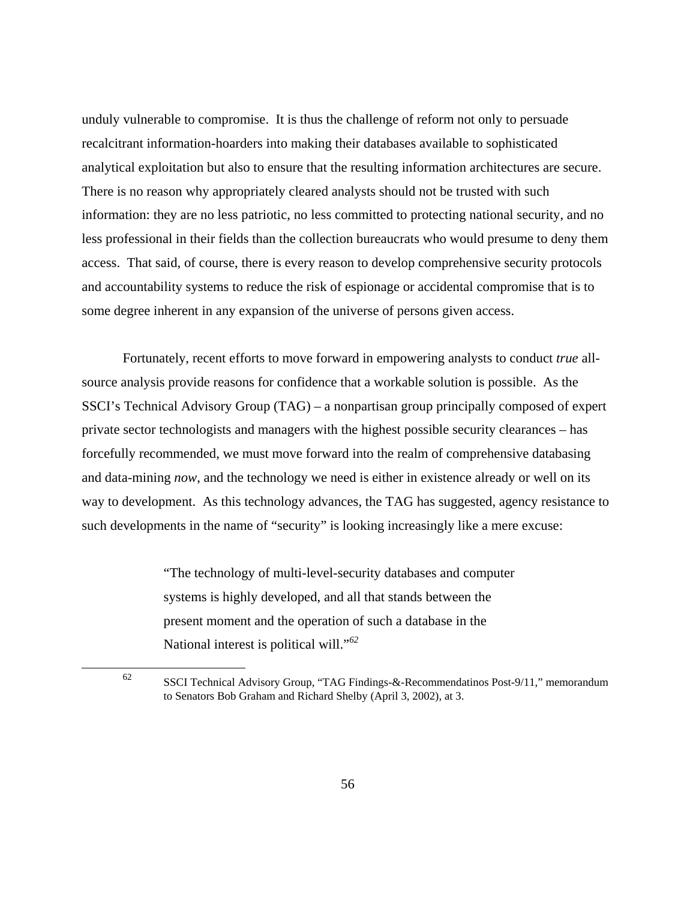unduly vulnerable to compromise. It is thus the challenge of reform not only to persuade recalcitrant information-hoarders into making their databases available to sophisticated analytical exploitation but also to ensure that the resulting information architectures are secure. There is no reason why appropriately cleared analysts should not be trusted with such information: they are no less patriotic, no less committed to protecting national security, and no less professional in their fields than the collection bureaucrats who would presume to deny them access. That said, of course, there is every reason to develop comprehensive security protocols and accountability systems to reduce the risk of espionage or accidental compromise that is to some degree inherent in any expansion of the universe of persons given access.

Fortunately, recent efforts to move forward in empowering analysts to conduct *true* all-source analysis provide reasons for confidence that a workable solution is possible. As the SSCI's Technical Advisory Group (TAG) – a nonpartisan group principally composed of expert private sector technologists and managers with the highest possible security clearances – has forcefully recommended, we must move forward into the realm of comprehensive databasing and data-mining *now*, and the technology we need is either in existence already or well on its way to development. As this technology advances, the TAG has suggested, agency resistance to such developments in the name of "security" is looking increasingly like a mere excuse:

> "The technology of multi-level-security databases and computer systems is highly developed, and all that stands between the present moment and the operation of such a database in the National interest is political will."[62]

---

[62] SSCI Technical Advisory Group, "TAG Findings-&-Recommendatinos Post-9/11," memorandum to Senators Bob Graham and Richard Shelby (April 3, 2002), at 3.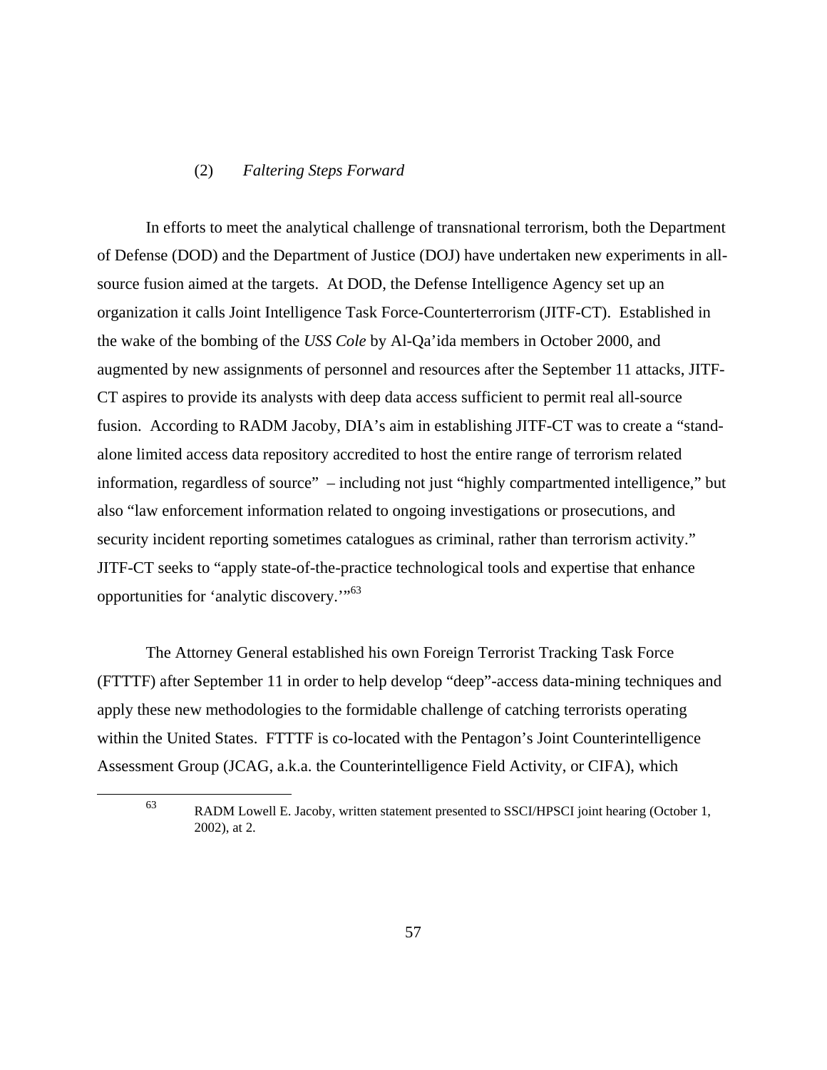### (2) *Faltering Steps Forward*

In efforts to meet the analytical challenge of transnational terrorism, both the Department of Defense (DOD) and the Department of Justice (DOJ) have undertaken new experiments in all-source fusion aimed at the targets. At DOD, the Defense Intelligence Agency set up an organization it calls Joint Intelligence Task Force-Counterterrorism (JITF-CT). Established in the wake of the bombing of the *USS Cole* by Al-Qa'ida members in October 2000, and augmented by new assignments of personnel and resources after the September 11 attacks, JITF-CT aspires to provide its analysts with deep data access sufficient to permit real all-source fusion. According to RADM Jacoby, DIA's aim in establishing JITF-CT was to create a "stand-alone limited access data repository accredited to host the entire range of terrorism related information, regardless of source" – including not just "highly compartmented intelligence," but also "law enforcement information related to ongoing investigations or prosecutions, and security incident reporting sometimes catalogues as criminal, rather than terrorism activity." JITF-CT seeks to "apply state-of-the-practice technological tools and expertise that enhance opportunities for 'analytic discovery.'"[63]

The Attorney General established his own Foreign Terrorist Tracking Task Force (FTTTF) after September 11 in order to help develop "deep"-access data-mining techniques and apply these new methodologies to the formidable challenge of catching terrorists operating within the United States. FTTTF is co-located with the Pentagon's Joint Counterintelligence Assessment Group (JCAG, a.k.a. the Counterintelligence Field Activity, or CIFA), which

[63] RADM Lowell E. Jacoby, written statement presented to SSCI/HPSCI joint hearing (October 1, 2002), at 2.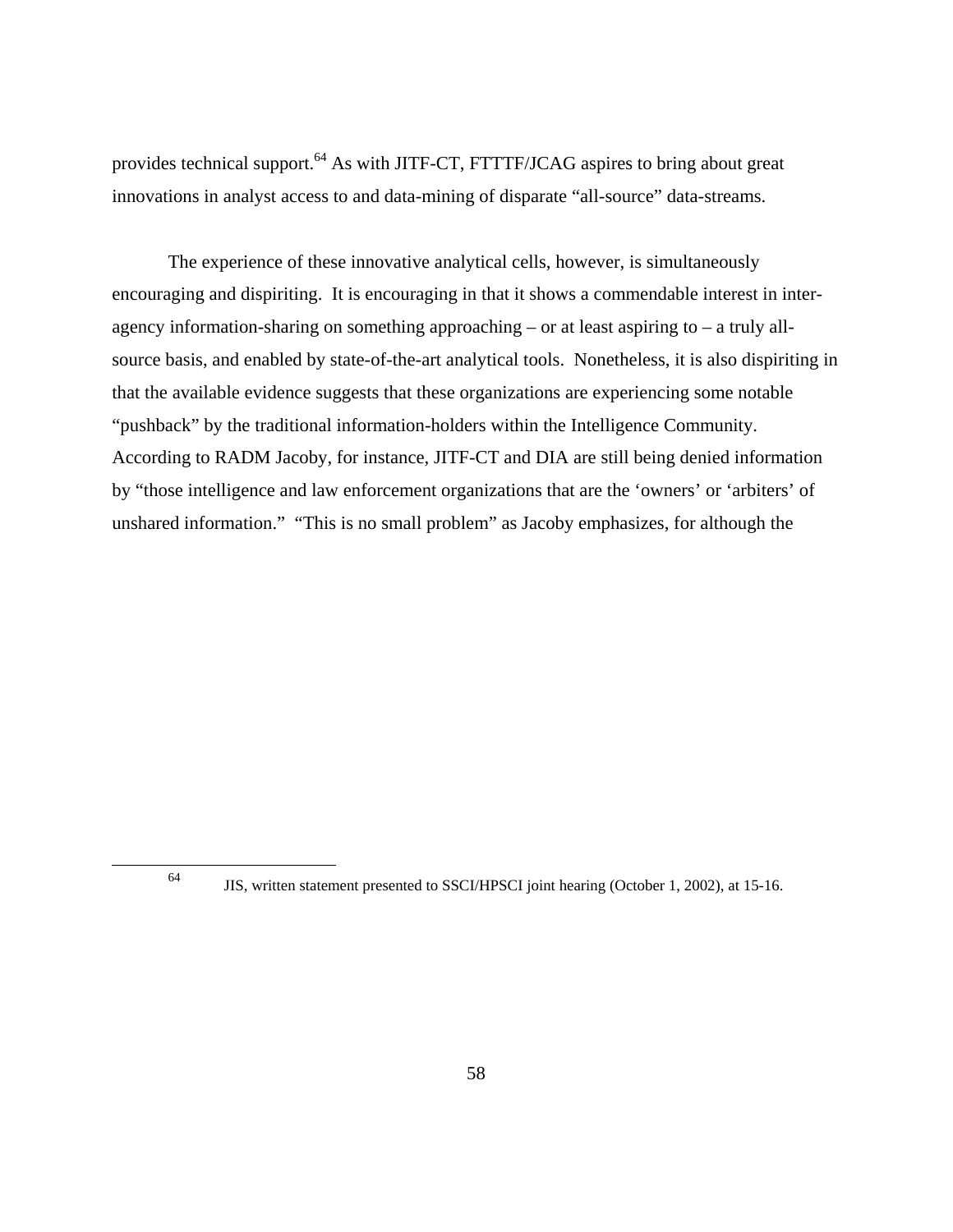provides technical support.[64] As with JITF-CT, FTTTF/JCAG aspires to bring about great innovations in analyst access to and data-mining of disparate "all-source" data-streams.

The experience of these innovative analytical cells, however, is simultaneously encouraging and dispiriting. It is encouraging in that it shows a commendable interest in inter-agency information-sharing on something approaching – or at least aspiring to – a truly all-source basis, and enabled by state-of-the-art analytical tools. Nonetheless, it is also dispiriting in that the available evidence suggests that these organizations are experiencing some notable "pushback" by the traditional information-holders within the Intelligence Community. According to RADM Jacoby, for instance, JITF-CT and DIA are still being denied information by "those intelligence and law enforcement organizations that are the 'owners' or 'arbiters' of unshared information." "This is no small problem" as Jacoby emphasizes, for although the

---

[64] JIS, written statement presented to SSCI/HPSCI joint hearing (October 1, 2002), at 15-16.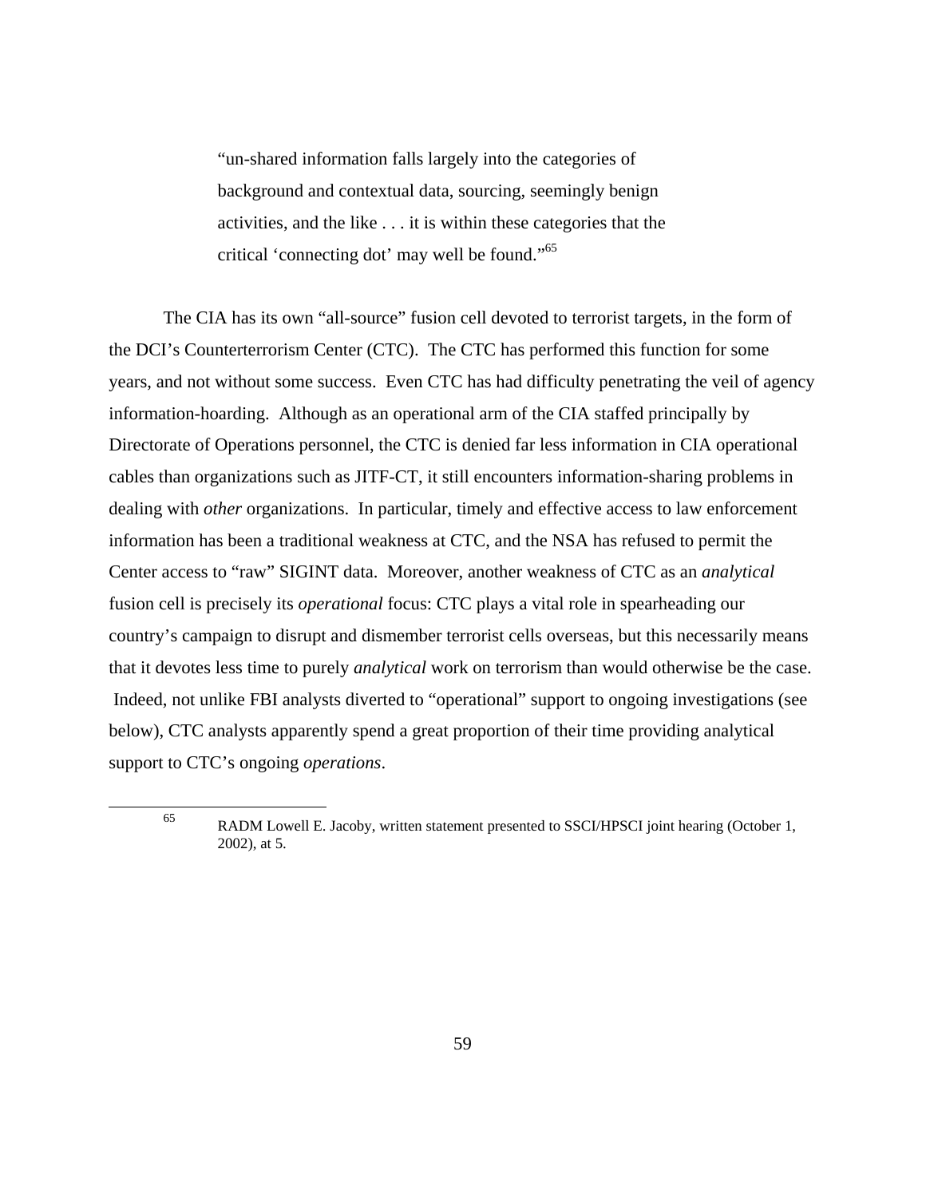> "un-shared information falls largely into the categories of background and contextual data, sourcing, seemingly benign activities, and the like . . . it is within these categories that the critical 'connecting dot' may well be found."[65]

The CIA has its own "all-source" fusion cell devoted to terrorist targets, in the form of the DCI's Counterterrorism Center (CTC). The CTC has performed this function for some years, and not without some success. Even CTC has had difficulty penetrating the veil of agency information-hoarding. Although as an operational arm of the CIA staffed principally by Directorate of Operations personnel, the CTC is denied far less information in CIA operational cables than organizations such as JITF-CT, it still encounters information-sharing problems in dealing with *other* organizations. In particular, timely and effective access to law enforcement information has been a traditional weakness at CTC, and the NSA has refused to permit the Center access to "raw" SIGINT data. Moreover, another weakness of CTC as an *analytical* fusion cell is precisely its *operational* focus: CTC plays a vital role in spearheading our country's campaign to disrupt and dismember terrorist cells overseas, but this necessarily means that it devotes less time to purely *analytical* work on terrorism than would otherwise be the case. Indeed, not unlike FBI analysts diverted to "operational" support to ongoing investigations (see below), CTC analysts apparently spend a great proportion of their time providing analytical support to CTC's ongoing *operations*.

---

[65] RADM Lowell E. Jacoby, written statement presented to SSCI/HPSCI joint hearing (October 1, 2002), at 5.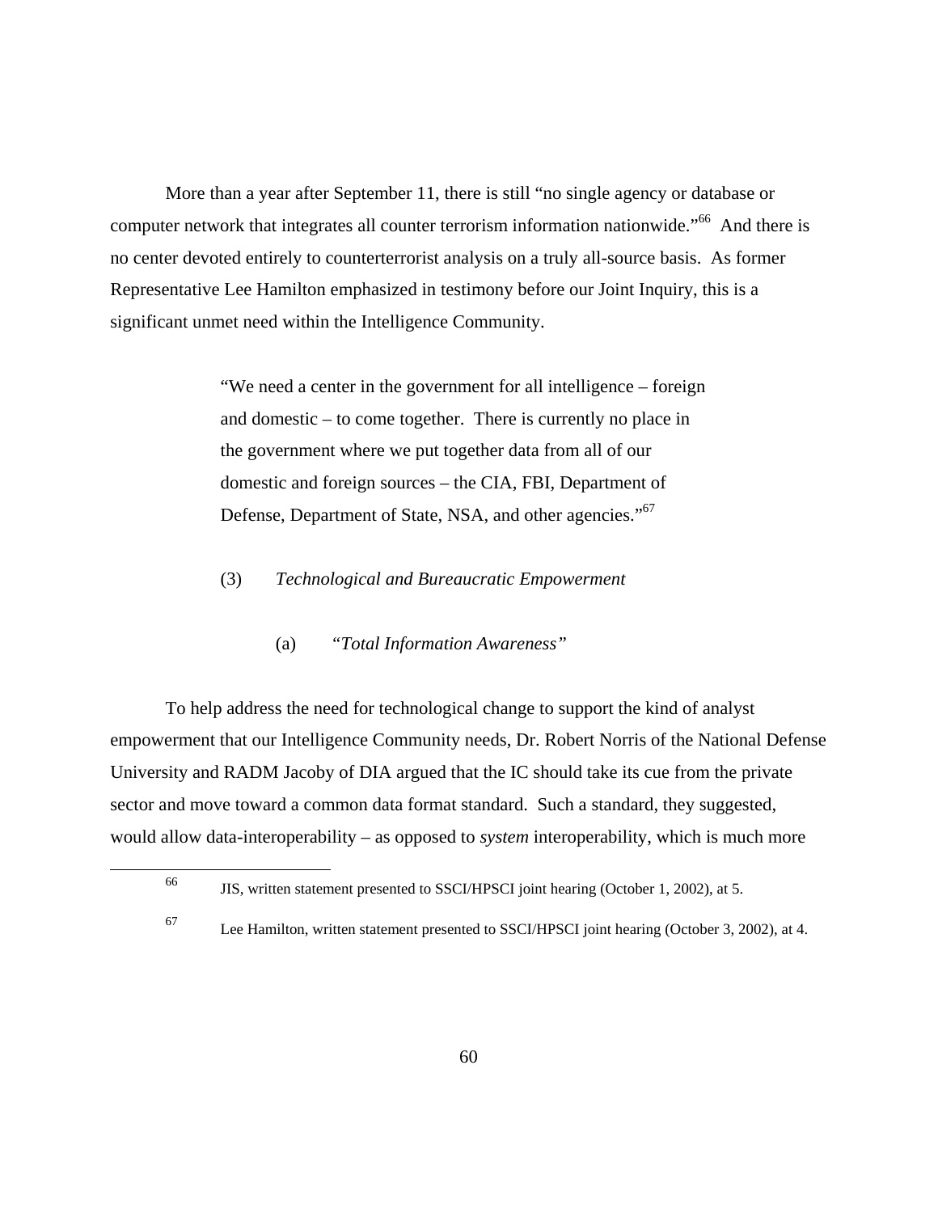More than a year after September 11, there is still "no single agency or database or computer network that integrates all counter terrorism information nationwide."[66] And there is no center devoted entirely to counterterrorist analysis on a truly all-source basis. As former Representative Lee Hamilton emphasized in testimony before our Joint Inquiry, this is a significant unmet need within the Intelligence Community.

> "We need a center in the government for all intelligence – foreign and domestic – to come together. There is currently no place in the government where we put together data from all of our domestic and foreign sources – the CIA, FBI, Department of Defense, Department of State, NSA, and other agencies."[67]

(3) *Technological and Bureaucratic Empowerment*

(a) *"Total Information Awareness"*

To help address the need for technological change to support the kind of analyst empowerment that our Intelligence Community needs, Dr. Robert Norris of the National Defense University and RADM Jacoby of DIA argued that the IC should take its cue from the private sector and move toward a common data format standard. Such a standard, they suggested, would allow data-interoperability – as opposed to *system* interoperability, which is much more

---

[66] JIS, written statement presented to SSCI/HPSCI joint hearing (October 1, 2002), at 5.

[67] Lee Hamilton, written statement presented to SSCI/HPSCI joint hearing (October 3, 2002), at 4.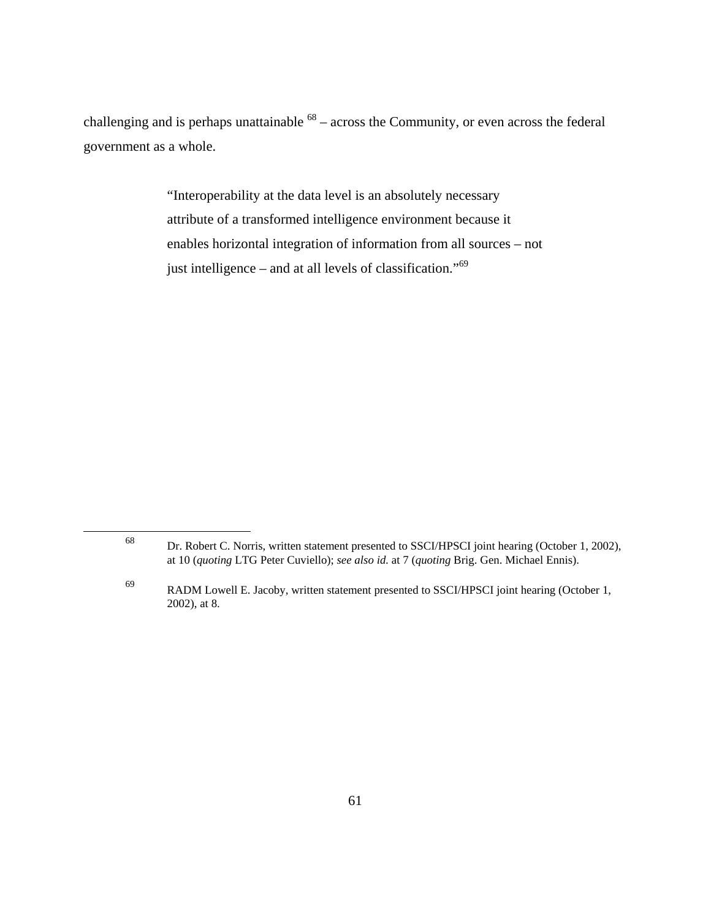challenging and is perhaps unattainable [68] – across the Community, or even across the federal government as a whole.

> "Interoperability at the data level is an absolutely necessary attribute of a transformed intelligence environment because it enables horizontal integration of information from all sources – not just intelligence – and at all levels of classification."[69]

---

[68] Dr. Robert C. Norris, written statement presented to SSCI/HPSCI joint hearing (October 1, 2002), at 10 (*quoting* LTG Peter Cuviello); *see also id.* at 7 (*quoting* Brig. Gen. Michael Ennis).

[69] RADM Lowell E. Jacoby, written statement presented to SSCI/HPSCI joint hearing (October 1, 2002), at 8.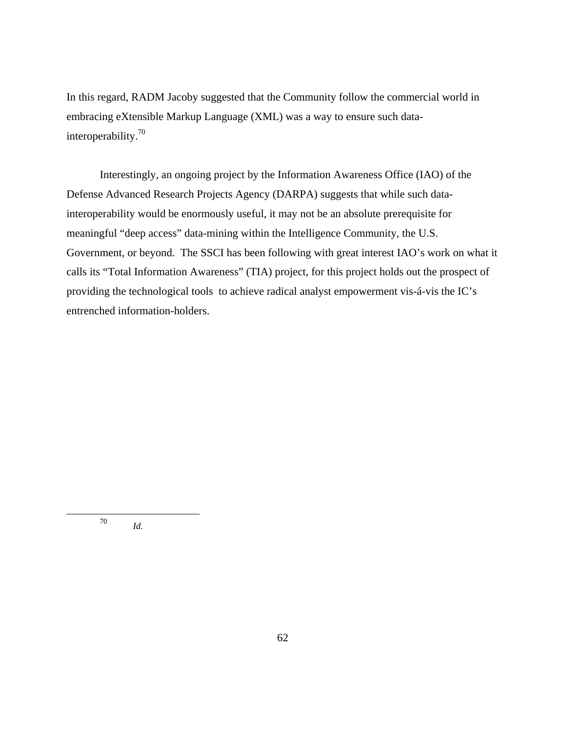In this regard, RADM Jacoby suggested that the Community follow the commercial world in embracing eXtensible Markup Language (XML) was a way to ensure such data-interoperability.[70]

Interestingly, an ongoing project by the Information Awareness Office (IAO) of the Defense Advanced Research Projects Agency (DARPA) suggests that while such data-interoperability would be enormously useful, it may not be an absolute prerequisite for meaningful "deep access" data-mining within the Intelligence Community, the U.S. Government, or beyond. The SSCI has been following with great interest IAO's work on what it calls its "Total Information Awareness" (TIA) project, for this project holds out the prospect of providing the technological tools to achieve radical analyst empowerment vis-á-vis the IC's entrenched information-holders.

---

[70] *Id.*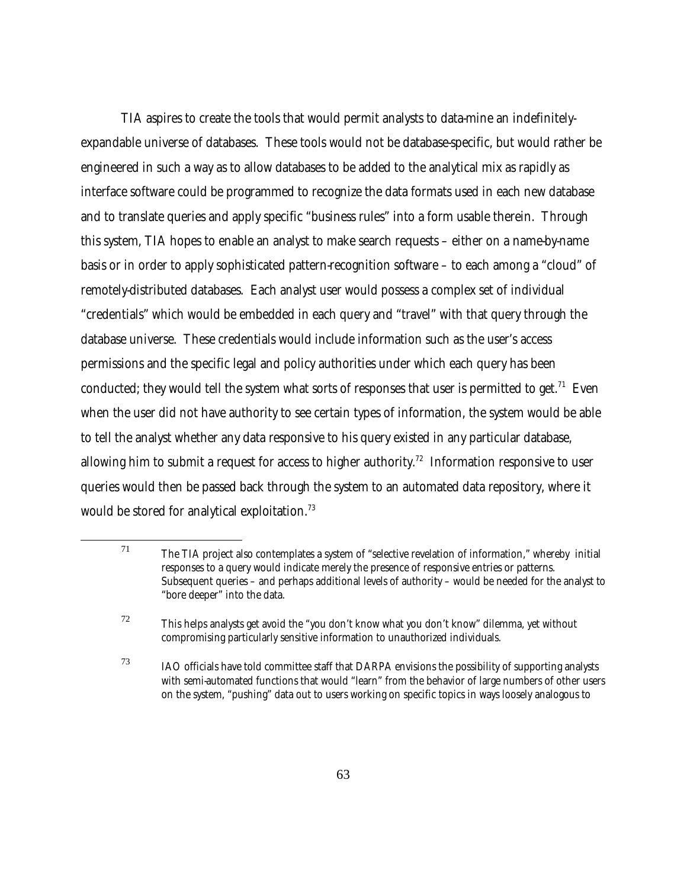TIA aspires to create the tools that would permit analysts to data-mine an indefinitely-expandable universe of databases. These tools would not be database-specific, but would rather be engineered in such a way as to allow databases to be added to the analytical mix as rapidly as interface software could be programmed to recognize the data formats used in each new database and to translate queries and apply specific "business rules" into a form usable therein. Through this system, TIA hopes to enable an analyst to make search requests – either on a name-by-name basis or in order to apply sophisticated pattern-recognition software – to each among a "cloud" of remotely-distributed databases. Each analyst user would possess a complex set of individual "credentials" which would be embedded in each query and "travel" with that query through the database universe. These credentials would include information such as the user's access permissions and the specific legal and policy authorities under which each query has been conducted; they would tell the system what sorts of responses that user is permitted to get.[71] Even when the user did not have authority to see certain types of information, the system would be able to tell the analyst whether any data responsive to his query existed in any particular database, allowing him to submit a request for access to higher authority.[72] Information responsive to user queries would then be passed back through the system to an automated data repository, where it would be stored for analytical exploitation.[73]

---

[71] The TIA project also contemplates a system of "selective revelation of information," whereby initial responses to a query would indicate merely the presence of responsive entries or patterns. Subsequent queries – and perhaps additional levels of authority – would be needed for the analyst to "bore deeper" into the data.

[72] This helps analysts get avoid the "you don't know what you don't know" dilemma, yet without compromising particularly sensitive information to unauthorized individuals.

[73] IAO officials have told committee staff that DARPA envisions the possibility of supporting analysts with semi-automated functions that would "learn" from the behavior of large numbers of other users on the system, "pushing" data out to users working on specific topics in ways loosely analogous to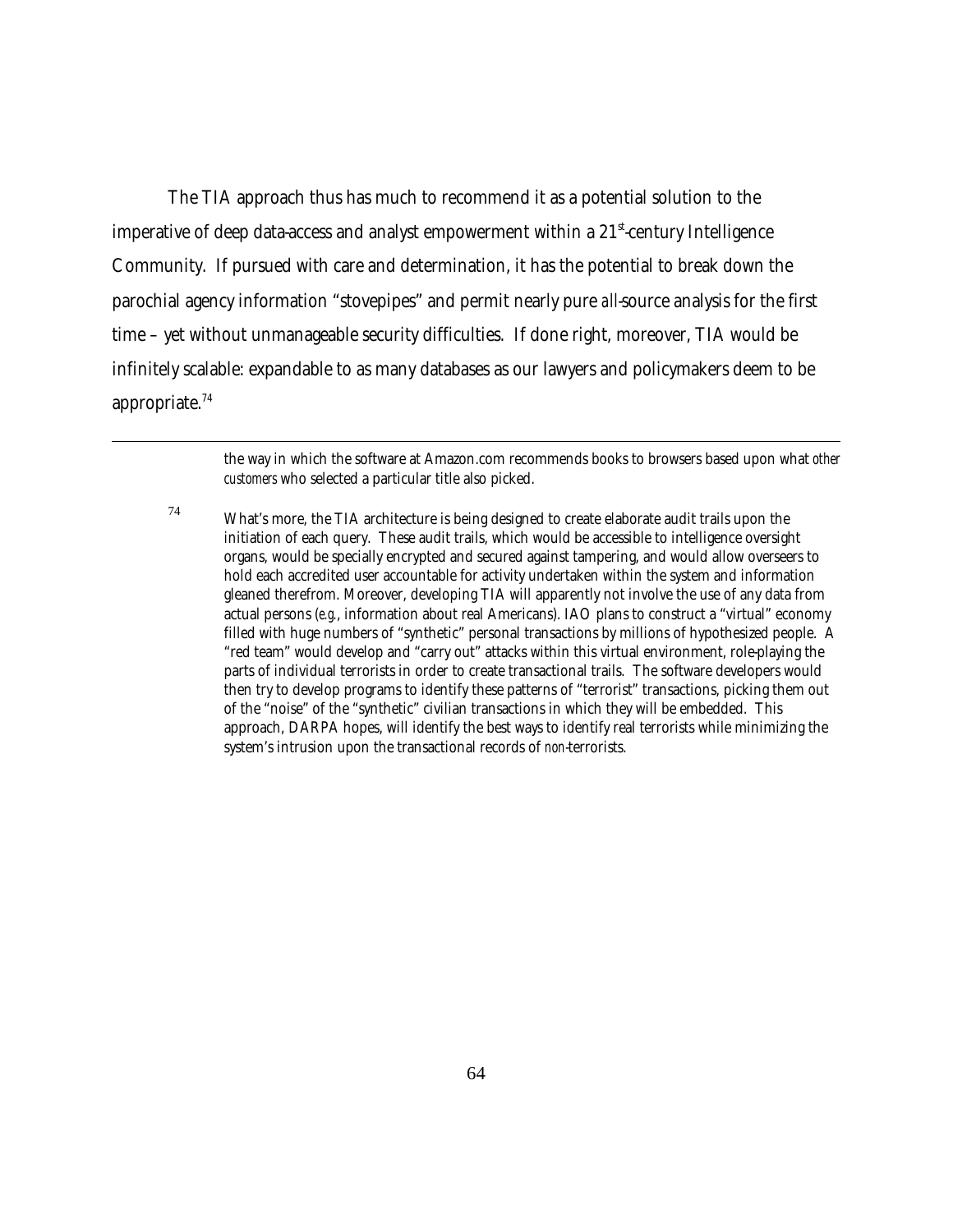The TIA approach thus has much to recommend it as a potential solution to the imperative of deep data-access and analyst empowerment within a 21st-century Intelligence Community. If pursued with care and determination, it has the potential to break down the parochial agency information "stovepipes" and permit nearly pure *all*-source analysis for the first time – yet without unmanageable security difficulties. If done right, moreover, TIA would be infinitely scalable: expandable to as many databases as our lawyers and policymakers deem to be appropriate.[74]

---

the way in which the software at Amazon.com recommends books to browsers based upon what *other customers* who selected a particular title also picked.

[74] What's more, the TIA architecture is being designed to create elaborate audit trails upon the initiation of each query. These audit trails, which would be accessible to intelligence oversight organs, would be specially encrypted and secured against tampering, and would allow overseers to hold each accredited user accountable for activity undertaken within the system and information gleaned therefrom. Moreover, developing TIA will apparently not involve the use of any data from actual persons (*e.g.*, information about real Americans). IAO plans to construct a "virtual" economy filled with huge numbers of "synthetic" personal transactions by millions of hypothesized people. A "red team" would develop and "carry out" attacks within this virtual environment, role-playing the parts of individual terrorists in order to create transactional trails. The software developers would then try to develop programs to identify these patterns of "terrorist" transactions, picking them out of the "noise" of the "synthetic" civilian transactions in which they will be embedded. This approach, DARPA hopes, will identify the best ways to identify real terrorists while minimizing the system's intrusion upon the transactional records of *non*-terrorists.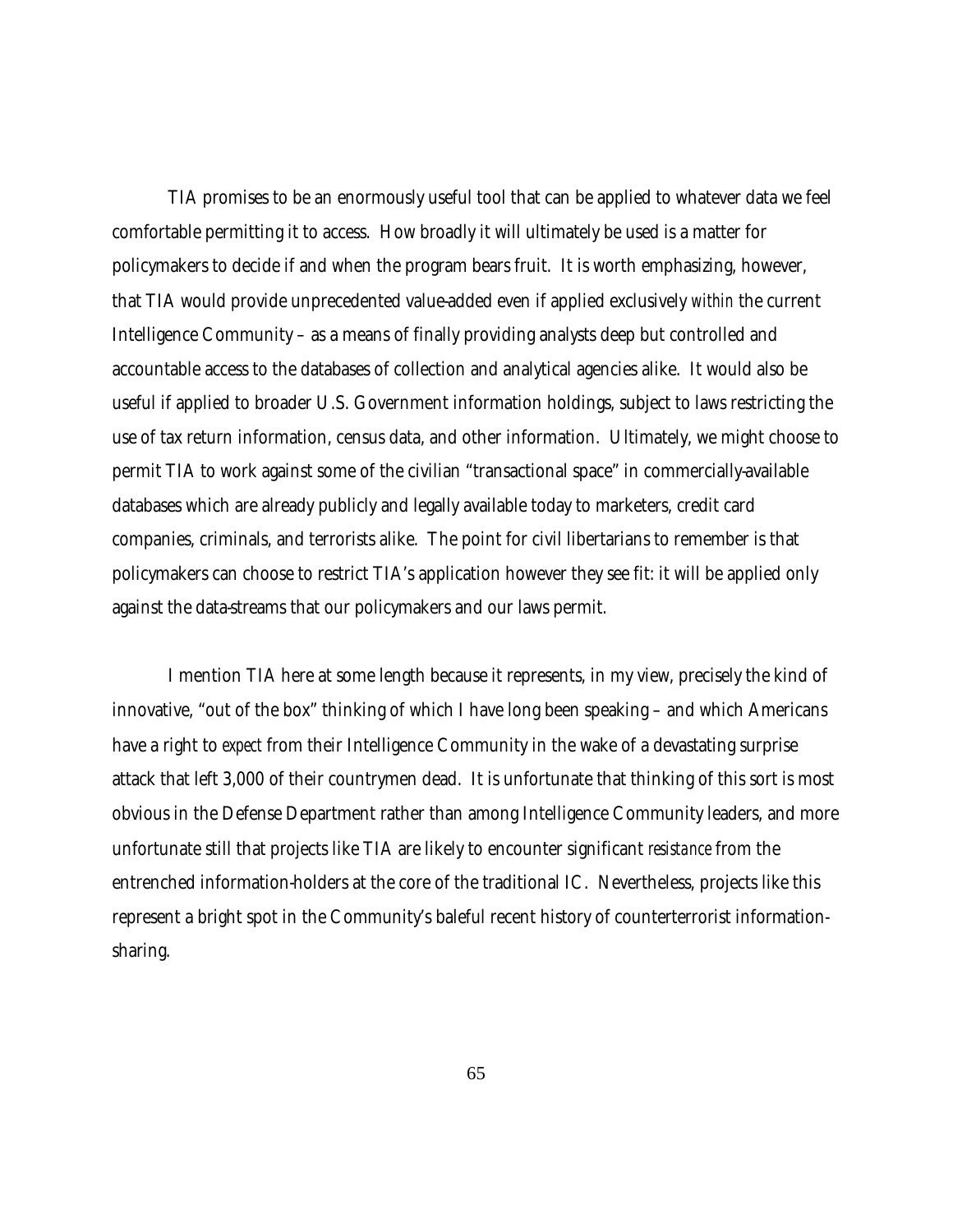TIA promises to be an enormously useful tool that can be applied to whatever data we feel comfortable permitting it to access. How broadly it will ultimately be used is a matter for policymakers to decide if and when the program bears fruit. It is worth emphasizing, however, that TIA would provide unprecedented value-added even if applied exclusively *within* the current Intelligence Community – as a means of finally providing analysts deep but controlled and accountable access to the databases of collection and analytical agencies alike. It would also be useful if applied to broader U.S. Government information holdings, subject to laws restricting the use of tax return information, census data, and other information. Ultimately, we might choose to permit TIA to work against some of the civilian "transactional space" in commercially-available databases which are already publicly and legally available today to marketers, credit card companies, criminals, and terrorists alike. The point for civil libertarians to remember is that policymakers can choose to restrict TIA's application however they see fit: it will be applied only against the data-streams that our policymakers and our laws permit.

I mention TIA here at some length because it represents, in my view, precisely the kind of innovative, "out of the box" thinking of which I have long been speaking – and which Americans have a right to *expect* from their Intelligence Community in the wake of a devastating surprise attack that left 3,000 of their countrymen dead. It is unfortunate that thinking of this sort is most obvious in the Defense Department rather than among Intelligence Community leaders, and more unfortunate still that projects like TIA are likely to encounter significant *resistance* from the entrenched information-holders at the core of the traditional IC. Nevertheless, projects like this represent a bright spot in the Community's baleful recent history of counterterrorist information-sharing.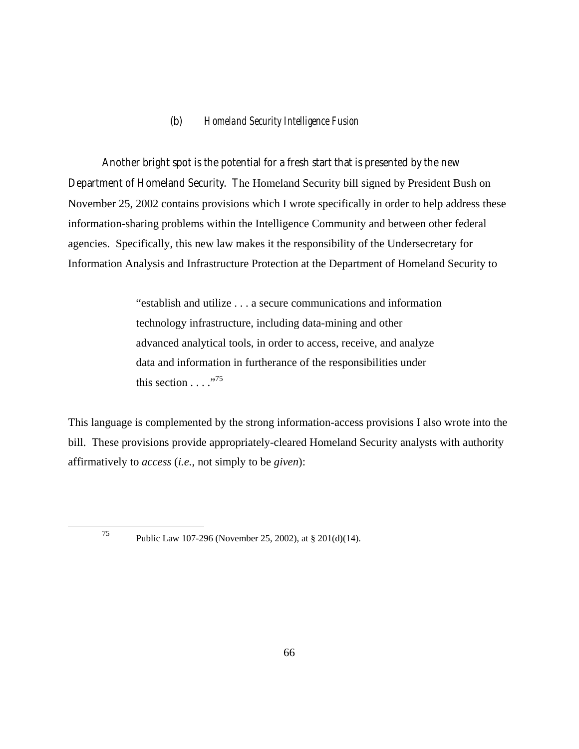### (b) *Homeland Security Intelligence Fusion*

Another bright spot is the potential for a fresh start that is presented by the new Department of Homeland Security. The Homeland Security bill signed by President Bush on November 25, 2002 contains provisions which I wrote specifically in order to help address these information-sharing problems within the Intelligence Community and between other federal agencies. Specifically, this new law makes it the responsibility of the Undersecretary for Information Analysis and Infrastructure Protection at the Department of Homeland Security to

> "establish and utilize . . . a secure communications and information technology infrastructure, including data-mining and other advanced analytical tools, in order to access, receive, and analyze data and information in furtherance of the responsibilities under this section . . . ."[75]

This language is complemented by the strong information-access provisions I also wrote into the bill. These provisions provide appropriately-cleared Homeland Security analysts with authority affirmatively to *access* (*i.e.*, not simply to be *given*):

---

[75] Public Law 107-296 (November 25, 2002), at § 201(d)(14).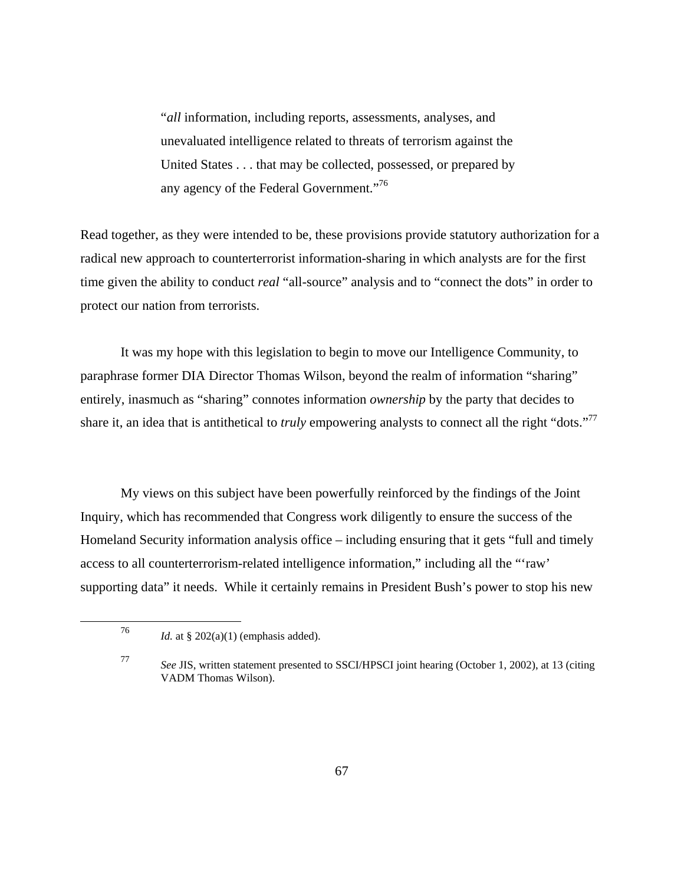> "*all* information, including reports, assessments, analyses, and unevaluated intelligence related to threats of terrorism against the United States . . . that may be collected, possessed, or prepared by any agency of the Federal Government."[76]

Read together, as they were intended to be, these provisions provide statutory authorization for a radical new approach to counterterrorist information-sharing in which analysts are for the first time given the ability to conduct *real* "all-source" analysis and to "connect the dots" in order to protect our nation from terrorists.

It was my hope with this legislation to begin to move our Intelligence Community, to paraphrase former DIA Director Thomas Wilson, beyond the realm of information "sharing" entirely, inasmuch as "sharing" connotes information *ownership* by the party that decides to share it, an idea that is antithetical to *truly* empowering analysts to connect all the right "dots."[77]

My views on this subject have been powerfully reinforced by the findings of the Joint Inquiry, which has recommended that Congress work diligently to ensure the success of the Homeland Security information analysis office – including ensuring that it gets "full and timely access to all counterterrorism-related intelligence information," including all the "'raw' supporting data" it needs. While it certainly remains in President Bush's power to stop his new

---

[76] *Id.* at § 202(a)(1) (emphasis added).

[77] *See* JIS, written statement presented to SSCI/HPSCI joint hearing (October 1, 2002), at 13 (citing VADM Thomas Wilson).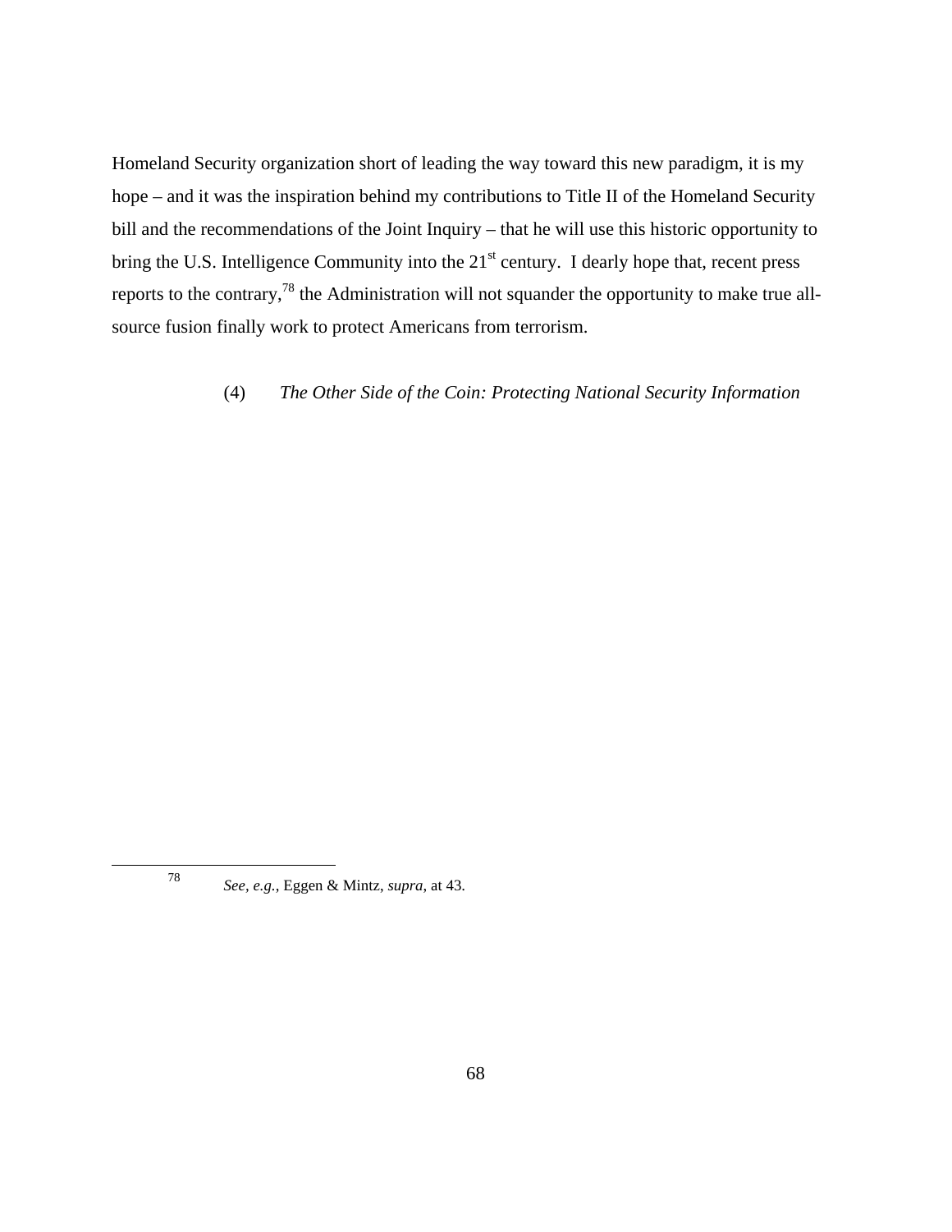Homeland Security organization short of leading the way toward this new paradigm, it is my hope – and it was the inspiration behind my contributions to Title II of the Homeland Security bill and the recommendations of the Joint Inquiry – that he will use this historic opportunity to bring the U.S. Intelligence Community into the 21st century. I dearly hope that, recent press reports to the contrary,[78] the Administration will not squander the opportunity to make true all-source fusion finally work to protect Americans from terrorism.

### (4) *The Other Side of the Coin: Protecting National Security Information*

---

[78] *See, e.g.*, Eggen & Mintz, *supra*, at 43.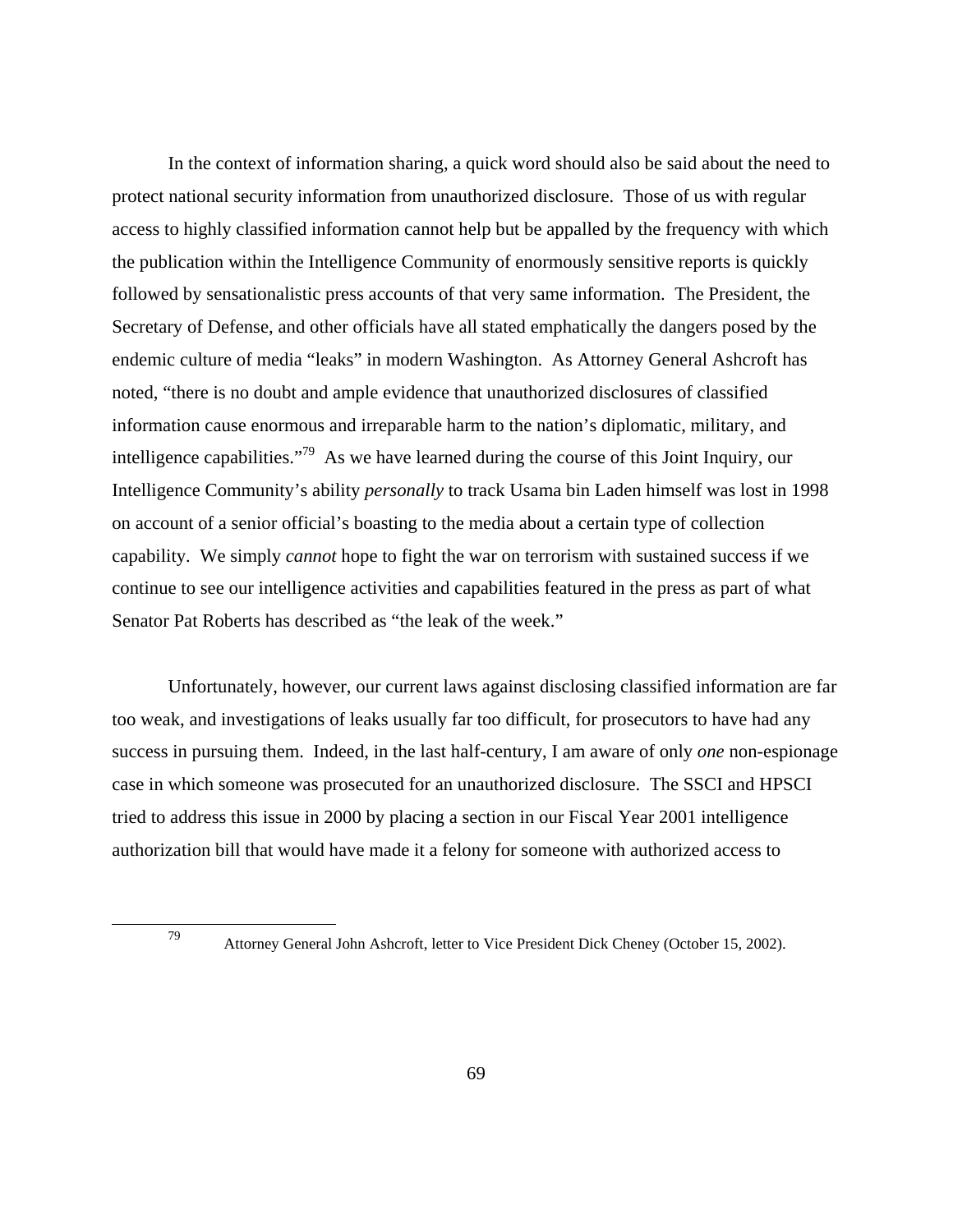In the context of information sharing, a quick word should also be said about the need to protect national security information from unauthorized disclosure. Those of us with regular access to highly classified information cannot help but be appalled by the frequency with which the publication within the Intelligence Community of enormously sensitive reports is quickly followed by sensationalistic press accounts of that very same information. The President, the Secretary of Defense, and other officials have all stated emphatically the dangers posed by the endemic culture of media "leaks" in modern Washington. As Attorney General Ashcroft has noted, "there is no doubt and ample evidence that unauthorized disclosures of classified information cause enormous and irreparable harm to the nation's diplomatic, military, and intelligence capabilities."[79] As we have learned during the course of this Joint Inquiry, our Intelligence Community's ability *personally* to track Usama bin Laden himself was lost in 1998 on account of a senior official's boasting to the media about a certain type of collection capability. We simply *cannot* hope to fight the war on terrorism with sustained success if we continue to see our intelligence activities and capabilities featured in the press as part of what Senator Pat Roberts has described as "the leak of the week."

Unfortunately, however, our current laws against disclosing classified information are far too weak, and investigations of leaks usually far too difficult, for prosecutors to have had any success in pursuing them. Indeed, in the last half-century, I am aware of only *one* non-espionage case in which someone was prosecuted for an unauthorized disclosure. The SSCI and HPSCI tried to address this issue in 2000 by placing a section in our Fiscal Year 2001 intelligence authorization bill that would have made it a felony for someone with authorized access to

[79] Attorney General John Ashcroft, letter to Vice President Dick Cheney (October 15, 2002).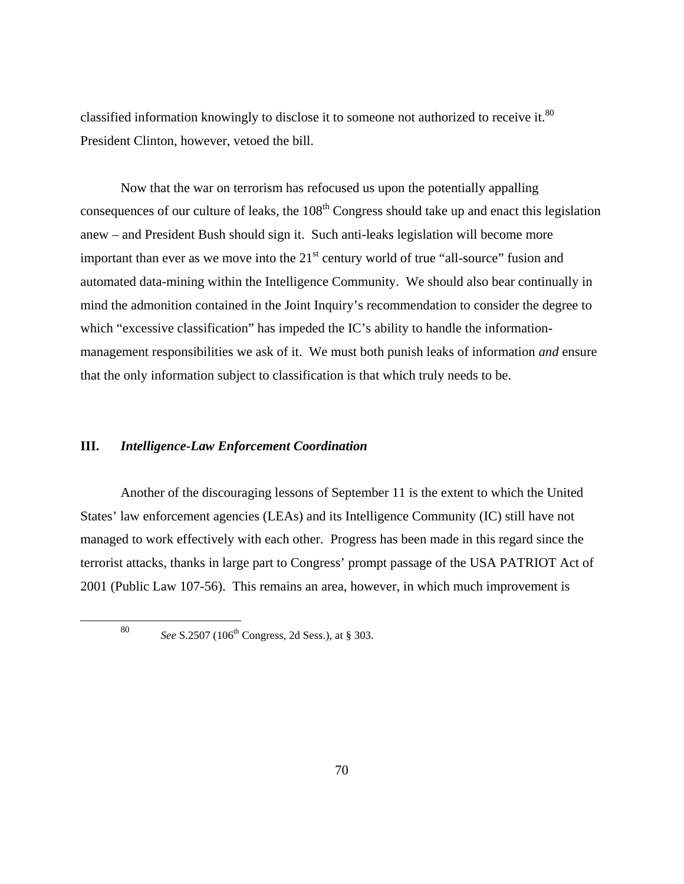classified information knowingly to disclose it to someone not authorized to receive it.[80] President Clinton, however, vetoed the bill.

Now that the war on terrorism has refocused us upon the potentially appalling consequences of our culture of leaks, the 108th Congress should take up and enact this legislation anew – and President Bush should sign it. Such anti-leaks legislation will become more important than ever as we move into the 21st century world of true "all-source" fusion and automated data-mining within the Intelligence Community. We should also bear continually in mind the admonition contained in the Joint Inquiry's recommendation to consider the degree to which "excessive classification" has impeded the IC's ability to handle the information-management responsibilities we ask of it. We must both punish leaks of information *and* ensure that the only information subject to classification is that which truly needs to be.

## III. *Intelligence-Law Enforcement Coordination*

Another of the discouraging lessons of September 11 is the extent to which the United States' law enforcement agencies (LEAs) and its Intelligence Community (IC) still have not managed to work effectively with each other. Progress has been made in this regard since the terrorist attacks, thanks in large part to Congress' prompt passage of the USA PATRIOT Act of 2001 (Public Law 107-56). This remains an area, however, in which much improvement is

---

[80] *See* S.2507 (106th Congress, 2d Sess.), at § 303.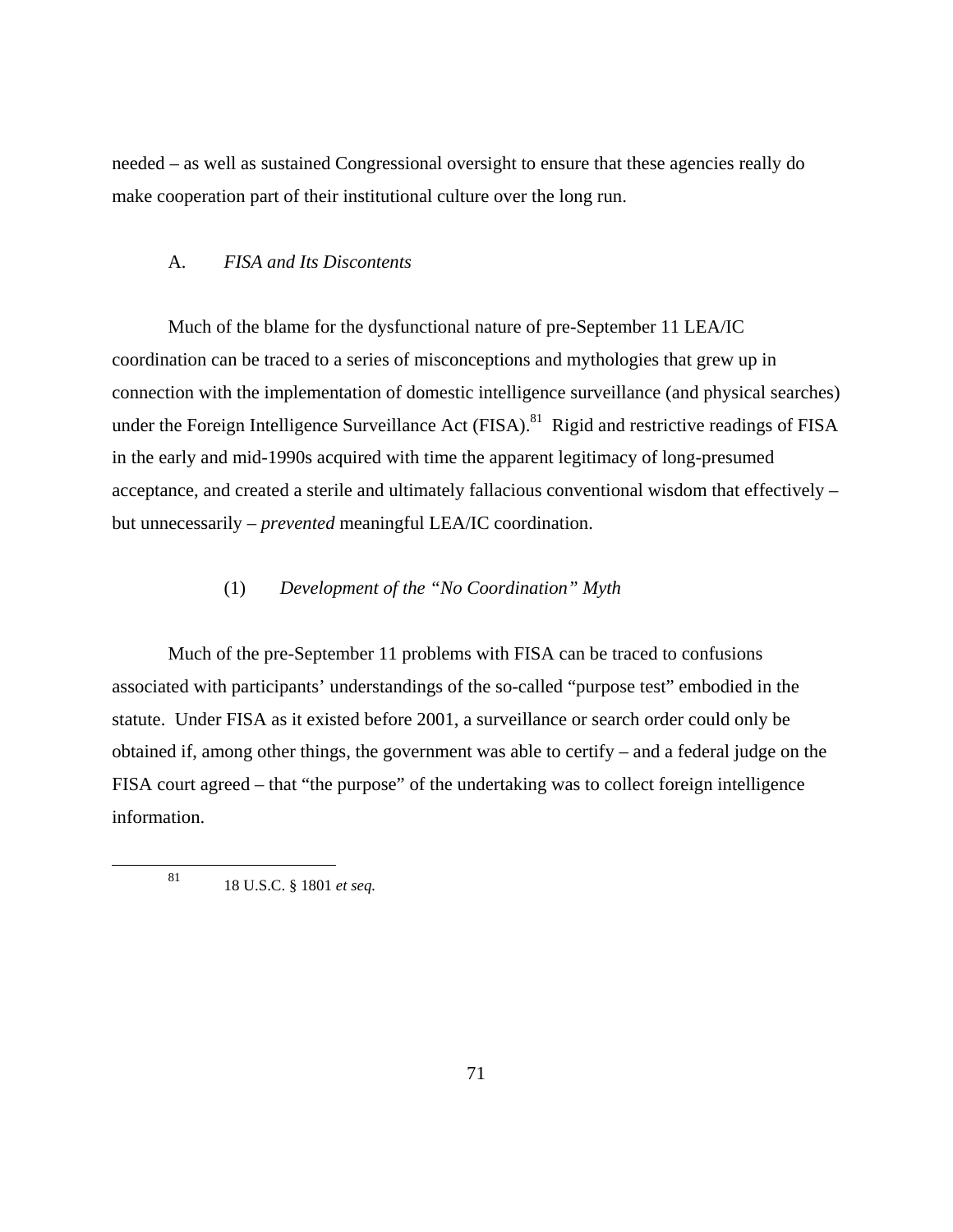needed – as well as sustained Congressional oversight to ensure that these agencies really do make cooperation part of their institutional culture over the long run.

### A. *FISA and Its Discontents*

Much of the blame for the dysfunctional nature of pre-September 11 LEA/IC coordination can be traced to a series of misconceptions and mythologies that grew up in connection with the implementation of domestic intelligence surveillance (and physical searches) under the Foreign Intelligence Surveillance Act (FISA).[81] Rigid and restrictive readings of FISA in the early and mid-1990s acquired with time the apparent legitimacy of long-presumed acceptance, and created a sterile and ultimately fallacious conventional wisdom that effectively – but unnecessarily – *prevented* meaningful LEA/IC coordination.

#### (1) *Development of the "No Coordination" Myth*

Much of the pre-September 11 problems with FISA can be traced to confusions associated with participants' understandings of the so-called "purpose test" embodied in the statute. Under FISA as it existed before 2001, a surveillance or search order could only be obtained if, among other things, the government was able to certify – and a federal judge on the FISA court agreed – that "the purpose" of the undertaking was to collect foreign intelligence information.

---

[81] 18 U.S.C. § 1801 *et seq.*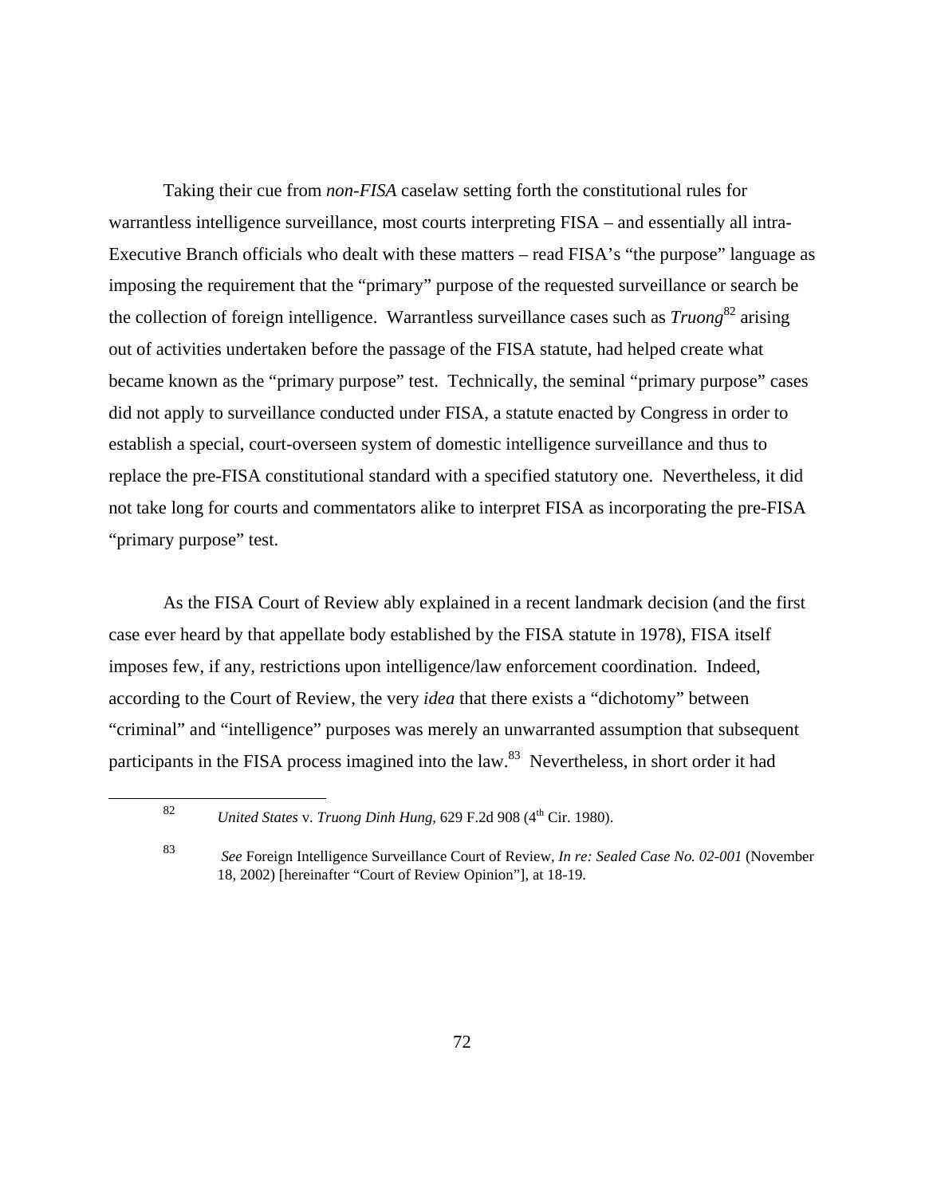Taking their cue from *non-FISA* caselaw setting forth the constitutional rules for warrantless intelligence surveillance, most courts interpreting FISA – and essentially all intra-Executive Branch officials who dealt with these matters – read FISA's "the purpose" language as imposing the requirement that the "primary" purpose of the requested surveillance or search be the collection of foreign intelligence. Warrantless surveillance cases such as *Truong*[82] arising out of activities undertaken before the passage of the FISA statute, had helped create what became known as the "primary purpose" test. Technically, the seminal "primary purpose" cases did not apply to surveillance conducted under FISA, a statute enacted by Congress in order to establish a special, court-overseen system of domestic intelligence surveillance and thus to replace the pre-FISA constitutional standard with a specified statutory one. Nevertheless, it did not take long for courts and commentators alike to interpret FISA as incorporating the pre-FISA "primary purpose" test.

As the FISA Court of Review ably explained in a recent landmark decision (and the first case ever heard by that appellate body established by the FISA statute in 1978), FISA itself imposes few, if any, restrictions upon intelligence/law enforcement coordination. Indeed, according to the Court of Review, the very *idea* that there exists a "dichotomy" between "criminal" and "intelligence" purposes was merely an unwarranted assumption that subsequent participants in the FISA process imagined into the law.[83] Nevertheless, in short order it had

---

[82] *United States* v. *Truong Dinh Hung*, 629 F.2d 908 (4th Cir. 1980).

[83] *See* Foreign Intelligence Surveillance Court of Review, *In re: Sealed Case No. 02-001* (November 18, 2002) [hereinafter "Court of Review Opinion"], at 18-19.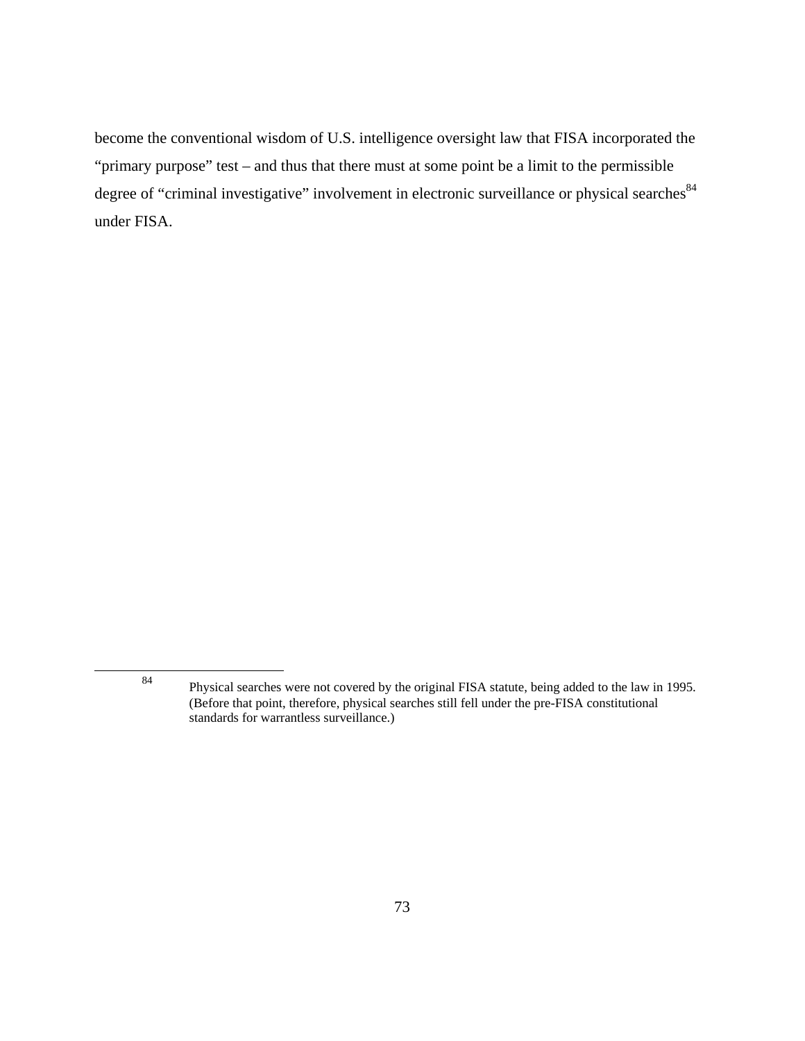become the conventional wisdom of U.S. intelligence oversight law that FISA incorporated the "primary purpose" test – and thus that there must at some point be a limit to the permissible degree of "criminal investigative" involvement in electronic surveillance or physical searches[84] under FISA.

---

[84] Physical searches were not covered by the original FISA statute, being added to the law in 1995. (Before that point, therefore, physical searches still fell under the pre-FISA constitutional standards for warrantless surveillance.)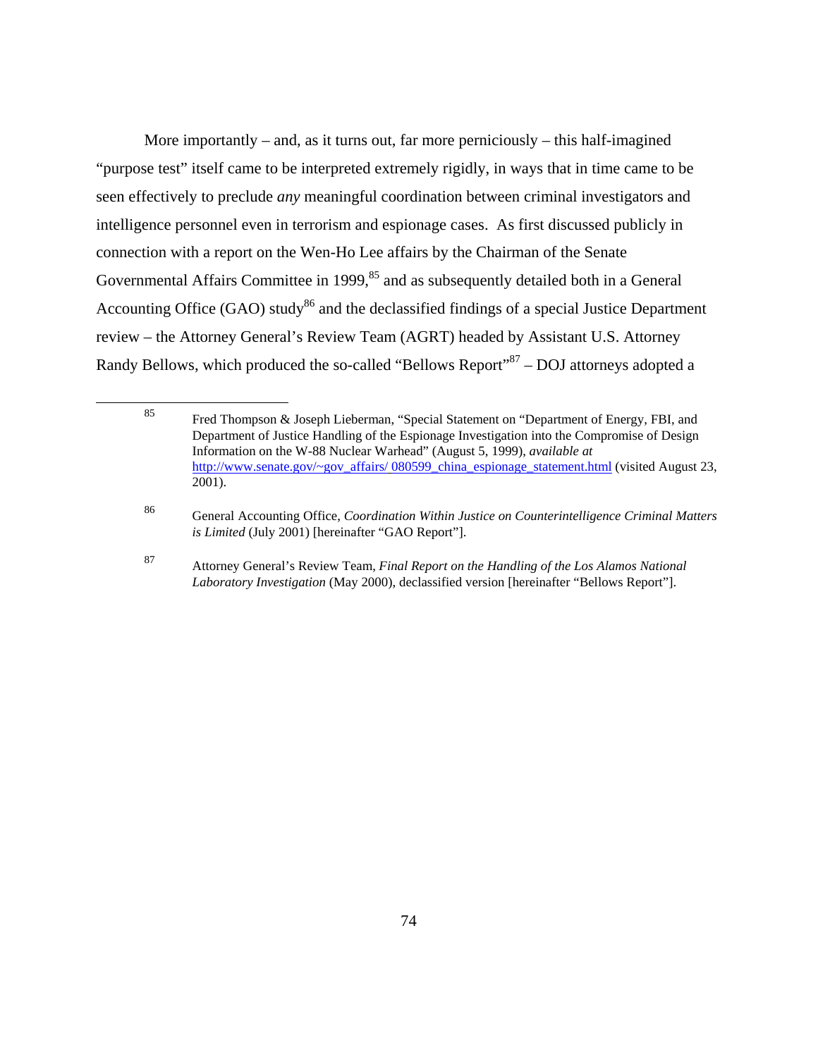More importantly – and, as it turns out, far more perniciously – this half-imagined "purpose test" itself came to be interpreted extremely rigidly, in ways that in time came to be seen effectively to preclude *any* meaningful coordination between criminal investigators and intelligence personnel even in terrorism and espionage cases. As first discussed publicly in connection with a report on the Wen-Ho Lee affairs by the Chairman of the Senate Governmental Affairs Committee in 1999,[85] and as subsequently detailed both in a General Accounting Office (GAO) study[86] and the declassified findings of a special Justice Department review – the Attorney General's Review Team (AGRT) headed by Assistant U.S. Attorney Randy Bellows, which produced the so-called "Bellows Report"[87] – DOJ attorneys adopted a

---

[85] Fred Thompson & Joseph Lieberman, "Special Statement on "Department of Energy, FBI, and Department of Justice Handling of the Espionage Investigation into the Compromise of Design Information on the W-88 Nuclear Warhead" (August 5, 1999), *available at* http://www.senate.gov/~gov_affairs/ 080599_china_espionage_statement.html (visited August 23, 2001).

[86] General Accounting Office, *Coordination Within Justice on Counterintelligence Criminal Matters is Limited* (July 2001) [hereinafter "GAO Report"].

[87] Attorney General's Review Team, *Final Report on the Handling of the Los Alamos National Laboratory Investigation* (May 2000), declassified version [hereinafter "Bellows Report"].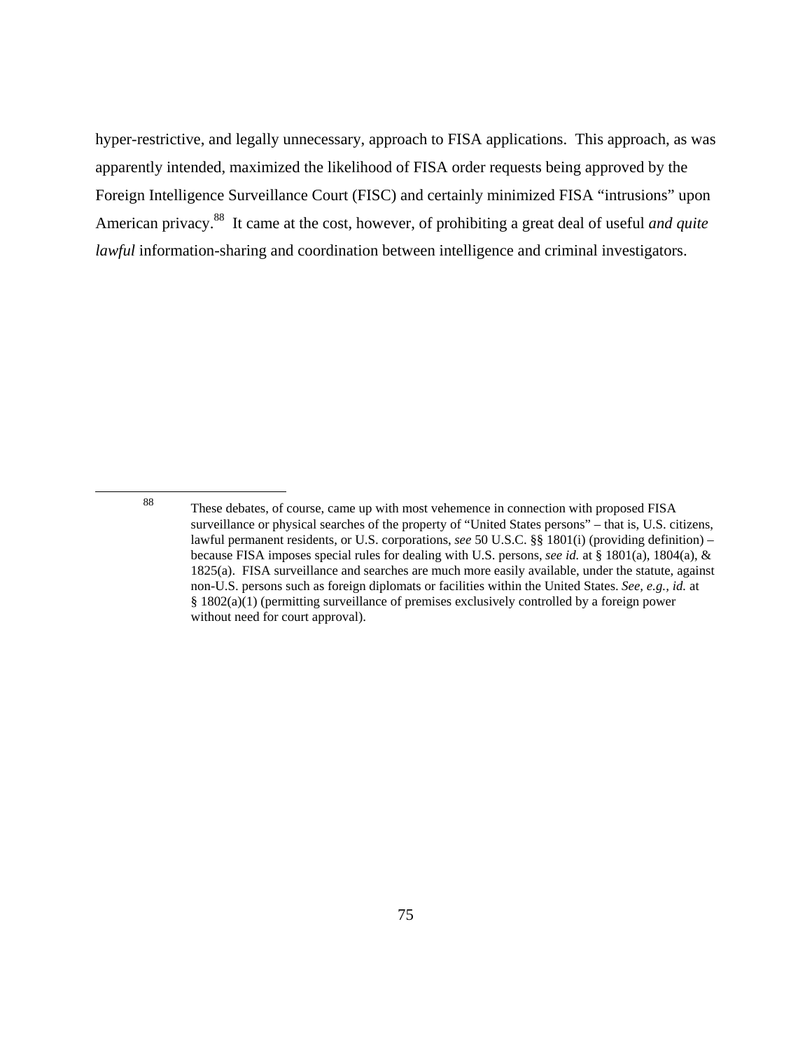hyper-restrictive, and legally unnecessary, approach to FISA applications. This approach, as was apparently intended, maximized the likelihood of FISA order requests being approved by the Foreign Intelligence Surveillance Court (FISC) and certainly minimized FISA "intrusions" upon American privacy.[88] It came at the cost, however, of prohibiting a great deal of useful *and quite lawful* information-sharing and coordination between intelligence and criminal investigators.

---

[88] These debates, of course, came up with most vehemence in connection with proposed FISA surveillance or physical searches of the property of "United States persons" – that is, U.S. citizens, lawful permanent residents, or U.S. corporations, *see* 50 U.S.C. §§ 1801(i) (providing definition) – because FISA imposes special rules for dealing with U.S. persons, *see id.* at § 1801(a), 1804(a), & 1825(a). FISA surveillance and searches are much more easily available, under the statute, against non-U.S. persons such as foreign diplomats or facilities within the United States. *See, e.g., id.* at § 1802(a)(1) (permitting surveillance of premises exclusively controlled by a foreign power without need for court approval).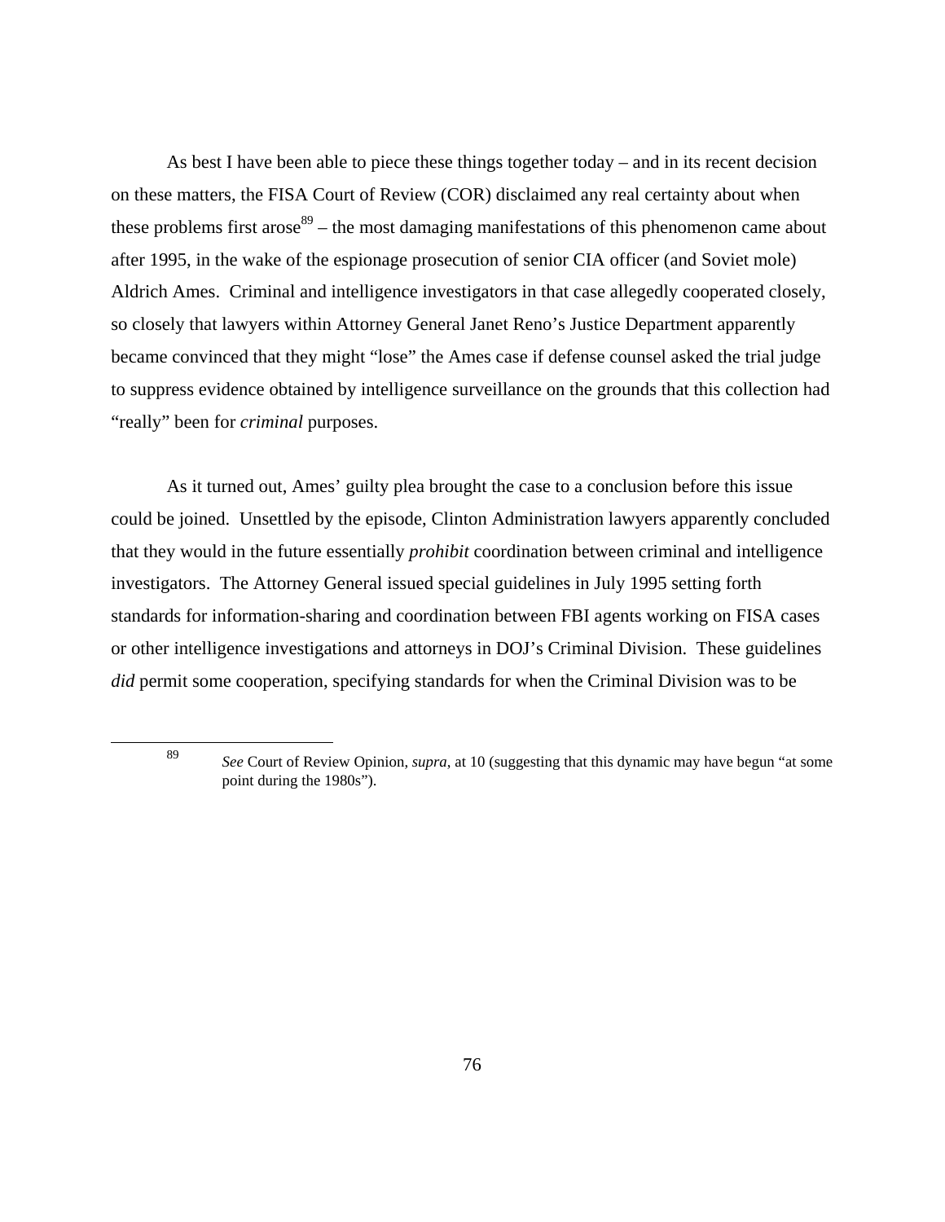As best I have been able to piece these things together today – and in its recent decision on these matters, the FISA Court of Review (COR) disclaimed any real certainty about when these problems first arose[89] – the most damaging manifestations of this phenomenon came about after 1995, in the wake of the espionage prosecution of senior CIA officer (and Soviet mole) Aldrich Ames. Criminal and intelligence investigators in that case allegedly cooperated closely, so closely that lawyers within Attorney General Janet Reno's Justice Department apparently became convinced that they might "lose" the Ames case if defense counsel asked the trial judge to suppress evidence obtained by intelligence surveillance on the grounds that this collection had "really" been for *criminal* purposes.

As it turned out, Ames' guilty plea brought the case to a conclusion before this issue could be joined. Unsettled by the episode, Clinton Administration lawyers apparently concluded that they would in the future essentially *prohibit* coordination between criminal and intelligence investigators. The Attorney General issued special guidelines in July 1995 setting forth standards for information-sharing and coordination between FBI agents working on FISA cases or other intelligence investigations and attorneys in DOJ's Criminal Division. These guidelines *did* permit some cooperation, specifying standards for when the Criminal Division was to be

[89] *See* Court of Review Opinion, *supra*, at 10 (suggesting that this dynamic may have begun "at some point during the 1980s").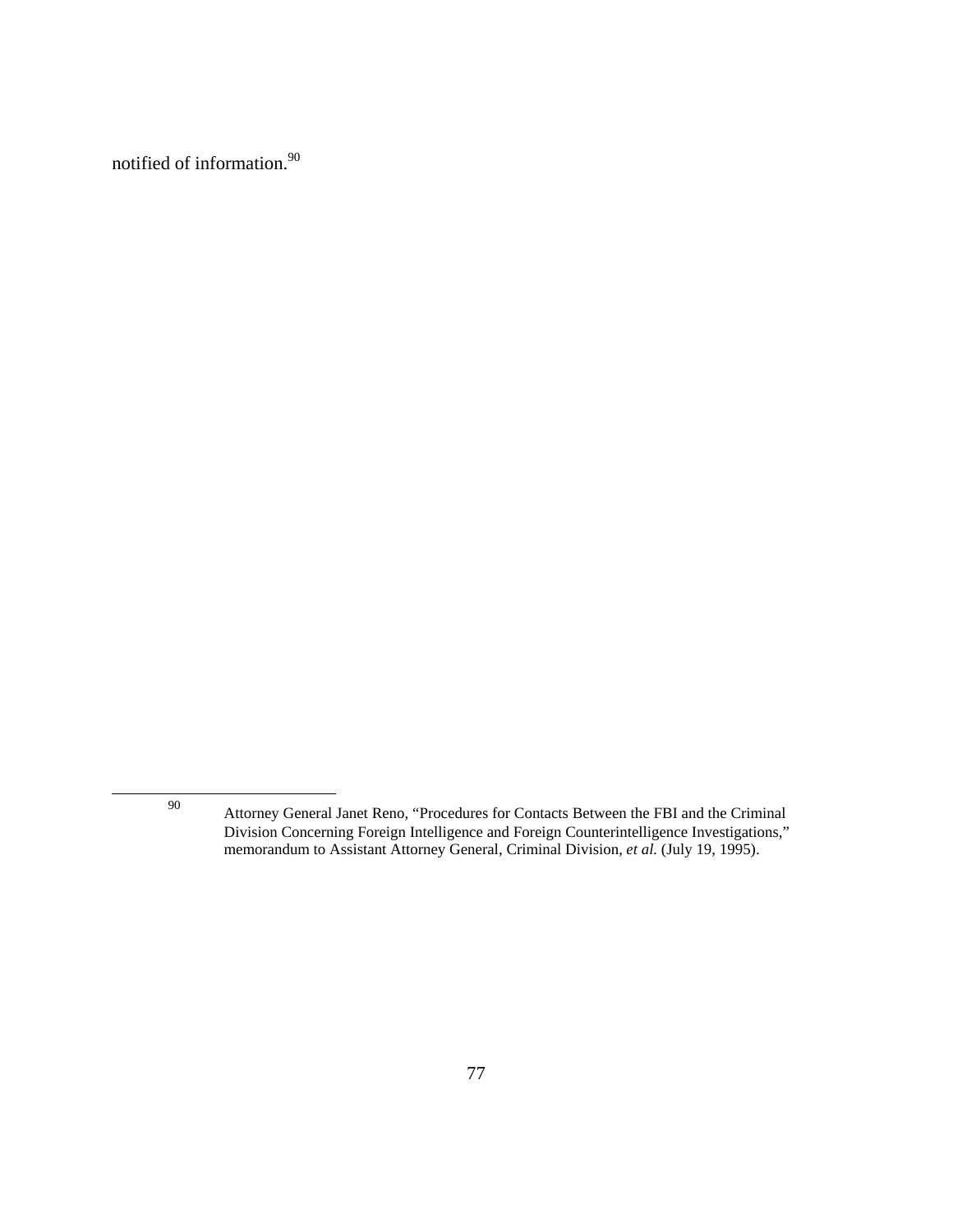notified of information.[90]

---

[90] Attorney General Janet Reno, "Procedures for Contacts Between the FBI and the Criminal Division Concerning Foreign Intelligence and Foreign Counterintelligence Investigations," memorandum to Assistant Attorney General, Criminal Division, *et al.* (July 19, 1995).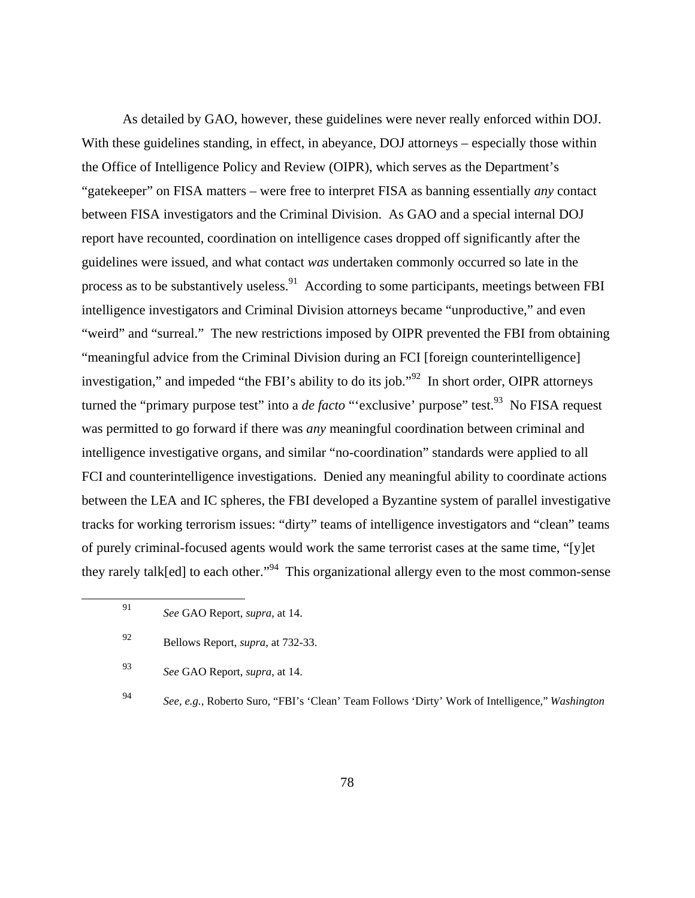As detailed by GAO, however, these guidelines were never really enforced within DOJ. With these guidelines standing, in effect, in abeyance, DOJ attorneys – especially those within the Office of Intelligence Policy and Review (OIPR), which serves as the Department's "gatekeeper" on FISA matters – were free to interpret FISA as banning essentially *any* contact between FISA investigators and the Criminal Division. As GAO and a special internal DOJ report have recounted, coordination on intelligence cases dropped off significantly after the guidelines were issued, and what contact *was* undertaken commonly occurred so late in the process as to be substantively useless.[91] According to some participants, meetings between FBI intelligence investigators and Criminal Division attorneys became "unproductive," and even "weird" and "surreal." The new restrictions imposed by OIPR prevented the FBI from obtaining "meaningful advice from the Criminal Division during an FCI [foreign counterintelligence] investigation," and impeded "the FBI's ability to do its job."[92] In short order, OIPR attorneys turned the "primary purpose test" into a *de facto* "'exclusive' purpose" test.[93] No FISA request was permitted to go forward if there was *any* meaningful coordination between criminal and intelligence investigative organs, and similar "no-coordination" standards were applied to all FCI and counterintelligence investigations. Denied any meaningful ability to coordinate actions between the LEA and IC spheres, the FBI developed a Byzantine system of parallel investigative tracks for working terrorism issues: "dirty" teams of intelligence investigators and "clean" teams of purely criminal-focused agents would work the same terrorist cases at the same time, "[y]et they rarely talk[ed] to each other."[94] This organizational allergy even to the most common-sense

---

[91] *See* GAO Report, *supra*, at 14.

[92] Bellows Report, *supra*, at 732-33.

[93] *See* GAO Report, *supra*, at 14.

[94] *See, e.g.*, Roberto Suro, "FBI's 'Clean' Team Follows 'Dirty' Work of Intelligence," *Washington*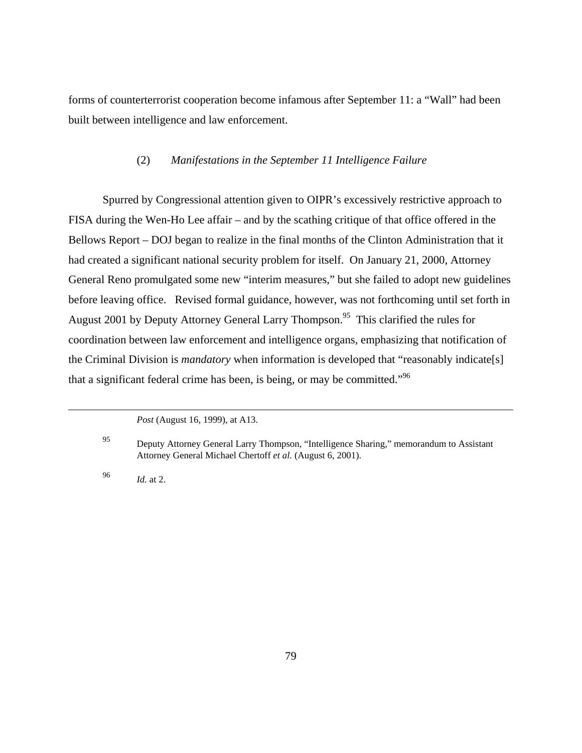forms of counterterrorist cooperation become infamous after September 11: a "Wall" had been built between intelligence and law enforcement.

### (2) *Manifestations in the September 11 Intelligence Failure*

Spurred by Congressional attention given to OIPR's excessively restrictive approach to FISA during the Wen-Ho Lee affair – and by the scathing critique of that office offered in the Bellows Report – DOJ began to realize in the final months of the Clinton Administration that it had created a significant national security problem for itself. On January 21, 2000, Attorney General Reno promulgated some new "interim measures," but she failed to adopt new guidelines before leaving office. Revised formal guidance, however, was not forthcoming until set forth in August 2001 by Deputy Attorney General Larry Thompson.[95] This clarified the rules for coordination between law enforcement and intelligence organs, emphasizing that notification of the Criminal Division is *mandatory* when information is developed that "reasonably indicate[s] that a significant federal crime has been, is being, or may be committed."[96]

---

*Post* (August 16, 1999), at A13.

[95] Deputy Attorney General Larry Thompson, "Intelligence Sharing," memorandum to Assistant Attorney General Michael Chertoff *et al.* (August 6, 2001).

[96] *Id.* at 2.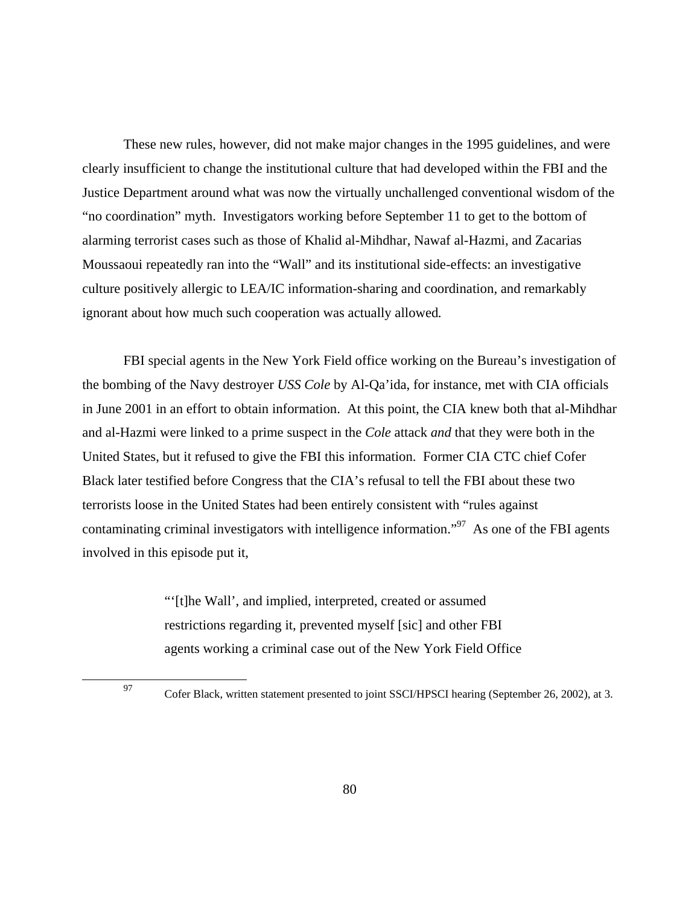These new rules, however, did not make major changes in the 1995 guidelines, and were clearly insufficient to change the institutional culture that had developed within the FBI and the Justice Department around what was now the virtually unchallenged conventional wisdom of the "no coordination" myth. Investigators working before September 11 to get to the bottom of alarming terrorist cases such as those of Khalid al-Mihdhar, Nawaf al-Hazmi, and Zacarias Moussaoui repeatedly ran into the "Wall" and its institutional side-effects: an investigative culture positively allergic to LEA/IC information-sharing and coordination, and remarkably ignorant about how much such cooperation was actually allowed.

FBI special agents in the New York Field office working on the Bureau's investigation of the bombing of the Navy destroyer *USS Cole* by Al-Qa'ida, for instance, met with CIA officials in June 2001 in an effort to obtain information. At this point, the CIA knew both that al-Mihdhar and al-Hazmi were linked to a prime suspect in the *Cole* attack *and* that they were both in the United States, but it refused to give the FBI this information. Former CIA CTC chief Cofer Black later testified before Congress that the CIA's refusal to tell the FBI about these two terrorists loose in the United States had been entirely consistent with "rules against contaminating criminal investigators with intelligence information."[97] As one of the FBI agents involved in this episode put it,

> "'[t]he Wall', and implied, interpreted, created or assumed restrictions regarding it, prevented myself [sic] and other FBI agents working a criminal case out of the New York Field Office

---

[97] Cofer Black, written statement presented to joint SSCI/HPSCI hearing (September 26, 2002), at 3.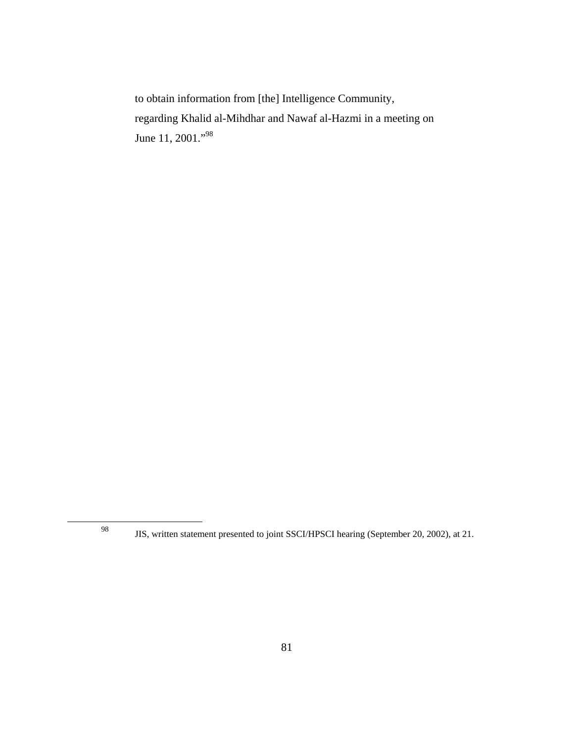to obtain information from [the] Intelligence Community, regarding Khalid al-Mihdhar and Nawaf al-Hazmi in a meeting on June 11, 2001."[98]

---

[98] JIS, written statement presented to joint SSCI/HPSCI hearing (September 20, 2002), at 21.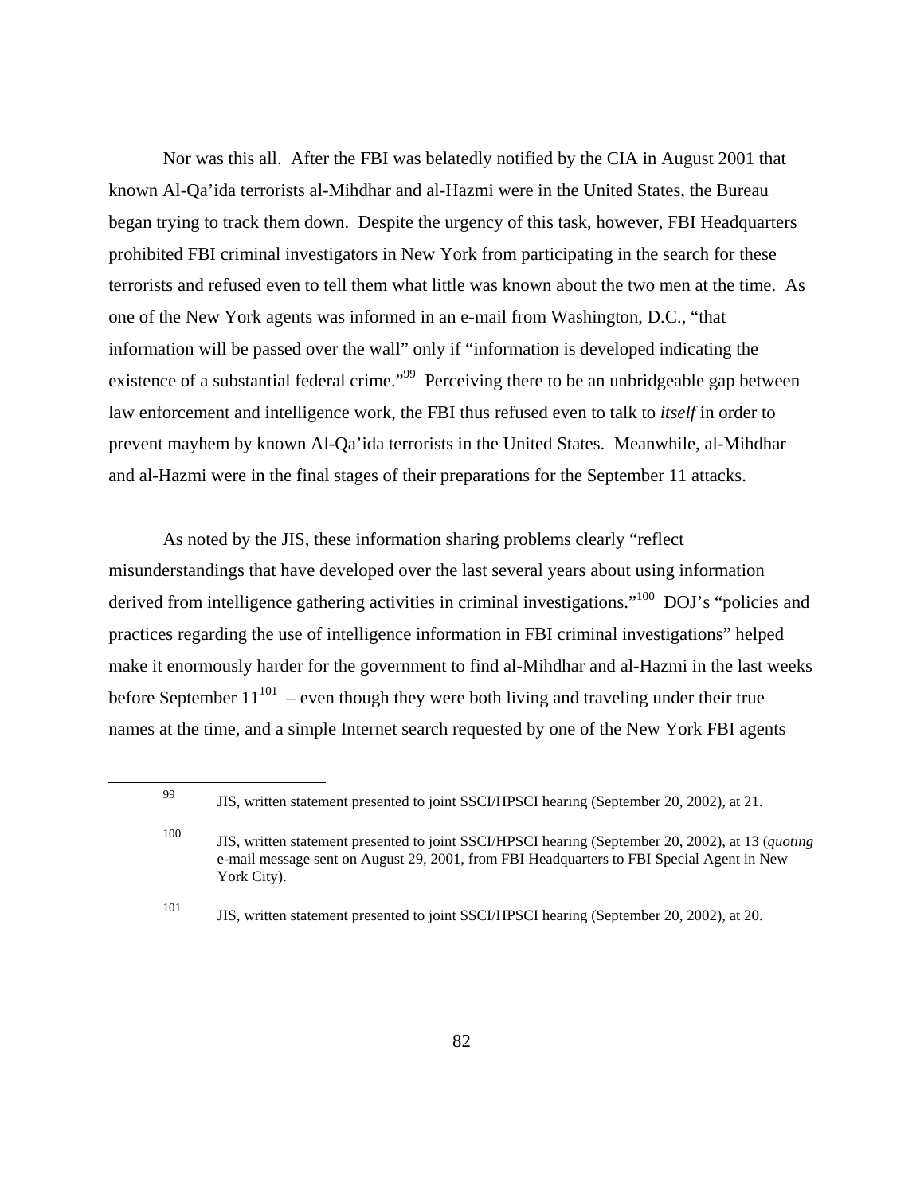Nor was this all. After the FBI was belatedly notified by the CIA in August 2001 that known Al-Qa'ida terrorists al-Mihdhar and al-Hazmi were in the United States, the Bureau began trying to track them down. Despite the urgency of this task, however, FBI Headquarters prohibited FBI criminal investigators in New York from participating in the search for these terrorists and refused even to tell them what little was known about the two men at the time. As one of the New York agents was informed in an e-mail from Washington, D.C., "that information will be passed over the wall" only if "information is developed indicating the existence of a substantial federal crime."[99] Perceiving there to be an unbridgeable gap between law enforcement and intelligence work, the FBI thus refused even to talk to *itself* in order to prevent mayhem by known Al-Qa'ida terrorists in the United States. Meanwhile, al-Mihdhar and al-Hazmi were in the final stages of their preparations for the September 11 attacks.

As noted by the JIS, these information sharing problems clearly "reflect misunderstandings that have developed over the last several years about using information derived from intelligence gathering activities in criminal investigations."[100] DOJ's "policies and practices regarding the use of intelligence information in FBI criminal investigations" helped make it enormously harder for the government to find al-Mihdhar and al-Hazmi in the last weeks before September 11[101] – even though they were both living and traveling under their true names at the time, and a simple Internet search requested by one of the New York FBI agents

---

[99] JIS, written statement presented to joint SSCI/HPSCI hearing (September 20, 2002), at 21.

[100] JIS, written statement presented to joint SSCI/HPSCI hearing (September 20, 2002), at 13 (*quoting* e-mail message sent on August 29, 2001, from FBI Headquarters to FBI Special Agent in New York City).

[101] JIS, written statement presented to joint SSCI/HPSCI hearing (September 20, 2002), at 20.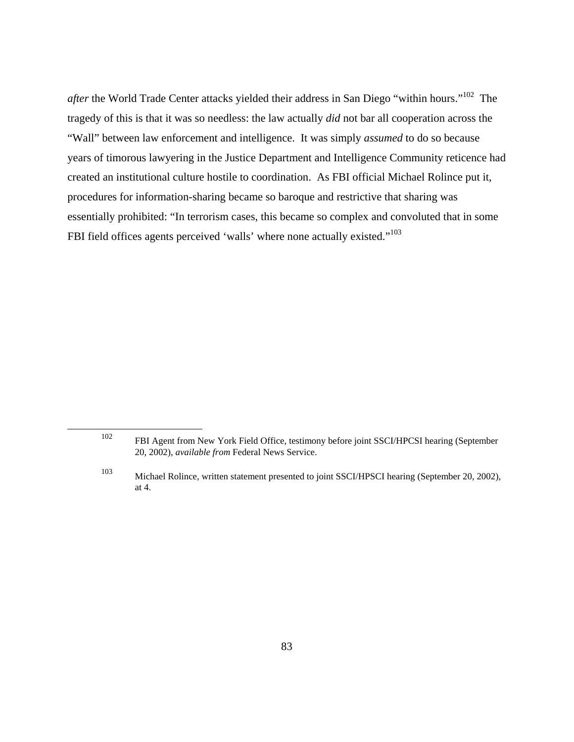*after* the World Trade Center attacks yielded their address in San Diego "within hours."[102] The tragedy of this is that it was so needless: the law actually *did* not bar all cooperation across the "Wall" between law enforcement and intelligence. It was simply *assumed* to do so because years of timorous lawyering in the Justice Department and Intelligence Community reticence had created an institutional culture hostile to coordination. As FBI official Michael Rolince put it, procedures for information-sharing became so baroque and restrictive that sharing was essentially prohibited: "In terrorism cases, this became so complex and convoluted that in some FBI field offices agents perceived 'walls' where none actually existed."[103]

---

[102] FBI Agent from New York Field Office, testimony before joint SSCI/HPCSI hearing (September 20, 2002), *available from* Federal News Service.

[103] Michael Rolince, written statement presented to joint SSCI/HPSCI hearing (September 20, 2002), at 4.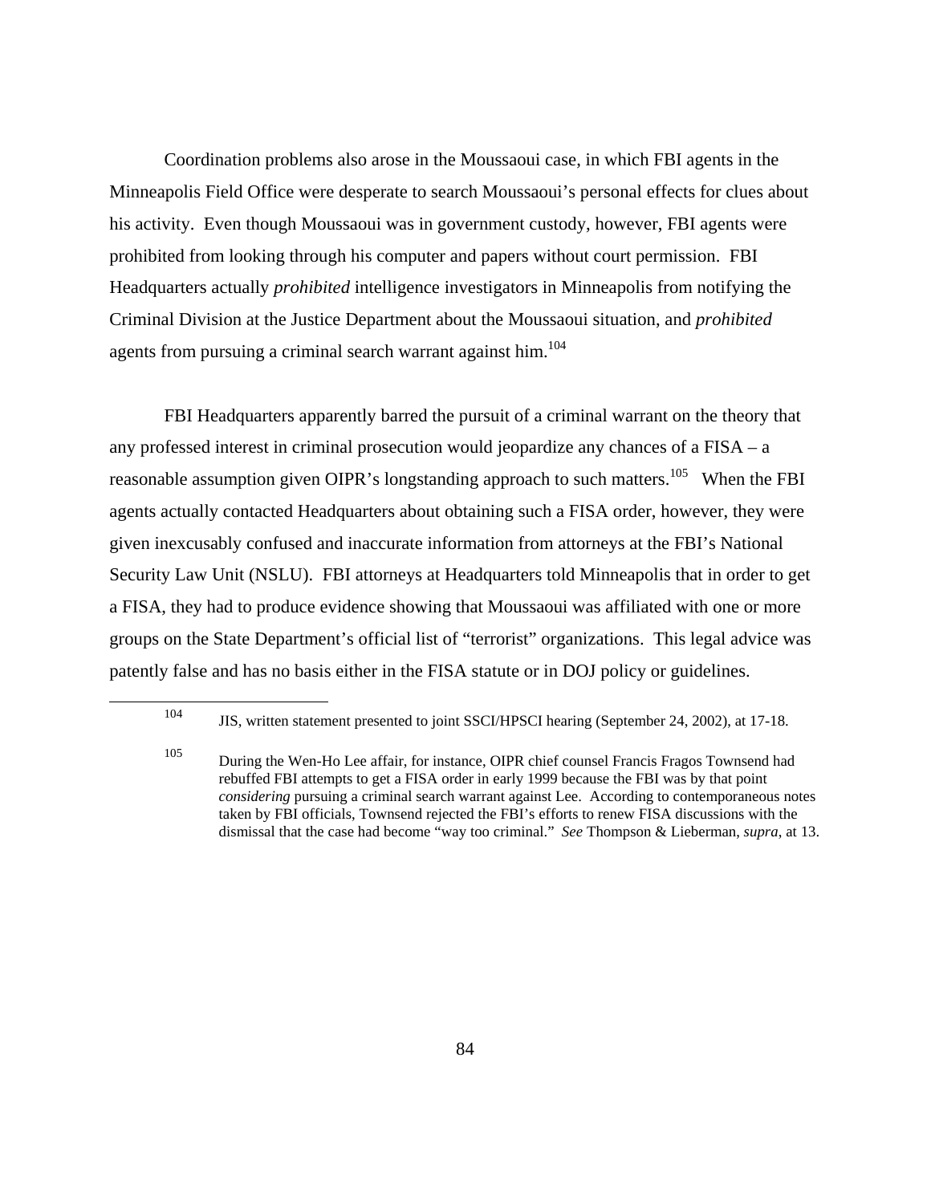Coordination problems also arose in the Moussaoui case, in which FBI agents in the Minneapolis Field Office were desperate to search Moussaoui's personal effects for clues about his activity. Even though Moussaoui was in government custody, however, FBI agents were prohibited from looking through his computer and papers without court permission. FBI Headquarters actually *prohibited* intelligence investigators in Minneapolis from notifying the Criminal Division at the Justice Department about the Moussaoui situation, and *prohibited* agents from pursuing a criminal search warrant against him.[104]

FBI Headquarters apparently barred the pursuit of a criminal warrant on the theory that any professed interest in criminal prosecution would jeopardize any chances of a FISA – a reasonable assumption given OIPR's longstanding approach to such matters.[105] When the FBI agents actually contacted Headquarters about obtaining such a FISA order, however, they were given inexcusably confused and inaccurate information from attorneys at the FBI's National Security Law Unit (NSLU). FBI attorneys at Headquarters told Minneapolis that in order to get a FISA, they had to produce evidence showing that Moussaoui was affiliated with one or more groups on the State Department's official list of "terrorist" organizations. This legal advice was patently false and has no basis either in the FISA statute or in DOJ policy or guidelines.

---

[104] JIS, written statement presented to joint SSCI/HPSCI hearing (September 24, 2002), at 17-18.

[105] During the Wen-Ho Lee affair, for instance, OIPR chief counsel Francis Fragos Townsend had rebuffed FBI attempts to get a FISA order in early 1999 because the FBI was by that point *considering* pursuing a criminal search warrant against Lee. According to contemporaneous notes taken by FBI officials, Townsend rejected the FBI's efforts to renew FISA discussions with the dismissal that the case had become "way too criminal." *See* Thompson & Lieberman, *supra*, at 13.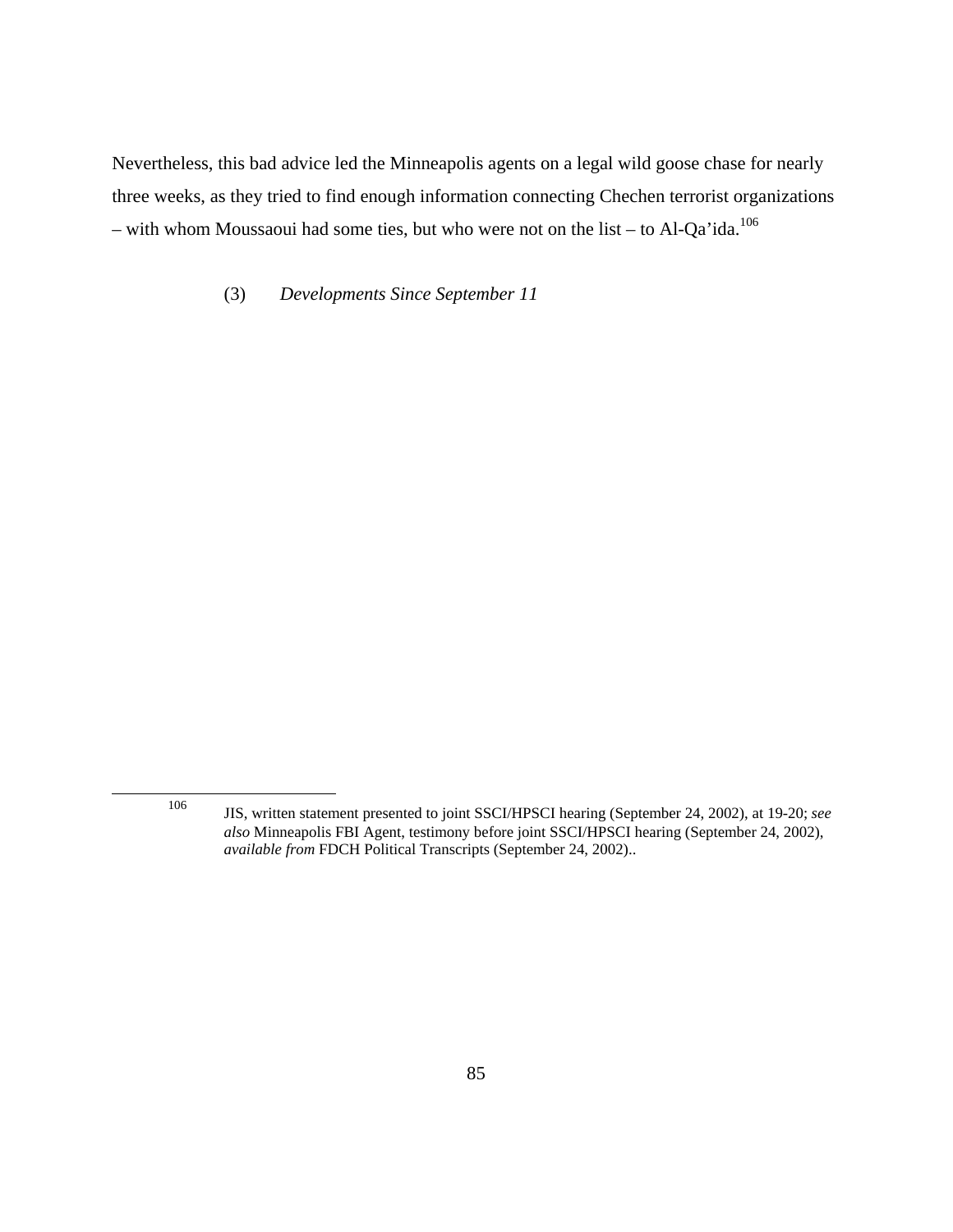Nevertheless, this bad advice led the Minneapolis agents on a legal wild goose chase for nearly three weeks, as they tried to find enough information connecting Chechen terrorist organizations – with whom Moussaoui had some ties, but who were not on the list – to Al-Qa'ida.[106]

### (3) *Developments Since September 11*

---

[106] JIS, written statement presented to joint SSCI/HPSCI hearing (September 24, 2002), at 19-20; *see also* Minneapolis FBI Agent, testimony before joint SSCI/HPSCI hearing (September 24, 2002), *available from* FDCH Political Transcripts (September 24, 2002)..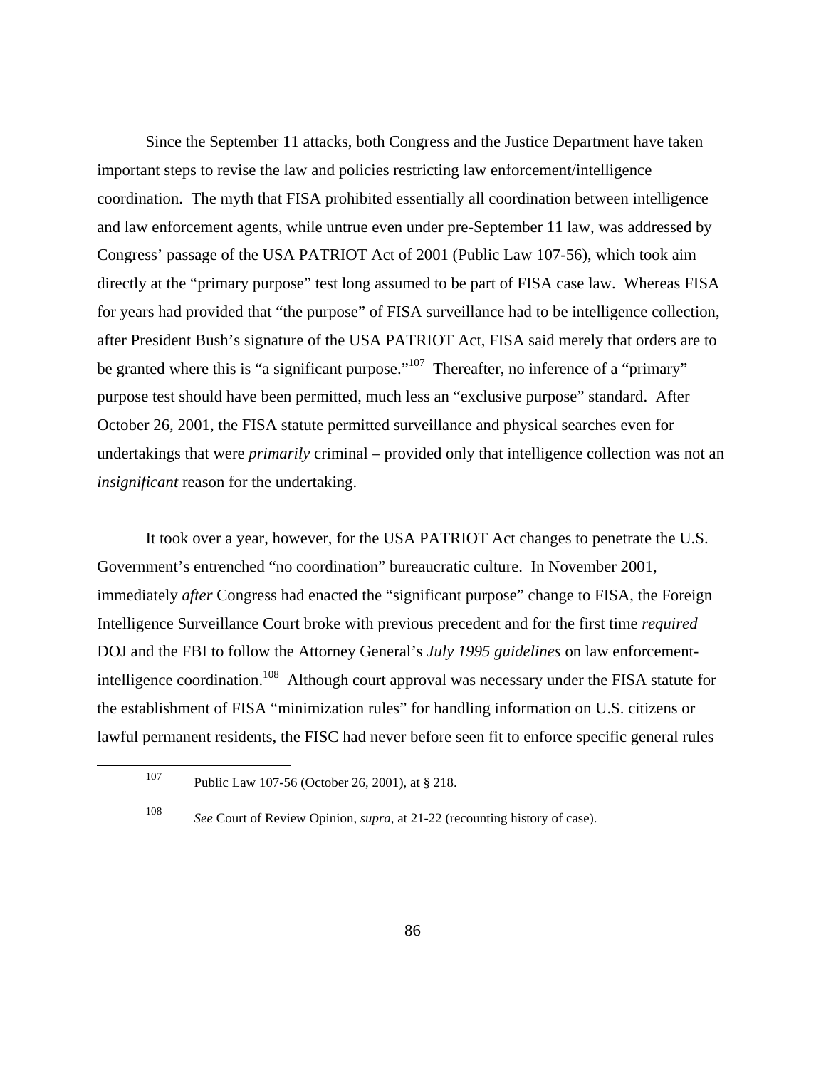Since the September 11 attacks, both Congress and the Justice Department have taken important steps to revise the law and policies restricting law enforcement/intelligence coordination. The myth that FISA prohibited essentially all coordination between intelligence and law enforcement agents, while untrue even under pre-September 11 law, was addressed by Congress' passage of the USA PATRIOT Act of 2001 (Public Law 107-56), which took aim directly at the "primary purpose" test long assumed to be part of FISA case law. Whereas FISA for years had provided that "the purpose" of FISA surveillance had to be intelligence collection, after President Bush's signature of the USA PATRIOT Act, FISA said merely that orders are to be granted where this is "a significant purpose."[107] Thereafter, no inference of a "primary" purpose test should have been permitted, much less an "exclusive purpose" standard. After October 26, 2001, the FISA statute permitted surveillance and physical searches even for undertakings that were *primarily* criminal – provided only that intelligence collection was not an *insignificant* reason for the undertaking.

It took over a year, however, for the USA PATRIOT Act changes to penetrate the U.S. Government's entrenched "no coordination" bureaucratic culture. In November 2001, immediately *after* Congress had enacted the "significant purpose" change to FISA, the Foreign Intelligence Surveillance Court broke with previous precedent and for the first time *required* DOJ and the FBI to follow the Attorney General's *July 1995 guidelines* on law enforcement-intelligence coordination.[108] Although court approval was necessary under the FISA statute for the establishment of FISA "minimization rules" for handling information on U.S. citizens or lawful permanent residents, the FISC had never before seen fit to enforce specific general rules

---

[107] Public Law 107-56 (October 26, 2001), at § 218.

[108] *See* Court of Review Opinion, *supra*, at 21-22 (recounting history of case).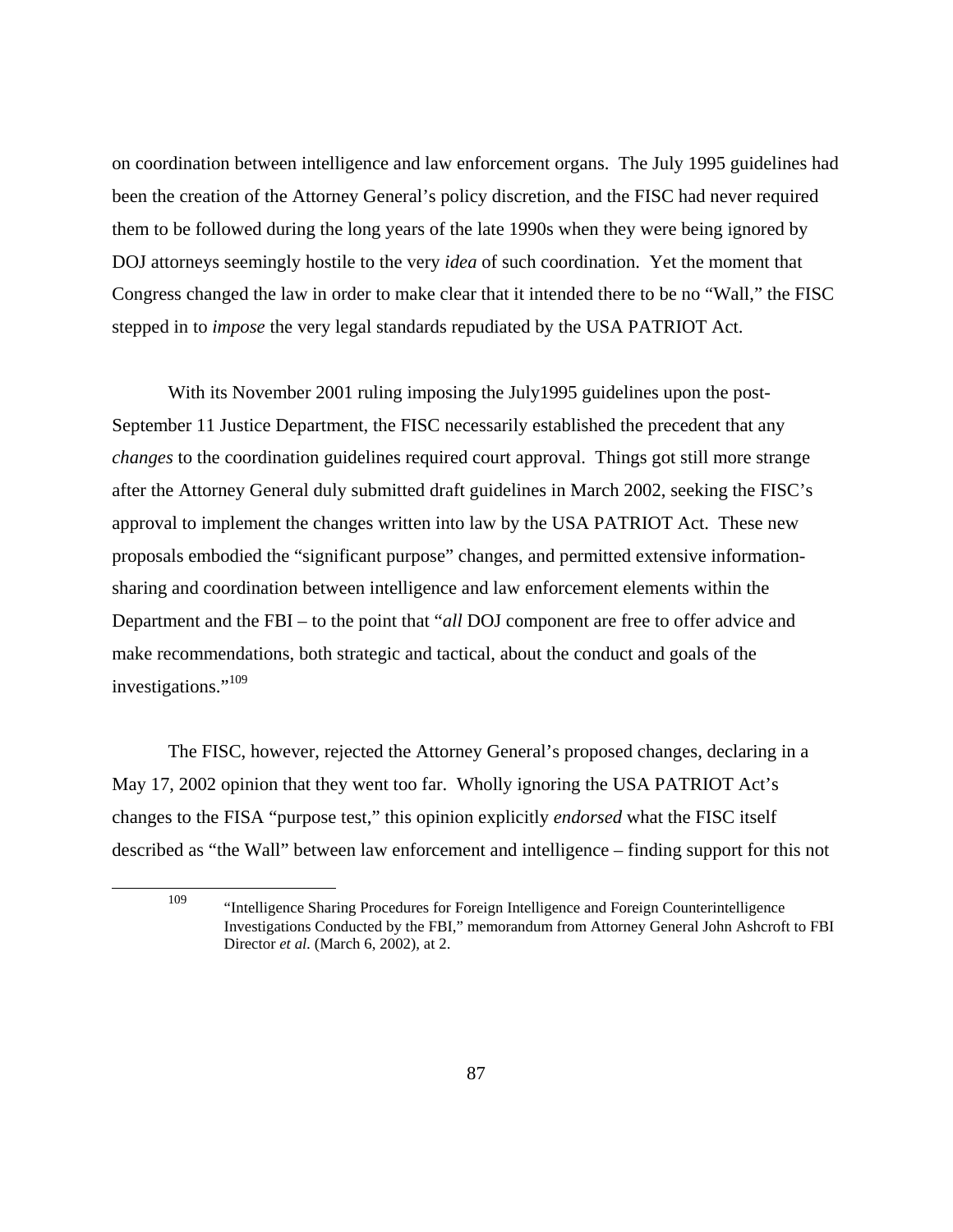on coordination between intelligence and law enforcement organs. The July 1995 guidelines had been the creation of the Attorney General's policy discretion, and the FISC had never required them to be followed during the long years of the late 1990s when they were being ignored by DOJ attorneys seemingly hostile to the very *idea* of such coordination. Yet the moment that Congress changed the law in order to make clear that it intended there to be no "Wall," the FISC stepped in to *impose* the very legal standards repudiated by the USA PATRIOT Act.

With its November 2001 ruling imposing the July1995 guidelines upon the post-September 11 Justice Department, the FISC necessarily established the precedent that any *changes* to the coordination guidelines required court approval. Things got still more strange after the Attorney General duly submitted draft guidelines in March 2002, seeking the FISC's approval to implement the changes written into law by the USA PATRIOT Act. These new proposals embodied the "significant purpose" changes, and permitted extensive information-sharing and coordination between intelligence and law enforcement elements within the Department and the FBI – to the point that "*all* DOJ component are free to offer advice and make recommendations, both strategic and tactical, about the conduct and goals of the investigations."[109]

The FISC, however, rejected the Attorney General's proposed changes, declaring in a May 17, 2002 opinion that they went too far. Wholly ignoring the USA PATRIOT Act's changes to the FISA "purpose test," this opinion explicitly *endorsed* what the FISC itself described as "the Wall" between law enforcement and intelligence – finding support for this not

[109] "Intelligence Sharing Procedures for Foreign Intelligence and Foreign Counterintelligence Investigations Conducted by the FBI," memorandum from Attorney General John Ashcroft to FBI Director *et al.* (March 6, 2002), at 2.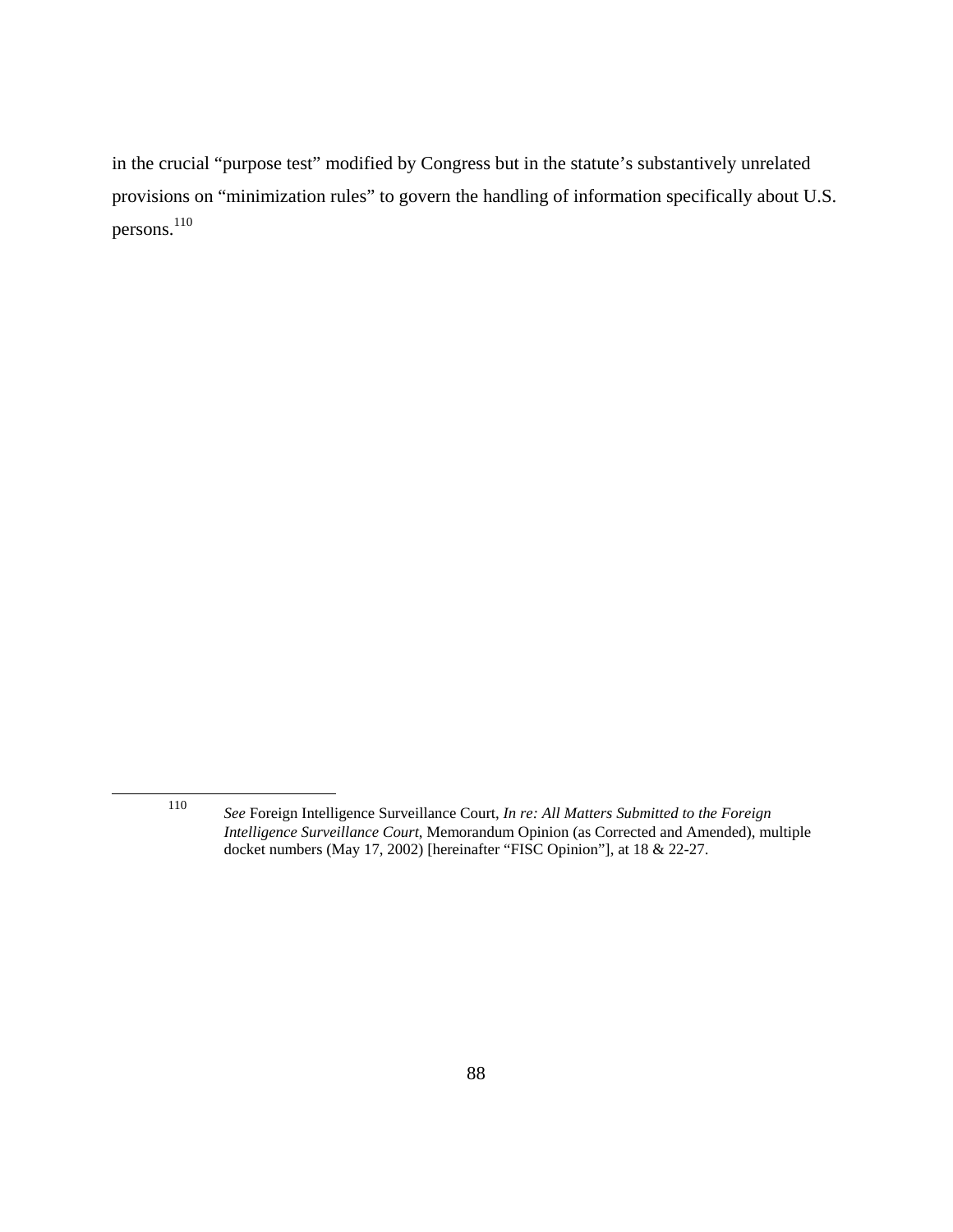in the crucial "purpose test" modified by Congress but in the statute's substantively unrelated provisions on "minimization rules" to govern the handling of information specifically about U.S. persons.[110]

---

[110] *See* Foreign Intelligence Surveillance Court, *In re: All Matters Submitted to the Foreign Intelligence Surveillance Court*, Memorandum Opinion (as Corrected and Amended), multiple docket numbers (May 17, 2002) [hereinafter "FISC Opinion"], at 18 & 22-27.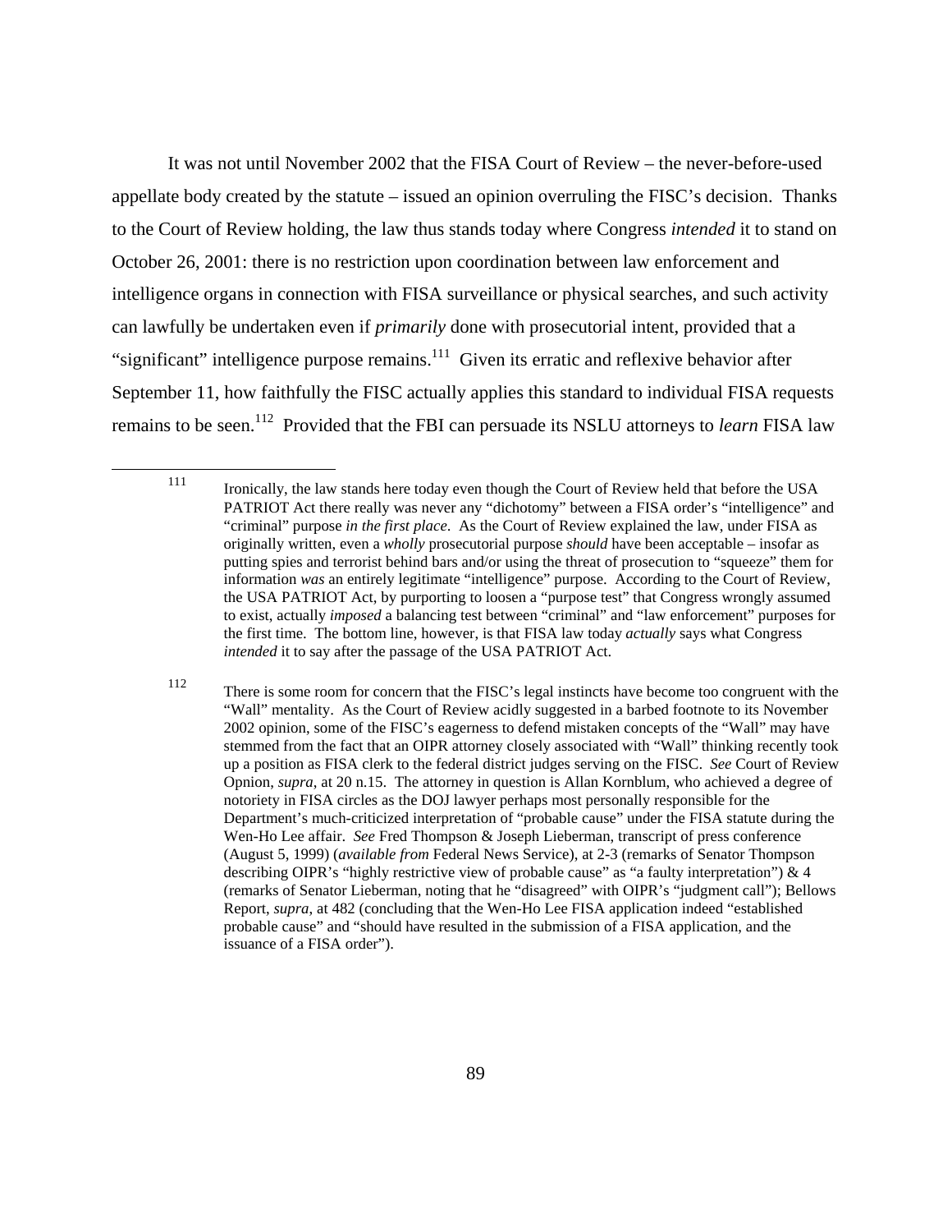It was not until November 2002 that the FISA Court of Review – the never-before-used appellate body created by the statute – issued an opinion overruling the FISC's decision. Thanks to the Court of Review holding, the law thus stands today where Congress *intended* it to stand on October 26, 2001: there is no restriction upon coordination between law enforcement and intelligence organs in connection with FISA surveillance or physical searches, and such activity can lawfully be undertaken even if *primarily* done with prosecutorial intent, provided that a "significant" intelligence purpose remains.[111] Given its erratic and reflexive behavior after September 11, how faithfully the FISC actually applies this standard to individual FISA requests remains to be seen.[112] Provided that the FBI can persuade its NSLU attorneys to *learn* FISA law

---

[111] Ironically, the law stands here today even though the Court of Review held that before the USA PATRIOT Act there really was never any "dichotomy" between a FISA order's "intelligence" and "criminal" purpose *in the first place*. As the Court of Review explained the law, under FISA as originally written, even a *wholly* prosecutorial purpose *should* have been acceptable – insofar as putting spies and terrorist behind bars and/or using the threat of prosecution to "squeeze" them for information *was* an entirely legitimate "intelligence" purpose. According to the Court of Review, the USA PATRIOT Act, by purporting to loosen a "purpose test" that Congress wrongly assumed to exist, actually *imposed* a balancing test between "criminal" and "law enforcement" purposes for the first time. The bottom line, however, is that FISA law today *actually* says what Congress *intended* it to say after the passage of the USA PATRIOT Act.

[112] There is some room for concern that the FISC's legal instincts have become too congruent with the "Wall" mentality. As the Court of Review acidly suggested in a barbed footnote to its November 2002 opinion, some of the FISC's eagerness to defend mistaken concepts of the "Wall" may have stemmed from the fact that an OIPR attorney closely associated with "Wall" thinking recently took up a position as FISA clerk to the federal district judges serving on the FISC. *See* Court of Review Opnion, *supra*, at 20 n.15. The attorney in question is Allan Kornblum, who achieved a degree of notoriety in FISA circles as the DOJ lawyer perhaps most personally responsible for the Department's much-criticized interpretation of "probable cause" under the FISA statute during the Wen-Ho Lee affair. *See* Fred Thompson & Joseph Lieberman, transcript of press conference (August 5, 1999) (*available from* Federal News Service), at 2-3 (remarks of Senator Thompson describing OIPR's "highly restrictive view of probable cause" as "a faulty interpretation") & 4 (remarks of Senator Lieberman, noting that he "disagreed" with OIPR's "judgment call"); Bellows Report, *supra*, at 482 (concluding that the Wen-Ho Lee FISA application indeed "established probable cause" and "should have resulted in the submission of a FISA application, and the issuance of a FISA order").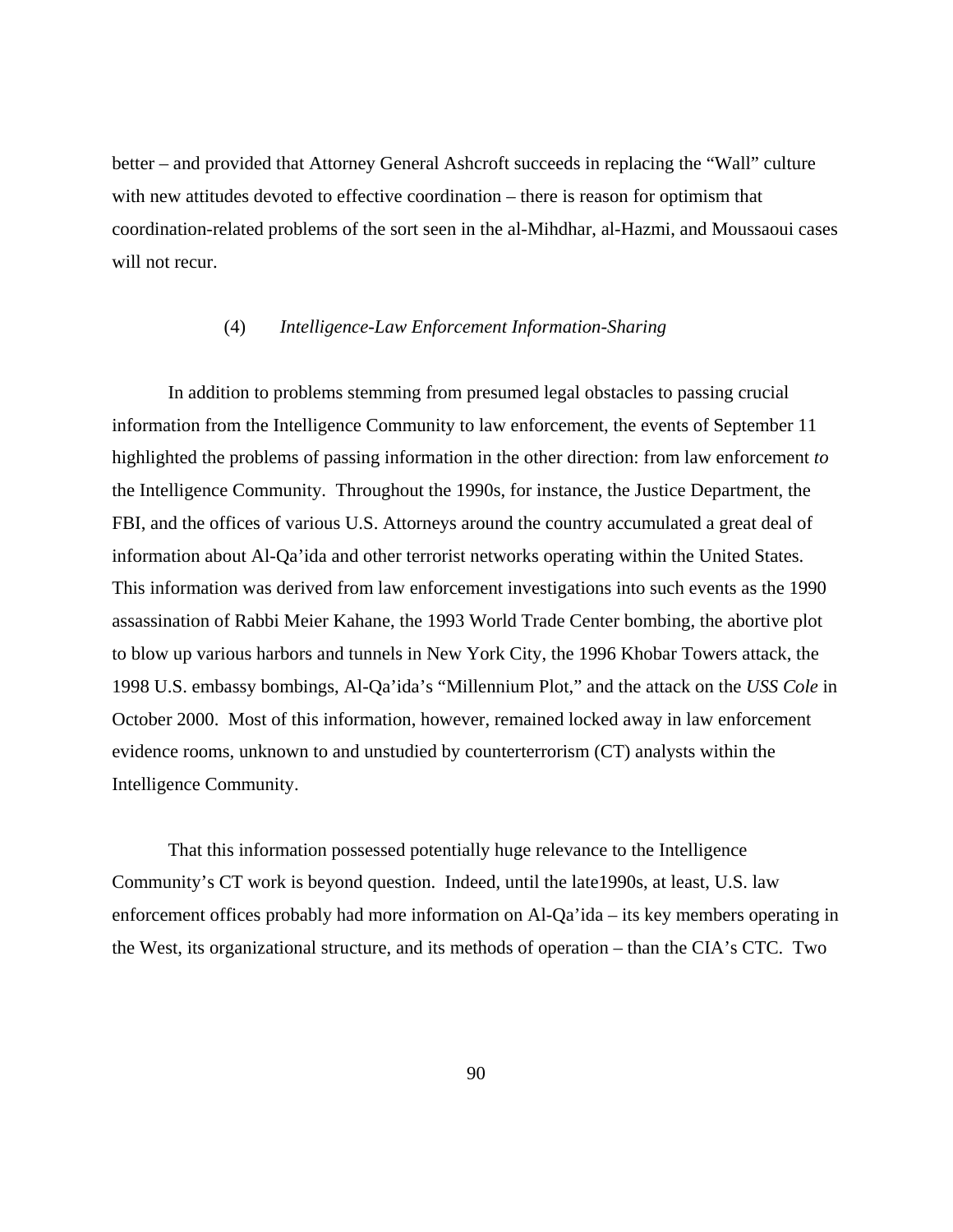better – and provided that Attorney General Ashcroft succeeds in replacing the "Wall" culture with new attitudes devoted to effective coordination – there is reason for optimism that coordination-related problems of the sort seen in the al-Mihdhar, al-Hazmi, and Moussaoui cases will not recur.

### (4) *Intelligence-Law Enforcement Information-Sharing*

In addition to problems stemming from presumed legal obstacles to passing crucial information from the Intelligence Community to law enforcement, the events of September 11 highlighted the problems of passing information in the other direction: from law enforcement *to* the Intelligence Community. Throughout the 1990s, for instance, the Justice Department, the FBI, and the offices of various U.S. Attorneys around the country accumulated a great deal of information about Al-Qa'ida and other terrorist networks operating within the United States. This information was derived from law enforcement investigations into such events as the 1990 assassination of Rabbi Meier Kahane, the 1993 World Trade Center bombing, the abortive plot to blow up various harbors and tunnels in New York City, the 1996 Khobar Towers attack, the 1998 U.S. embassy bombings, Al-Qa'ida's "Millennium Plot," and the attack on the *USS Cole* in October 2000. Most of this information, however, remained locked away in law enforcement evidence rooms, unknown to and unstudied by counterterrorism (CT) analysts within the Intelligence Community.

That this information possessed potentially huge relevance to the Intelligence Community's CT work is beyond question. Indeed, until the late1990s, at least, U.S. law enforcement offices probably had more information on Al-Qa'ida – its key members operating in the West, its organizational structure, and its methods of operation – than the CIA's CTC. Two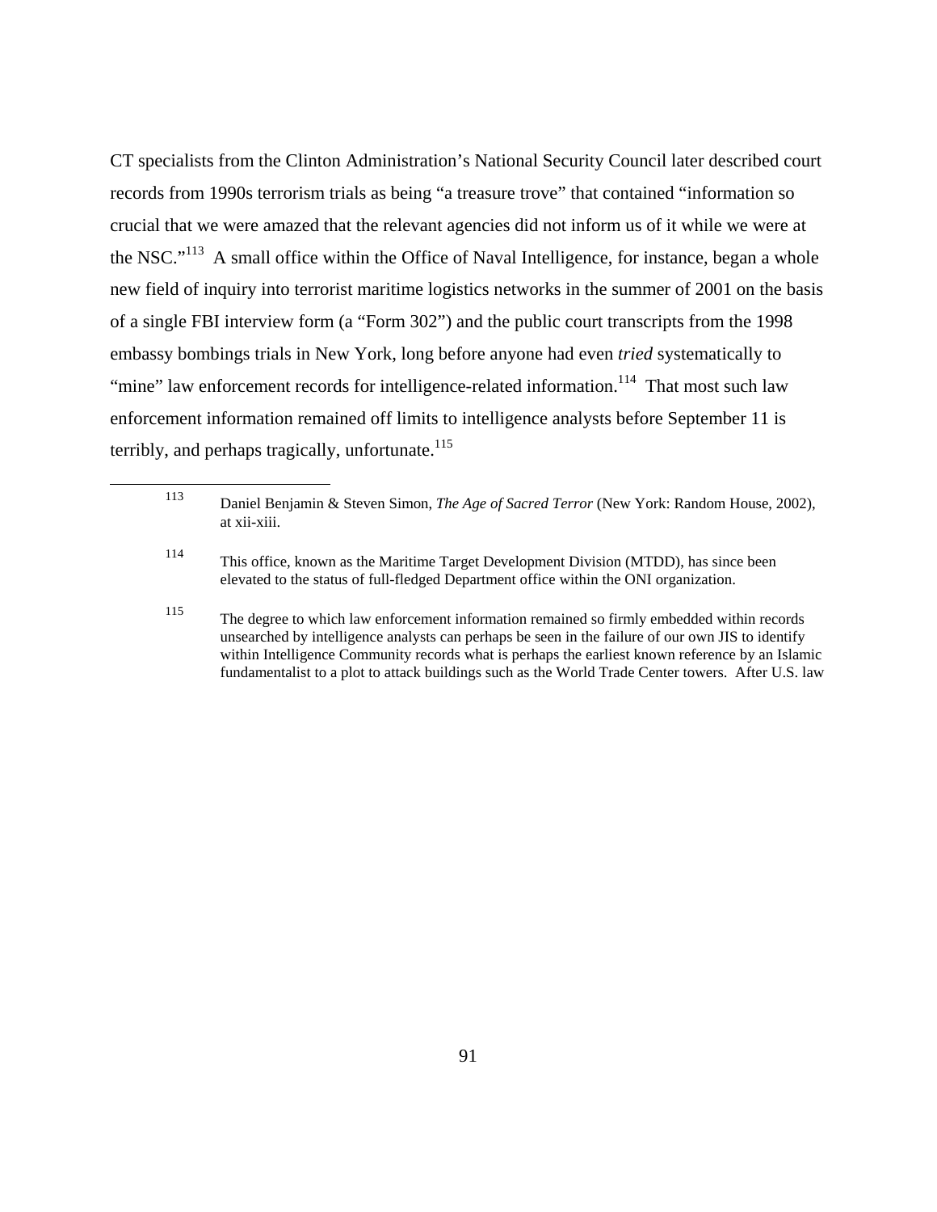CT specialists from the Clinton Administration's National Security Council later described court records from 1990s terrorism trials as being "a treasure trove" that contained "information so crucial that we were amazed that the relevant agencies did not inform us of it while we were at the NSC."[113] A small office within the Office of Naval Intelligence, for instance, began a whole new field of inquiry into terrorist maritime logistics networks in the summer of 2001 on the basis of a single FBI interview form (a "Form 302") and the public court transcripts from the 1998 embassy bombings trials in New York, long before anyone had even *tried* systematically to "mine" law enforcement records for intelligence-related information.[114] That most such law enforcement information remained off limits to intelligence analysts before September 11 is terribly, and perhaps tragically, unfortunate.[115]

---

[113] Daniel Benjamin & Steven Simon, *The Age of Sacred Terror* (New York: Random House, 2002), at xii-xiii.

[114] This office, known as the Maritime Target Development Division (MTDD), has since been elevated to the status of full-fledged Department office within the ONI organization.

[115] The degree to which law enforcement information remained so firmly embedded within records unsearched by intelligence analysts can perhaps be seen in the failure of our own JIS to identify within Intelligence Community records what is perhaps the earliest known reference by an Islamic fundamentalist to a plot to attack buildings such as the World Trade Center towers. After U.S. law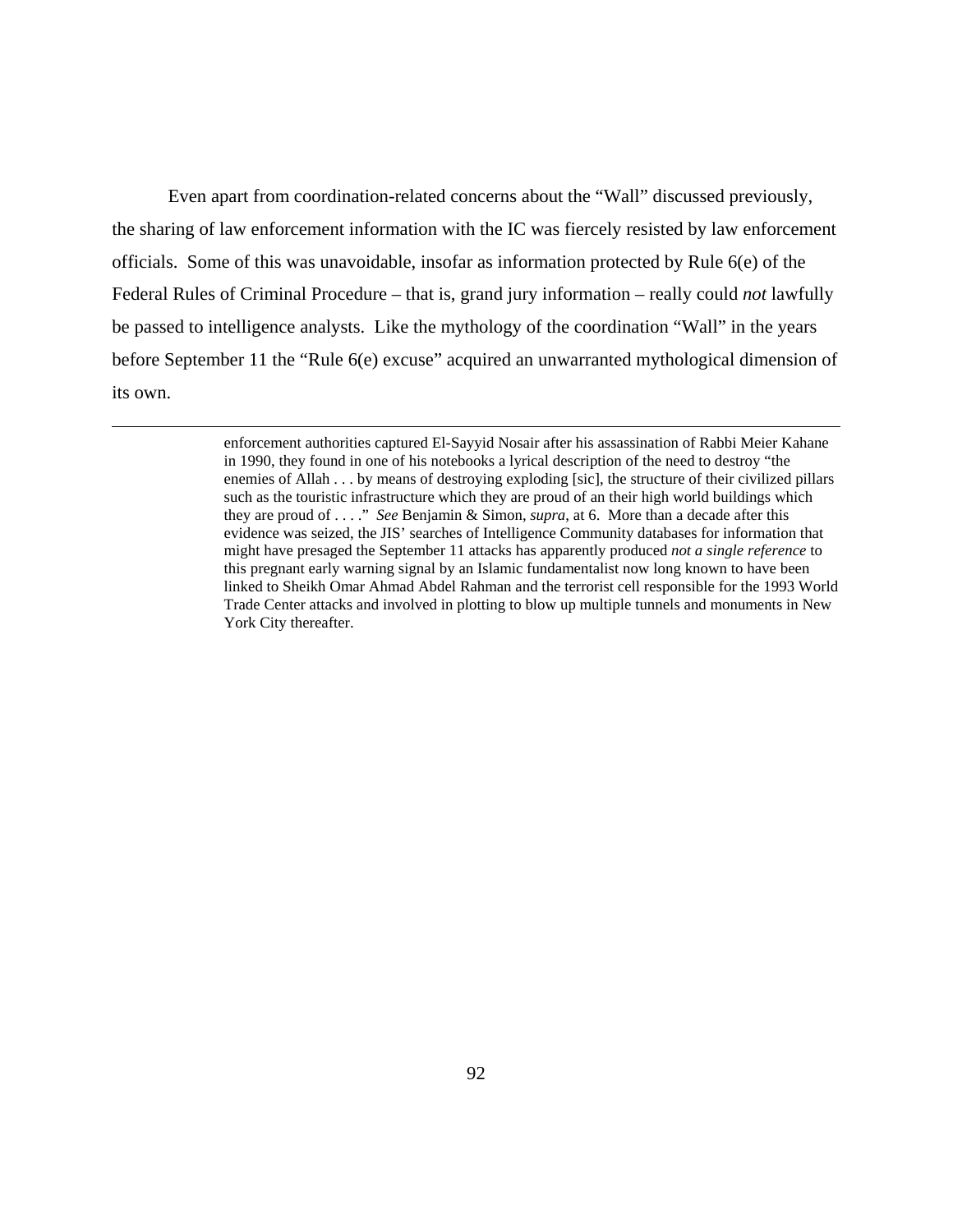Even apart from coordination-related concerns about the "Wall" discussed previously, the sharing of law enforcement information with the IC was fiercely resisted by law enforcement officials. Some of this was unavoidable, insofar as information protected by Rule 6(e) of the Federal Rules of Criminal Procedure – that is, grand jury information – really could *not* lawfully be passed to intelligence analysts. Like the mythology of the coordination "Wall" in the years before September 11 the "Rule 6(e) excuse" acquired an unwarranted mythological dimension of its own.

---

enforcement authorities captured El-Sayyid Nosair after his assassination of Rabbi Meier Kahane in 1990, they found in one of his notebooks a lyrical description of the need to destroy "the enemies of Allah . . . by means of destroying exploding [sic], the structure of their civilized pillars such as the touristic infrastructure which they are proud of an their high world buildings which they are proud of . . . ." *See* Benjamin & Simon, *supra*, at 6. More than a decade after this evidence was seized, the JIS' searches of Intelligence Community databases for information that might have presaged the September 11 attacks has apparently produced *not a single reference* to this pregnant early warning signal by an Islamic fundamentalist now long known to have been linked to Sheikh Omar Ahmad Abdel Rahman and the terrorist cell responsible for the 1993 World Trade Center attacks and involved in plotting to blow up multiple tunnels and monuments in New York City thereafter.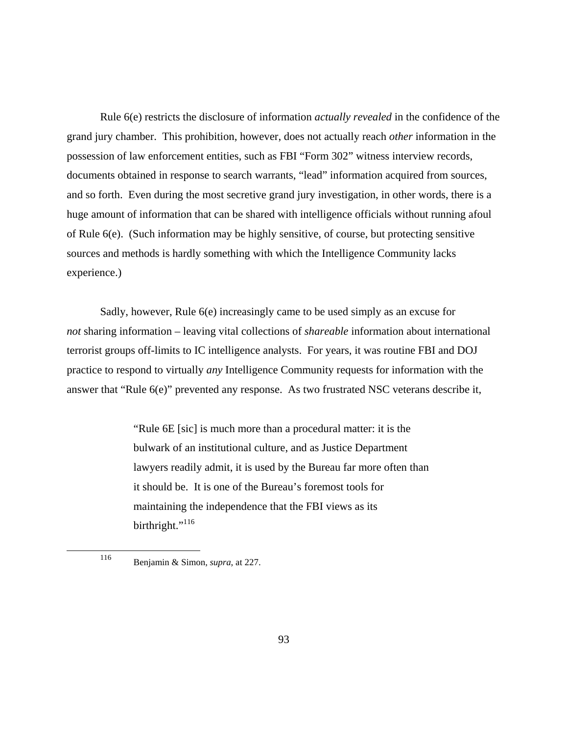Rule 6(e) restricts the disclosure of information *actually revealed* in the confidence of the grand jury chamber. This prohibition, however, does not actually reach *other* information in the possession of law enforcement entities, such as FBI "Form 302" witness interview records, documents obtained in response to search warrants, "lead" information acquired from sources, and so forth. Even during the most secretive grand jury investigation, in other words, there is a huge amount of information that can be shared with intelligence officials without running afoul of Rule 6(e). (Such information may be highly sensitive, of course, but protecting sensitive sources and methods is hardly something with which the Intelligence Community lacks experience.)

Sadly, however, Rule 6(e) increasingly came to be used simply as an excuse for *not* sharing information – leaving vital collections of *shareable* information about international terrorist groups off-limits to IC intelligence analysts. For years, it was routine FBI and DOJ practice to respond to virtually *any* Intelligence Community requests for information with the answer that "Rule 6(e)" prevented any response. As two frustrated NSC veterans describe it,

> "Rule 6E [sic] is much more than a procedural matter: it is the bulwark of an institutional culture, and as Justice Department lawyers readily admit, it is used by the Bureau far more often than it should be. It is one of the Bureau's foremost tools for maintaining the independence that the FBI views as its birthright."[116]

---

[116] Benjamin & Simon, *supra*, at 227.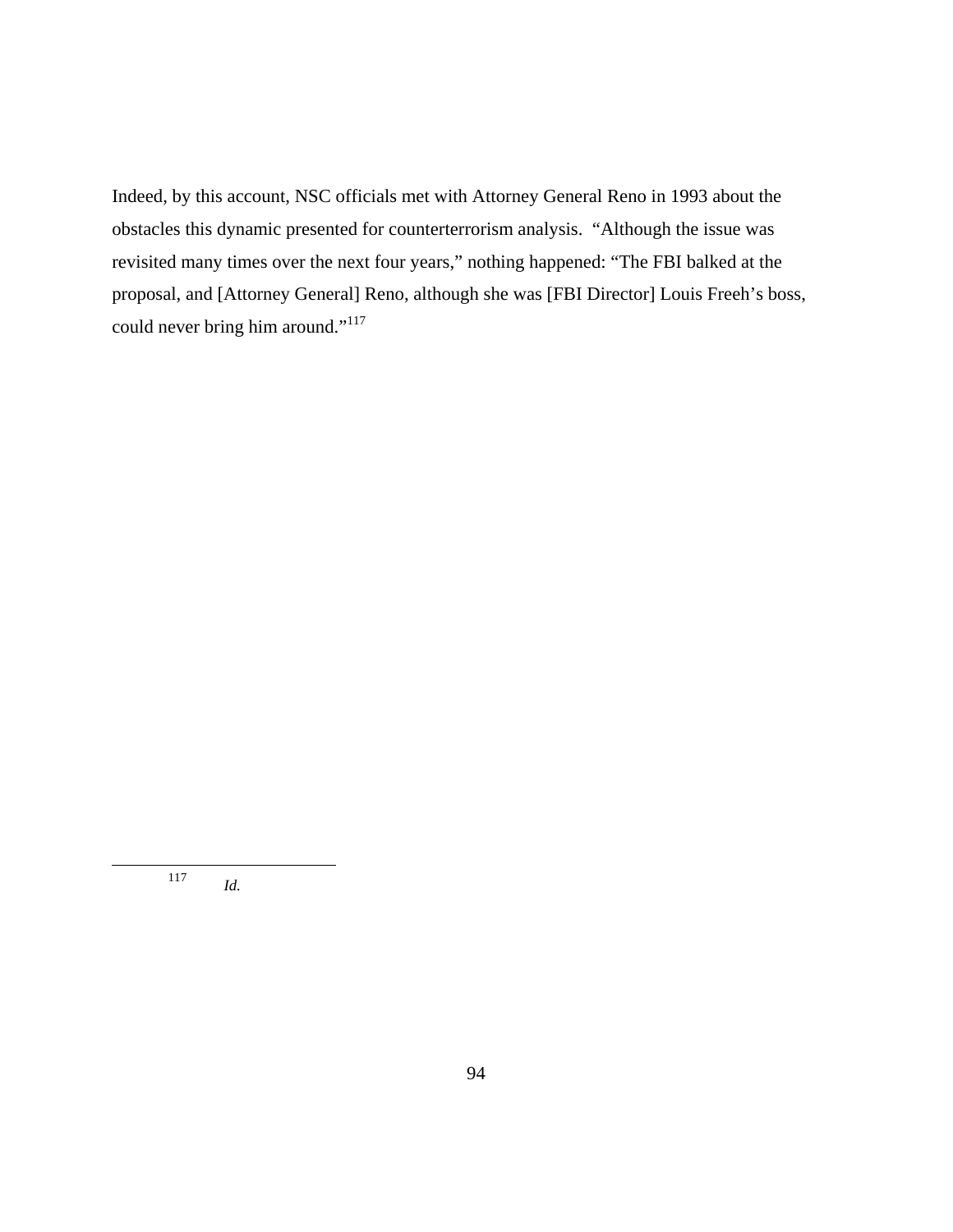Indeed, by this account, NSC officials met with Attorney General Reno in 1993 about the obstacles this dynamic presented for counterterrorism analysis. "Although the issue was revisited many times over the next four years," nothing happened: "The FBI balked at the proposal, and [Attorney General] Reno, although she was [FBI Director] Louis Freeh's boss, could never bring him around."[117]

---

[117] *Id.*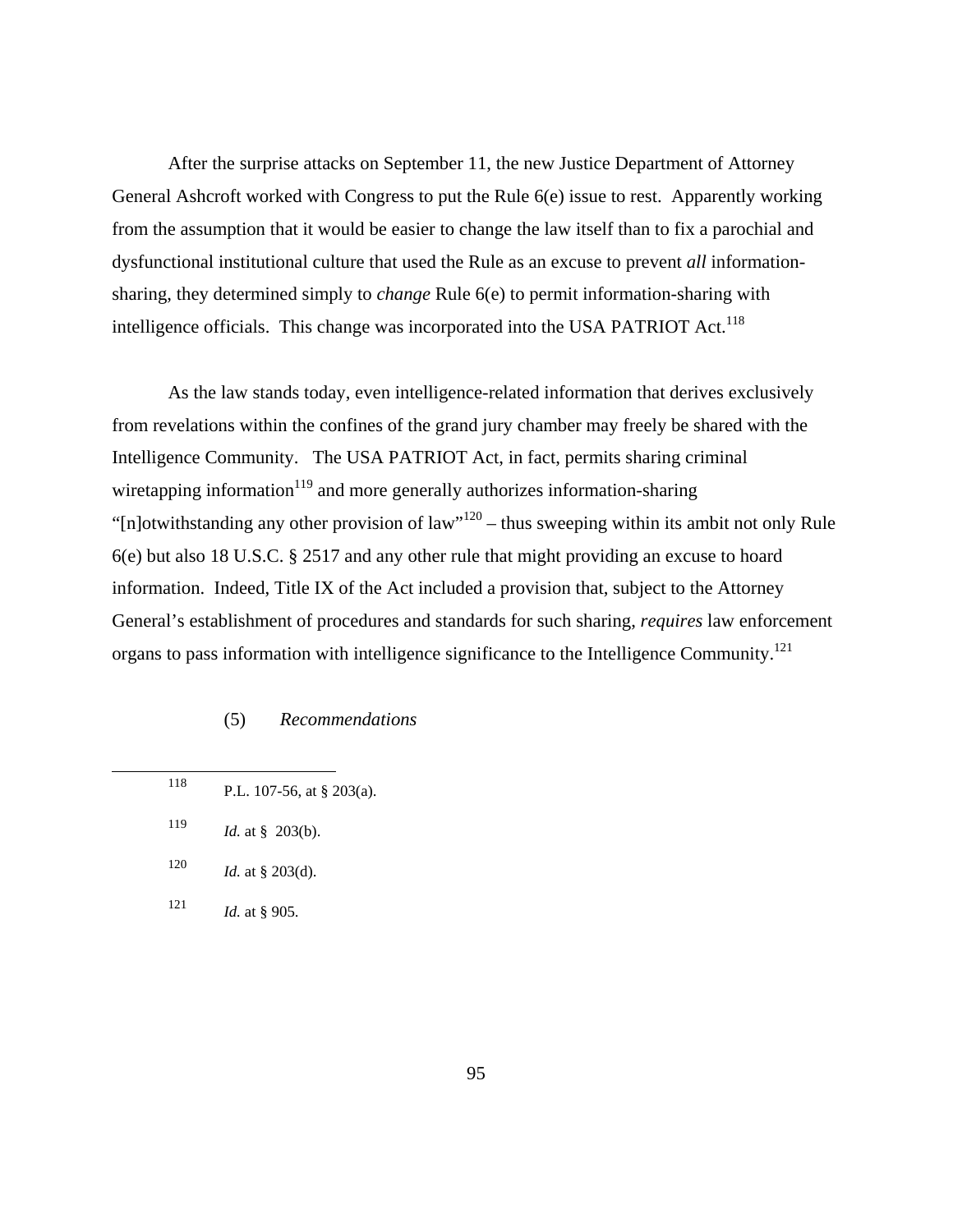After the surprise attacks on September 11, the new Justice Department of Attorney General Ashcroft worked with Congress to put the Rule 6(e) issue to rest. Apparently working from the assumption that it would be easier to change the law itself than to fix a parochial and dysfunctional institutional culture that used the Rule as an excuse to prevent *all* information-sharing, they determined simply to *change* Rule 6(e) to permit information-sharing with intelligence officials. This change was incorporated into the USA PATRIOT Act.[118]

As the law stands today, even intelligence-related information that derives exclusively from revelations within the confines of the grand jury chamber may freely be shared with the Intelligence Community. The USA PATRIOT Act, in fact, permits sharing criminal wiretapping information[119] and more generally authorizes information-sharing "[n]otwithstanding any other provision of law"[120] – thus sweeping within its ambit not only Rule 6(e) but also 18 U.S.C. § 2517 and any other rule that might providing an excuse to hoard information. Indeed, Title IX of the Act included a provision that, subject to the Attorney General's establishment of procedures and standards for such sharing, *requires* law enforcement organs to pass information with intelligence significance to the Intelligence Community.[121]

(5) *Recommendations*

---

[118] P.L. 107-56, at § 203(a).

[119] *Id.* at § 203(b).

[120] *Id.* at § 203(d).

[121] *Id.* at § 905.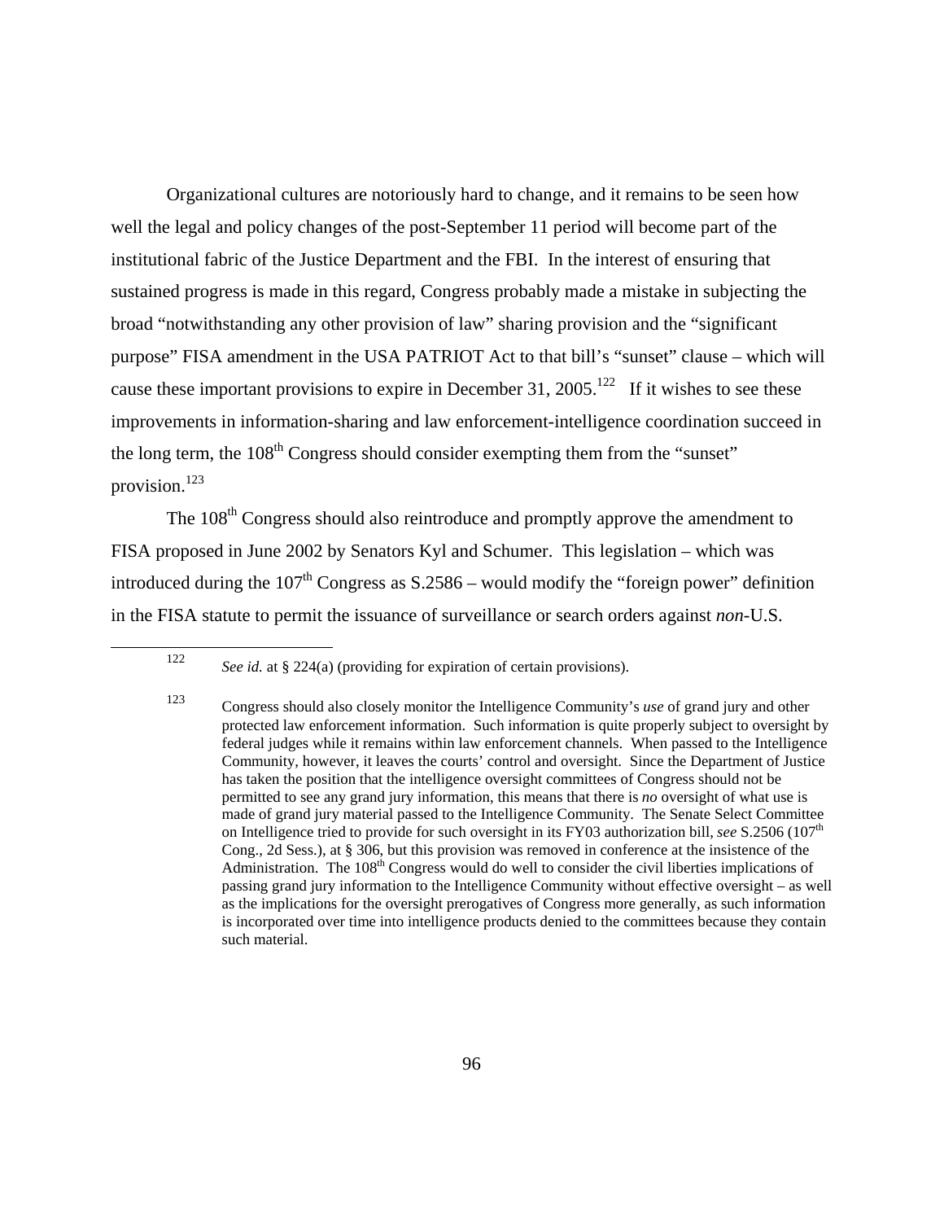Organizational cultures are notoriously hard to change, and it remains to be seen how well the legal and policy changes of the post-September 11 period will become part of the institutional fabric of the Justice Department and the FBI. In the interest of ensuring that sustained progress is made in this regard, Congress probably made a mistake in subjecting the broad "notwithstanding any other provision of law" sharing provision and the "significant purpose" FISA amendment in the USA PATRIOT Act to that bill's "sunset" clause – which will cause these important provisions to expire in December 31, 2005.[122] If it wishes to see these improvements in information-sharing and law enforcement-intelligence coordination succeed in the long term, the 108th Congress should consider exempting them from the "sunset" provision.[123]

The 108th Congress should also reintroduce and promptly approve the amendment to FISA proposed in June 2002 by Senators Kyl and Schumer. This legislation – which was introduced during the 107th Congress as S.2586 – would modify the "foreign power" definition in the FISA statute to permit the issuance of surveillance or search orders against *non*-U.S.

---

[122] *See id.* at § 224(a) (providing for expiration of certain provisions).

[123] Congress should also closely monitor the Intelligence Community's *use* of grand jury and other protected law enforcement information. Such information is quite properly subject to oversight by federal judges while it remains within law enforcement channels. When passed to the Intelligence Community, however, it leaves the courts' control and oversight. Since the Department of Justice has taken the position that the intelligence oversight committees of Congress should not be permitted to see any grand jury information, this means that there is *no* oversight of what use is made of grand jury material passed to the Intelligence Community. The Senate Select Committee on Intelligence tried to provide for such oversight in its FY03 authorization bill, *see* S.2506 (107th Cong., 2d Sess.), at § 306, but this provision was removed in conference at the insistence of the Administration. The 108th Congress would do well to consider the civil liberties implications of passing grand jury information to the Intelligence Community without effective oversight – as well as the implications for the oversight prerogatives of Congress more generally, as such information is incorporated over time into intelligence products denied to the committees because they contain such material.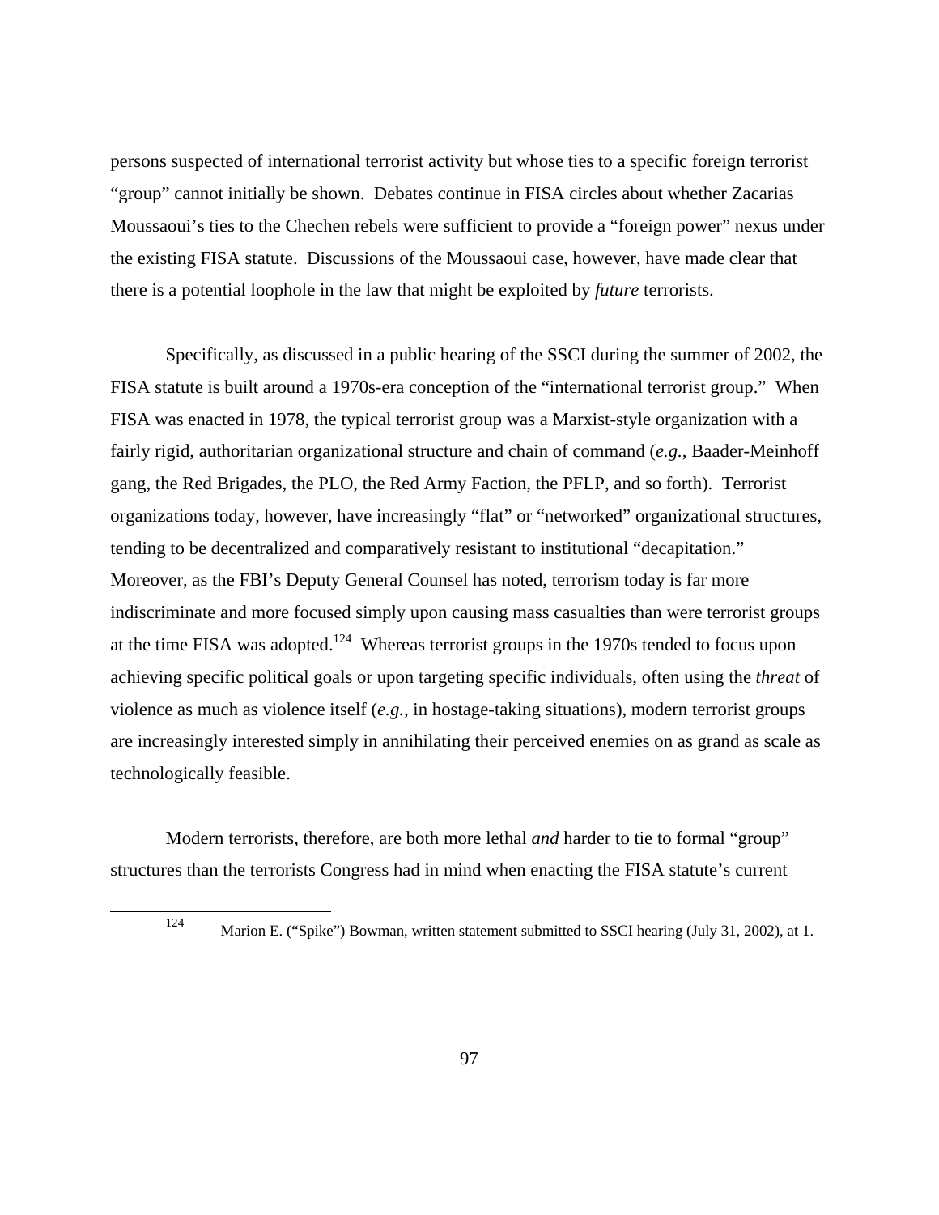persons suspected of international terrorist activity but whose ties to a specific foreign terrorist "group" cannot initially be shown. Debates continue in FISA circles about whether Zacarias Moussaoui's ties to the Chechen rebels were sufficient to provide a "foreign power" nexus under the existing FISA statute. Discussions of the Moussaoui case, however, have made clear that there is a potential loophole in the law that might be exploited by *future* terrorists.

Specifically, as discussed in a public hearing of the SSCI during the summer of 2002, the FISA statute is built around a 1970s-era conception of the "international terrorist group." When FISA was enacted in 1978, the typical terrorist group was a Marxist-style organization with a fairly rigid, authoritarian organizational structure and chain of command (*e.g.*, Baader-Meinhoff gang, the Red Brigades, the PLO, the Red Army Faction, the PFLP, and so forth). Terrorist organizations today, however, have increasingly "flat" or "networked" organizational structures, tending to be decentralized and comparatively resistant to institutional "decapitation." Moreover, as the FBI's Deputy General Counsel has noted, terrorism today is far more indiscriminate and more focused simply upon causing mass casualties than were terrorist groups at the time FISA was adopted.[124] Whereas terrorist groups in the 1970s tended to focus upon achieving specific political goals or upon targeting specific individuals, often using the *threat* of violence as much as violence itself (*e.g.*, in hostage-taking situations), modern terrorist groups are increasingly interested simply in annihilating their perceived enemies on as grand as scale as technologically feasible.

Modern terrorists, therefore, are both more lethal *and* harder to tie to formal "group" structures than the terrorists Congress had in mind when enacting the FISA statute's current

---

[124] Marion E. ("Spike") Bowman, written statement submitted to SSCI hearing (July 31, 2002), at 1.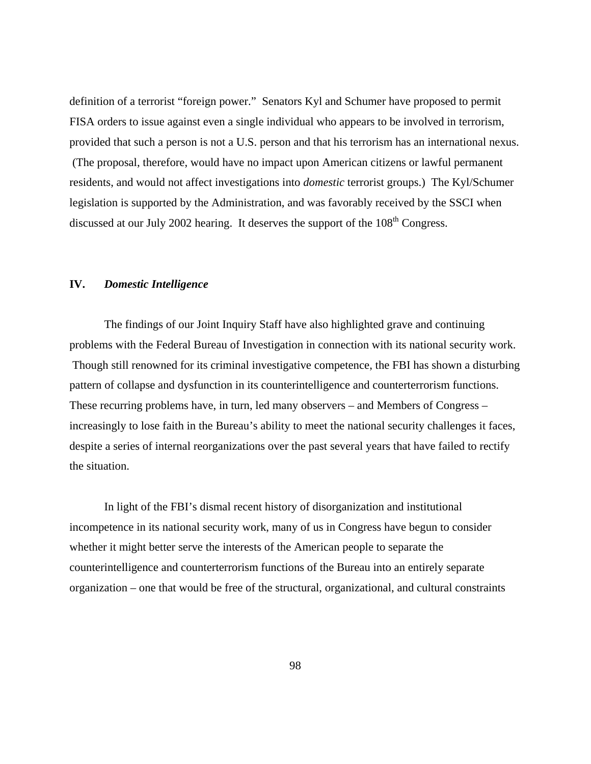definition of a terrorist "foreign power." Senators Kyl and Schumer have proposed to permit FISA orders to issue against even a single individual who appears to be involved in terrorism, provided that such a person is not a U.S. person and that his terrorism has an international nexus. (The proposal, therefore, would have no impact upon American citizens or lawful permanent residents, and would not affect investigations into *domestic* terrorist groups.) The Kyl/Schumer legislation is supported by the Administration, and was favorably received by the SSCI when discussed at our July 2002 hearing. It deserves the support of the 108th Congress.

## IV. *Domestic Intelligence*

The findings of our Joint Inquiry Staff have also highlighted grave and continuing problems with the Federal Bureau of Investigation in connection with its national security work. Though still renowned for its criminal investigative competence, the FBI has shown a disturbing pattern of collapse and dysfunction in its counterintelligence and counterterrorism functions. These recurring problems have, in turn, led many observers – and Members of Congress – increasingly to lose faith in the Bureau's ability to meet the national security challenges it faces, despite a series of internal reorganizations over the past several years that have failed to rectify the situation.

In light of the FBI's dismal recent history of disorganization and institutional incompetence in its national security work, many of us in Congress have begun to consider whether it might better serve the interests of the American people to separate the counterintelligence and counterterrorism functions of the Bureau into an entirely separate organization – one that would be free of the structural, organizational, and cultural constraints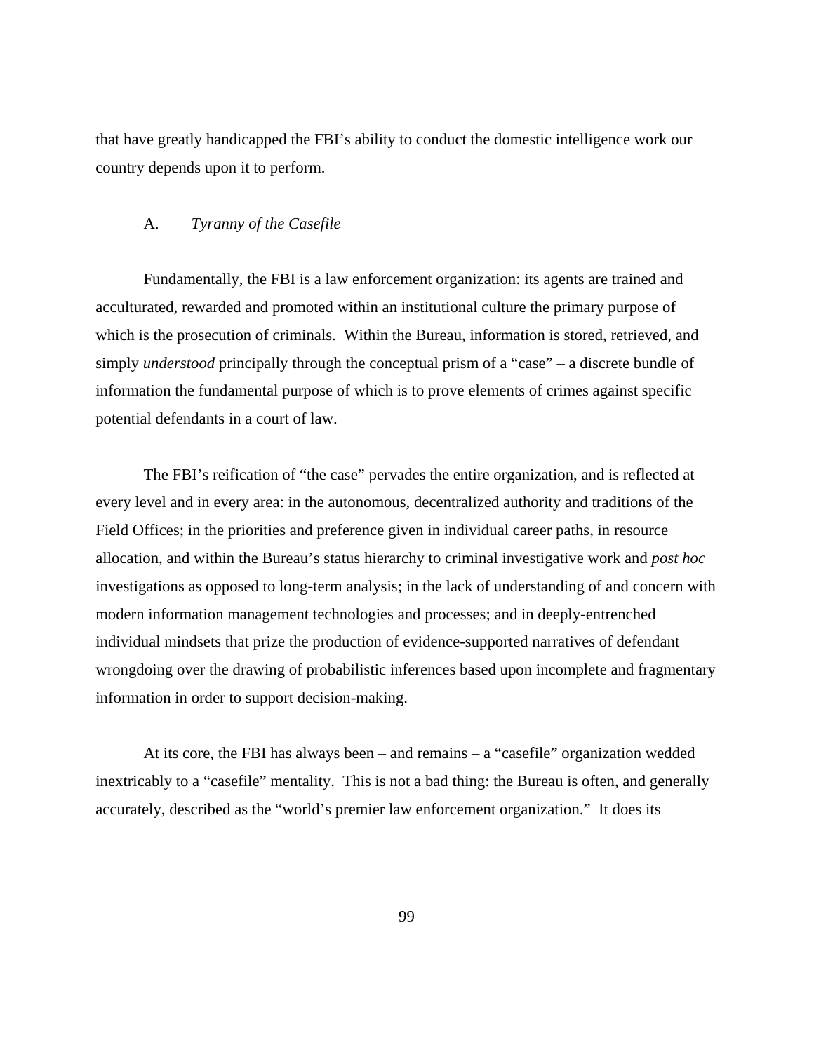that have greatly handicapped the FBI's ability to conduct the domestic intelligence work our country depends upon it to perform.

### A. *Tyranny of the Casefile*

Fundamentally, the FBI is a law enforcement organization: its agents are trained and acculturated, rewarded and promoted within an institutional culture the primary purpose of which is the prosecution of criminals. Within the Bureau, information is stored, retrieved, and simply *understood* principally through the conceptual prism of a "case" – a discrete bundle of information the fundamental purpose of which is to prove elements of crimes against specific potential defendants in a court of law.

The FBI's reification of "the case" pervades the entire organization, and is reflected at every level and in every area: in the autonomous, decentralized authority and traditions of the Field Offices; in the priorities and preference given in individual career paths, in resource allocation, and within the Bureau's status hierarchy to criminal investigative work and *post hoc* investigations as opposed to long-term analysis; in the lack of understanding of and concern with modern information management technologies and processes; and in deeply-entrenched individual mindsets that prize the production of evidence-supported narratives of defendant wrongdoing over the drawing of probabilistic inferences based upon incomplete and fragmentary information in order to support decision-making.

At its core, the FBI has always been – and remains – a "casefile" organization wedded inextricably to a "casefile" mentality. This is not a bad thing: the Bureau is often, and generally accurately, described as the "world's premier law enforcement organization." It does its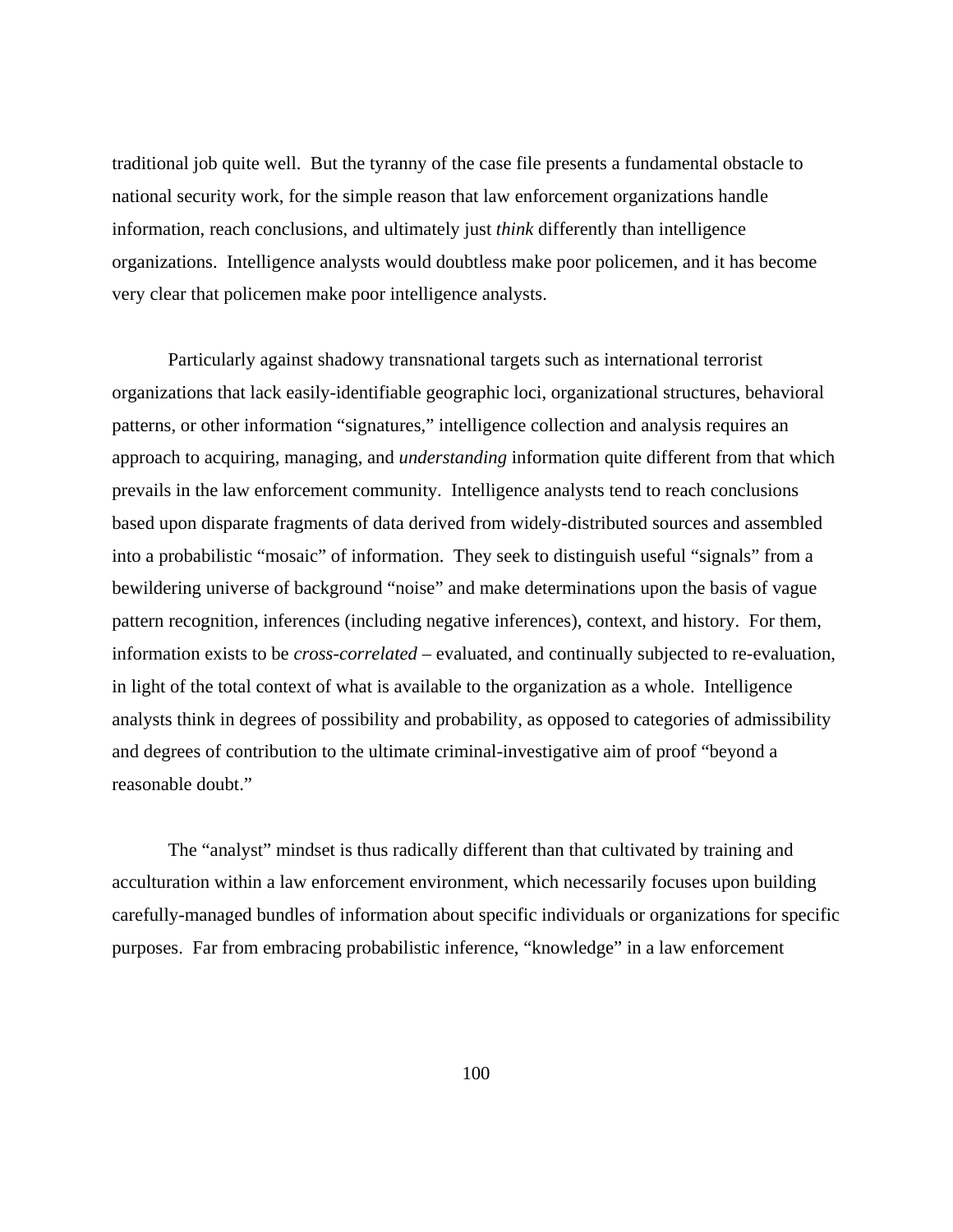traditional job quite well. But the tyranny of the case file presents a fundamental obstacle to national security work, for the simple reason that law enforcement organizations handle information, reach conclusions, and ultimately just *think* differently than intelligence organizations. Intelligence analysts would doubtless make poor policemen, and it has become very clear that policemen make poor intelligence analysts.

Particularly against shadowy transnational targets such as international terrorist organizations that lack easily-identifiable geographic loci, organizational structures, behavioral patterns, or other information "signatures," intelligence collection and analysis requires an approach to acquiring, managing, and *understanding* information quite different from that which prevails in the law enforcement community. Intelligence analysts tend to reach conclusions based upon disparate fragments of data derived from widely-distributed sources and assembled into a probabilistic "mosaic" of information. They seek to distinguish useful "signals" from a bewildering universe of background "noise" and make determinations upon the basis of vague pattern recognition, inferences (including negative inferences), context, and history. For them, information exists to be *cross-correlated* – evaluated, and continually subjected to re-evaluation, in light of the total context of what is available to the organization as a whole. Intelligence analysts think in degrees of possibility and probability, as opposed to categories of admissibility and degrees of contribution to the ultimate criminal-investigative aim of proof "beyond a reasonable doubt."

The "analyst" mindset is thus radically different than that cultivated by training and acculturation within a law enforcement environment, which necessarily focuses upon building carefully-managed bundles of information about specific individuals or organizations for specific purposes. Far from embracing probabilistic inference, "knowledge" in a law enforcement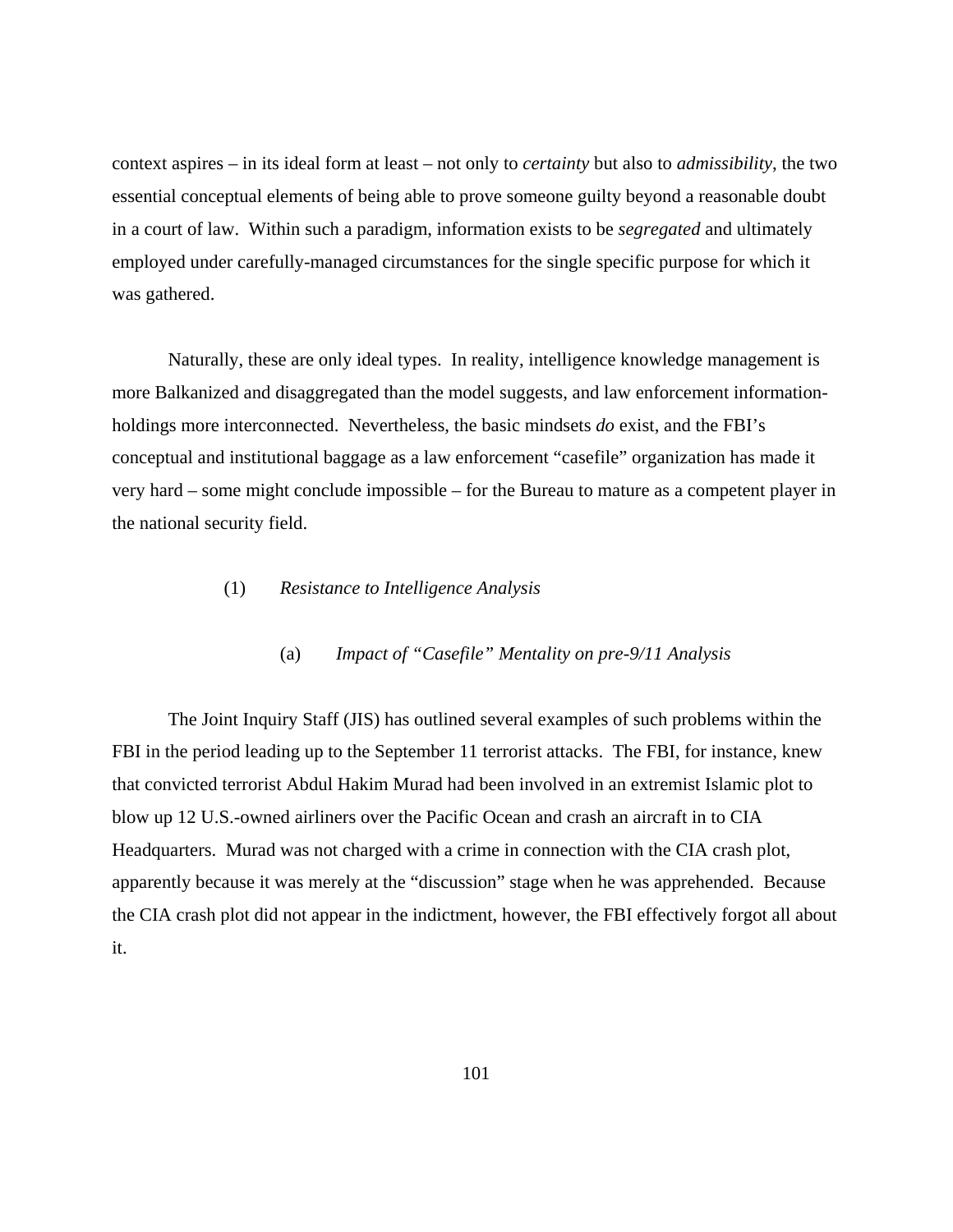context aspires – in its ideal form at least – not only to *certainty* but also to *admissibility*, the two essential conceptual elements of being able to prove someone guilty beyond a reasonable doubt in a court of law. Within such a paradigm, information exists to be *segregated* and ultimately employed under carefully-managed circumstances for the single specific purpose for which it was gathered.

Naturally, these are only ideal types. In reality, intelligence knowledge management is more Balkanized and disaggregated than the model suggests, and law enforcement information-holdings more interconnected. Nevertheless, the basic mindsets *do* exist, and the FBI's conceptual and institutional baggage as a law enforcement "casefile" organization has made it very hard – some might conclude impossible – for the Bureau to mature as a competent player in the national security field.

### (1) *Resistance to Intelligence Analysis*

#### (a) *Impact of "Casefile" Mentality on pre-9/11 Analysis*

The Joint Inquiry Staff (JIS) has outlined several examples of such problems within the FBI in the period leading up to the September 11 terrorist attacks. The FBI, for instance, knew that convicted terrorist Abdul Hakim Murad had been involved in an extremist Islamic plot to blow up 12 U.S.-owned airliners over the Pacific Ocean and crash an aircraft in to CIA Headquarters. Murad was not charged with a crime in connection with the CIA crash plot, apparently because it was merely at the "discussion" stage when he was apprehended. Because the CIA crash plot did not appear in the indictment, however, the FBI effectively forgot all about it.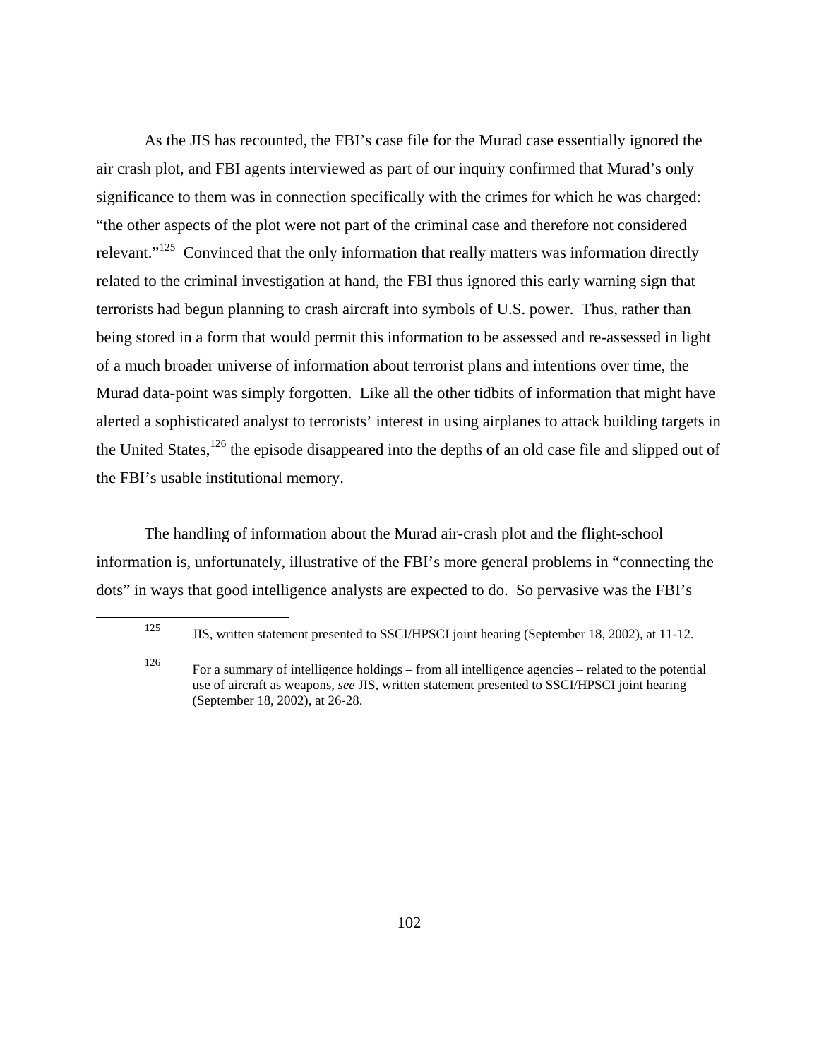As the JIS has recounted, the FBI's case file for the Murad case essentially ignored the air crash plot, and FBI agents interviewed as part of our inquiry confirmed that Murad's only significance to them was in connection specifically with the crimes for which he was charged: "the other aspects of the plot were not part of the criminal case and therefore not considered relevant."[125] Convinced that the only information that really matters was information directly related to the criminal investigation at hand, the FBI thus ignored this early warning sign that terrorists had begun planning to crash aircraft into symbols of U.S. power. Thus, rather than being stored in a form that would permit this information to be assessed and re-assessed in light of a much broader universe of information about terrorist plans and intentions over time, the Murad data-point was simply forgotten. Like all the other tidbits of information that might have alerted a sophisticated analyst to terrorists' interest in using airplanes to attack building targets in the United States,[126] the episode disappeared into the depths of an old case file and slipped out of the FBI's usable institutional memory.

The handling of information about the Murad air-crash plot and the flight-school information is, unfortunately, illustrative of the FBI's more general problems in "connecting the dots" in ways that good intelligence analysts are expected to do. So pervasive was the FBI's

---

[125] JIS, written statement presented to SSCI/HPSCI joint hearing (September 18, 2002), at 11-12.

[126] For a summary of intelligence holdings – from all intelligence agencies – related to the potential use of aircraft as weapons, *see* JIS, written statement presented to SSCI/HPSCI joint hearing (September 18, 2002), at 26-28.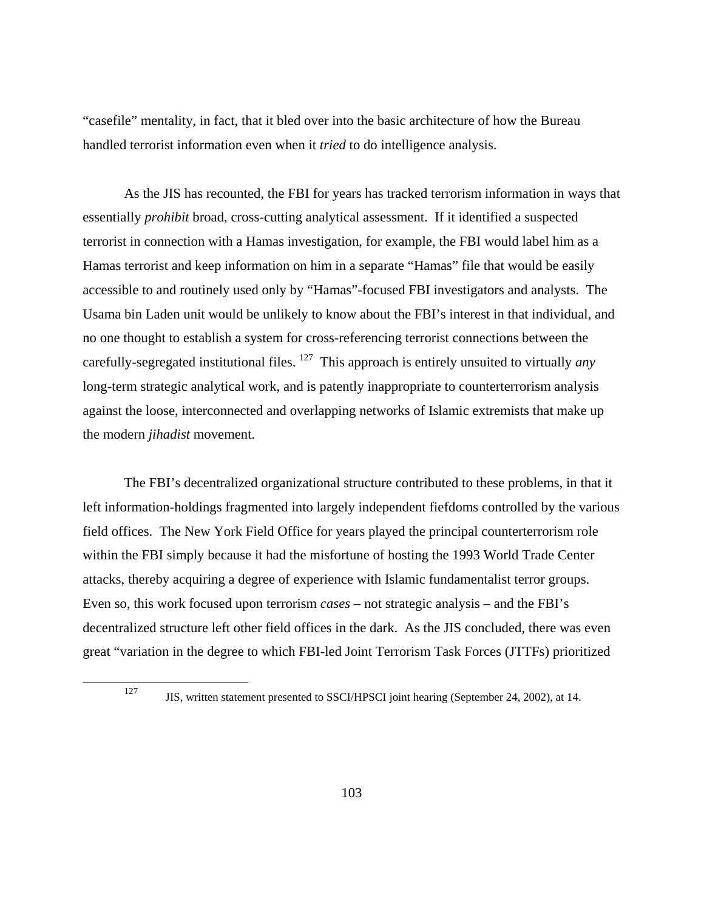"casefile" mentality, in fact, that it bled over into the basic architecture of how the Bureau handled terrorist information even when it *tried* to do intelligence analysis.

As the JIS has recounted, the FBI for years has tracked terrorism information in ways that essentially *prohibit* broad, cross-cutting analytical assessment. If it identified a suspected terrorist in connection with a Hamas investigation, for example, the FBI would label him as a Hamas terrorist and keep information on him in a separate "Hamas" file that would be easily accessible to and routinely used only by "Hamas"-focused FBI investigators and analysts. The Usama bin Laden unit would be unlikely to know about the FBI's interest in that individual, and no one thought to establish a system for cross-referencing terrorist connections between the carefully-segregated institutional files. [127] This approach is entirely unsuited to virtually *any* long-term strategic analytical work, and is patently inappropriate to counterterrorism analysis against the loose, interconnected and overlapping networks of Islamic extremists that make up the modern *jihadist* movement.

The FBI's decentralized organizational structure contributed to these problems, in that it left information-holdings fragmented into largely independent fiefdoms controlled by the various field offices. The New York Field Office for years played the principal counterterrorism role within the FBI simply because it had the misfortune of hosting the 1993 World Trade Center attacks, thereby acquiring a degree of experience with Islamic fundamentalist terror groups. Even so, this work focused upon terrorism *cases* – not strategic analysis – and the FBI's decentralized structure left other field offices in the dark. As the JIS concluded, there was even great "variation in the degree to which FBI-led Joint Terrorism Task Forces (JTTFs) prioritized

---

[127] JIS, written statement presented to SSCI/HPSCI joint hearing (September 24, 2002), at 14.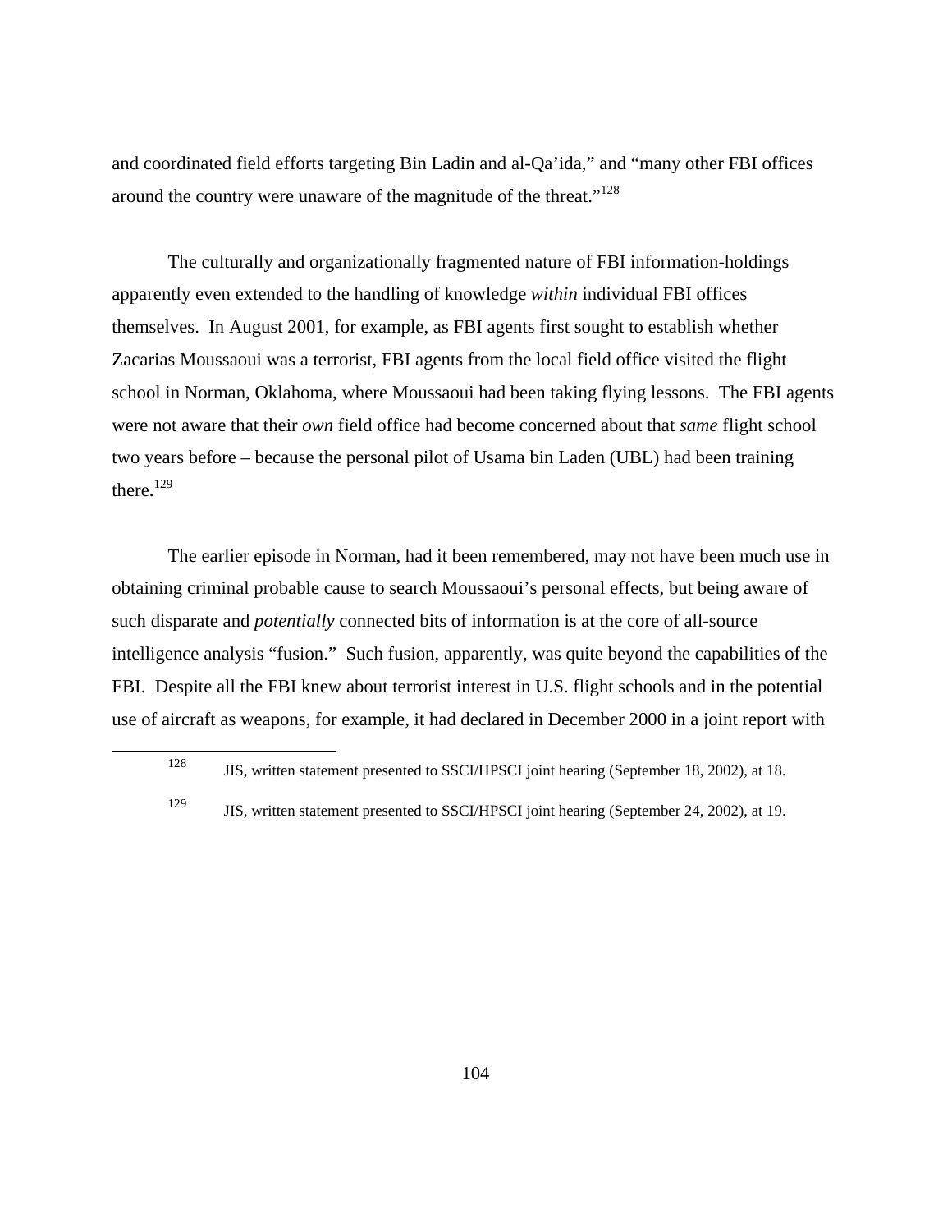and coordinated field efforts targeting Bin Ladin and al-Qa'ida," and "many other FBI offices around the country were unaware of the magnitude of the threat."[128]

The culturally and organizationally fragmented nature of FBI information-holdings apparently even extended to the handling of knowledge *within* individual FBI offices themselves. In August 2001, for example, as FBI agents first sought to establish whether Zacarias Moussaoui was a terrorist, FBI agents from the local field office visited the flight school in Norman, Oklahoma, where Moussaoui had been taking flying lessons. The FBI agents were not aware that their *own* field office had become concerned about that *same* flight school two years before – because the personal pilot of Usama bin Laden (UBL) had been training there.[129]

The earlier episode in Norman, had it been remembered, may not have been much use in obtaining criminal probable cause to search Moussaoui's personal effects, but being aware of such disparate and *potentially* connected bits of information is at the core of all-source intelligence analysis "fusion." Such fusion, apparently, was quite beyond the capabilities of the FBI. Despite all the FBI knew about terrorist interest in U.S. flight schools and in the potential use of aircraft as weapons, for example, it had declared in December 2000 in a joint report with

[128] JIS, written statement presented to SSCI/HPSCI joint hearing (September 18, 2002), at 18.

[129] JIS, written statement presented to SSCI/HPSCI joint hearing (September 24, 2002), at 19.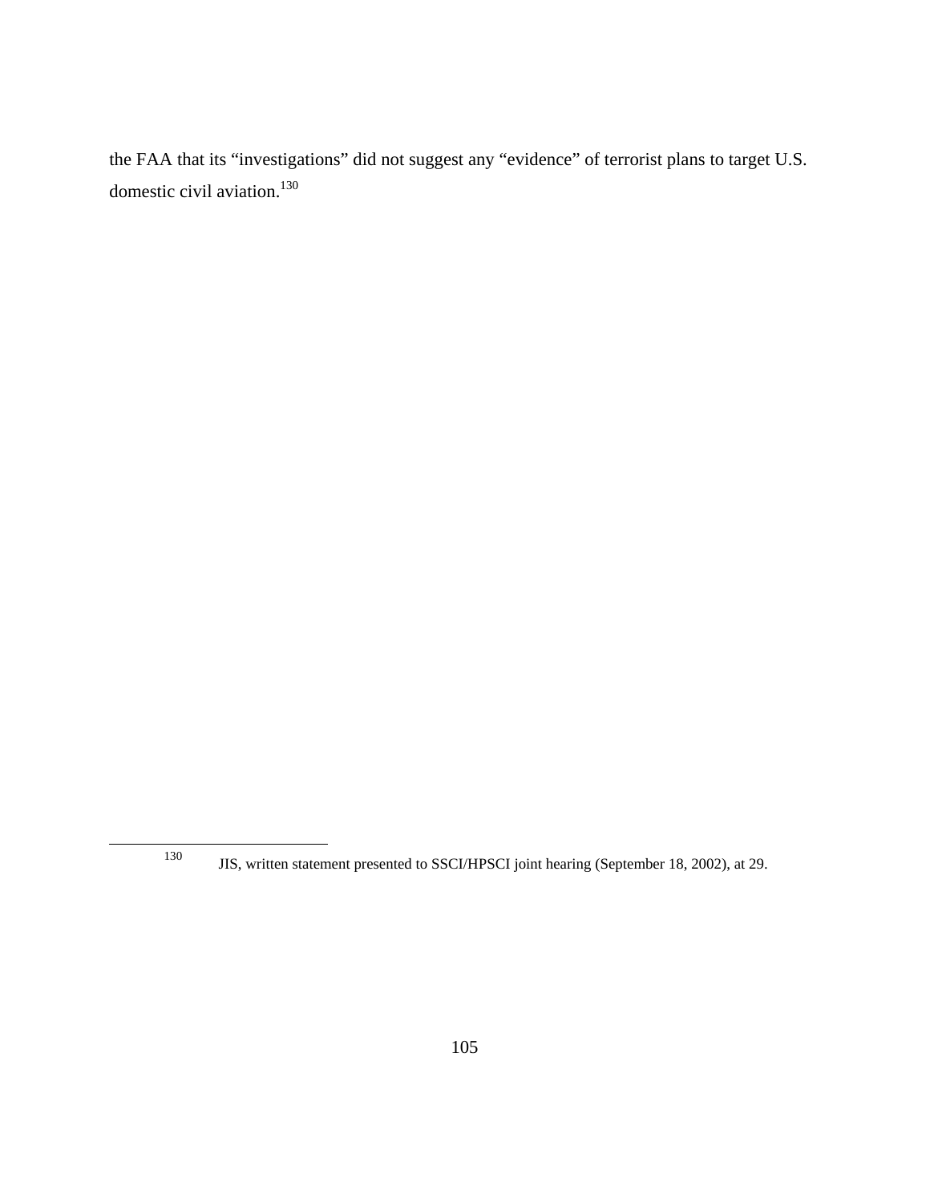the FAA that its "investigations" did not suggest any "evidence" of terrorist plans to target U.S. domestic civil aviation.[130]

[130] JIS, written statement presented to SSCI/HPSCI joint hearing (September 18, 2002), at 29.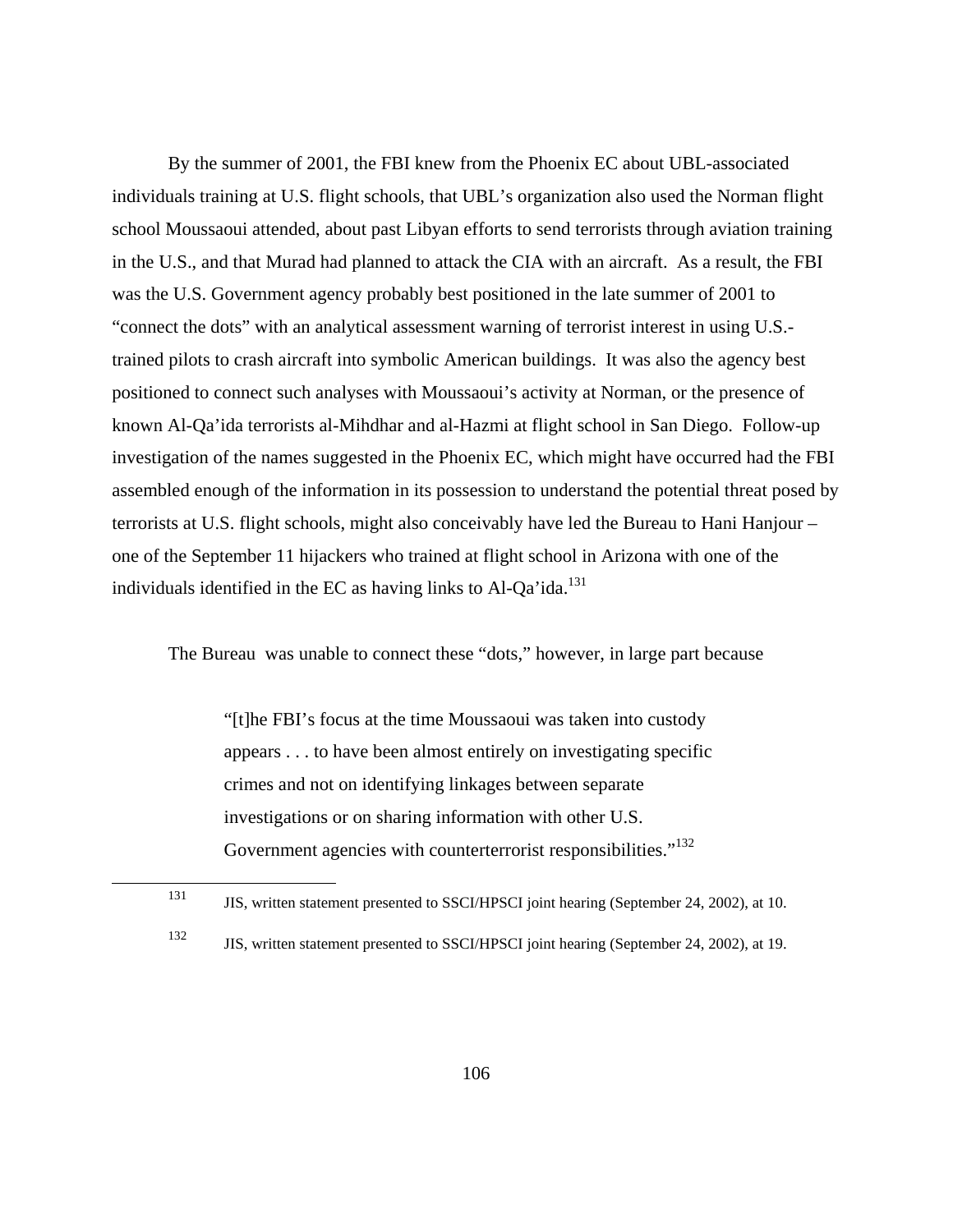By the summer of 2001, the FBI knew from the Phoenix EC about UBL-associated individuals training at U.S. flight schools, that UBL's organization also used the Norman flight school Moussaoui attended, about past Libyan efforts to send terrorists through aviation training in the U.S., and that Murad had planned to attack the CIA with an aircraft. As a result, the FBI was the U.S. Government agency probably best positioned in the late summer of 2001 to "connect the dots" with an analytical assessment warning of terrorist interest in using U.S.-trained pilots to crash aircraft into symbolic American buildings. It was also the agency best positioned to connect such analyses with Moussaoui's activity at Norman, or the presence of known Al-Qa'ida terrorists al-Mihdhar and al-Hazmi at flight school in San Diego. Follow-up investigation of the names suggested in the Phoenix EC, which might have occurred had the FBI assembled enough of the information in its possession to understand the potential threat posed by terrorists at U.S. flight schools, might also conceivably have led the Bureau to Hani Hanjour – one of the September 11 hijackers who trained at flight school in Arizona with one of the individuals identified in the EC as having links to Al-Qa'ida.[131]

The Bureau was unable to connect these "dots," however, in large part because

> "[t]he FBI's focus at the time Moussaoui was taken into custody appears . . . to have been almost entirely on investigating specific crimes and not on identifying linkages between separate investigations or on sharing information with other U.S. Government agencies with counterterrorist responsibilities."[132]

---

[131] JIS, written statement presented to SSCI/HPSCI joint hearing (September 24, 2002), at 10.

[132] JIS, written statement presented to SSCI/HPSCI joint hearing (September 24, 2002), at 19.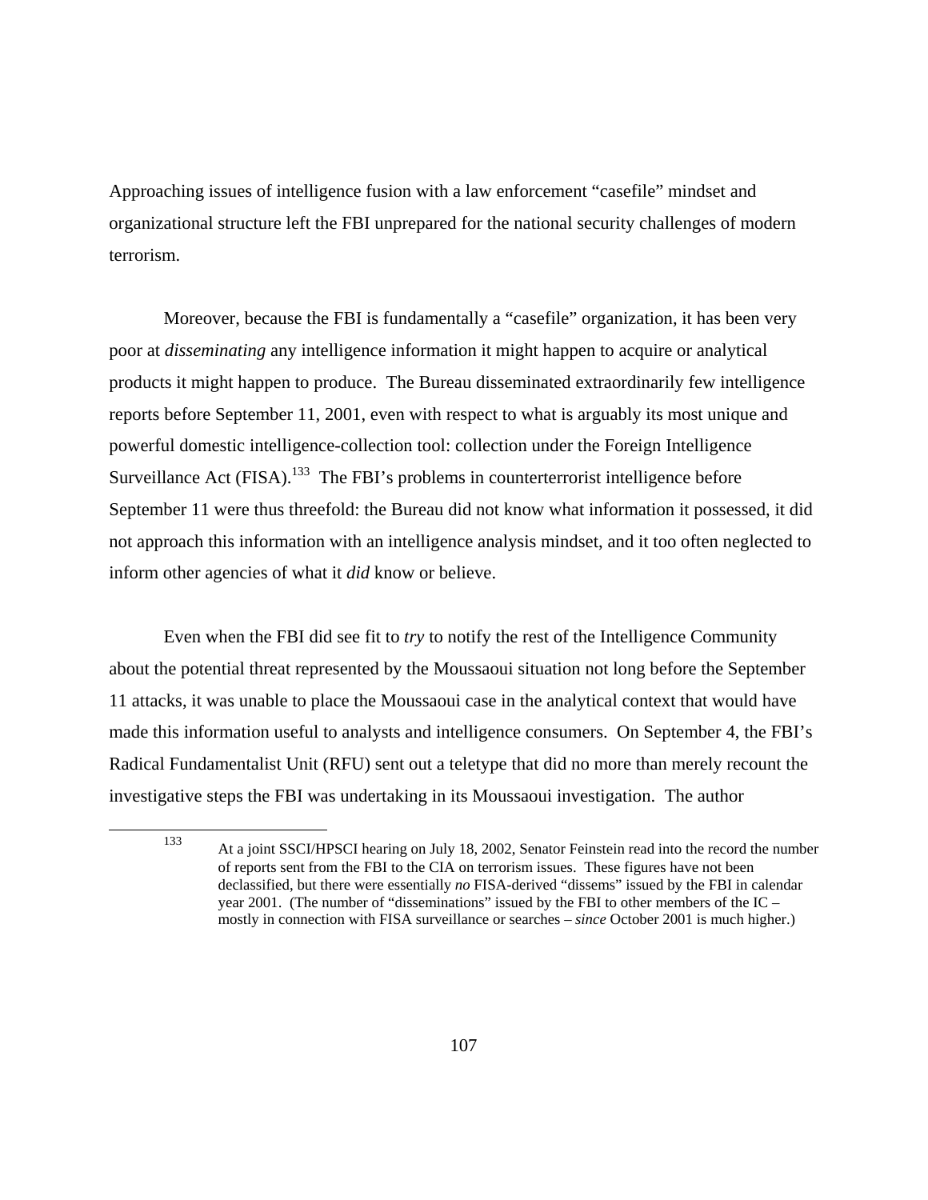Approaching issues of intelligence fusion with a law enforcement "casefile" mindset and organizational structure left the FBI unprepared for the national security challenges of modern terrorism.

Moreover, because the FBI is fundamentally a "casefile" organization, it has been very poor at *disseminating* any intelligence information it might happen to acquire or analytical products it might happen to produce. The Bureau disseminated extraordinarily few intelligence reports before September 11, 2001, even with respect to what is arguably its most unique and powerful domestic intelligence-collection tool: collection under the Foreign Intelligence Surveillance Act (FISA).[133] The FBI's problems in counterterrorist intelligence before September 11 were thus threefold: the Bureau did not know what information it possessed, it did not approach this information with an intelligence analysis mindset, and it too often neglected to inform other agencies of what it *did* know or believe.

Even when the FBI did see fit to *try* to notify the rest of the Intelligence Community about the potential threat represented by the Moussaoui situation not long before the September 11 attacks, it was unable to place the Moussaoui case in the analytical context that would have made this information useful to analysts and intelligence consumers. On September 4, the FBI's Radical Fundamentalist Unit (RFU) sent out a teletype that did no more than merely recount the investigative steps the FBI was undertaking in its Moussaoui investigation. The author

---

[133] At a joint SSCI/HPSCI hearing on July 18, 2002, Senator Feinstein read into the record the number of reports sent from the FBI to the CIA on terrorism issues. These figures have not been declassified, but there were essentially *no* FISA-derived "dissems" issued by the FBI in calendar year 2001. (The number of "disseminations" issued by the FBI to other members of the IC – mostly in connection with FISA surveillance or searches – *since* October 2001 is much higher.)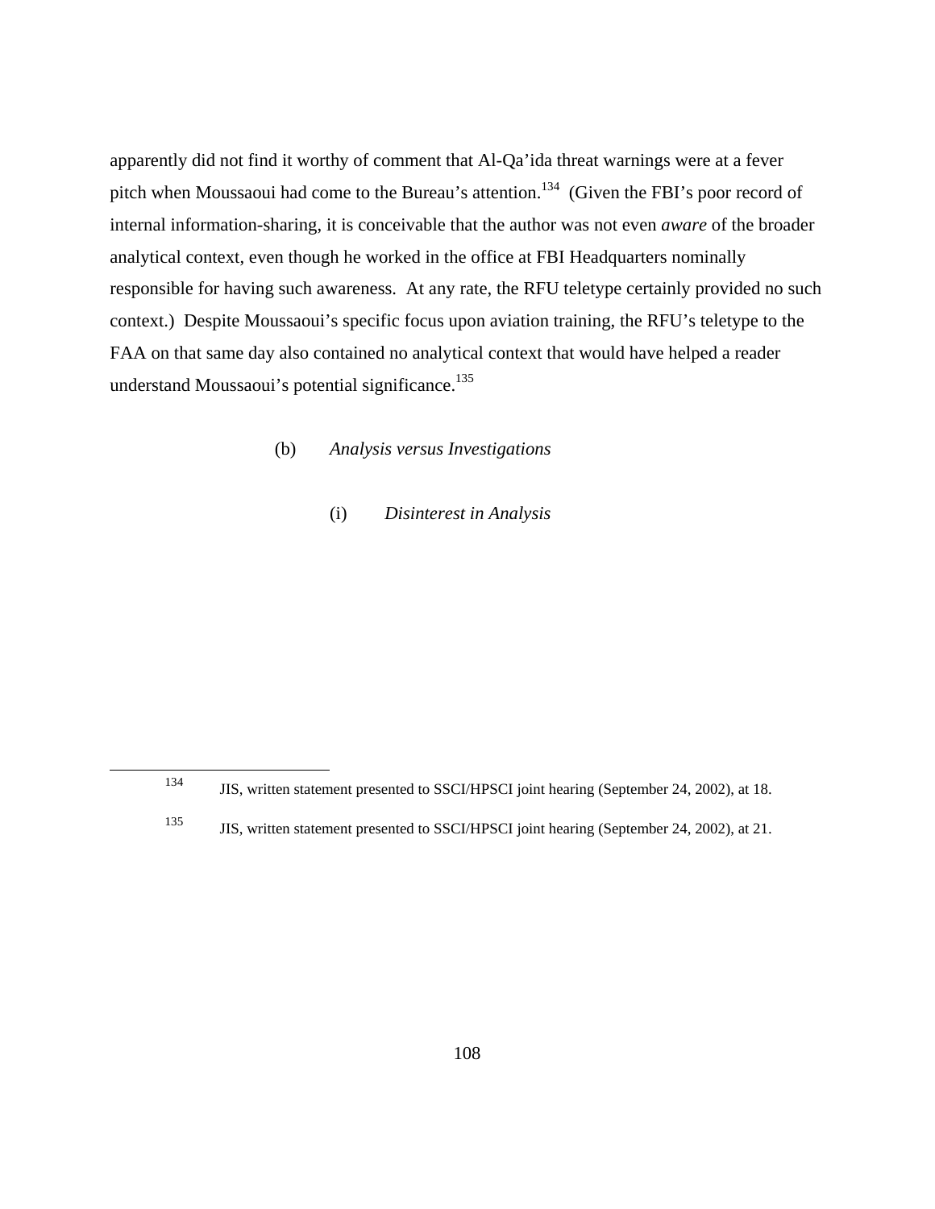apparently did not find it worthy of comment that Al-Qa'ida threat warnings were at a fever pitch when Moussaoui had come to the Bureau's attention.[134] (Given the FBI's poor record of internal information-sharing, it is conceivable that the author was not even *aware* of the broader analytical context, even though he worked in the office at FBI Headquarters nominally responsible for having such awareness. At any rate, the RFU teletype certainly provided no such context.) Despite Moussaoui's specific focus upon aviation training, the RFU's teletype to the FAA on that same day also contained no analytical context that would have helped a reader understand Moussaoui's potential significance.[135]

(b) *Analysis versus Investigations*

(i) *Disinterest in Analysis*

---

[134] JIS, written statement presented to SSCI/HPSCI joint hearing (September 24, 2002), at 18.

[135] JIS, written statement presented to SSCI/HPSCI joint hearing (September 24, 2002), at 21.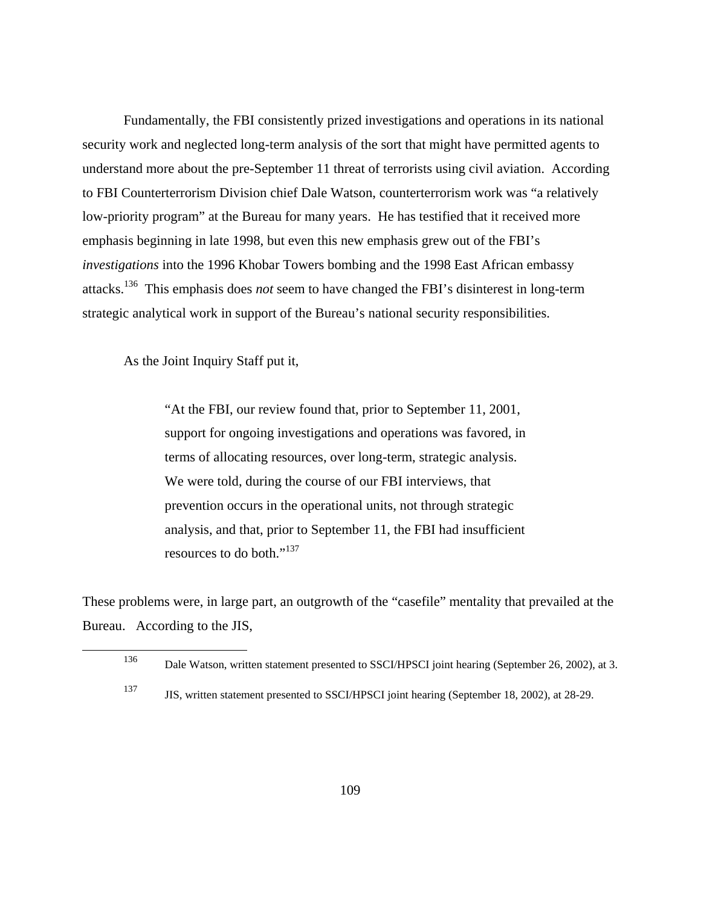Fundamentally, the FBI consistently prized investigations and operations in its national security work and neglected long-term analysis of the sort that might have permitted agents to understand more about the pre-September 11 threat of terrorists using civil aviation. According to FBI Counterterrorism Division chief Dale Watson, counterterrorism work was "a relatively low-priority program" at the Bureau for many years. He has testified that it received more emphasis beginning in late 1998, but even this new emphasis grew out of the FBI's *investigations* into the 1996 Khobar Towers bombing and the 1998 East African embassy attacks.[136] This emphasis does *not* seem to have changed the FBI's disinterest in long-term strategic analytical work in support of the Bureau's national security responsibilities.

As the Joint Inquiry Staff put it,

> "At the FBI, our review found that, prior to September 11, 2001, support for ongoing investigations and operations was favored, in terms of allocating resources, over long-term, strategic analysis. We were told, during the course of our FBI interviews, that prevention occurs in the operational units, not through strategic analysis, and that, prior to September 11, the FBI had insufficient resources to do both."[137]

These problems were, in large part, an outgrowth of the "casefile" mentality that prevailed at the Bureau. According to the JIS,

---

[136] Dale Watson, written statement presented to SSCI/HPSCI joint hearing (September 26, 2002), at 3.

[137] JIS, written statement presented to SSCI/HPSCI joint hearing (September 18, 2002), at 28-29.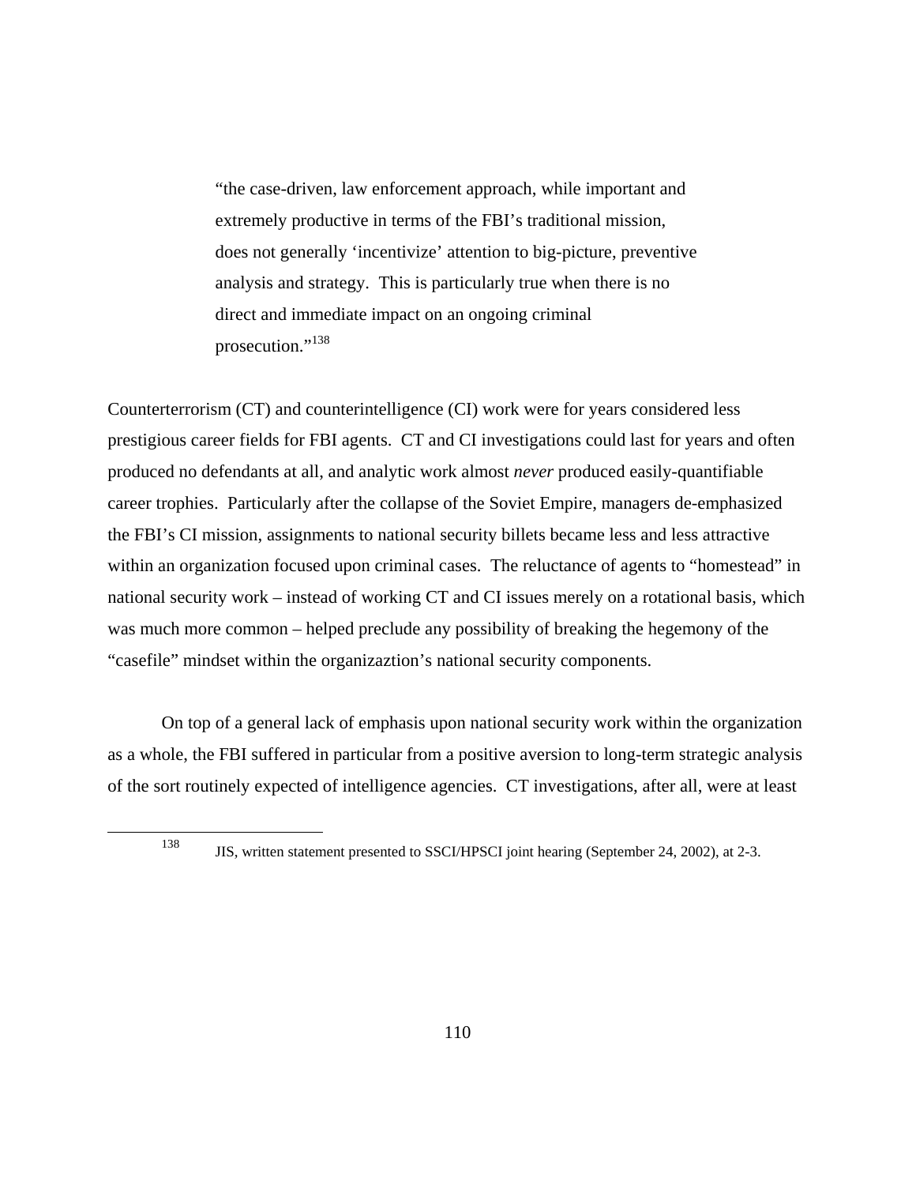> "the case-driven, law enforcement approach, while important and extremely productive in terms of the FBI's traditional mission, does not generally 'incentivize' attention to big-picture, preventive analysis and strategy. This is particularly true when there is no direct and immediate impact on an ongoing criminal prosecution."[138]

Counterterrorism (CT) and counterintelligence (CI) work were for years considered less prestigious career fields for FBI agents. CT and CI investigations could last for years and often produced no defendants at all, and analytic work almost *never* produced easily-quantifiable career trophies. Particularly after the collapse of the Soviet Empire, managers de-emphasized the FBI's CI mission, assignments to national security billets became less and less attractive within an organization focused upon criminal cases. The reluctance of agents to "homestead" in national security work – instead of working CT and CI issues merely on a rotational basis, which was much more common – helped preclude any possibility of breaking the hegemony of the "casefile" mindset within the organizaztion's national security components.

On top of a general lack of emphasis upon national security work within the organization as a whole, the FBI suffered in particular from a positive aversion to long-term strategic analysis of the sort routinely expected of intelligence agencies. CT investigations, after all, were at least

---

[138] JIS, written statement presented to SSCI/HPSCI joint hearing (September 24, 2002), at 2-3.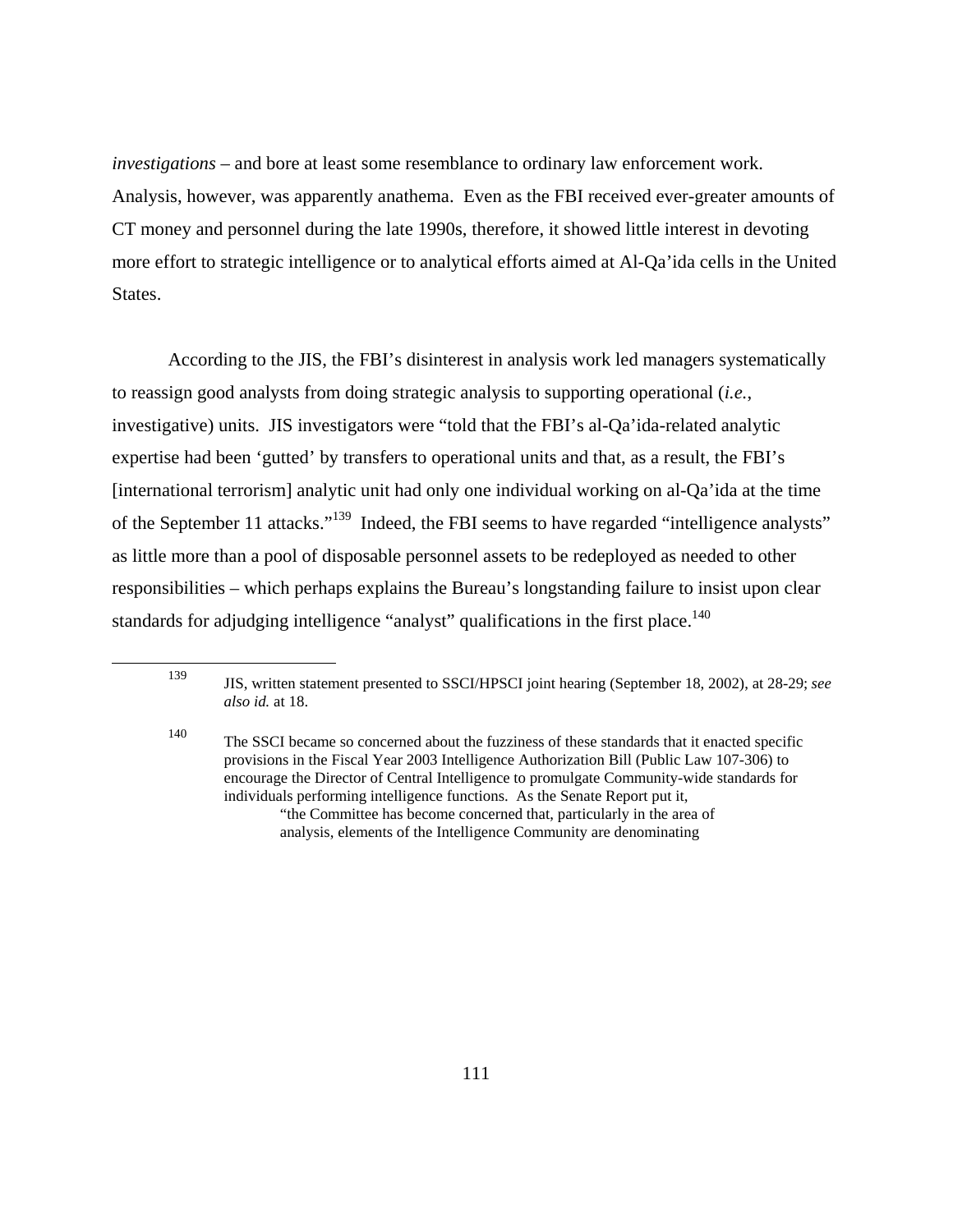*investigations* – and bore at least some resemblance to ordinary law enforcement work. Analysis, however, was apparently anathema. Even as the FBI received ever-greater amounts of CT money and personnel during the late 1990s, therefore, it showed little interest in devoting more effort to strategic intelligence or to analytical efforts aimed at Al-Qa'ida cells in the United States.

According to the JIS, the FBI's disinterest in analysis work led managers systematically to reassign good analysts from doing strategic analysis to supporting operational (*i.e.*, investigative) units. JIS investigators were "told that the FBI's al-Qa'ida-related analytic expertise had been 'gutted' by transfers to operational units and that, as a result, the FBI's [international terrorism] analytic unit had only one individual working on al-Qa'ida at the time of the September 11 attacks."[139] Indeed, the FBI seems to have regarded "intelligence analysts" as little more than a pool of disposable personnel assets to be redeployed as needed to other responsibilities – which perhaps explains the Bureau's longstanding failure to insist upon clear standards for adjudging intelligence "analyst" qualifications in the first place.[140]

---

[139] JIS, written statement presented to SSCI/HPSCI joint hearing (September 18, 2002), at 28-29; *see also id.* at 18.

[140] The SSCI became so concerned about the fuzziness of these standards that it enacted specific provisions in the Fiscal Year 2003 Intelligence Authorization Bill (Public Law 107-306) to encourage the Director of Central Intelligence to promulgate Community-wide standards for individuals performing intelligence functions. As the Senate Report put it,

> "the Committee has become concerned that, particularly in the area of analysis, elements of the Intelligence Community are denominating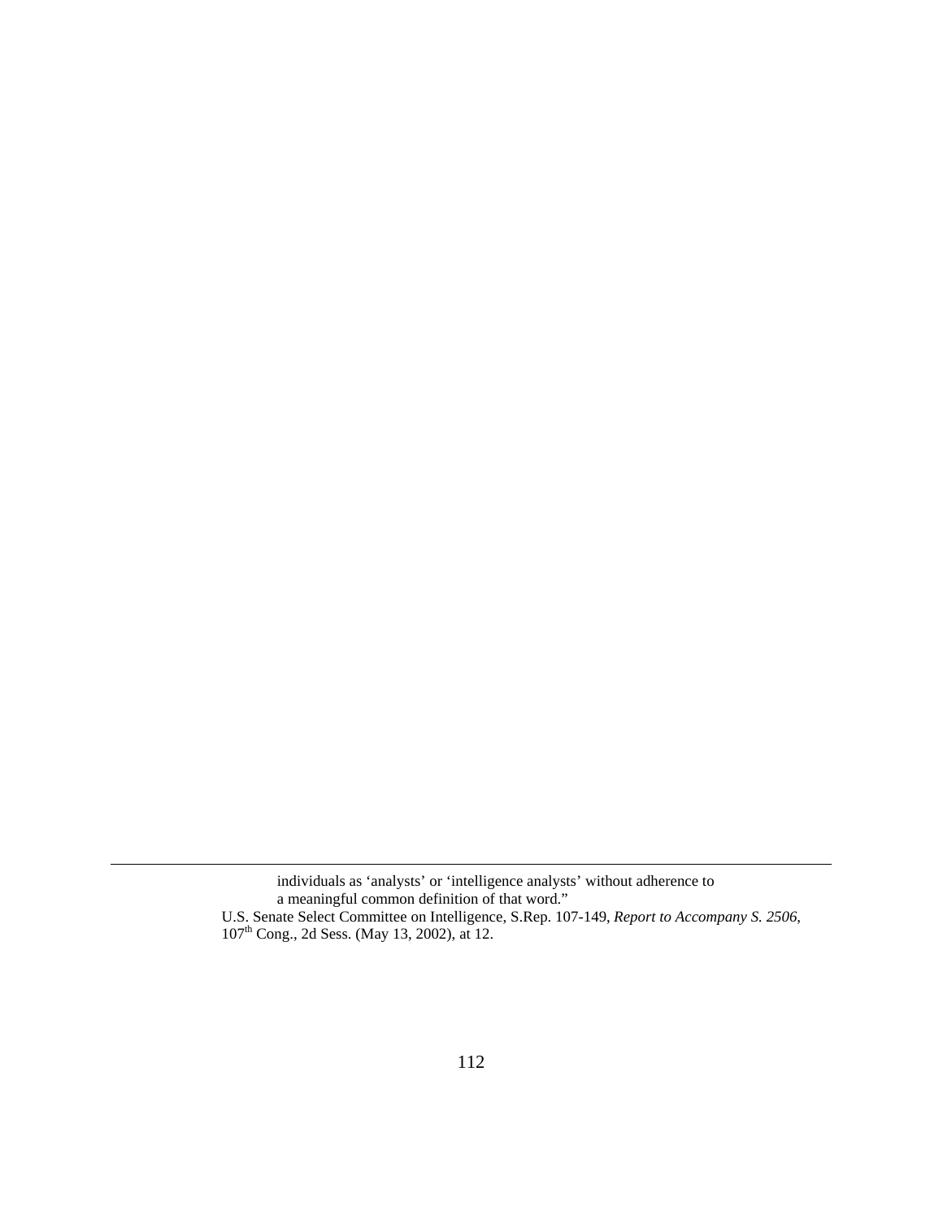individuals as 'analysts' or 'intelligence analysts' without adherence to a meaningful common definition of that word."

U.S. Senate Select Committee on Intelligence, S.Rep. 107-149, *Report to Accompany S. 2506*, $107^{th}$ Cong., 2d Sess. (May 13, 2002), at 12.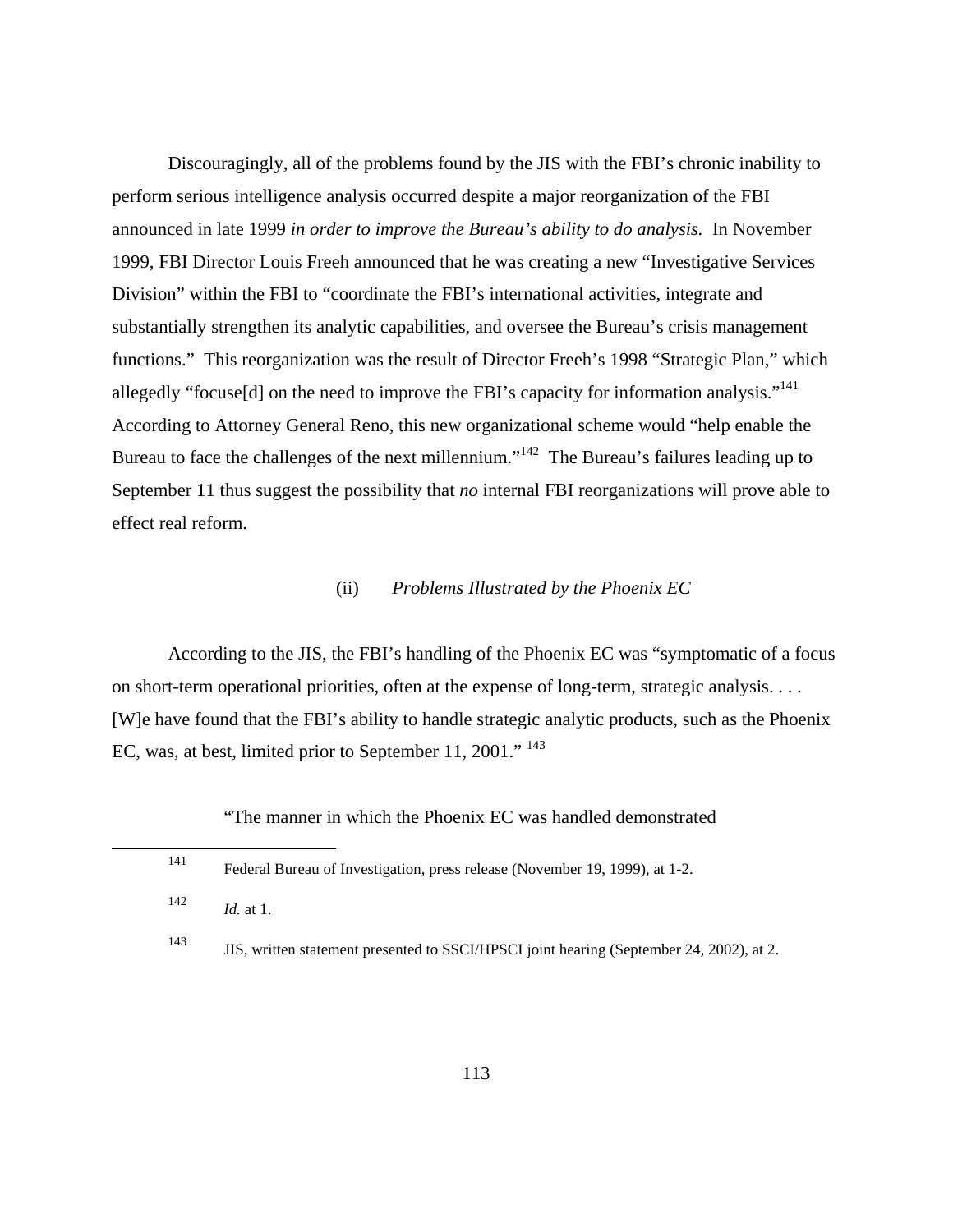Discouragingly, all of the problems found by the JIS with the FBI's chronic inability to perform serious intelligence analysis occurred despite a major reorganization of the FBI announced in late 1999 *in order to improve the Bureau's ability to do analysis.* In November 1999, FBI Director Louis Freeh announced that he was creating a new "Investigative Services Division" within the FBI to "coordinate the FBI's international activities, integrate and substantially strengthen its analytic capabilities, and oversee the Bureau's crisis management functions." This reorganization was the result of Director Freeh's 1998 "Strategic Plan," which allegedly "focuse[d] on the need to improve the FBI's capacity for information analysis."[141] According to Attorney General Reno, this new organizational scheme would "help enable the Bureau to face the challenges of the next millennium."[142] The Bureau's failures leading up to September 11 thus suggest the possibility that *no* internal FBI reorganizations will prove able to effect real reform.

### (ii) *Problems Illustrated by the Phoenix EC*

According to the JIS, the FBI's handling of the Phoenix EC was "symptomatic of a focus on short-term operational priorities, often at the expense of long-term, strategic analysis. . . . [W]e have found that the FBI's ability to handle strategic analytic products, such as the Phoenix EC, was, at best, limited prior to September 11, 2001."[143]

> "The manner in which the Phoenix EC was handled demonstrated

---

[141] Federal Bureau of Investigation, press release (November 19, 1999), at 1-2.

[142] *Id.* at 1.

[143] JIS, written statement presented to SSCI/HPSCI joint hearing (September 24, 2002), at 2.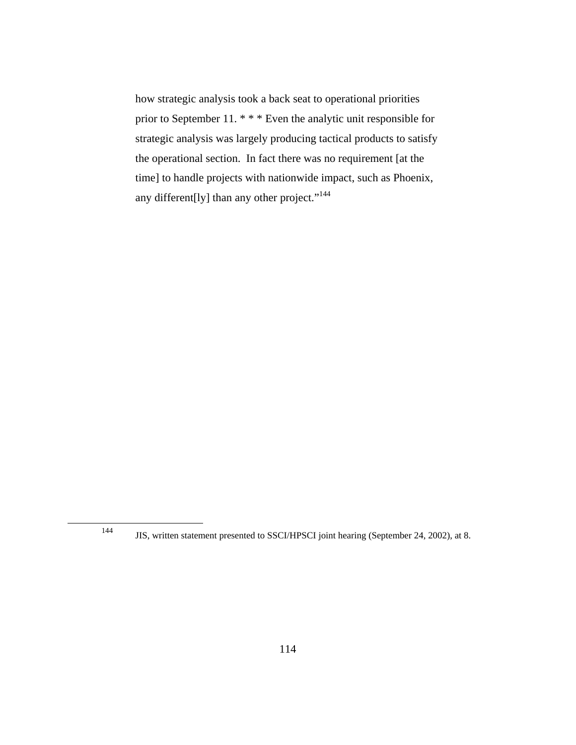how strategic analysis took a back seat to operational priorities prior to September 11. * * * Even the analytic unit responsible for strategic analysis was largely producing tactical products to satisfy the operational section. In fact there was no requirement [at the time] to handle projects with nationwide impact, such as Phoenix, any different[ly] than any other project."[144]

---

[144] JIS, written statement presented to SSCI/HPSCI joint hearing (September 24, 2002), at 8.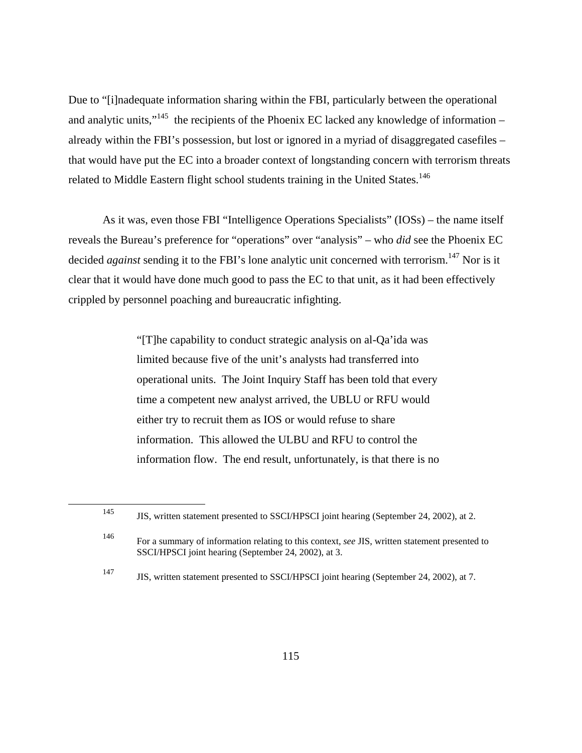Due to "[i]nadequate information sharing within the FBI, particularly between the operational and analytic units,"[145] the recipients of the Phoenix EC lacked any knowledge of information – already within the FBI's possession, but lost or ignored in a myriad of disaggregated casefiles – that would have put the EC into a broader context of longstanding concern with terrorism threats related to Middle Eastern flight school students training in the United States.[146]

As it was, even those FBI "Intelligence Operations Specialists" (IOSs) – the name itself reveals the Bureau's preference for "operations" over "analysis" – who *did* see the Phoenix EC decided *against* sending it to the FBI's lone analytic unit concerned with terrorism.[147] Nor is it clear that it would have done much good to pass the EC to that unit, as it had been effectively crippled by personnel poaching and bureaucratic infighting.

> "[T]he capability to conduct strategic analysis on al-Qa'ida was limited because five of the unit's analysts had transferred into operational units. The Joint Inquiry Staff has been told that every time a competent new analyst arrived, the UBLU or RFU would either try to recruit them as IOS or would refuse to share information. This allowed the ULBU and RFU to control the information flow. The end result, unfortunately, is that there is no

---

[145] JIS, written statement presented to SSCI/HPSCI joint hearing (September 24, 2002), at 2.

[146] For a summary of information relating to this context, *see* JIS, written statement presented to SSCI/HPSCI joint hearing (September 24, 2002), at 3.

[147] JIS, written statement presented to SSCI/HPSCI joint hearing (September 24, 2002), at 7.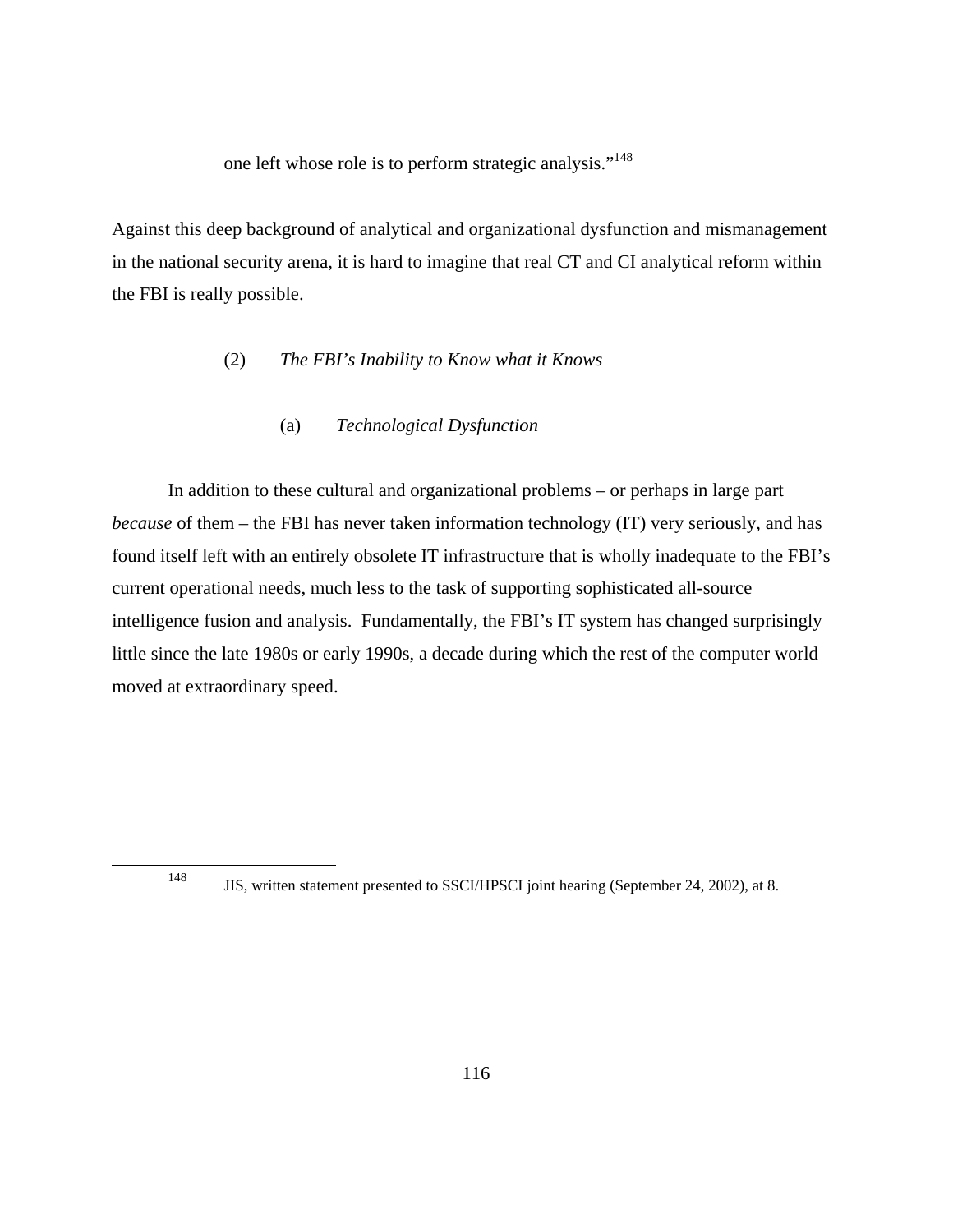one left whose role is to perform strategic analysis."[148]

Against this deep background of analytical and organizational dysfunction and mismanagement in the national security arena, it is hard to imagine that real CT and CI analytical reform within the FBI is really possible.

(2) *The FBI's Inability to Know what it Knows*

(a) *Technological Dysfunction*

In addition to these cultural and organizational problems – or perhaps in large part *because* of them – the FBI has never taken information technology (IT) very seriously, and has found itself left with an entirely obsolete IT infrastructure that is wholly inadequate to the FBI's current operational needs, much less to the task of supporting sophisticated all-source intelligence fusion and analysis. Fundamentally, the FBI's IT system has changed surprisingly little since the late 1980s or early 1990s, a decade during which the rest of the computer world moved at extraordinary speed.

---

[148] JIS, written statement presented to SSCI/HPSCI joint hearing (September 24, 2002), at 8.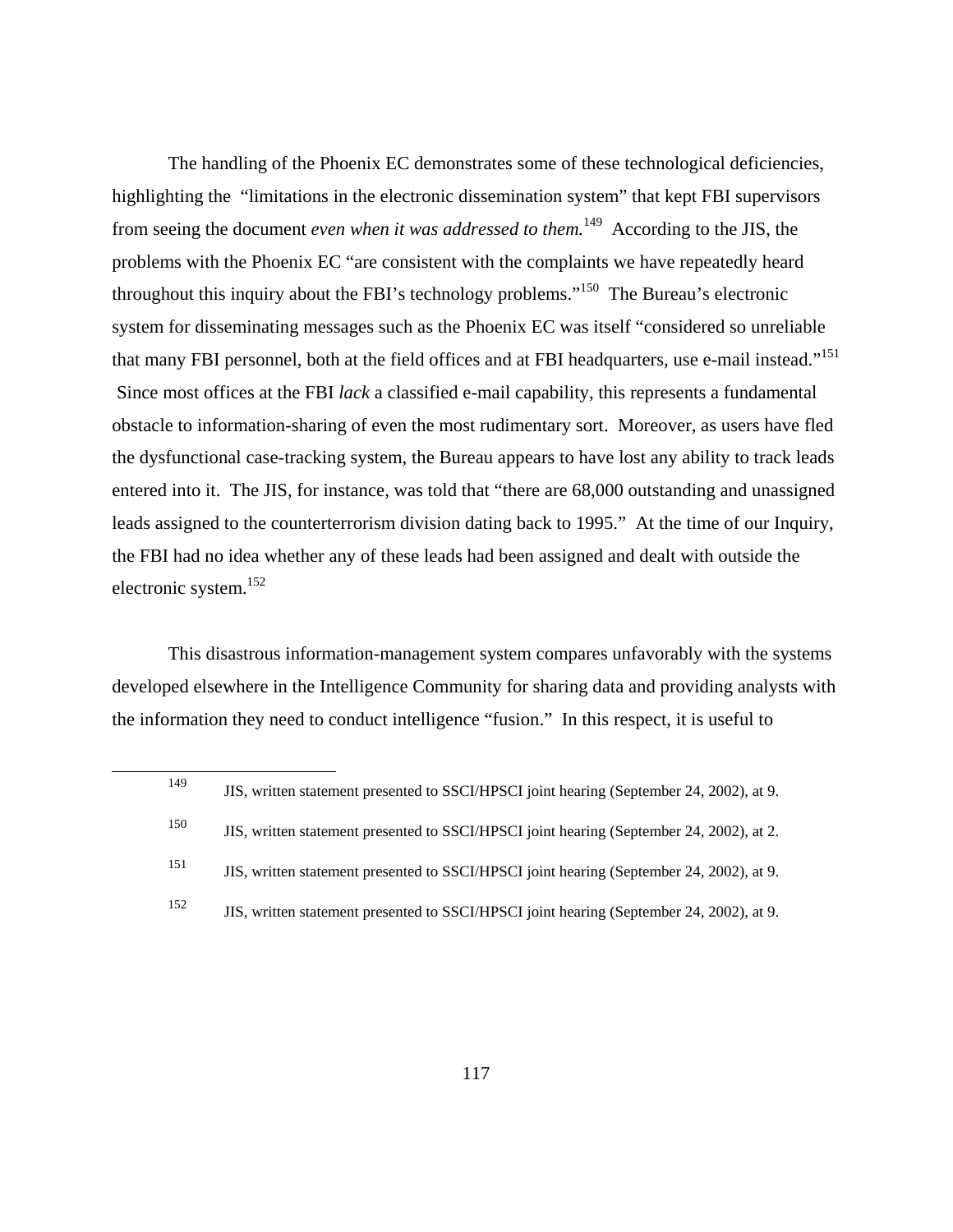The handling of the Phoenix EC demonstrates some of these technological deficiencies, highlighting the "limitations in the electronic dissemination system" that kept FBI supervisors from seeing the document *even when it was addressed to them.*[149] According to the JIS, the problems with the Phoenix EC "are consistent with the complaints we have repeatedly heard throughout this inquiry about the FBI's technology problems."[150] The Bureau's electronic system for disseminating messages such as the Phoenix EC was itself "considered so unreliable that many FBI personnel, both at the field offices and at FBI headquarters, use e-mail instead."[151] Since most offices at the FBI *lack* a classified e-mail capability, this represents a fundamental obstacle to information-sharing of even the most rudimentary sort. Moreover, as users have fled the dysfunctional case-tracking system, the Bureau appears to have lost any ability to track leads entered into it. The JIS, for instance, was told that "there are 68,000 outstanding and unassigned leads assigned to the counterterrorism division dating back to 1995." At the time of our Inquiry, the FBI had no idea whether any of these leads had been assigned and dealt with outside the electronic system.[152]

This disastrous information-management system compares unfavorably with the systems developed elsewhere in the Intelligence Community for sharing data and providing analysts with the information they need to conduct intelligence "fusion." In this respect, it is useful to

---

[149] JIS, written statement presented to SSCI/HPSCI joint hearing (September 24, 2002), at 9.

[150] JIS, written statement presented to SSCI/HPSCI joint hearing (September 24, 2002), at 2.

[151] JIS, written statement presented to SSCI/HPSCI joint hearing (September 24, 2002), at 9.

[152] JIS, written statement presented to SSCI/HPSCI joint hearing (September 24, 2002), at 9.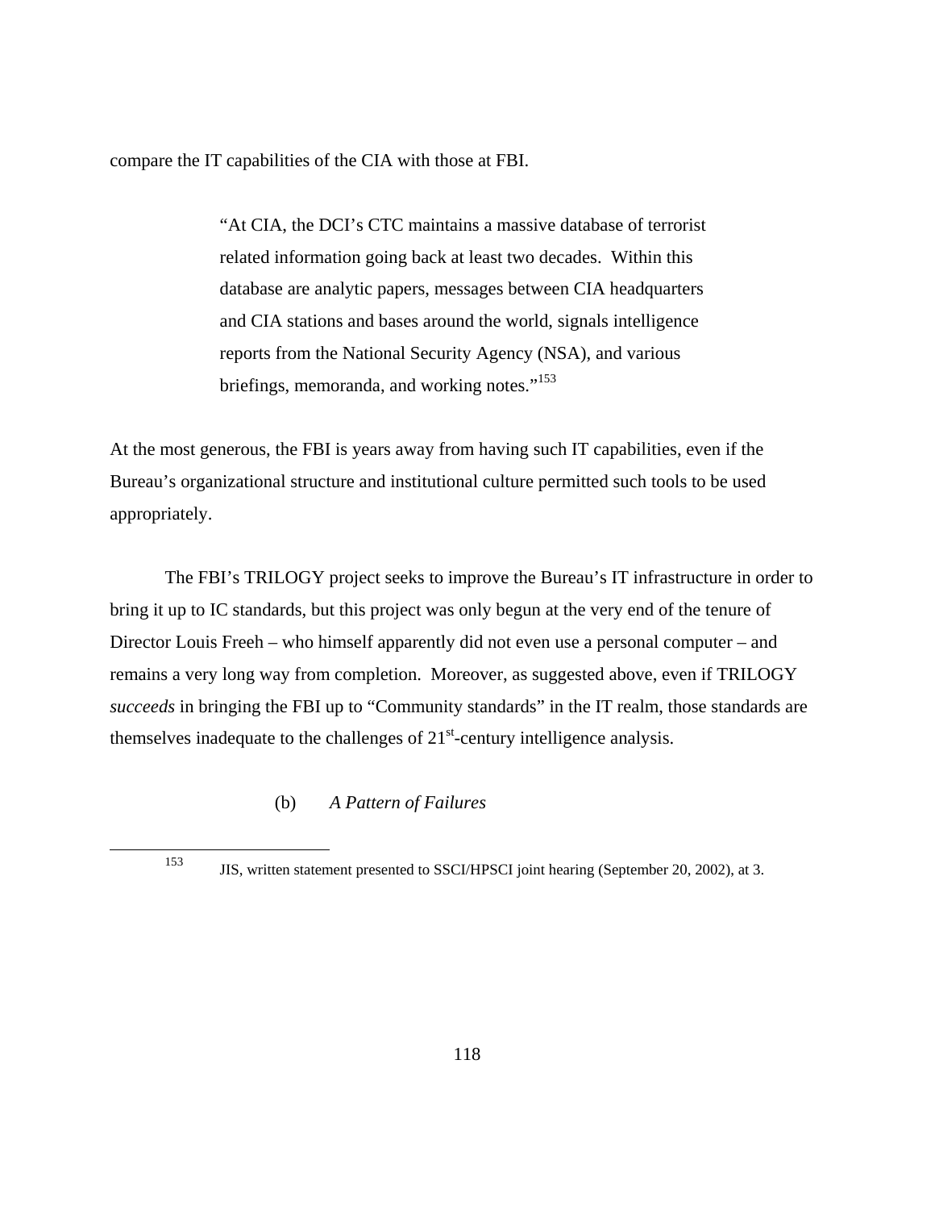compare the IT capabilities of the CIA with those at FBI.

> "At CIA, the DCI's CTC maintains a massive database of terrorist related information going back at least two decades. Within this database are analytic papers, messages between CIA headquarters and CIA stations and bases around the world, signals intelligence reports from the National Security Agency (NSA), and various briefings, memoranda, and working notes."[153]

At the most generous, the FBI is years away from having such IT capabilities, even if the Bureau's organizational structure and institutional culture permitted such tools to be used appropriately.

The FBI's TRILOGY project seeks to improve the Bureau's IT infrastructure in order to bring it up to IC standards, but this project was only begun at the very end of the tenure of Director Louis Freeh – who himself apparently did not even use a personal computer – and remains a very long way from completion. Moreover, as suggested above, even if TRILOGY *succeeds* in bringing the FBI up to "Community standards" in the IT realm, those standards are themselves inadequate to the challenges of 21st-century intelligence analysis.

(b) *A Pattern of Failures*

---

[153] JIS, written statement presented to SSCI/HPSCI joint hearing (September 20, 2002), at 3.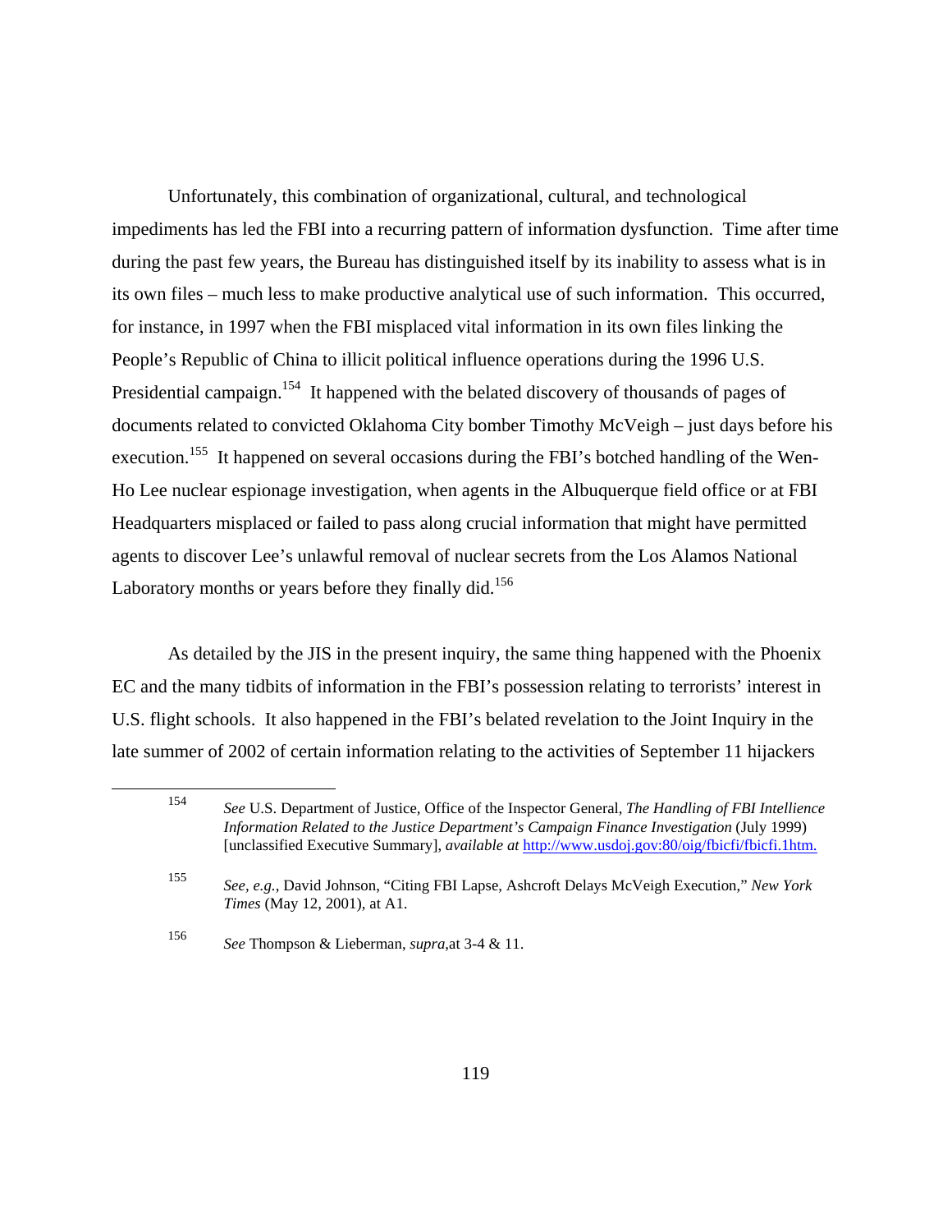Unfortunately, this combination of organizational, cultural, and technological impediments has led the FBI into a recurring pattern of information dysfunction. Time after time during the past few years, the Bureau has distinguished itself by its inability to assess what is in its own files – much less to make productive analytical use of such information. This occurred, for instance, in 1997 when the FBI misplaced vital information in its own files linking the People's Republic of China to illicit political influence operations during the 1996 U.S. Presidential campaign.[154] It happened with the belated discovery of thousands of pages of documents related to convicted Oklahoma City bomber Timothy McVeigh – just days before his execution.[155] It happened on several occasions during the FBI's botched handling of the Wen-Ho Lee nuclear espionage investigation, when agents in the Albuquerque field office or at FBI Headquarters misplaced or failed to pass along crucial information that might have permitted agents to discover Lee's unlawful removal of nuclear secrets from the Los Alamos National Laboratory months or years before they finally did.[156]

As detailed by the JIS in the present inquiry, the same thing happened with the Phoenix EC and the many tidbits of information in the FBI's possession relating to terrorists' interest in U.S. flight schools. It also happened in the FBI's belated revelation to the Joint Inquiry in the late summer of 2002 of certain information relating to the activities of September 11 hijackers

---

[154] *See* U.S. Department of Justice, Office of the Inspector General, *The Handling of FBI Intellience Information Related to the Justice Department's Campaign Finance Investigation* (July 1999) [unclassified Executive Summary], *available at* http://www.usdoj.gov:80/oig/fbicfi/fbicfi.1htm.

[155] *See, e.g.*, David Johnson, "Citing FBI Lapse, Ashcroft Delays McVeigh Execution," *New York Times* (May 12, 2001), at A1.

[156] *See* Thompson & Lieberman, *supra*,at 3-4 & 11.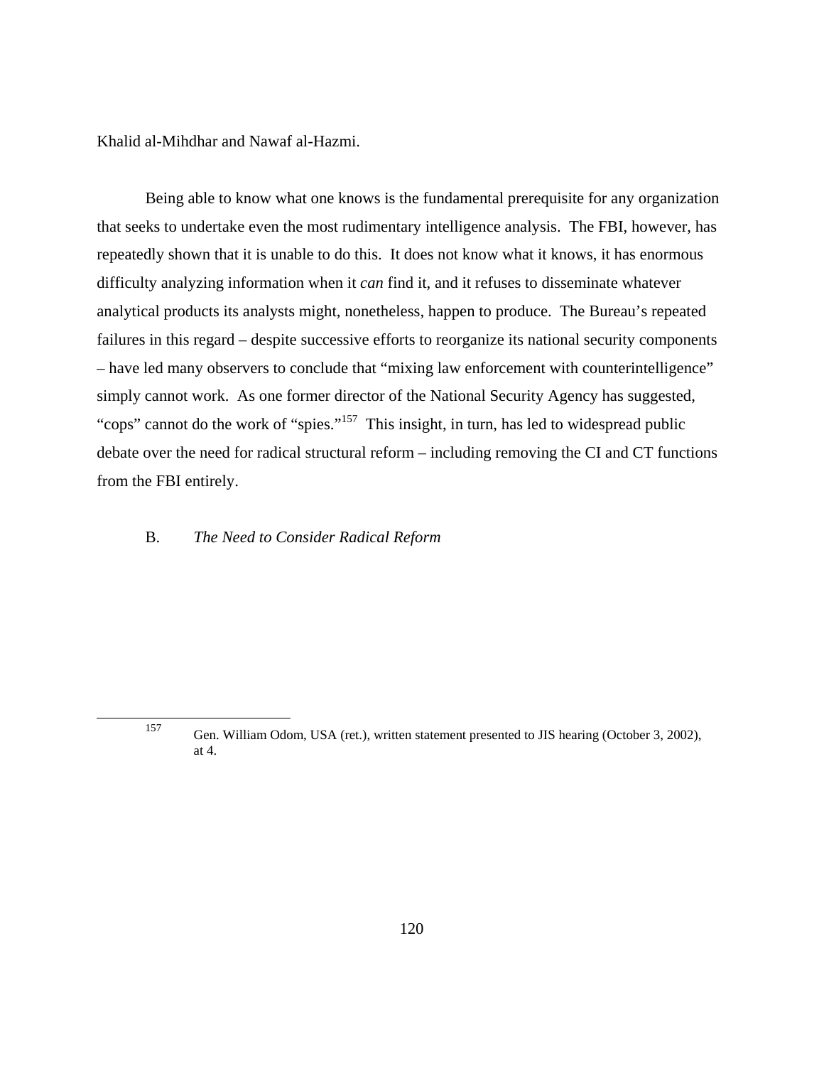Khalid al-Mihdhar and Nawaf al-Hazmi.

Being able to know what one knows is the fundamental prerequisite for any organization that seeks to undertake even the most rudimentary intelligence analysis. The FBI, however, has repeatedly shown that it is unable to do this. It does not know what it knows, it has enormous difficulty analyzing information when it *can* find it, and it refuses to disseminate whatever analytical products its analysts might, nonetheless, happen to produce. The Bureau's repeated failures in this regard – despite successive efforts to reorganize its national security components – have led many observers to conclude that "mixing law enforcement with counterintelligence" simply cannot work. As one former director of the National Security Agency has suggested, "cops" cannot do the work of "spies."[157] This insight, in turn, has led to widespread public debate over the need for radical structural reform – including removing the CI and CT functions from the FBI entirely.

### B. *The Need to Consider Radical Reform*

---

[157] Gen. William Odom, USA (ret.), written statement presented to JIS hearing (October 3, 2002), at 4.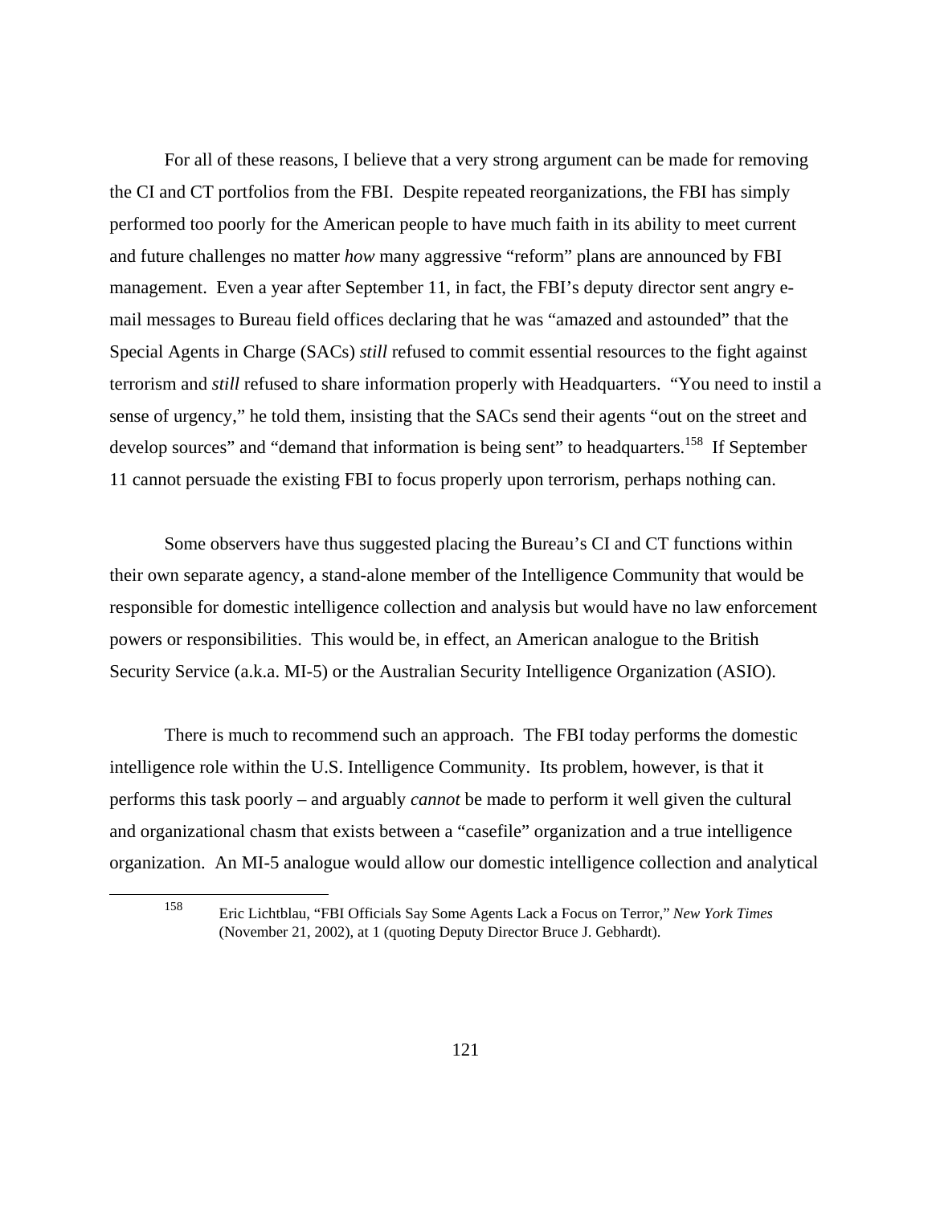For all of these reasons, I believe that a very strong argument can be made for removing the CI and CT portfolios from the FBI. Despite repeated reorganizations, the FBI has simply performed too poorly for the American people to have much faith in its ability to meet current and future challenges no matter *how* many aggressive "reform" plans are announced by FBI management. Even a year after September 11, in fact, the FBI's deputy director sent angry e-mail messages to Bureau field offices declaring that he was "amazed and astounded" that the Special Agents in Charge (SACs) *still* refused to commit essential resources to the fight against terrorism and *still* refused to share information properly with Headquarters. "You need to instil a sense of urgency," he told them, insisting that the SACs send their agents "out on the street and develop sources" and "demand that information is being sent" to headquarters.[158] If September 11 cannot persuade the existing FBI to focus properly upon terrorism, perhaps nothing can.

Some observers have thus suggested placing the Bureau's CI and CT functions within their own separate agency, a stand-alone member of the Intelligence Community that would be responsible for domestic intelligence collection and analysis but would have no law enforcement powers or responsibilities. This would be, in effect, an American analogue to the British Security Service (a.k.a. MI-5) or the Australian Security Intelligence Organization (ASIO).

There is much to recommend such an approach. The FBI today performs the domestic intelligence role within the U.S. Intelligence Community. Its problem, however, is that it performs this task poorly – and arguably *cannot* be made to perform it well given the cultural and organizational chasm that exists between a "casefile" organization and a true intelligence organization. An MI-5 analogue would allow our domestic intelligence collection and analytical

[158] Eric Lichtblau, "FBI Officials Say Some Agents Lack a Focus on Terror," *New York Times* (November 21, 2002), at 1 (quoting Deputy Director Bruce J. Gebhardt).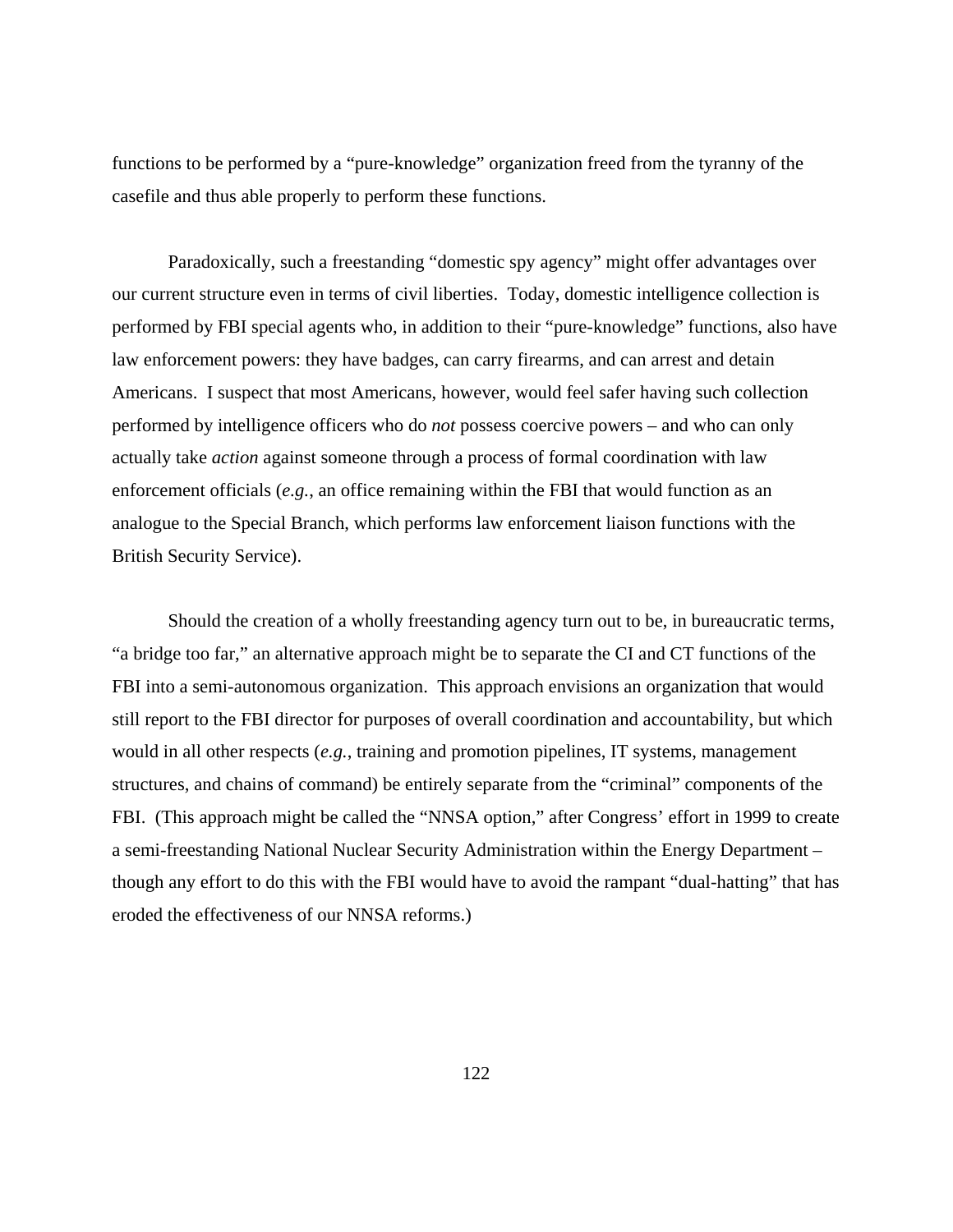functions to be performed by a "pure-knowledge" organization freed from the tyranny of the casefile and thus able properly to perform these functions.

Paradoxically, such a freestanding "domestic spy agency" might offer advantages over our current structure even in terms of civil liberties. Today, domestic intelligence collection is performed by FBI special agents who, in addition to their "pure-knowledge" functions, also have law enforcement powers: they have badges, can carry firearms, and can arrest and detain Americans. I suspect that most Americans, however, would feel safer having such collection performed by intelligence officers who do *not* possess coercive powers – and who can only actually take *action* against someone through a process of formal coordination with law enforcement officials (*e.g.*, an office remaining within the FBI that would function as an analogue to the Special Branch, which performs law enforcement liaison functions with the British Security Service).

Should the creation of a wholly freestanding agency turn out to be, in bureaucratic terms, "a bridge too far," an alternative approach might be to separate the CI and CT functions of the FBI into a semi-autonomous organization. This approach envisions an organization that would still report to the FBI director for purposes of overall coordination and accountability, but which would in all other respects (*e.g.*, training and promotion pipelines, IT systems, management structures, and chains of command) be entirely separate from the "criminal" components of the FBI. (This approach might be called the "NNSA option," after Congress' effort in 1999 to create a semi-freestanding National Nuclear Security Administration within the Energy Department – though any effort to do this with the FBI would have to avoid the rampant "dual-hatting" that has eroded the effectiveness of our NNSA reforms.)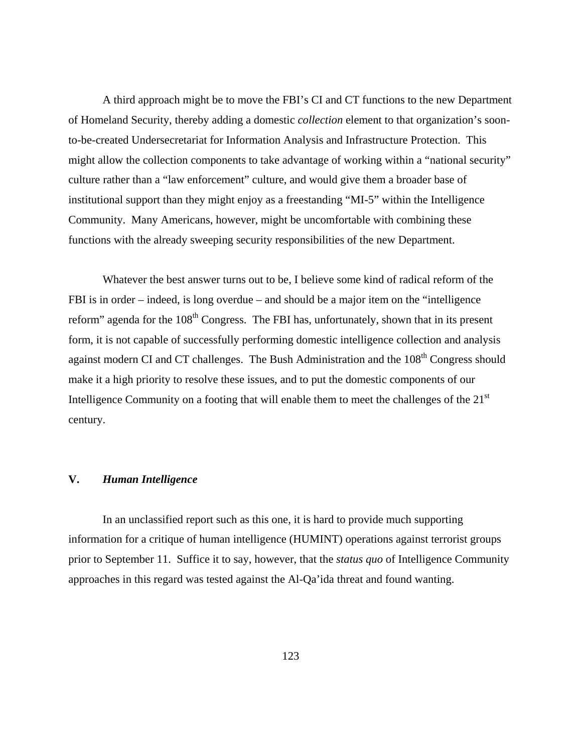A third approach might be to move the FBI's CI and CT functions to the new Department of Homeland Security, thereby adding a domestic *collection* element to that organization's soon-to-be-created Undersecretariat for Information Analysis and Infrastructure Protection. This might allow the collection components to take advantage of working within a "national security" culture rather than a "law enforcement" culture, and would give them a broader base of institutional support than they might enjoy as a freestanding "MI-5" within the Intelligence Community. Many Americans, however, might be uncomfortable with combining these functions with the already sweeping security responsibilities of the new Department.

Whatever the best answer turns out to be, I believe some kind of radical reform of the FBI is in order – indeed, is long overdue – and should be a major item on the "intelligence reform" agenda for the 108th Congress. The FBI has, unfortunately, shown that in its present form, it is not capable of successfully performing domestic intelligence collection and analysis against modern CI and CT challenges. The Bush Administration and the 108th Congress should make it a high priority to resolve these issues, and to put the domestic components of our Intelligence Community on a footing that will enable them to meet the challenges of the 21st century.

## V. *Human Intelligence*

In an unclassified report such as this one, it is hard to provide much supporting information for a critique of human intelligence (HUMINT) operations against terrorist groups prior to September 11. Suffice it to say, however, that the *status quo* of Intelligence Community approaches in this regard was tested against the Al-Qa'ida threat and found wanting.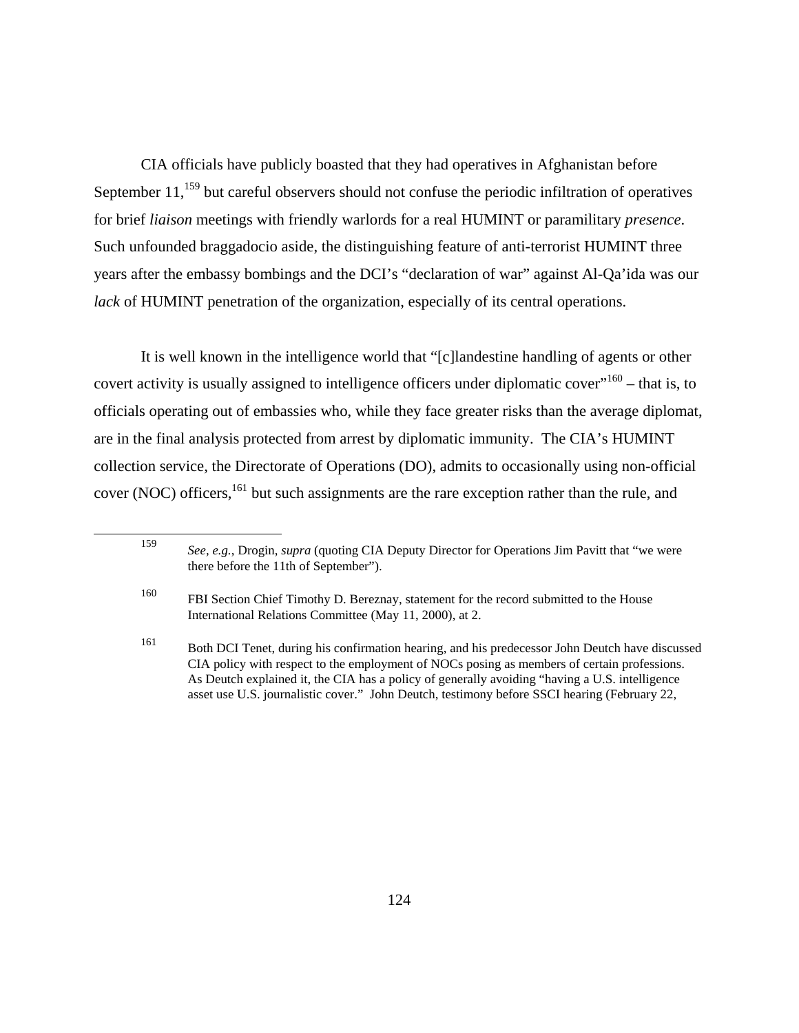CIA officials have publicly boasted that they had operatives in Afghanistan before September 11,[159] but careful observers should not confuse the periodic infiltration of operatives for brief *liaison* meetings with friendly warlords for a real HUMINT or paramilitary *presence*. Such unfounded braggadocio aside, the distinguishing feature of anti-terrorist HUMINT three years after the embassy bombings and the DCI's "declaration of war" against Al-Qa'ida was our *lack* of HUMINT penetration of the organization, especially of its central operations.

It is well known in the intelligence world that "[c]landestine handling of agents or other covert activity is usually assigned to intelligence officers under diplomatic cover"[160] – that is, to officials operating out of embassies who, while they face greater risks than the average diplomat, are in the final analysis protected from arrest by diplomatic immunity. The CIA's HUMINT collection service, the Directorate of Operations (DO), admits to occasionally using non-official cover (NOC) officers,[161] but such assignments are the rare exception rather than the rule, and

---

[159] *See, e.g.*, Drogin, *supra* (quoting CIA Deputy Director for Operations Jim Pavitt that "we were there before the 11th of September").

[160] FBI Section Chief Timothy D. Bereznay, statement for the record submitted to the House International Relations Committee (May 11, 2000), at 2.

[161] Both DCI Tenet, during his confirmation hearing, and his predecessor John Deutch have discussed CIA policy with respect to the employment of NOCs posing as members of certain professions. As Deutch explained it, the CIA has a policy of generally avoiding "having a U.S. intelligence asset use U.S. journalistic cover." John Deutch, testimony before SSCI hearing (February 22,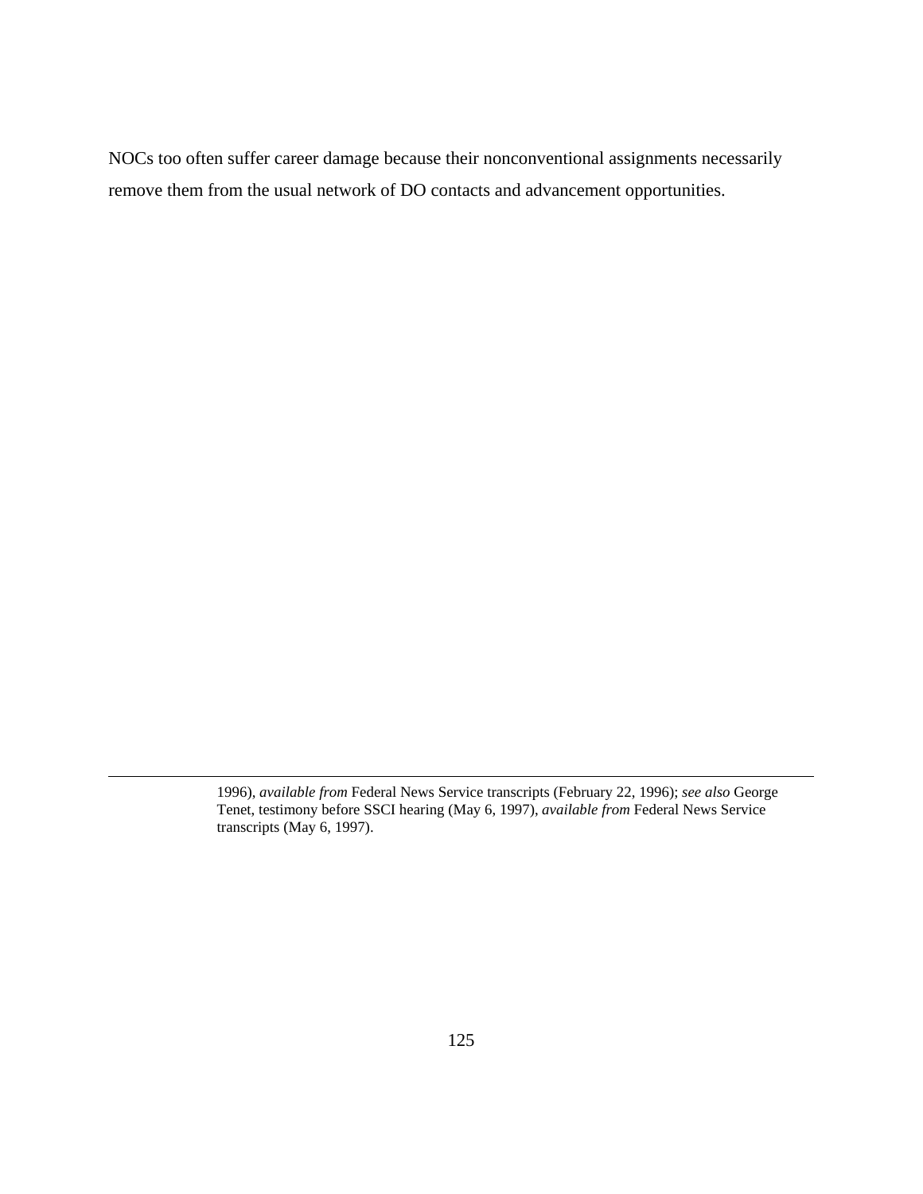NOCs too often suffer career damage because their nonconventional assignments necessarily remove them from the usual network of DO contacts and advancement opportunities.

---

1996), *available from* Federal News Service transcripts (February 22, 1996); *see also* George Tenet, testimony before SSCI hearing (May 6, 1997), *available from* Federal News Service transcripts (May 6, 1997).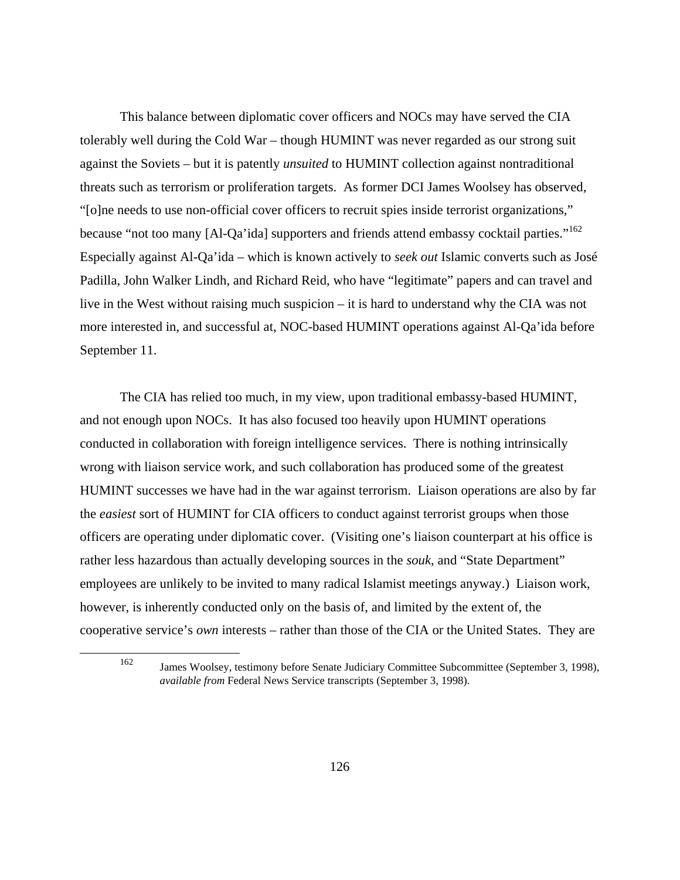This balance between diplomatic cover officers and NOCs may have served the CIA tolerably well during the Cold War – though HUMINT was never regarded as our strong suit against the Soviets – but it is patently *unsuited* to HUMINT collection against nontraditional threats such as terrorism or proliferation targets. As former DCI James Woolsey has observed, "[o]ne needs to use non-official cover officers to recruit spies inside terrorist organizations," because "not too many [Al-Qa'ida] supporters and friends attend embassy cocktail parties."[162] Especially against Al-Qa'ida – which is known actively to *seek out* Islamic converts such as José Padilla, John Walker Lindh, and Richard Reid, who have "legitimate" papers and can travel and live in the West without raising much suspicion – it is hard to understand why the CIA was not more interested in, and successful at, NOC-based HUMINT operations against Al-Qa'ida before September 11.

The CIA has relied too much, in my view, upon traditional embassy-based HUMINT, and not enough upon NOCs. It has also focused too heavily upon HUMINT operations conducted in collaboration with foreign intelligence services. There is nothing intrinsically wrong with liaison service work, and such collaboration has produced some of the greatest HUMINT successes we have had in the war against terrorism. Liaison operations are also by far the *easiest* sort of HUMINT for CIA officers to conduct against terrorist groups when those officers are operating under diplomatic cover. (Visiting one's liaison counterpart at his office is rather less hazardous than actually developing sources in the *souk*, and "State Department" employees are unlikely to be invited to many radical Islamist meetings anyway.) Liaison work, however, is inherently conducted only on the basis of, and limited by the extent of, the cooperative service's *own* interests – rather than those of the CIA or the United States. They are

---

[162] James Woolsey, testimony before Senate Judiciary Committee Subcommittee (September 3, 1998), *available from* Federal News Service transcripts (September 3, 1998).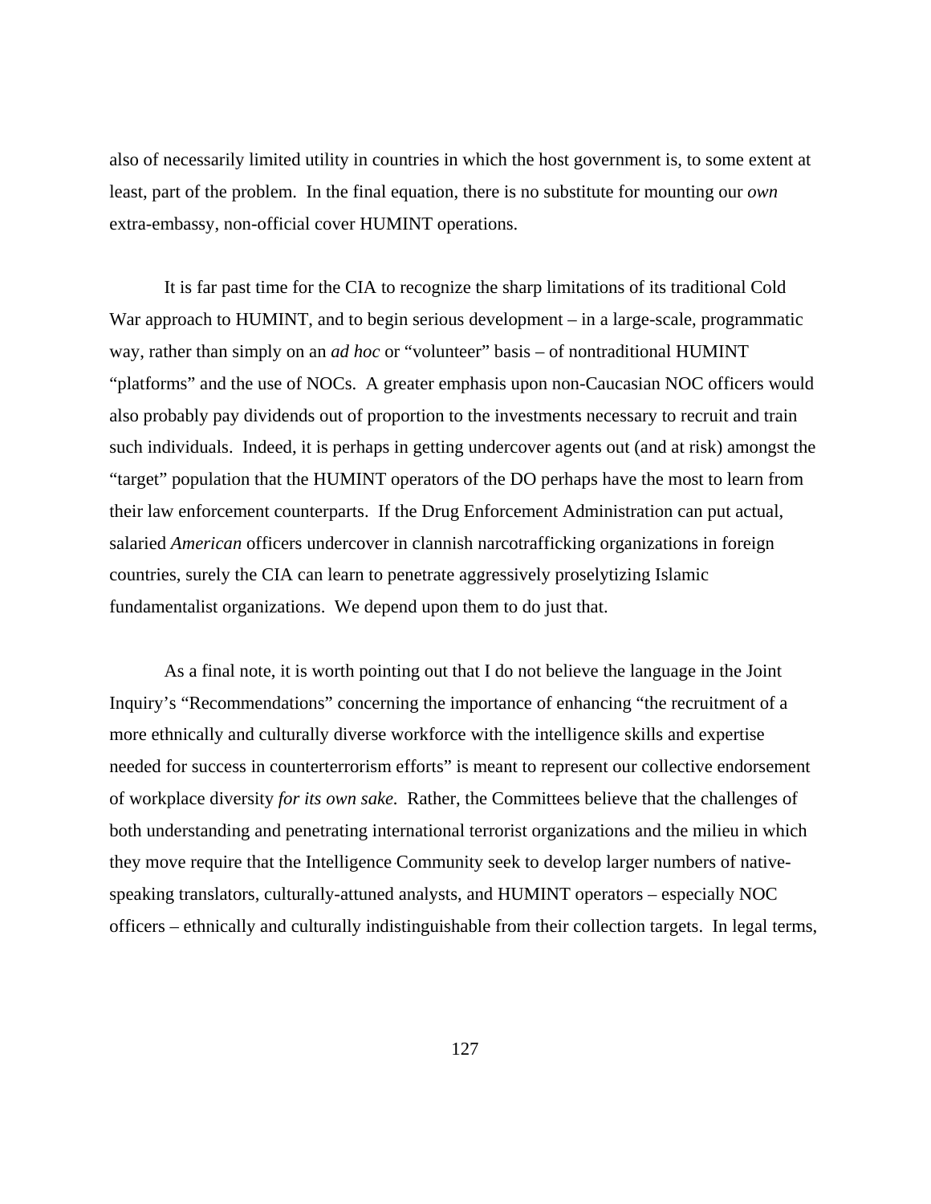also of necessarily limited utility in countries in which the host government is, to some extent at least, part of the problem. In the final equation, there is no substitute for mounting our *own* extra-embassy, non-official cover HUMINT operations.

It is far past time for the CIA to recognize the sharp limitations of its traditional Cold War approach to HUMINT, and to begin serious development – in a large-scale, programmatic way, rather than simply on an *ad hoc* or "volunteer" basis – of nontraditional HUMINT "platforms" and the use of NOCs. A greater emphasis upon non-Caucasian NOC officers would also probably pay dividends out of proportion to the investments necessary to recruit and train such individuals. Indeed, it is perhaps in getting undercover agents out (and at risk) amongst the "target" population that the HUMINT operators of the DO perhaps have the most to learn from their law enforcement counterparts. If the Drug Enforcement Administration can put actual, salaried *American* officers undercover in clannish narcotrafficking organizations in foreign countries, surely the CIA can learn to penetrate aggressively proselytizing Islamic fundamentalist organizations. We depend upon them to do just that.

As a final note, it is worth pointing out that I do not believe the language in the Joint Inquiry's "Recommendations" concerning the importance of enhancing "the recruitment of a more ethnically and culturally diverse workforce with the intelligence skills and expertise needed for success in counterterrorism efforts" is meant to represent our collective endorsement of workplace diversity *for its own sake.* Rather, the Committees believe that the challenges of both understanding and penetrating international terrorist organizations and the milieu in which they move require that the Intelligence Community seek to develop larger numbers of native-speaking translators, culturally-attuned analysts, and HUMINT operators – especially NOC officers – ethnically and culturally indistinguishable from their collection targets. In legal terms,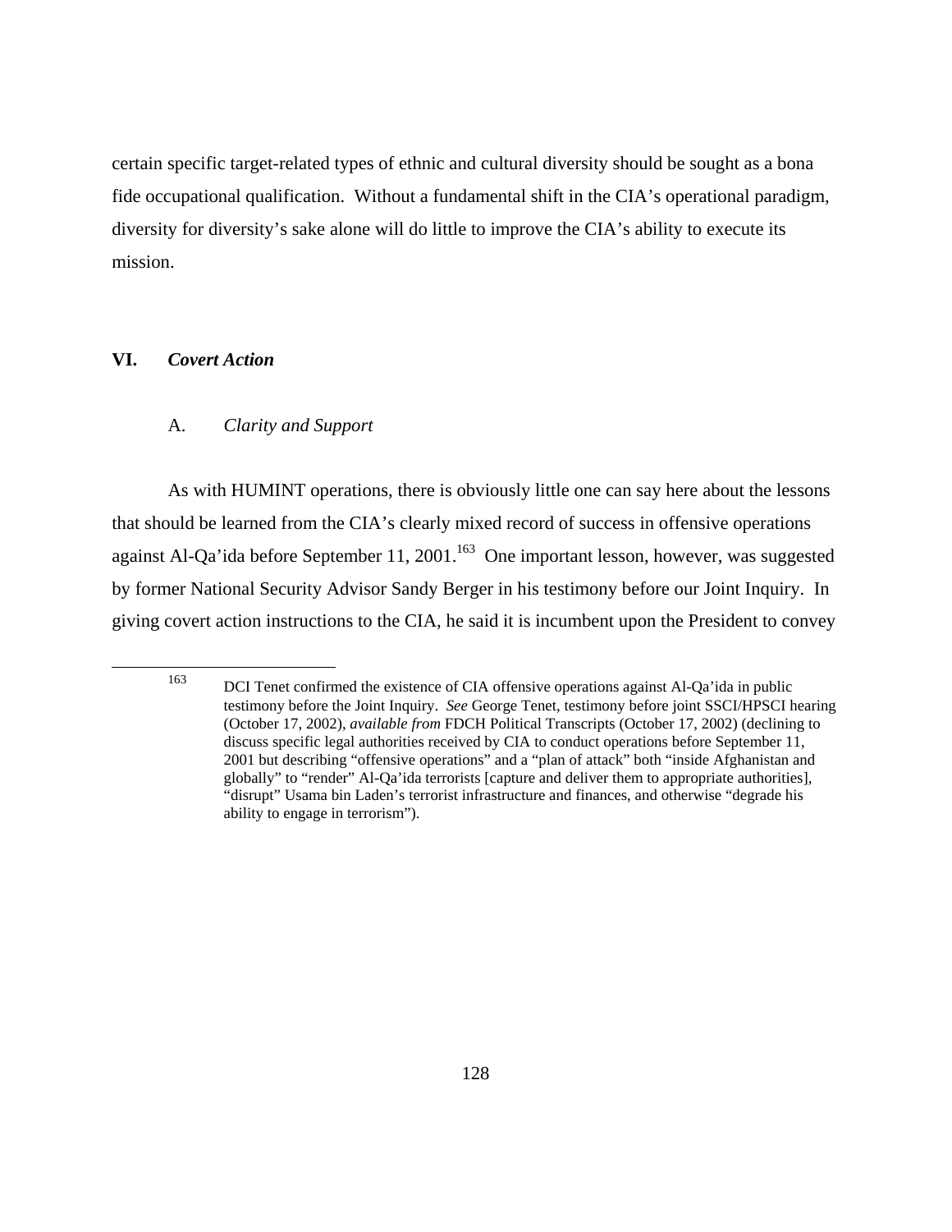certain specific target-related types of ethnic and cultural diversity should be sought as a bona fide occupational qualification. Without a fundamental shift in the CIA's operational paradigm, diversity for diversity's sake alone will do little to improve the CIA's ability to execute its mission.

## VI. *Covert Action*

### A. *Clarity and Support*

As with HUMINT operations, there is obviously little one can say here about the lessons that should be learned from the CIA's clearly mixed record of success in offensive operations against Al-Qa'ida before September 11, 2001.[163] One important lesson, however, was suggested by former National Security Advisor Sandy Berger in his testimony before our Joint Inquiry. In giving covert action instructions to the CIA, he said it is incumbent upon the President to convey

---

[163] DCI Tenet confirmed the existence of CIA offensive operations against Al-Qa'ida in public testimony before the Joint Inquiry. *See* George Tenet, testimony before joint SSCI/HPSCI hearing (October 17, 2002), *available from* FDCH Political Transcripts (October 17, 2002) (declining to discuss specific legal authorities received by CIA to conduct operations before September 11, 2001 but describing "offensive operations" and a "plan of attack" both "inside Afghanistan and globally" to "render" Al-Qa'ida terrorists [capture and deliver them to appropriate authorities], "disrupt" Usama bin Laden's terrorist infrastructure and finances, and otherwise "degrade his ability to engage in terrorism").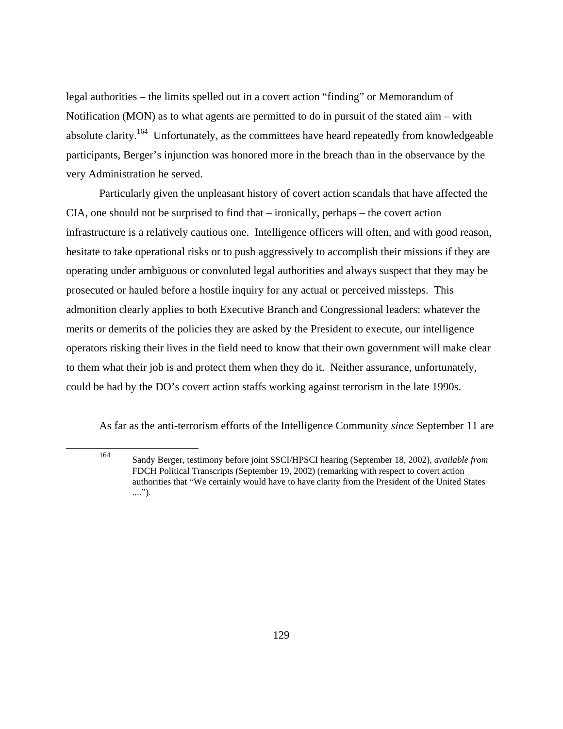legal authorities – the limits spelled out in a covert action "finding" or Memorandum of Notification (MON) as to what agents are permitted to do in pursuit of the stated aim – with absolute clarity.[164] Unfortunately, as the committees have heard repeatedly from knowledgeable participants, Berger's injunction was honored more in the breach than in the observance by the very Administration he served.

Particularly given the unpleasant history of covert action scandals that have affected the CIA, one should not be surprised to find that – ironically, perhaps – the covert action infrastructure is a relatively cautious one. Intelligence officers will often, and with good reason, hesitate to take operational risks or to push aggressively to accomplish their missions if they are operating under ambiguous or convoluted legal authorities and always suspect that they may be prosecuted or hauled before a hostile inquiry for any actual or perceived missteps. This admonition clearly applies to both Executive Branch and Congressional leaders: whatever the merits or demerits of the policies they are asked by the President to execute, our intelligence operators risking their lives in the field need to know that their own government will make clear to them what their job is and protect them when they do it. Neither assurance, unfortunately, could be had by the DO's covert action staffs working against terrorism in the late 1990s.

As far as the anti-terrorism efforts of the Intelligence Community *since* September 11 are

---

[164] Sandy Berger, testimony before joint SSCI/HPSCI hearing (September 18, 2002), *available from* FDCH Political Transcripts (September 19, 2002) (remarking with respect to covert action authorities that "We certainly would have to have clarity from the President of the United States ....").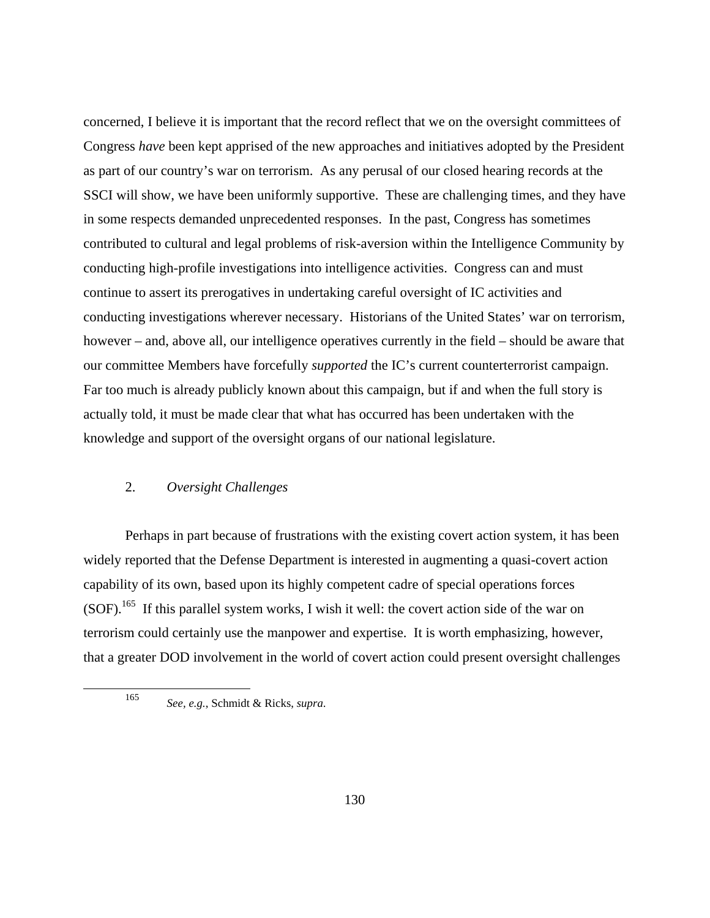concerned, I believe it is important that the record reflect that we on the oversight committees of Congress *have* been kept apprised of the new approaches and initiatives adopted by the President as part of our country's war on terrorism. As any perusal of our closed hearing records at the SSCI will show, we have been uniformly supportive. These are challenging times, and they have in some respects demanded unprecedented responses. In the past, Congress has sometimes contributed to cultural and legal problems of risk-aversion within the Intelligence Community by conducting high-profile investigations into intelligence activities. Congress can and must continue to assert its prerogatives in undertaking careful oversight of IC activities and conducting investigations wherever necessary. Historians of the United States' war on terrorism, however – and, above all, our intelligence operatives currently in the field – should be aware that our committee Members have forcefully *supported* the IC's current counterterrorist campaign. Far too much is already publicly known about this campaign, but if and when the full story is actually told, it must be made clear that what has occurred has been undertaken with the knowledge and support of the oversight organs of our national legislature.

### 2. *Oversight Challenges*

Perhaps in part because of frustrations with the existing covert action system, it has been widely reported that the Defense Department is interested in augmenting a quasi-covert action capability of its own, based upon its highly competent cadre of special operations forces (SOF).[165] If this parallel system works, I wish it well: the covert action side of the war on terrorism could certainly use the manpower and expertise. It is worth emphasizing, however, that a greater DOD involvement in the world of covert action could present oversight challenges

---

[165] *See, e.g.*, Schmidt & Ricks, *supra*.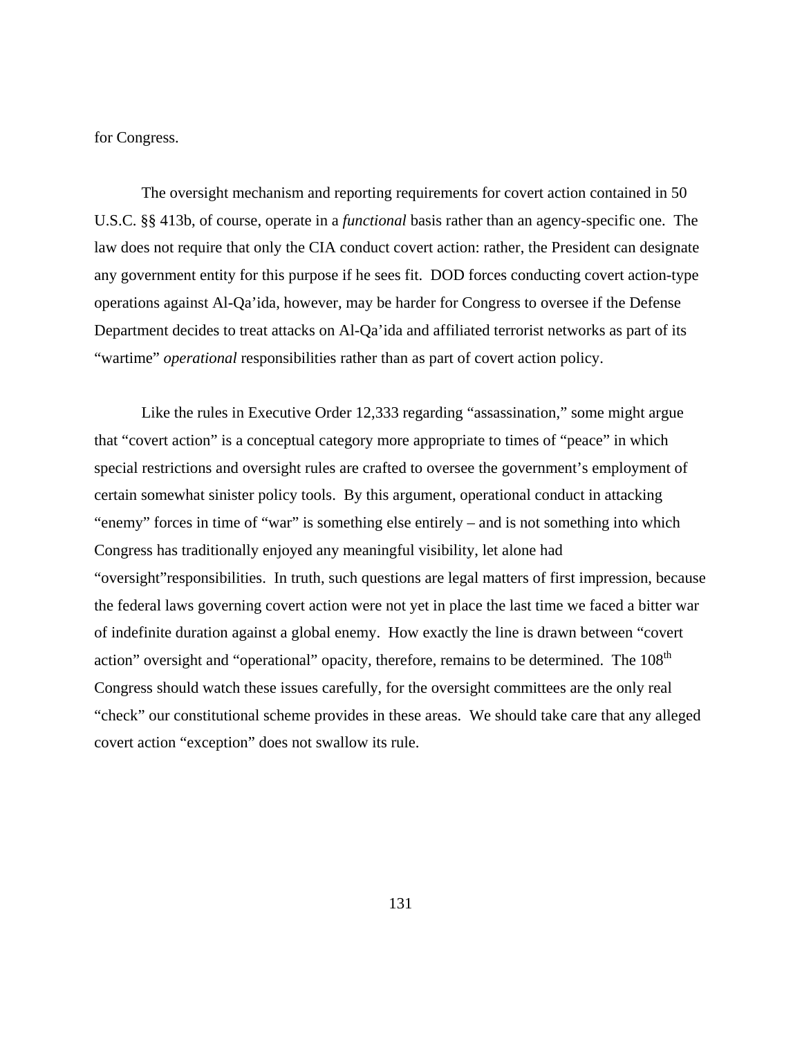for Congress.

The oversight mechanism and reporting requirements for covert action contained in 50 U.S.C. §§ 413b, of course, operate in a *functional* basis rather than an agency-specific one. The law does not require that only the CIA conduct covert action: rather, the President can designate any government entity for this purpose if he sees fit. DOD forces conducting covert action-type operations against Al-Qa'ida, however, may be harder for Congress to oversee if the Defense Department decides to treat attacks on Al-Qa'ida and affiliated terrorist networks as part of its "wartime" *operational* responsibilities rather than as part of covert action policy.

Like the rules in Executive Order 12,333 regarding "assassination," some might argue that "covert action" is a conceptual category more appropriate to times of "peace" in which special restrictions and oversight rules are crafted to oversee the government's employment of certain somewhat sinister policy tools. By this argument, operational conduct in attacking "enemy" forces in time of "war" is something else entirely – and is not something into which Congress has traditionally enjoyed any meaningful visibility, let alone had "oversight"responsibilities. In truth, such questions are legal matters of first impression, because the federal laws governing covert action were not yet in place the last time we faced a bitter war of indefinite duration against a global enemy. How exactly the line is drawn between "covert action" oversight and "operational" opacity, therefore, remains to be determined. The 108th Congress should watch these issues carefully, for the oversight committees are the only real "check" our constitutional scheme provides in these areas. We should take care that any alleged covert action "exception" does not swallow its rule.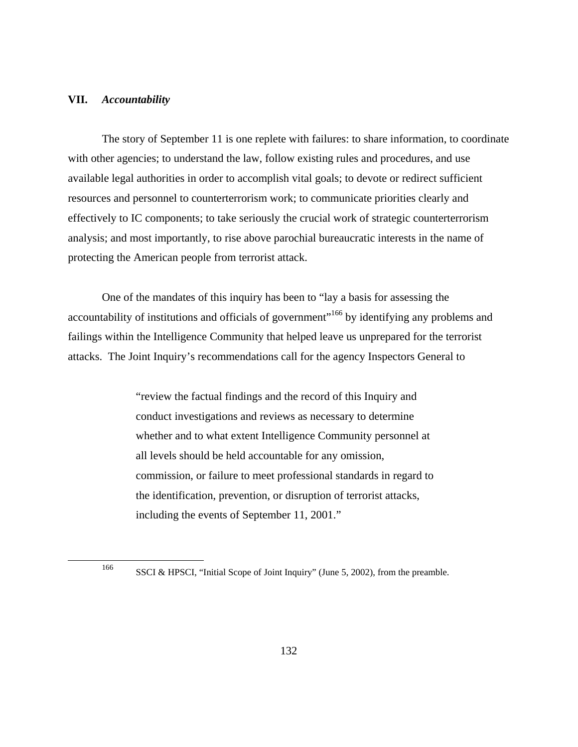## VII. *Accountability*

The story of September 11 is one replete with failures: to share information, to coordinate with other agencies; to understand the law, follow existing rules and procedures, and use available legal authorities in order to accomplish vital goals; to devote or redirect sufficient resources and personnel to counterterrorism work; to communicate priorities clearly and effectively to IC components; to take seriously the crucial work of strategic counterterrorism analysis; and most importantly, to rise above parochial bureaucratic interests in the name of protecting the American people from terrorist attack.

One of the mandates of this inquiry has been to "lay a basis for assessing the accountability of institutions and officials of government"[166] by identifying any problems and failings within the Intelligence Community that helped leave us unprepared for the terrorist attacks. The Joint Inquiry's recommendations call for the agency Inspectors General to

> "review the factual findings and the record of this Inquiry and conduct investigations and reviews as necessary to determine whether and to what extent Intelligence Community personnel at all levels should be held accountable for any omission, commission, or failure to meet professional standards in regard to the identification, prevention, or disruption of terrorist attacks, including the events of September 11, 2001."

---

[166] SSCI & HPSCI, "Initial Scope of Joint Inquiry" (June 5, 2002), from the preamble.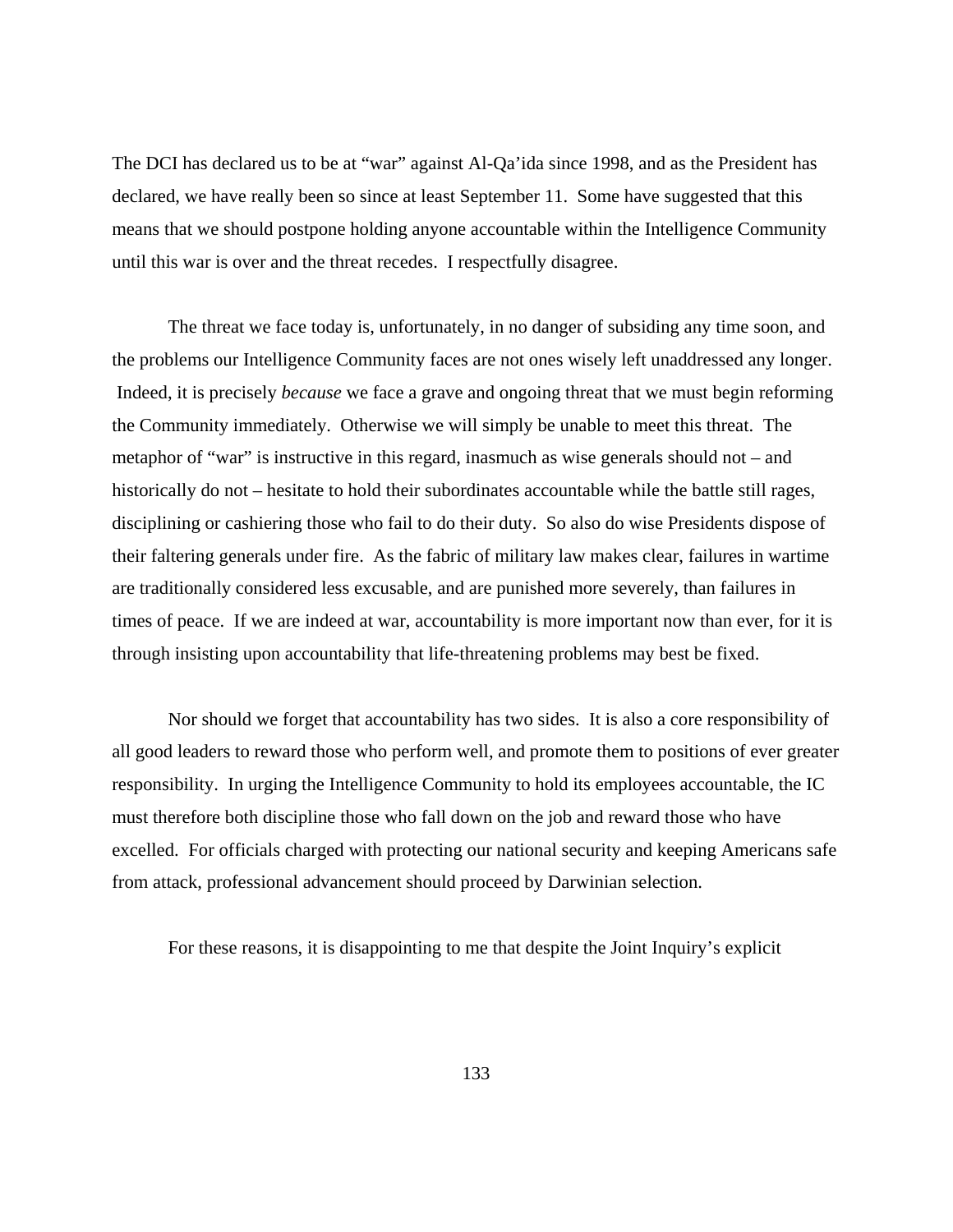The DCI has declared us to be at "war" against Al-Qa'ida since 1998, and as the President has declared, we have really been so since at least September 11. Some have suggested that this means that we should postpone holding anyone accountable within the Intelligence Community until this war is over and the threat recedes. I respectfully disagree.

The threat we face today is, unfortunately, in no danger of subsiding any time soon, and the problems our Intelligence Community faces are not ones wisely left unaddressed any longer. Indeed, it is precisely *because* we face a grave and ongoing threat that we must begin reforming the Community immediately. Otherwise we will simply be unable to meet this threat. The metaphor of "war" is instructive in this regard, inasmuch as wise generals should not – and historically do not – hesitate to hold their subordinates accountable while the battle still rages, disciplining or cashiering those who fail to do their duty. So also do wise Presidents dispose of their faltering generals under fire. As the fabric of military law makes clear, failures in wartime are traditionally considered less excusable, and are punished more severely, than failures in times of peace. If we are indeed at war, accountability is more important now than ever, for it is through insisting upon accountability that life-threatening problems may best be fixed.

Nor should we forget that accountability has two sides. It is also a core responsibility of all good leaders to reward those who perform well, and promote them to positions of ever greater responsibility. In urging the Intelligence Community to hold its employees accountable, the IC must therefore both discipline those who fall down on the job and reward those who have excelled. For officials charged with protecting our national security and keeping Americans safe from attack, professional advancement should proceed by Darwinian selection.

For these reasons, it is disappointing to me that despite the Joint Inquiry's explicit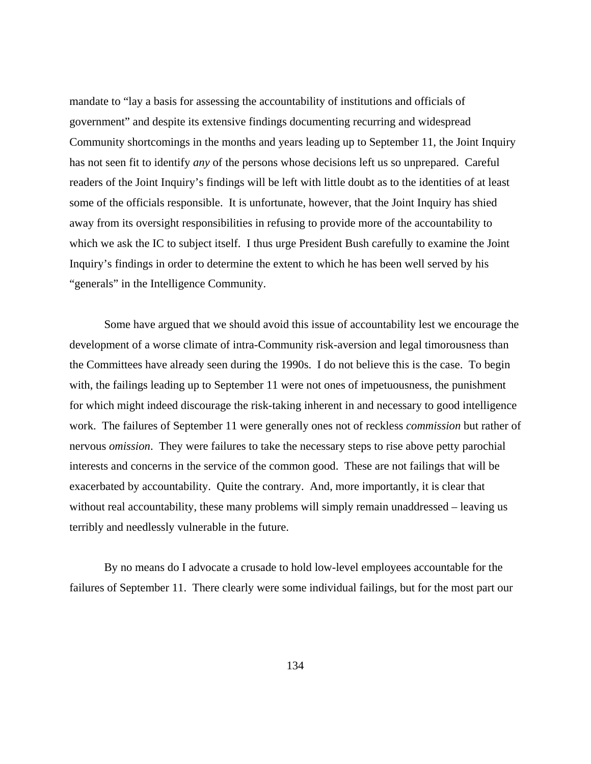mandate to "lay a basis for assessing the accountability of institutions and officials of government" and despite its extensive findings documenting recurring and widespread Community shortcomings in the months and years leading up to September 11, the Joint Inquiry has not seen fit to identify *any* of the persons whose decisions left us so unprepared. Careful readers of the Joint Inquiry's findings will be left with little doubt as to the identities of at least some of the officials responsible. It is unfortunate, however, that the Joint Inquiry has shied away from its oversight responsibilities in refusing to provide more of the accountability to which we ask the IC to subject itself. I thus urge President Bush carefully to examine the Joint Inquiry's findings in order to determine the extent to which he has been well served by his "generals" in the Intelligence Community.

Some have argued that we should avoid this issue of accountability lest we encourage the development of a worse climate of intra-Community risk-aversion and legal timorousness than the Committees have already seen during the 1990s. I do not believe this is the case. To begin with, the failings leading up to September 11 were not ones of impetuousness, the punishment for which might indeed discourage the risk-taking inherent in and necessary to good intelligence work. The failures of September 11 were generally ones not of reckless *commission* but rather of nervous *omission*. They were failures to take the necessary steps to rise above petty parochial interests and concerns in the service of the common good. These are not failings that will be exacerbated by accountability. Quite the contrary. And, more importantly, it is clear that without real accountability, these many problems will simply remain unaddressed – leaving us terribly and needlessly vulnerable in the future.

By no means do I advocate a crusade to hold low-level employees accountable for the failures of September 11. There clearly were some individual failings, but for the most part our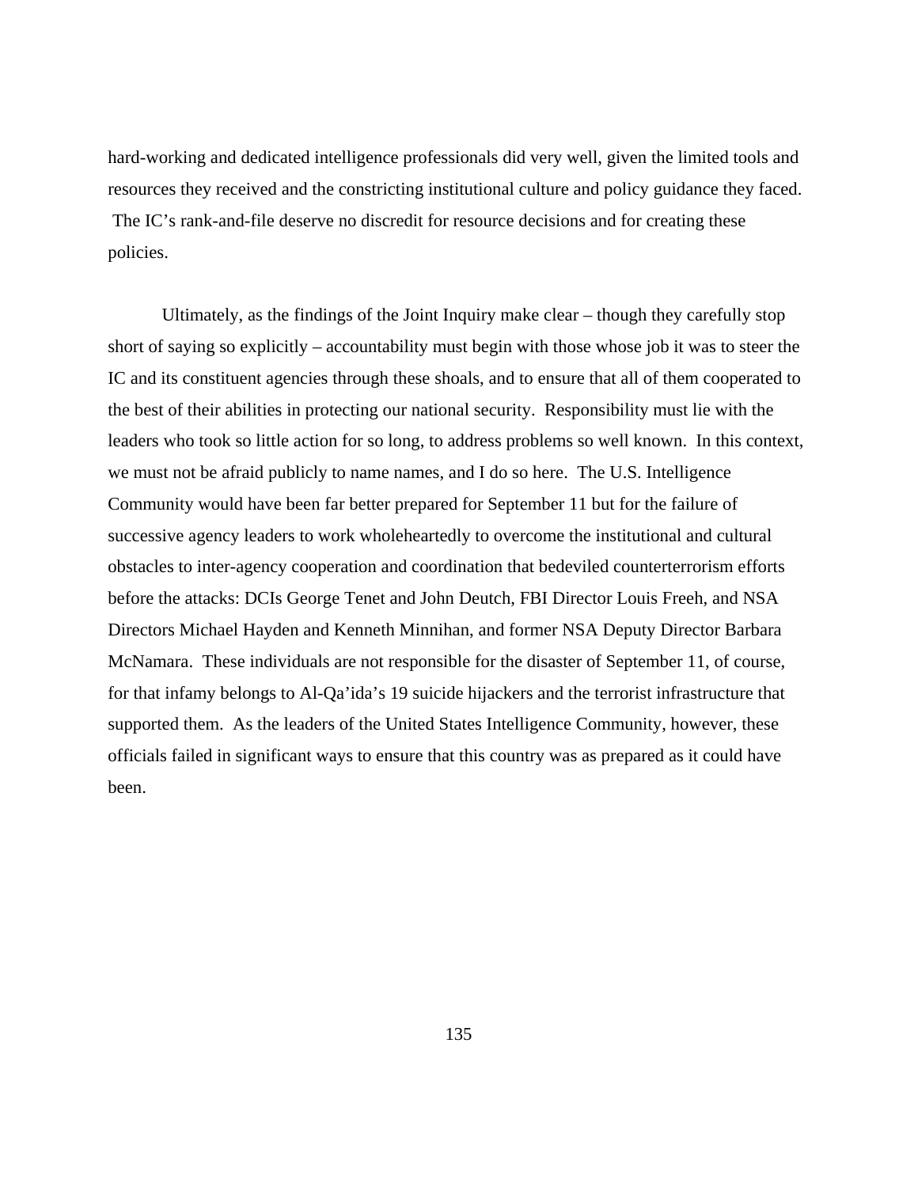hard-working and dedicated intelligence professionals did very well, given the limited tools and resources they received and the constricting institutional culture and policy guidance they faced. The IC's rank-and-file deserve no discredit for resource decisions and for creating these policies.

Ultimately, as the findings of the Joint Inquiry make clear – though they carefully stop short of saying so explicitly – accountability must begin with those whose job it was to steer the IC and its constituent agencies through these shoals, and to ensure that all of them cooperated to the best of their abilities in protecting our national security. Responsibility must lie with the leaders who took so little action for so long, to address problems so well known. In this context, we must not be afraid publicly to name names, and I do so here. The U.S. Intelligence Community would have been far better prepared for September 11 but for the failure of successive agency leaders to work wholeheartedly to overcome the institutional and cultural obstacles to inter-agency cooperation and coordination that bedeviled counterterrorism efforts before the attacks: DCIs George Tenet and John Deutch, FBI Director Louis Freeh, and NSA Directors Michael Hayden and Kenneth Minnihan, and former NSA Deputy Director Barbara McNamara. These individuals are not responsible for the disaster of September 11, of course, for that infamy belongs to Al-Qa'ida's 19 suicide hijackers and the terrorist infrastructure that supported them. As the leaders of the United States Intelligence Community, however, these officials failed in significant ways to ensure that this country was as prepared as it could have been.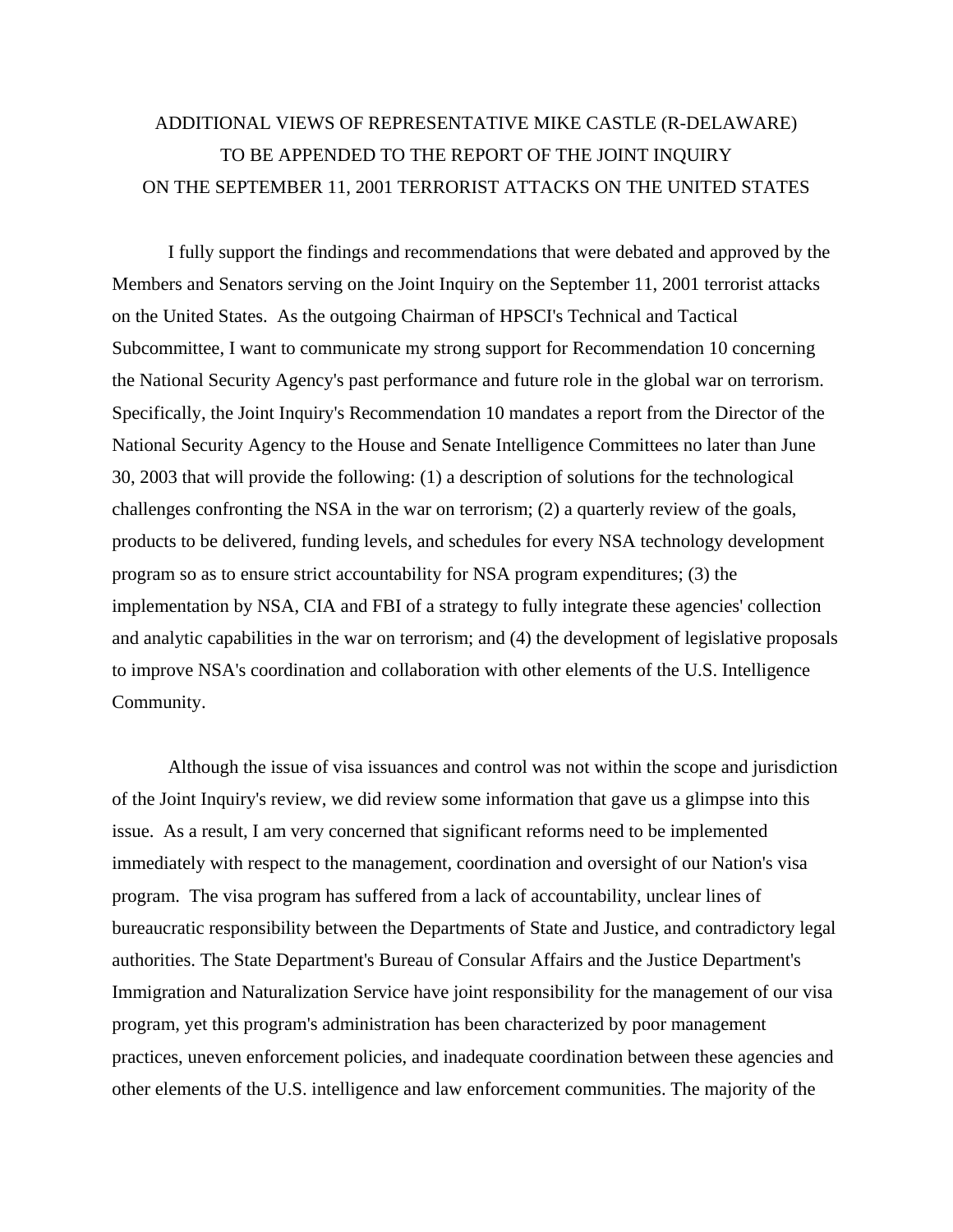# ADDITIONAL VIEWS OF REPRESENTATIVE MIKE CASTLE (R-DELAWARE) TO BE APPENDED TO THE REPORT OF THE JOINT INQUIRY ON THE SEPTEMBER 11, 2001 TERRORIST ATTACKS ON THE UNITED STATES

I fully support the findings and recommendations that were debated and approved by the Members and Senators serving on the Joint Inquiry on the September 11, 2001 terrorist attacks on the United States. As the outgoing Chairman of HPSCI's Technical and Tactical Subcommittee, I want to communicate my strong support for Recommendation 10 concerning the National Security Agency's past performance and future role in the global war on terrorism. Specifically, the Joint Inquiry's Recommendation 10 mandates a report from the Director of the National Security Agency to the House and Senate Intelligence Committees no later than June 30, 2003 that will provide the following: (1) a description of solutions for the technological challenges confronting the NSA in the war on terrorism; (2) a quarterly review of the goals, products to be delivered, funding levels, and schedules for every NSA technology development program so as to ensure strict accountability for NSA program expenditures; (3) the implementation by NSA, CIA and FBI of a strategy to fully integrate these agencies' collection and analytic capabilities in the war on terrorism; and (4) the development of legislative proposals to improve NSA's coordination and collaboration with other elements of the U.S. Intelligence Community.

Although the issue of visa issuances and control was not within the scope and jurisdiction of the Joint Inquiry's review, we did review some information that gave us a glimpse into this issue. As a result, I am very concerned that significant reforms need to be implemented immediately with respect to the management, coordination and oversight of our Nation's visa program. The visa program has suffered from a lack of accountability, unclear lines of bureaucratic responsibility between the Departments of State and Justice, and contradictory legal authorities. The State Department's Bureau of Consular Affairs and the Justice Department's Immigration and Naturalization Service have joint responsibility for the management of our visa program, yet this program's administration has been characterized by poor management practices, uneven enforcement policies, and inadequate coordination between these agencies and other elements of the U.S. intelligence and law enforcement communities. The majority of the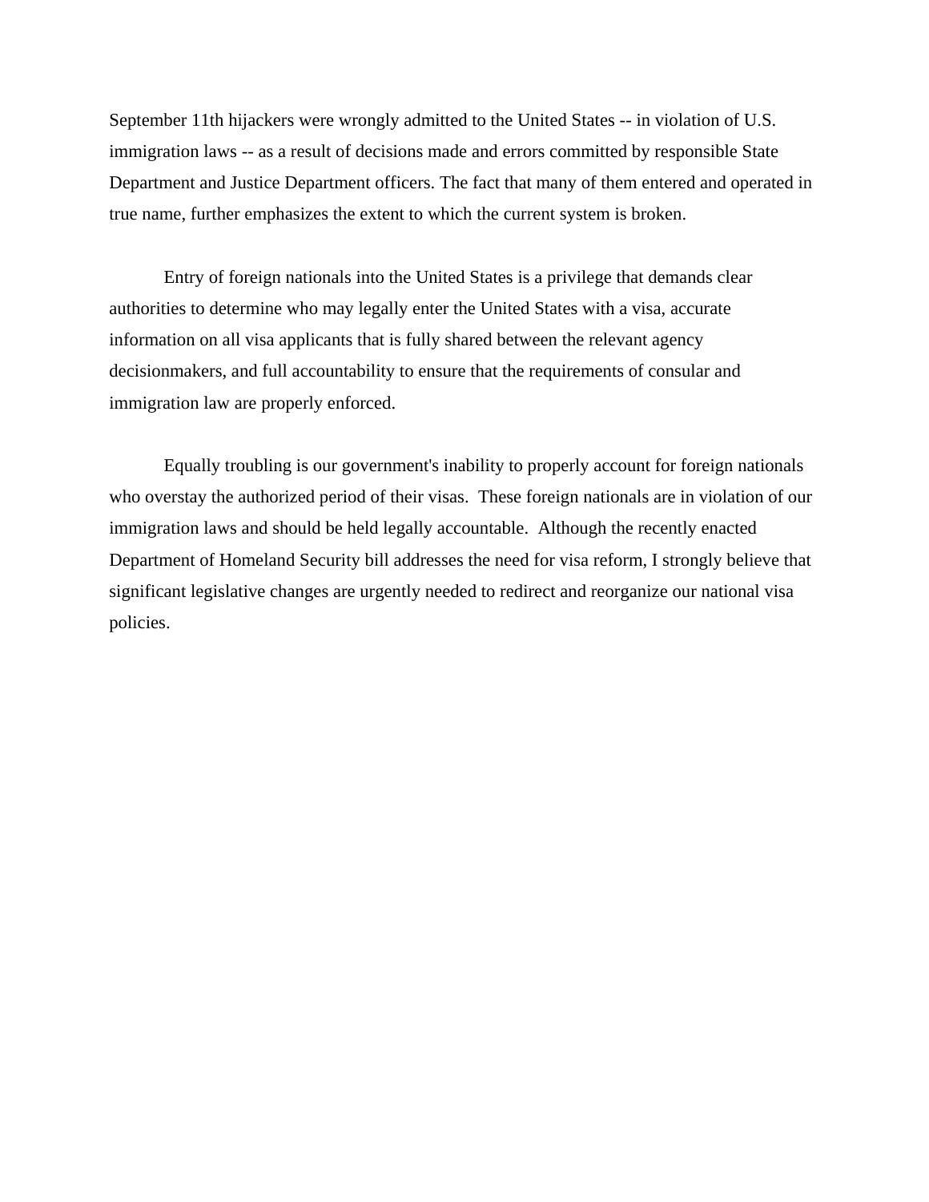September 11th hijackers were wrongly admitted to the United States -- in violation of U.S. immigration laws -- as a result of decisions made and errors committed by responsible State Department and Justice Department officers. The fact that many of them entered and operated in true name, further emphasizes the extent to which the current system is broken.

Entry of foreign nationals into the United States is a privilege that demands clear authorities to determine who may legally enter the United States with a visa, accurate information on all visa applicants that is fully shared between the relevant agency decisionmakers, and full accountability to ensure that the requirements of consular and immigration law are properly enforced.

Equally troubling is our government's inability to properly account for foreign nationals who overstay the authorized period of their visas. These foreign nationals are in violation of our immigration laws and should be held legally accountable. Although the recently enacted Department of Homeland Security bill addresses the need for visa reform, I strongly believe that significant legislative changes are urgently needed to redirect and reorganize our national visa policies.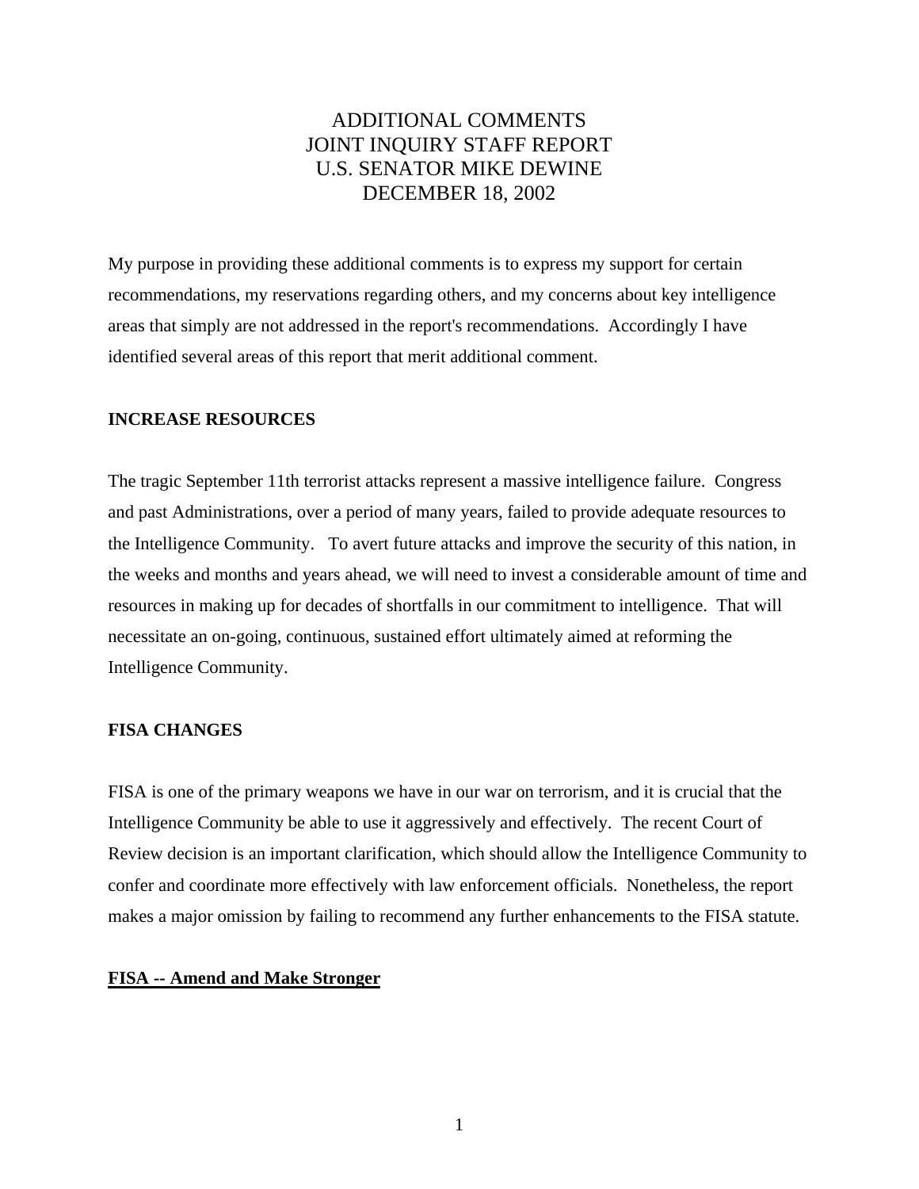# ADDITIONAL COMMENTS
# JOINT INQUIRY STAFF REPORT
# U.S. SENATOR MIKE DEWINE
# DECEMBER 18, 2002

My purpose in providing these additional comments is to express my support for certain recommendations, my reservations regarding others, and my concerns about key intelligence areas that simply are not addressed in the report's recommendations. Accordingly I have identified several areas of this report that merit additional comment.

## INCREASE RESOURCES

The tragic September 11th terrorist attacks represent a massive intelligence failure. Congress and past Administrations, over a period of many years, failed to provide adequate resources to the Intelligence Community. To avert future attacks and improve the security of this nation, in the weeks and months and years ahead, we will need to invest a considerable amount of time and resources in making up for decades of shortfalls in our commitment to intelligence. That will necessitate an on-going, continuous, sustained effort ultimately aimed at reforming the Intelligence Community.

## FISA CHANGES

FISA is one of the primary weapons we have in our war on terrorism, and it is crucial that the Intelligence Community be able to use it aggressively and effectively. The recent Court of Review decision is an important clarification, which should allow the Intelligence Community to confer and coordinate more effectively with law enforcement officials. Nonetheless, the report makes a major omission by failing to recommend any further enhancements to the FISA statute.

### <u>FISA -- Amend and Make Stronger</u>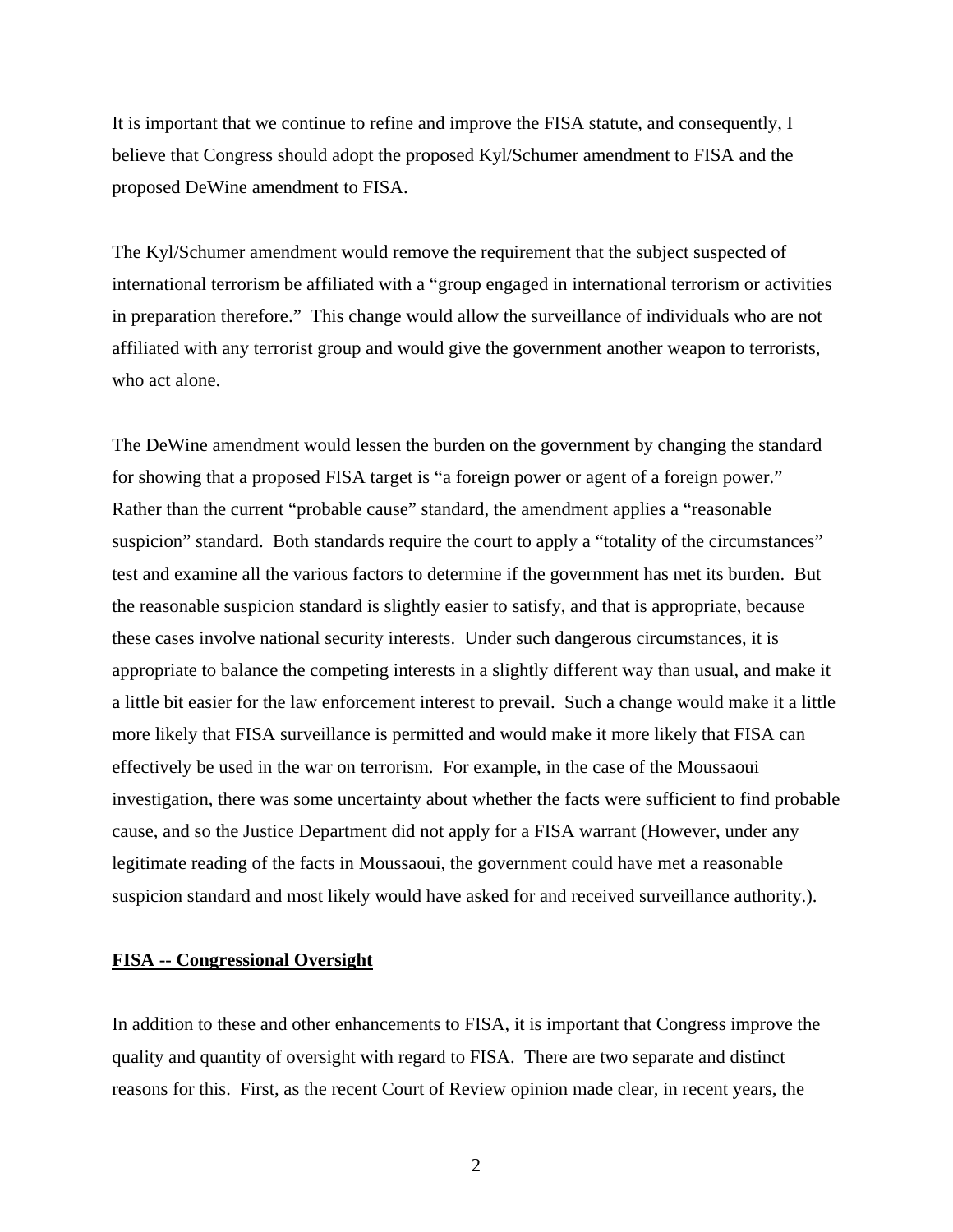It is important that we continue to refine and improve the FISA statute, and consequently, I believe that Congress should adopt the proposed Kyl/Schumer amendment to FISA and the proposed DeWine amendment to FISA.

The Kyl/Schumer amendment would remove the requirement that the subject suspected of international terrorism be affiliated with a "group engaged in international terrorism or activities in preparation therefore." This change would allow the surveillance of individuals who are not affiliated with any terrorist group and would give the government another weapon to terrorists, who act alone.

The DeWine amendment would lessen the burden on the government by changing the standard for showing that a proposed FISA target is "a foreign power or agent of a foreign power." Rather than the current "probable cause" standard, the amendment applies a "reasonable suspicion" standard. Both standards require the court to apply a "totality of the circumstances" test and examine all the various factors to determine if the government has met its burden. But the reasonable suspicion standard is slightly easier to satisfy, and that is appropriate, because these cases involve national security interests. Under such dangerous circumstances, it is appropriate to balance the competing interests in a slightly different way than usual, and make it a little bit easier for the law enforcement interest to prevail. Such a change would make it a little more likely that FISA surveillance is permitted and would make it more likely that FISA can effectively be used in the war on terrorism. For example, in the case of the Moussaoui investigation, there was some uncertainty about whether the facts were sufficient to find probable cause, and so the Justice Department did not apply for a FISA warrant (However, under any legitimate reading of the facts in Moussaoui, the government could have met a reasonable suspicion standard and most likely would have asked for and received surveillance authority.).

**FISA -- Congressional Oversight**

In addition to these and other enhancements to FISA, it is important that Congress improve the quality and quantity of oversight with regard to FISA. There are two separate and distinct reasons for this. First, as the recent Court of Review opinion made clear, in recent years, the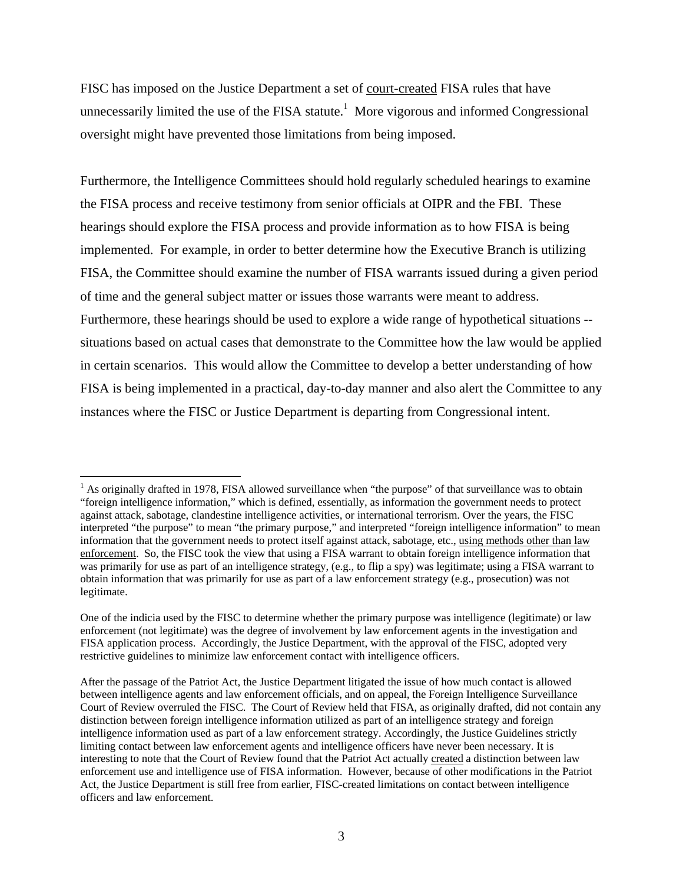FISC has imposed on the Justice Department a set of <u>court-created</u> FISA rules that have unnecessarily limited the use of the FISA statute.[1] More vigorous and informed Congressional oversight might have prevented those limitations from being imposed.

Furthermore, the Intelligence Committees should hold regularly scheduled hearings to examine the FISA process and receive testimony from senior officials at OIPR and the FBI. These hearings should explore the FISA process and provide information as to how FISA is being implemented. For example, in order to better determine how the Executive Branch is utilizing FISA, the Committee should examine the number of FISA warrants issued during a given period of time and the general subject matter or issues those warrants were meant to address. Furthermore, these hearings should be used to explore a wide range of hypothetical situations -- situations based on actual cases that demonstrate to the Committee how the law would be applied in certain scenarios. This would allow the Committee to develop a better understanding of how FISA is being implemented in a practical, day-to-day manner and also alert the Committee to any instances where the FISC or Justice Department is departing from Congressional intent.

---

[1] As originally drafted in 1978, FISA allowed surveillance when "the purpose" of that surveillance was to obtain "foreign intelligence information," which is defined, essentially, as information the government needs to protect against attack, sabotage, clandestine intelligence activities, or international terrorism. Over the years, the FISC interpreted "the purpose" to mean "the primary purpose," and interpreted "foreign intelligence information" to mean information that the government needs to protect itself against attack, sabotage, etc., <u>using methods other than law enforcement</u>. So, the FISC took the view that using a FISA warrant to obtain foreign intelligence information that was primarily for use as part of an intelligence strategy, (e.g., to flip a spy) was legitimate; using a FISA warrant to obtain information that was primarily for use as part of a law enforcement strategy (e.g., prosecution) was not legitimate.

One of the indicia used by the FISC to determine whether the primary purpose was intelligence (legitimate) or law enforcement (not legitimate) was the degree of involvement by law enforcement agents in the investigation and FISA application process. Accordingly, the Justice Department, with the approval of the FISC, adopted very restrictive guidelines to minimize law enforcement contact with intelligence officers.

After the passage of the Patriot Act, the Justice Department litigated the issue of how much contact is allowed between intelligence agents and law enforcement officials, and on appeal, the Foreign Intelligence Surveillance Court of Review overruled the FISC. The Court of Review held that FISA, as originally drafted, did not contain any distinction between foreign intelligence information utilized as part of an intelligence strategy and foreign intelligence information used as part of a law enforcement strategy. Accordingly, the Justice Guidelines strictly limiting contact between law enforcement agents and intelligence officers have never been necessary. It is interesting to note that the Court of Review found that the Patriot Act actually <u>created</u> a distinction between law enforcement use and intelligence use of FISA information. However, because of other modifications in the Patriot Act, the Justice Department is still free from earlier, FISC-created limitations on contact between intelligence officers and law enforcement.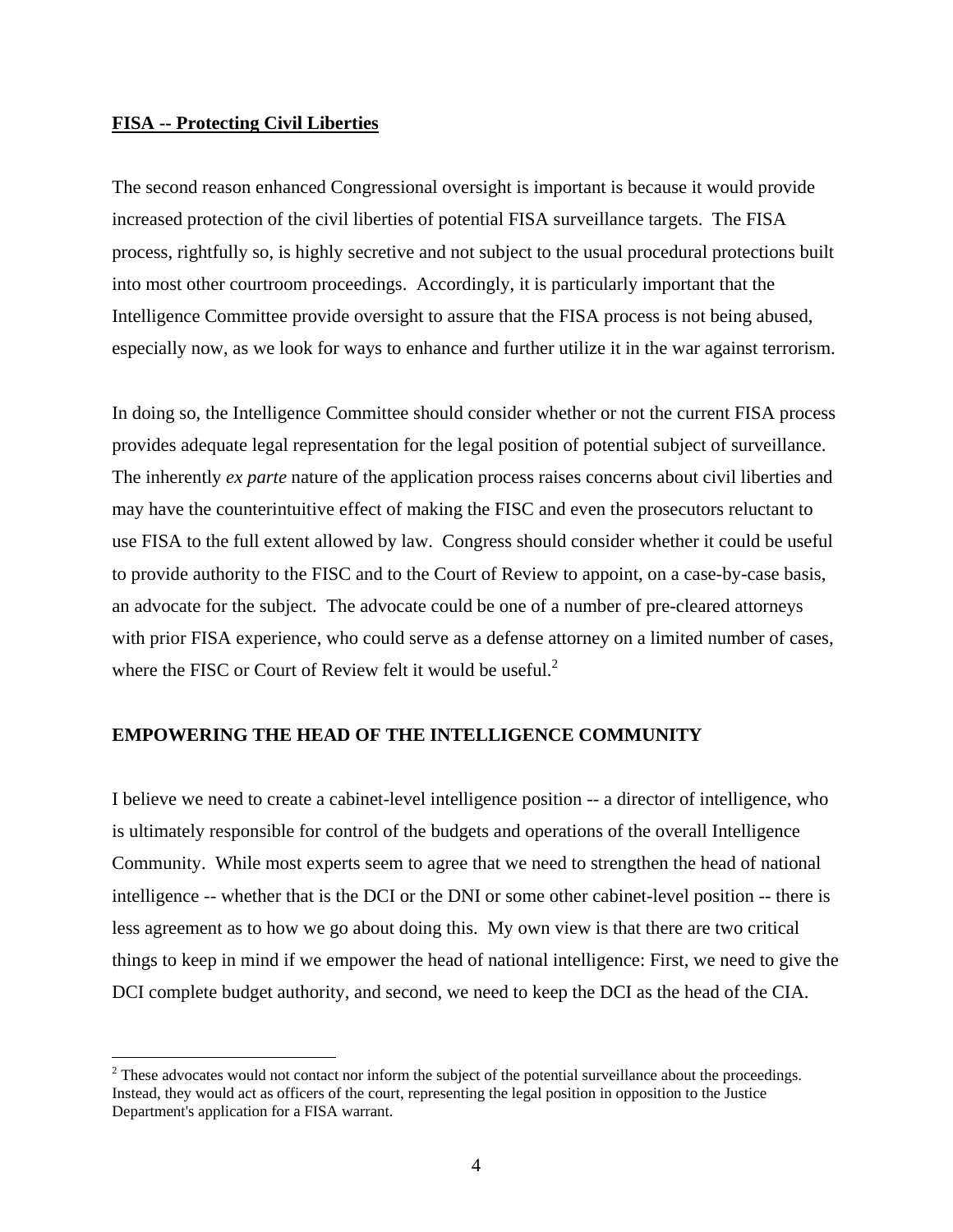**FISA -- Protecting Civil Liberties**

The second reason enhanced Congressional oversight is important is because it would provide increased protection of the civil liberties of potential FISA surveillance targets. The FISA process, rightfully so, is highly secretive and not subject to the usual procedural protections built into most other courtroom proceedings. Accordingly, it is particularly important that the Intelligence Committee provide oversight to assure that the FISA process is not being abused, especially now, as we look for ways to enhance and further utilize it in the war against terrorism.

In doing so, the Intelligence Committee should consider whether or not the current FISA process provides adequate legal representation for the legal position of potential subject of surveillance. The inherently *ex parte* nature of the application process raises concerns about civil liberties and may have the counterintuitive effect of making the FISC and even the prosecutors reluctant to use FISA to the full extent allowed by law. Congress should consider whether it could be useful to provide authority to the FISC and to the Court of Review to appoint, on a case-by-case basis, an advocate for the subject. The advocate could be one of a number of pre-cleared attorneys with prior FISA experience, who could serve as a defense attorney on a limited number of cases, where the FISC or Court of Review felt it would be useful.[2]

## EMPOWERING THE HEAD OF THE INTELLIGENCE COMMUNITY

I believe we need to create a cabinet-level intelligence position -- a director of intelligence, who is ultimately responsible for control of the budgets and operations of the overall Intelligence Community. While most experts seem to agree that we need to strengthen the head of national intelligence -- whether that is the DCI or the DNI or some other cabinet-level position -- there is less agreement as to how we go about doing this. My own view is that there are two critical things to keep in mind if we empower the head of national intelligence: First, we need to give the DCI complete budget authority, and second, we need to keep the DCI as the head of the CIA.

[2] These advocates would not contact nor inform the subject of the potential surveillance about the proceedings. Instead, they would act as officers of the court, representing the legal position in opposition to the Justice Department's application for a FISA warrant.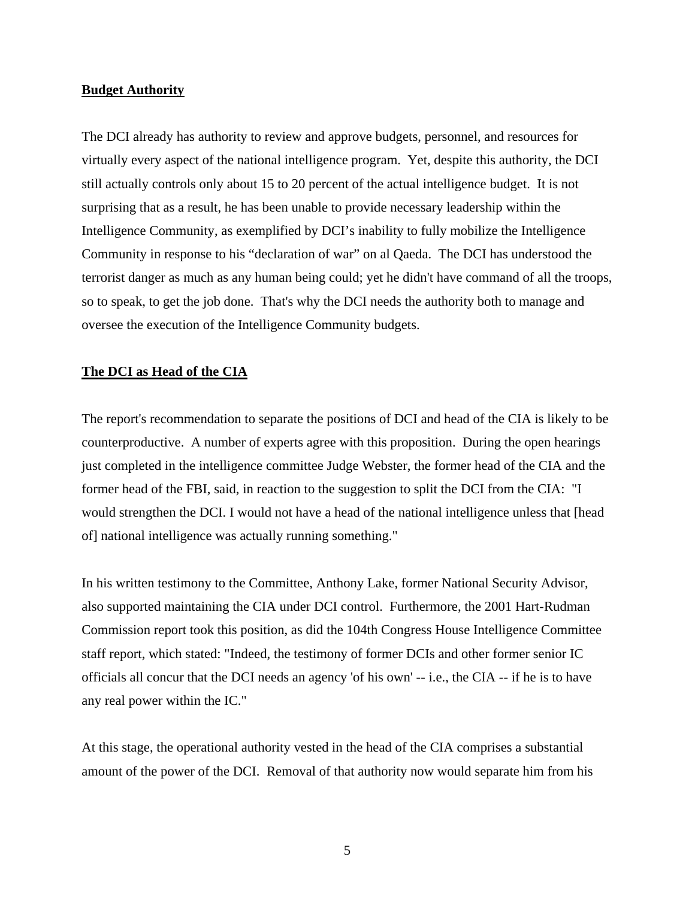**Budget Authority**

The DCI already has authority to review and approve budgets, personnel, and resources for virtually every aspect of the national intelligence program. Yet, despite this authority, the DCI still actually controls only about 15 to 20 percent of the actual intelligence budget. It is not surprising that as a result, he has been unable to provide necessary leadership within the Intelligence Community, as exemplified by DCI's inability to fully mobilize the Intelligence Community in response to his "declaration of war" on al Qaeda. The DCI has understood the terrorist danger as much as any human being could; yet he didn't have command of all the troops, so to speak, to get the job done. That's why the DCI needs the authority both to manage and oversee the execution of the Intelligence Community budgets.

**The DCI as Head of the CIA**

The report's recommendation to separate the positions of DCI and head of the CIA is likely to be counterproductive. A number of experts agree with this proposition. During the open hearings just completed in the intelligence committee Judge Webster, the former head of the CIA and the former head of the FBI, said, in reaction to the suggestion to split the DCI from the CIA: "I would strengthen the DCI. I would not have a head of the national intelligence unless that [head of] national intelligence was actually running something."

In his written testimony to the Committee, Anthony Lake, former National Security Advisor, also supported maintaining the CIA under DCI control. Furthermore, the 2001 Hart-Rudman Commission report took this position, as did the 104th Congress House Intelligence Committee staff report, which stated: "Indeed, the testimony of former DCIs and other former senior IC officials all concur that the DCI needs an agency 'of his own' -- i.e., the CIA -- if he is to have any real power within the IC."

At this stage, the operational authority vested in the head of the CIA comprises a substantial amount of the power of the DCI. Removal of that authority now would separate him from his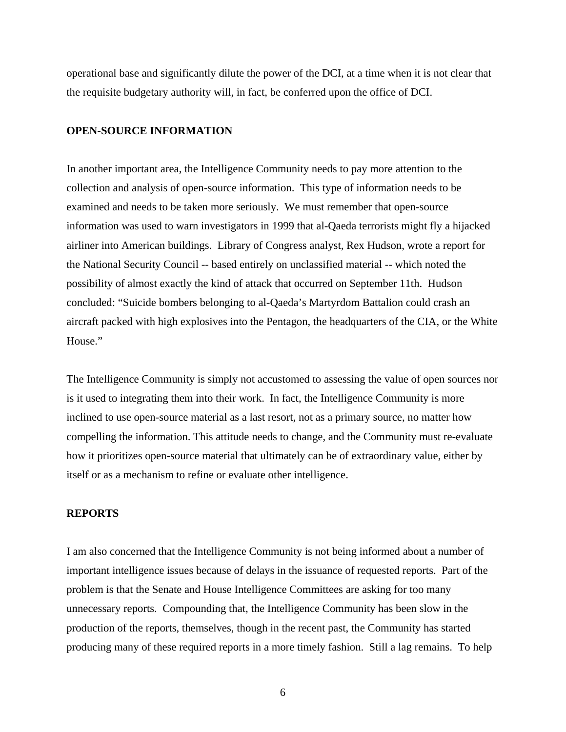operational base and significantly dilute the power of the DCI, at a time when it is not clear that the requisite budgetary authority will, in fact, be conferred upon the office of DCI.

**OPEN-SOURCE INFORMATION**

In another important area, the Intelligence Community needs to pay more attention to the collection and analysis of open-source information. This type of information needs to be examined and needs to be taken more seriously. We must remember that open-source information was used to warn investigators in 1999 that al-Qaeda terrorists might fly a hijacked airliner into American buildings. Library of Congress analyst, Rex Hudson, wrote a report for the National Security Council -- based entirely on unclassified material -- which noted the possibility of almost exactly the kind of attack that occurred on September 11th. Hudson concluded: "Suicide bombers belonging to al-Qaeda's Martyrdom Battalion could crash an aircraft packed with high explosives into the Pentagon, the headquarters of the CIA, or the White House."

The Intelligence Community is simply not accustomed to assessing the value of open sources nor is it used to integrating them into their work. In fact, the Intelligence Community is more inclined to use open-source material as a last resort, not as a primary source, no matter how compelling the information. This attitude needs to change, and the Community must re-evaluate how it prioritizes open-source material that ultimately can be of extraordinary value, either by itself or as a mechanism to refine or evaluate other intelligence.

**REPORTS**

I am also concerned that the Intelligence Community is not being informed about a number of important intelligence issues because of delays in the issuance of requested reports. Part of the problem is that the Senate and House Intelligence Committees are asking for too many unnecessary reports. Compounding that, the Intelligence Community has been slow in the production of the reports, themselves, though in the recent past, the Community has started producing many of these required reports in a more timely fashion. Still a lag remains. To help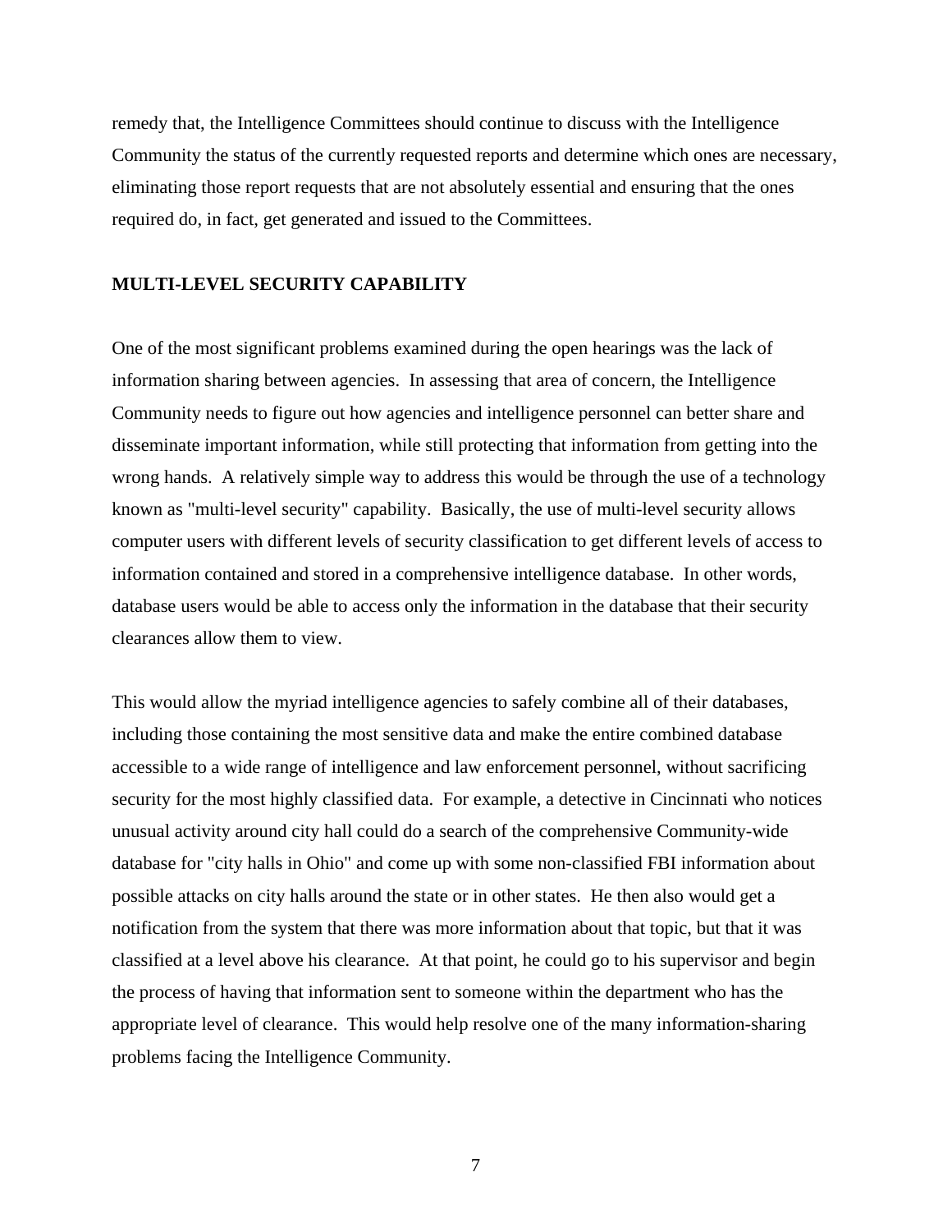remedy that, the Intelligence Committees should continue to discuss with the Intelligence Community the status of the currently requested reports and determine which ones are necessary, eliminating those report requests that are not absolutely essential and ensuring that the ones required do, in fact, get generated and issued to the Committees.

## MULTI-LEVEL SECURITY CAPABILITY

One of the most significant problems examined during the open hearings was the lack of information sharing between agencies. In assessing that area of concern, the Intelligence Community needs to figure out how agencies and intelligence personnel can better share and disseminate important information, while still protecting that information from getting into the wrong hands. A relatively simple way to address this would be through the use of a technology known as "multi-level security" capability. Basically, the use of multi-level security allows computer users with different levels of security classification to get different levels of access to information contained and stored in a comprehensive intelligence database. In other words, database users would be able to access only the information in the database that their security clearances allow them to view.

This would allow the myriad intelligence agencies to safely combine all of their databases, including those containing the most sensitive data and make the entire combined database accessible to a wide range of intelligence and law enforcement personnel, without sacrificing security for the most highly classified data. For example, a detective in Cincinnati who notices unusual activity around city hall could do a search of the comprehensive Community-wide database for "city halls in Ohio" and come up with some non-classified FBI information about possible attacks on city halls around the state or in other states. He then also would get a notification from the system that there was more information about that topic, but that it was classified at a level above his clearance. At that point, he could go to his supervisor and begin the process of having that information sent to someone within the department who has the appropriate level of clearance. This would help resolve one of the many information-sharing problems facing the Intelligence Community.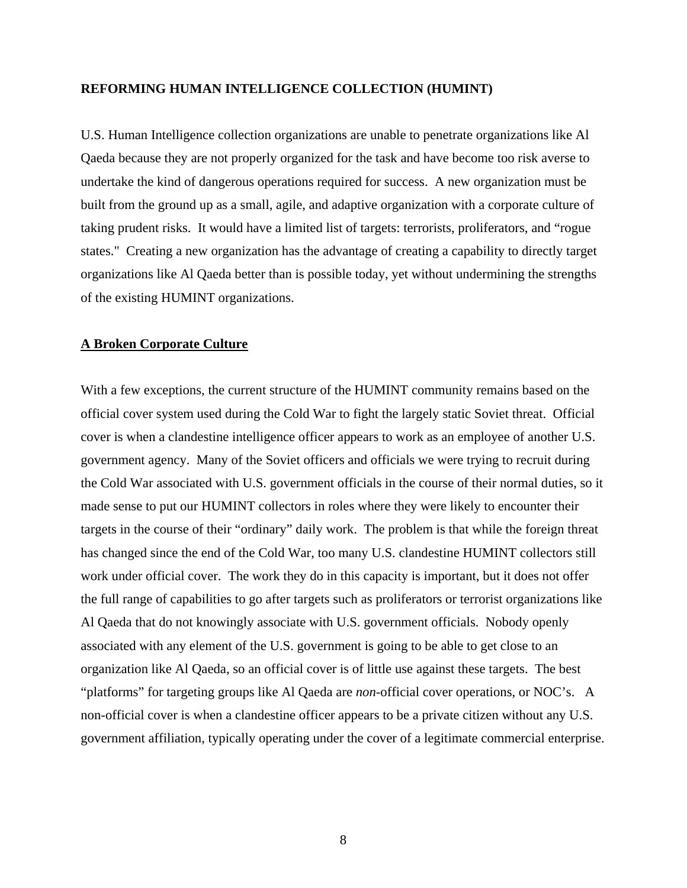**REFORMING HUMAN INTELLIGENCE COLLECTION (HUMINT)**

U.S. Human Intelligence collection organizations are unable to penetrate organizations like Al Qaeda because they are not properly organized for the task and have become too risk averse to undertake the kind of dangerous operations required for success. A new organization must be built from the ground up as a small, agile, and adaptive organization with a corporate culture of taking prudent risks. It would have a limited list of targets: terrorists, proliferators, and "rogue states." Creating a new organization has the advantage of creating a capability to directly target organizations like Al Qaeda better than is possible today, yet without undermining the strengths of the existing HUMINT organizations.

**A Broken Corporate Culture**

With a few exceptions, the current structure of the HUMINT community remains based on the official cover system used during the Cold War to fight the largely static Soviet threat. Official cover is when a clandestine intelligence officer appears to work as an employee of another U.S. government agency. Many of the Soviet officers and officials we were trying to recruit during the Cold War associated with U.S. government officials in the course of their normal duties, so it made sense to put our HUMINT collectors in roles where they were likely to encounter their targets in the course of their "ordinary" daily work. The problem is that while the foreign threat has changed since the end of the Cold War, too many U.S. clandestine HUMINT collectors still work under official cover. The work they do in this capacity is important, but it does not offer the full range of capabilities to go after targets such as proliferators or terrorist organizations like Al Qaeda that do not knowingly associate with U.S. government officials. Nobody openly associated with any element of the U.S. government is going to be able to get close to an organization like Al Qaeda, so an official cover is of little use against these targets. The best "platforms" for targeting groups like Al Qaeda are *non*-official cover operations, or NOC's. A non-official cover is when a clandestine officer appears to be a private citizen without any U.S. government affiliation, typically operating under the cover of a legitimate commercial enterprise.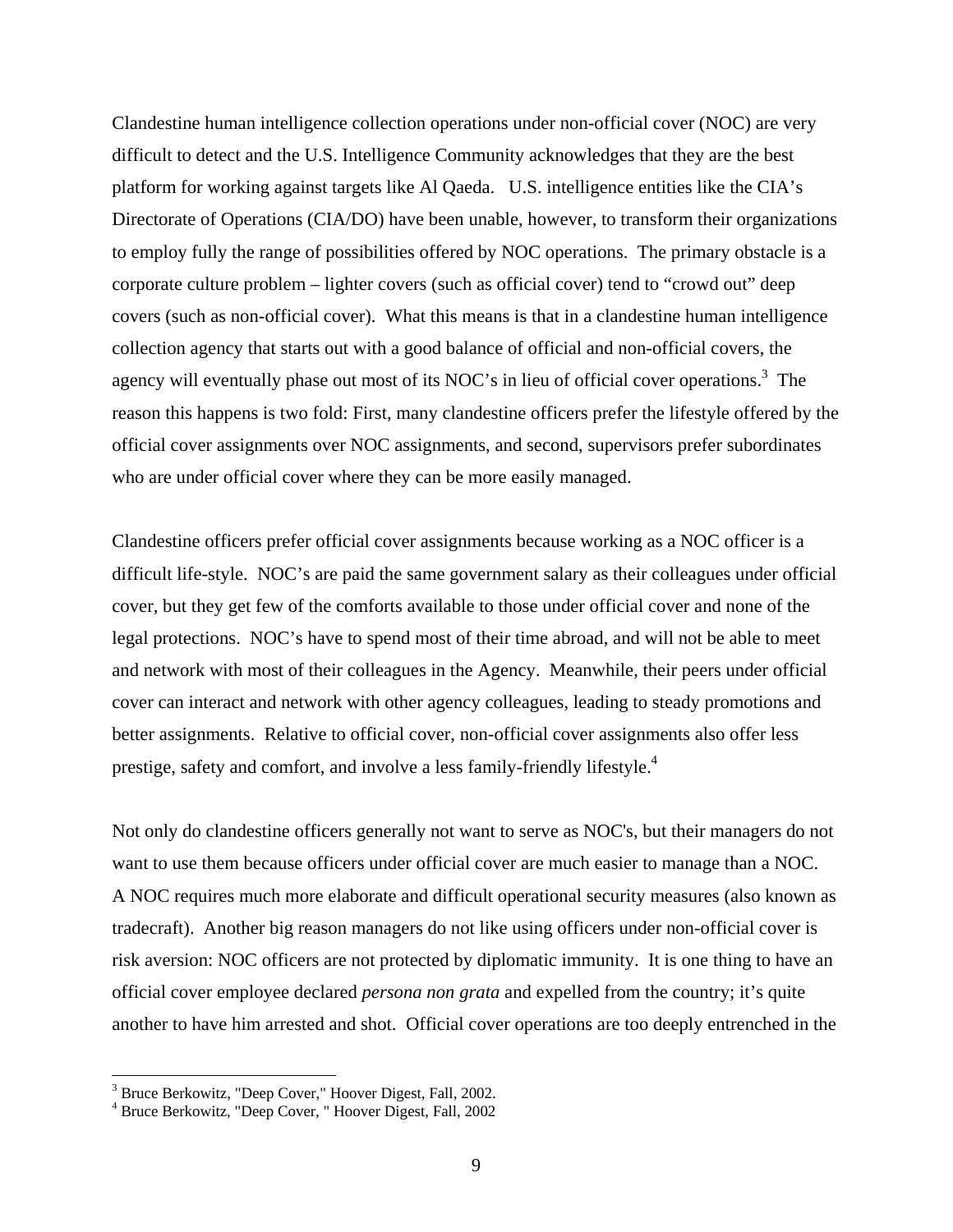Clandestine human intelligence collection operations under non-official cover (NOC) are very difficult to detect and the U.S. Intelligence Community acknowledges that they are the best platform for working against targets like Al Qaeda. U.S. intelligence entities like the CIA's Directorate of Operations (CIA/DO) have been unable, however, to transform their organizations to employ fully the range of possibilities offered by NOC operations. The primary obstacle is a corporate culture problem – lighter covers (such as official cover) tend to "crowd out" deep covers (such as non-official cover). What this means is that in a clandestine human intelligence collection agency that starts out with a good balance of official and non-official covers, the agency will eventually phase out most of its NOC's in lieu of official cover operations.[3] The reason this happens is two fold: First, many clandestine officers prefer the lifestyle offered by the official cover assignments over NOC assignments, and second, supervisors prefer subordinates who are under official cover where they can be more easily managed.

Clandestine officers prefer official cover assignments because working as a NOC officer is a difficult life-style. NOC's are paid the same government salary as their colleagues under official cover, but they get few of the comforts available to those under official cover and none of the legal protections. NOC's have to spend most of their time abroad, and will not be able to meet and network with most of their colleagues in the Agency. Meanwhile, their peers under official cover can interact and network with other agency colleagues, leading to steady promotions and better assignments. Relative to official cover, non-official cover assignments also offer less prestige, safety and comfort, and involve a less family-friendly lifestyle.[4]

Not only do clandestine officers generally not want to serve as NOC's, but their managers do not want to use them because officers under official cover are much easier to manage than a NOC. A NOC requires much more elaborate and difficult operational security measures (also known as tradecraft). Another big reason managers do not like using officers under non-official cover is risk aversion: NOC officers are not protected by diplomatic immunity. It is one thing to have an official cover employee declared *persona non grata* and expelled from the country; it's quite another to have him arrested and shot. Official cover operations are too deeply entrenched in the

[3] Bruce Berkowitz, "Deep Cover," Hoover Digest, Fall, 2002.

[4] Bruce Berkowitz, "Deep Cover, " Hoover Digest, Fall, 2002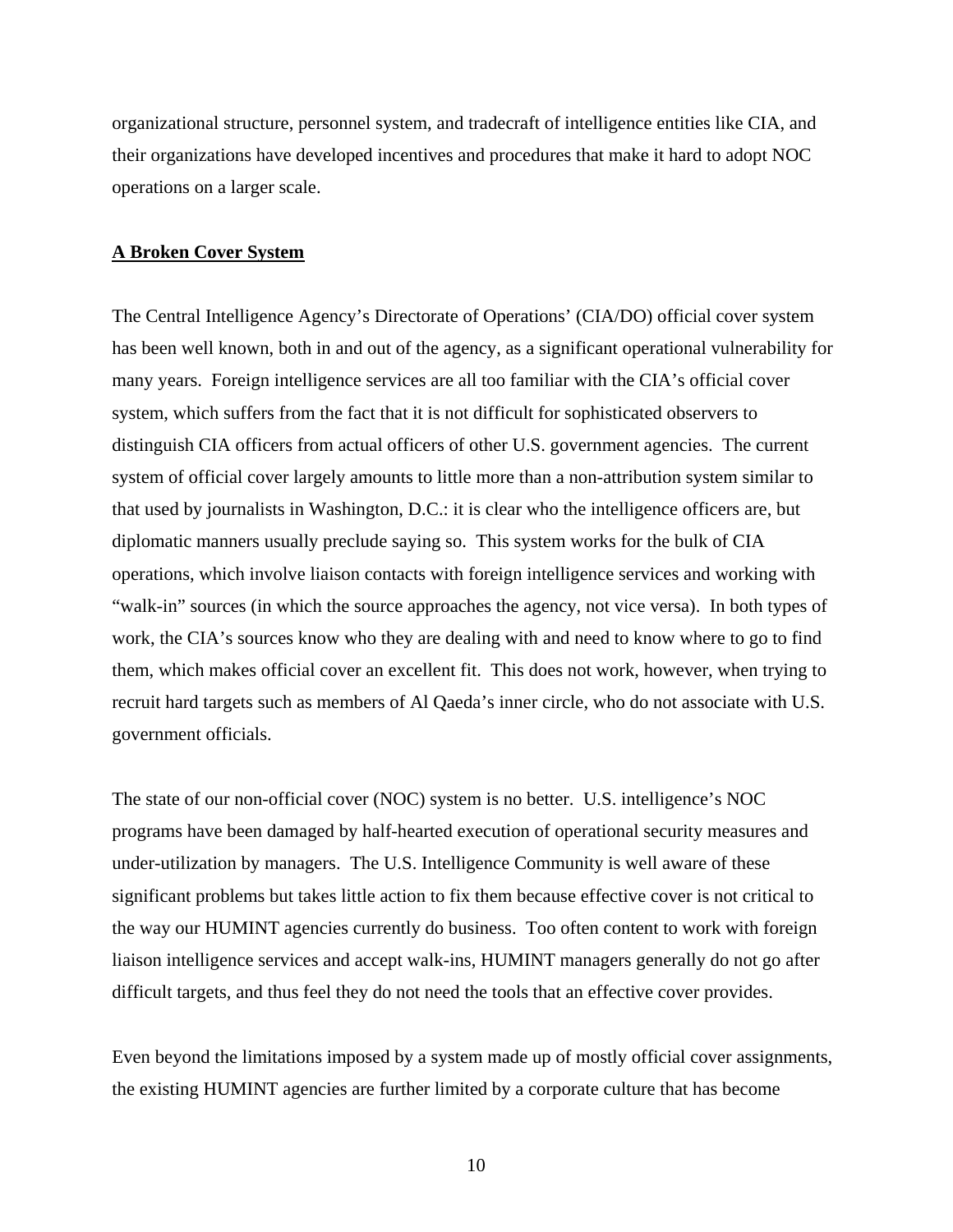organizational structure, personnel system, and tradecraft of intelligence entities like CIA, and their organizations have developed incentives and procedures that make it hard to adopt NOC operations on a larger scale.

**A Broken Cover System**

The Central Intelligence Agency's Directorate of Operations' (CIA/DO) official cover system has been well known, both in and out of the agency, as a significant operational vulnerability for many years. Foreign intelligence services are all too familiar with the CIA's official cover system, which suffers from the fact that it is not difficult for sophisticated observers to distinguish CIA officers from actual officers of other U.S. government agencies. The current system of official cover largely amounts to little more than a non-attribution system similar to that used by journalists in Washington, D.C.: it is clear who the intelligence officers are, but diplomatic manners usually preclude saying so. This system works for the bulk of CIA operations, which involve liaison contacts with foreign intelligence services and working with "walk-in" sources (in which the source approaches the agency, not vice versa). In both types of work, the CIA's sources know who they are dealing with and need to know where to go to find them, which makes official cover an excellent fit. This does not work, however, when trying to recruit hard targets such as members of Al Qaeda's inner circle, who do not associate with U.S. government officials.

The state of our non-official cover (NOC) system is no better. U.S. intelligence's NOC programs have been damaged by half-hearted execution of operational security measures and under-utilization by managers. The U.S. Intelligence Community is well aware of these significant problems but takes little action to fix them because effective cover is not critical to the way our HUMINT agencies currently do business. Too often content to work with foreign liaison intelligence services and accept walk-ins, HUMINT managers generally do not go after difficult targets, and thus feel they do not need the tools that an effective cover provides.

Even beyond the limitations imposed by a system made up of mostly official cover assignments, the existing HUMINT agencies are further limited by a corporate culture that has become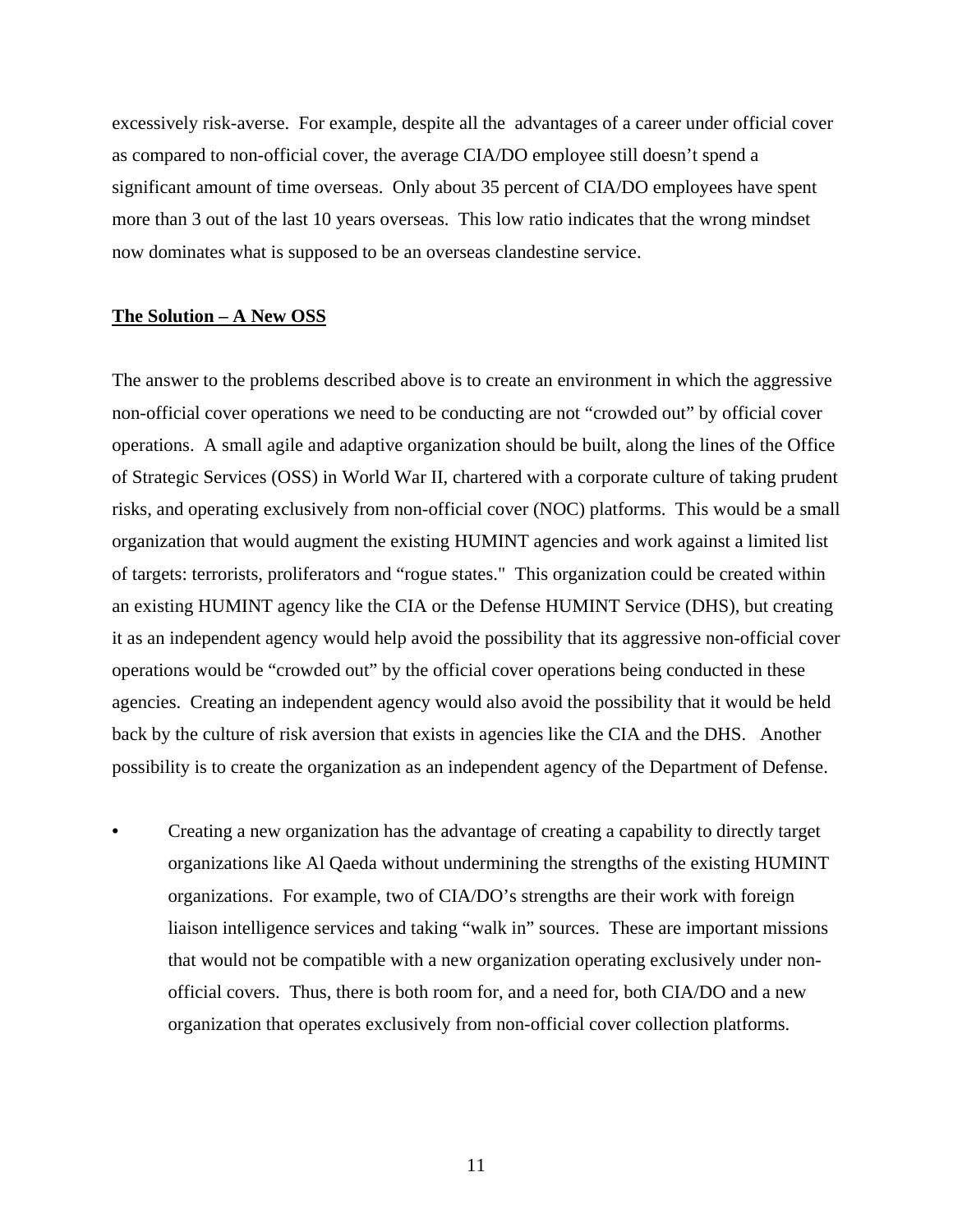excessively risk-averse. For example, despite all the advantages of a career under official cover as compared to non-official cover, the average CIA/DO employee still doesn't spend a significant amount of time overseas. Only about 35 percent of CIA/DO employees have spent more than 3 out of the last 10 years overseas. This low ratio indicates that the wrong mindset now dominates what is supposed to be an overseas clandestine service.

**The Solution – A New OSS**

The answer to the problems described above is to create an environment in which the aggressive non-official cover operations we need to be conducting are not "crowded out" by official cover operations. A small agile and adaptive organization should be built, along the lines of the Office of Strategic Services (OSS) in World War II, chartered with a corporate culture of taking prudent risks, and operating exclusively from non-official cover (NOC) platforms. This would be a small organization that would augment the existing HUMINT agencies and work against a limited list of targets: terrorists, proliferators and "rogue states." This organization could be created within an existing HUMINT agency like the CIA or the Defense HUMINT Service (DHS), but creating it as an independent agency would help avoid the possibility that its aggressive non-official cover operations would be "crowded out" by the official cover operations being conducted in these agencies. Creating an independent agency would also avoid the possibility that it would be held back by the culture of risk aversion that exists in agencies like the CIA and the DHS. Another possibility is to create the organization as an independent agency of the Department of Defense.

- Creating a new organization has the advantage of creating a capability to directly target organizations like Al Qaeda without undermining the strengths of the existing HUMINT organizations. For example, two of CIA/DO's strengths are their work with foreign liaison intelligence services and taking "walk in" sources. These are important missions that would not be compatible with a new organization operating exclusively under non-official covers. Thus, there is both room for, and a need for, both CIA/DO and a new organization that operates exclusively from non-official cover collection platforms.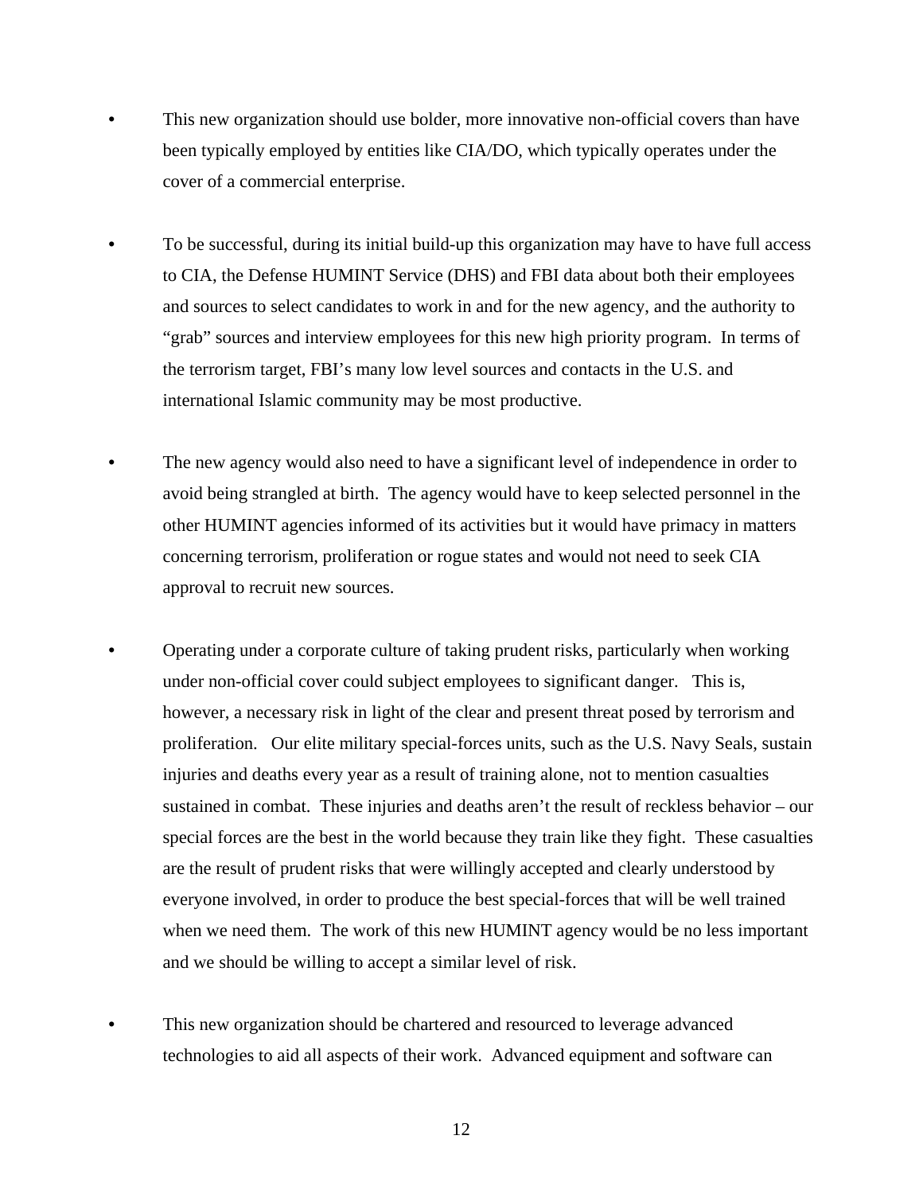- This new organization should use bolder, more innovative non-official covers than have been typically employed by entities like CIA/DO, which typically operates under the cover of a commercial enterprise.

- To be successful, during its initial build-up this organization may have to have full access to CIA, the Defense HUMINT Service (DHS) and FBI data about both their employees and sources to select candidates to work in and for the new agency, and the authority to "grab" sources and interview employees for this new high priority program. In terms of the terrorism target, FBI's many low level sources and contacts in the U.S. and international Islamic community may be most productive.

- The new agency would also need to have a significant level of independence in order to avoid being strangled at birth. The agency would have to keep selected personnel in the other HUMINT agencies informed of its activities but it would have primacy in matters concerning terrorism, proliferation or rogue states and would not need to seek CIA approval to recruit new sources.

- Operating under a corporate culture of taking prudent risks, particularly when working under non-official cover could subject employees to significant danger. This is, however, a necessary risk in light of the clear and present threat posed by terrorism and proliferation. Our elite military special-forces units, such as the U.S. Navy Seals, sustain injuries and deaths every year as a result of training alone, not to mention casualties sustained in combat. These injuries and deaths aren't the result of reckless behavior – our special forces are the best in the world because they train like they fight. These casualties are the result of prudent risks that were willingly accepted and clearly understood by everyone involved, in order to produce the best special-forces that will be well trained when we need them. The work of this new HUMINT agency would be no less important and we should be willing to accept a similar level of risk.

- This new organization should be chartered and resourced to leverage advanced technologies to aid all aspects of their work. Advanced equipment and software can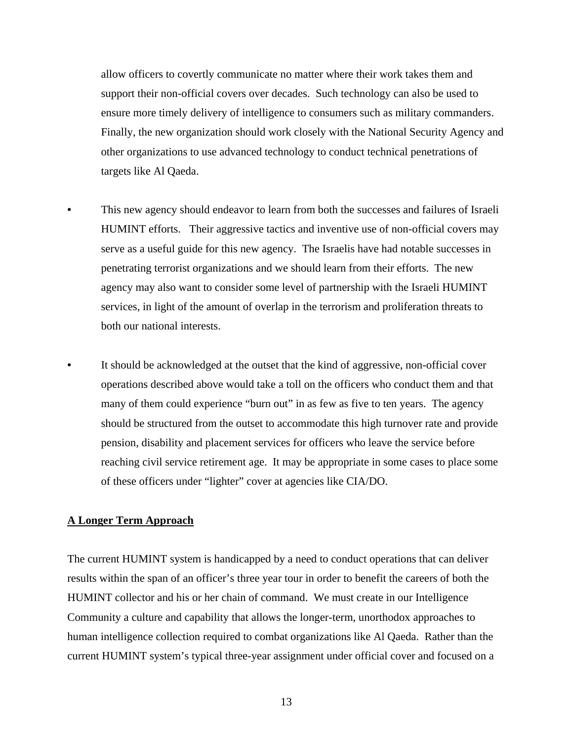allow officers to covertly communicate no matter where their work takes them and support their non-official covers over decades. Such technology can also be used to ensure more timely delivery of intelligence to consumers such as military commanders. Finally, the new organization should work closely with the National Security Agency and other organizations to use advanced technology to conduct technical penetrations of targets like Al Qaeda.

- This new agency should endeavor to learn from both the successes and failures of Israeli HUMINT efforts. Their aggressive tactics and inventive use of non-official covers may serve as a useful guide for this new agency. The Israelis have had notable successes in penetrating terrorist organizations and we should learn from their efforts. The new agency may also want to consider some level of partnership with the Israeli HUMINT services, in light of the amount of overlap in the terrorism and proliferation threats to both our national interests.

- It should be acknowledged at the outset that the kind of aggressive, non-official cover operations described above would take a toll on the officers who conduct them and that many of them could experience "burn out" in as few as five to ten years. The agency should be structured from the outset to accommodate this high turnover rate and provide pension, disability and placement services for officers who leave the service before reaching civil service retirement age. It may be appropriate in some cases to place some of these officers under "lighter" cover at agencies like CIA/DO.

**A Longer Term Approach**

The current HUMINT system is handicapped by a need to conduct operations that can deliver results within the span of an officer's three year tour in order to benefit the careers of both the HUMINT collector and his or her chain of command. We must create in our Intelligence Community a culture and capability that allows the longer-term, unorthodox approaches to human intelligence collection required to combat organizations like Al Qaeda. Rather than the current HUMINT system's typical three-year assignment under official cover and focused on a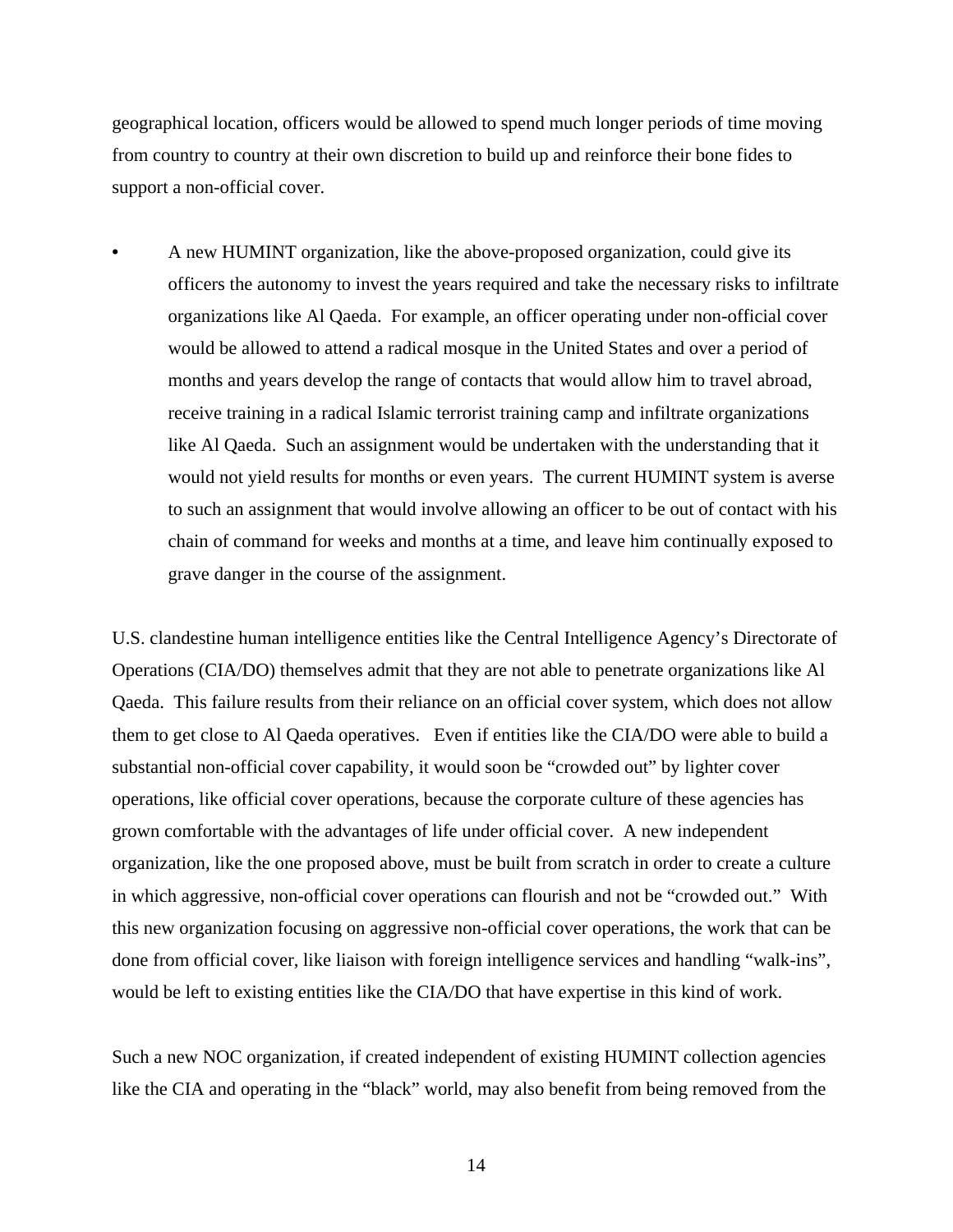geographical location, officers would be allowed to spend much longer periods of time moving from country to country at their own discretion to build up and reinforce their bone fides to support a non-official cover.

- A new HUMINT organization, like the above-proposed organization, could give its officers the autonomy to invest the years required and take the necessary risks to infiltrate organizations like Al Qaeda. For example, an officer operating under non-official cover would be allowed to attend a radical mosque in the United States and over a period of months and years develop the range of contacts that would allow him to travel abroad, receive training in a radical Islamic terrorist training camp and infiltrate organizations like Al Qaeda. Such an assignment would be undertaken with the understanding that it would not yield results for months or even years. The current HUMINT system is averse to such an assignment that would involve allowing an officer to be out of contact with his chain of command for weeks and months at a time, and leave him continually exposed to grave danger in the course of the assignment.

U.S. clandestine human intelligence entities like the Central Intelligence Agency's Directorate of Operations (CIA/DO) themselves admit that they are not able to penetrate organizations like Al Qaeda. This failure results from their reliance on an official cover system, which does not allow them to get close to Al Qaeda operatives. Even if entities like the CIA/DO were able to build a substantial non-official cover capability, it would soon be "crowded out" by lighter cover operations, like official cover operations, because the corporate culture of these agencies has grown comfortable with the advantages of life under official cover. A new independent organization, like the one proposed above, must be built from scratch in order to create a culture in which aggressive, non-official cover operations can flourish and not be "crowded out." With this new organization focusing on aggressive non-official cover operations, the work that can be done from official cover, like liaison with foreign intelligence services and handling "walk-ins", would be left to existing entities like the CIA/DO that have expertise in this kind of work.

Such a new NOC organization, if created independent of existing HUMINT collection agencies like the CIA and operating in the "black" world, may also benefit from being removed from the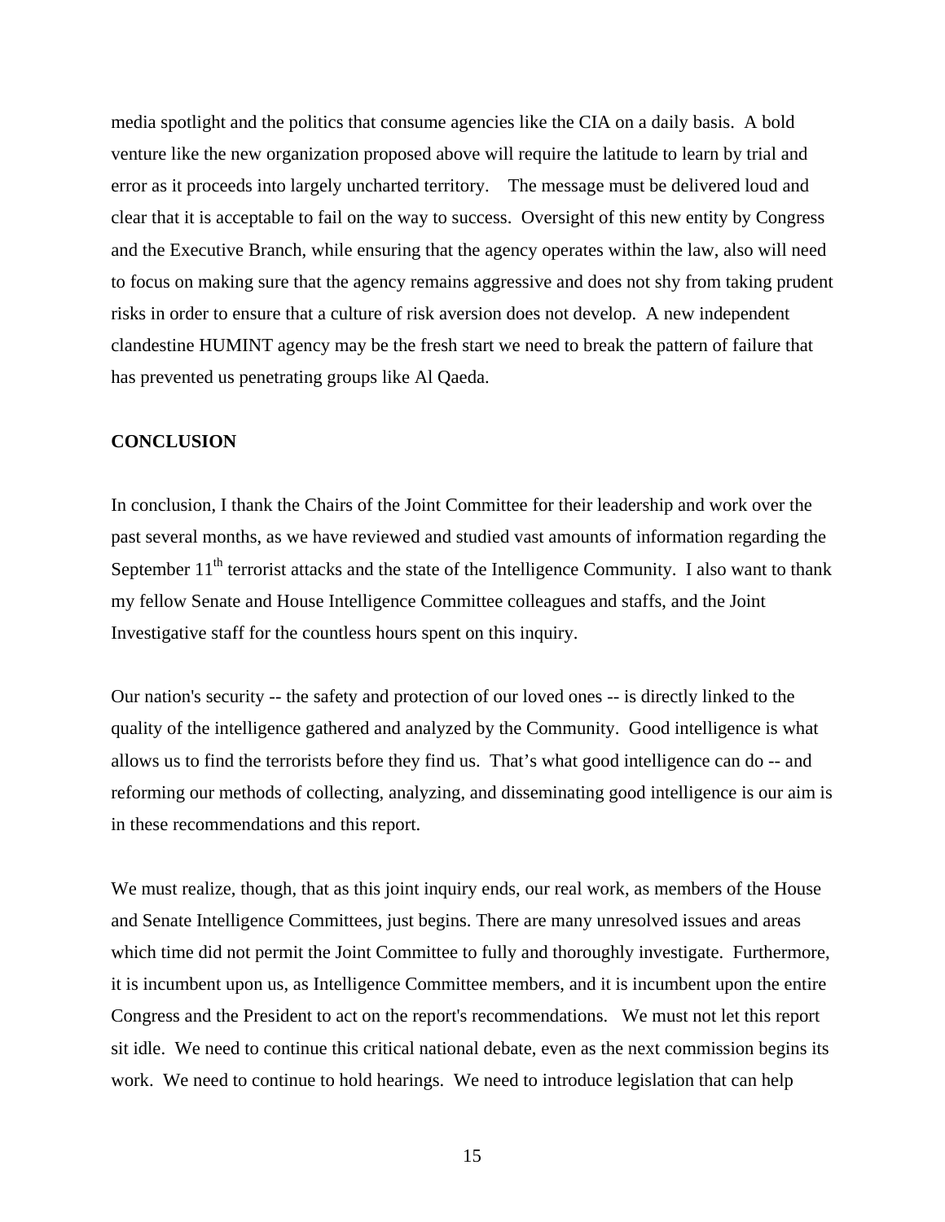media spotlight and the politics that consume agencies like the CIA on a daily basis. A bold venture like the new organization proposed above will require the latitude to learn by trial and error as it proceeds into largely uncharted territory. The message must be delivered loud and clear that it is acceptable to fail on the way to success. Oversight of this new entity by Congress and the Executive Branch, while ensuring that the agency operates within the law, also will need to focus on making sure that the agency remains aggressive and does not shy from taking prudent risks in order to ensure that a culture of risk aversion does not develop. A new independent clandestine HUMINT agency may be the fresh start we need to break the pattern of failure that has prevented us penetrating groups like Al Qaeda.

**CONCLUSION**

In conclusion, I thank the Chairs of the Joint Committee for their leadership and work over the past several months, as we have reviewed and studied vast amounts of information regarding the September 11th terrorist attacks and the state of the Intelligence Community. I also want to thank my fellow Senate and House Intelligence Committee colleagues and staffs, and the Joint Investigative staff for the countless hours spent on this inquiry.

Our nation's security -- the safety and protection of our loved ones -- is directly linked to the quality of the intelligence gathered and analyzed by the Community. Good intelligence is what allows us to find the terrorists before they find us. That's what good intelligence can do -- and reforming our methods of collecting, analyzing, and disseminating good intelligence is our aim is in these recommendations and this report.

We must realize, though, that as this joint inquiry ends, our real work, as members of the House and Senate Intelligence Committees, just begins. There are many unresolved issues and areas which time did not permit the Joint Committee to fully and thoroughly investigate. Furthermore, it is incumbent upon us, as Intelligence Committee members, and it is incumbent upon the entire Congress and the President to act on the report's recommendations. We must not let this report sit idle. We need to continue this critical national debate, even as the next commission begins its work. We need to continue to hold hearings. We need to introduce legislation that can help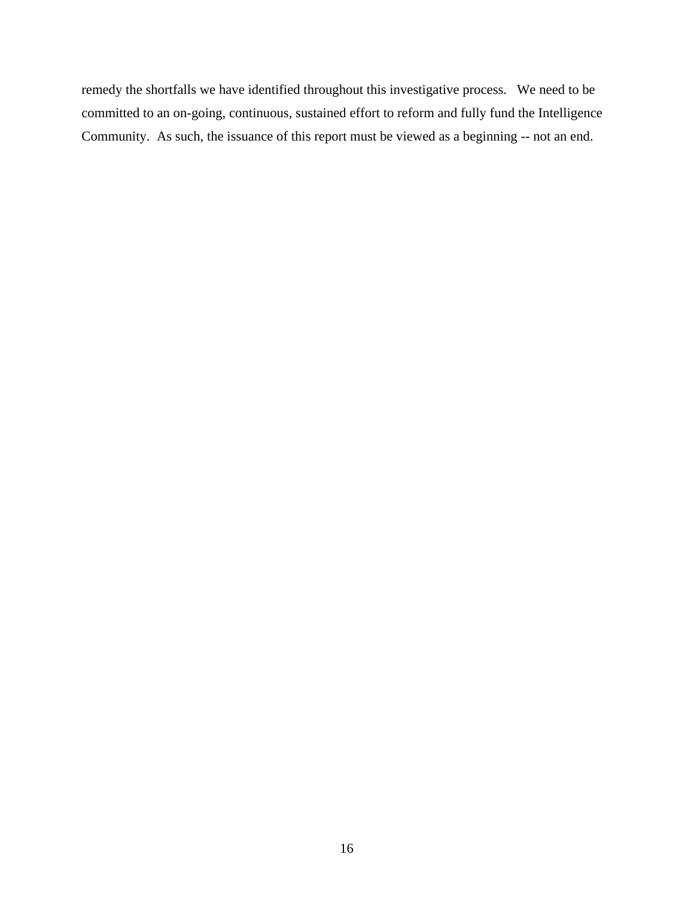remedy the shortfalls we have identified throughout this investigative process. We need to be committed to an on-going, continuous, sustained effort to reform and fully fund the Intelligence Community. As such, the issuance of this report must be viewed as a beginning -- not an end.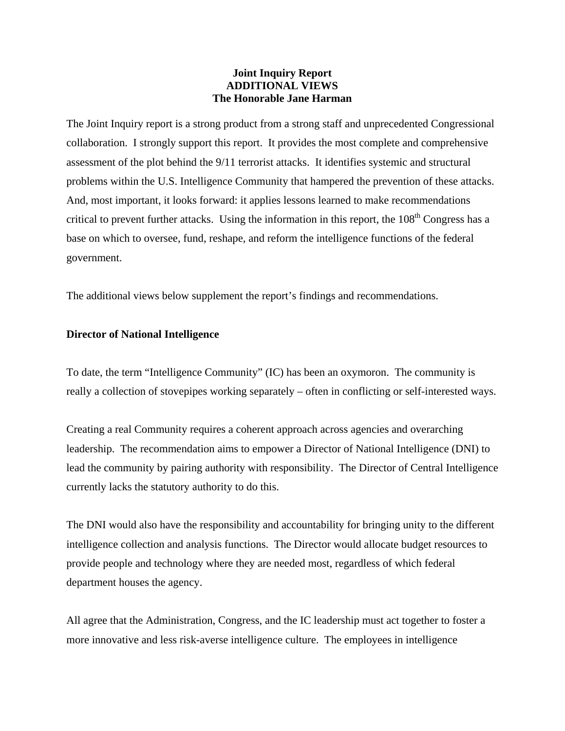**Joint Inquiry Report**
**ADDITIONAL VIEWS**
**The Honorable Jane Harman**

The Joint Inquiry report is a strong product from a strong staff and unprecedented Congressional collaboration. I strongly support this report. It provides the most complete and comprehensive assessment of the plot behind the 9/11 terrorist attacks. It identifies systemic and structural problems within the U.S. Intelligence Community that hampered the prevention of these attacks. And, most important, it looks forward: it applies lessons learned to make recommendations critical to prevent further attacks. Using the information in this report, the 108th Congress has a base on which to oversee, fund, reshape, and reform the intelligence functions of the federal government.

The additional views below supplement the report's findings and recommendations.

**Director of National Intelligence**

To date, the term "Intelligence Community" (IC) has been an oxymoron. The community is really a collection of stovepipes working separately – often in conflicting or self-interested ways.

Creating a real Community requires a coherent approach across agencies and overarching leadership. The recommendation aims to empower a Director of National Intelligence (DNI) to lead the community by pairing authority with responsibility. The Director of Central Intelligence currently lacks the statutory authority to do this.

The DNI would also have the responsibility and accountability for bringing unity to the different intelligence collection and analysis functions. The Director would allocate budget resources to provide people and technology where they are needed most, regardless of which federal department houses the agency.

All agree that the Administration, Congress, and the IC leadership must act together to foster a more innovative and less risk-averse intelligence culture. The employees in intelligence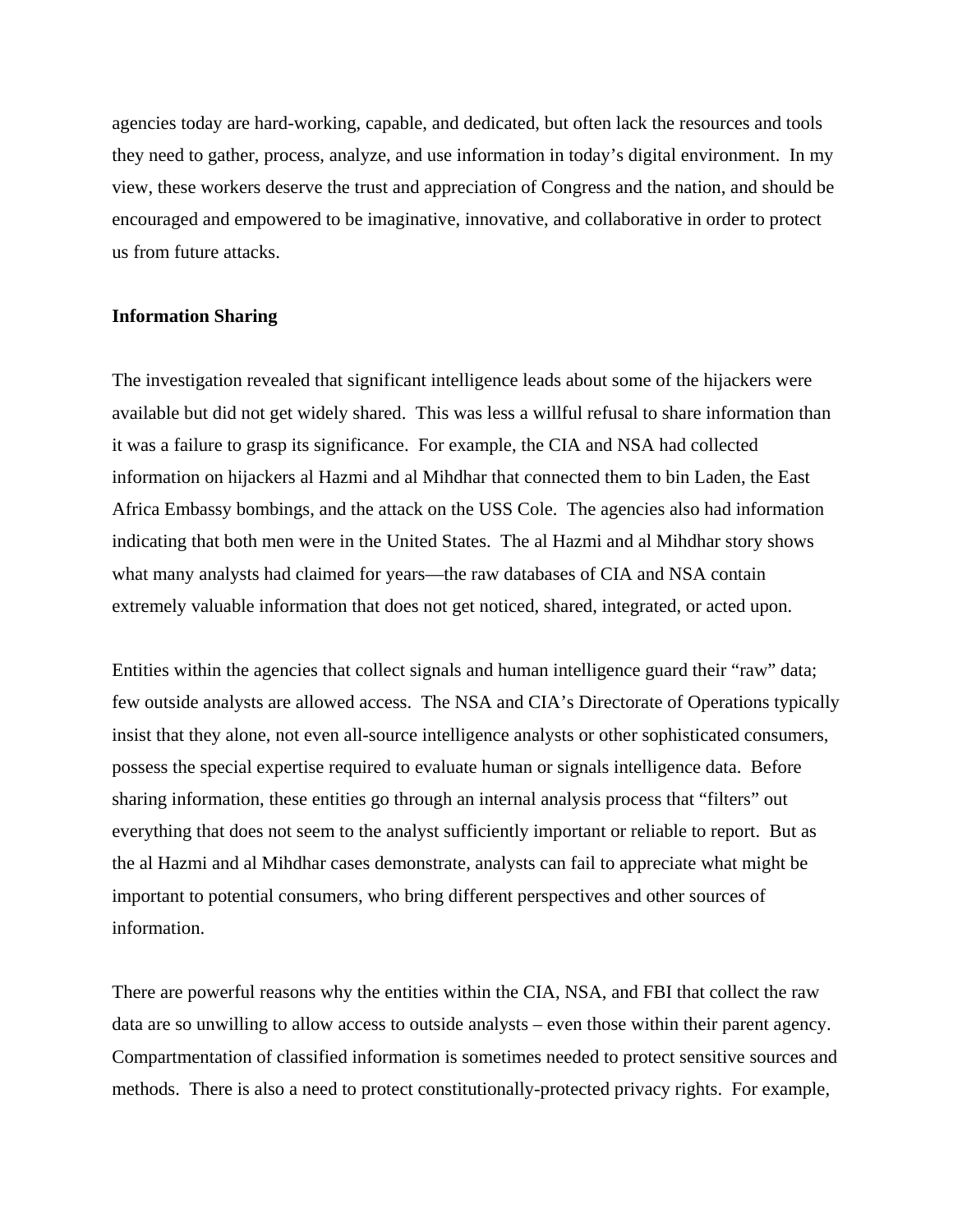agencies today are hard-working, capable, and dedicated, but often lack the resources and tools they need to gather, process, analyze, and use information in today's digital environment. In my view, these workers deserve the trust and appreciation of Congress and the nation, and should be encouraged and empowered to be imaginative, innovative, and collaborative in order to protect us from future attacks.

**Information Sharing**

The investigation revealed that significant intelligence leads about some of the hijackers were available but did not get widely shared. This was less a willful refusal to share information than it was a failure to grasp its significance. For example, the CIA and NSA had collected information on hijackers al Hazmi and al Mihdhar that connected them to bin Laden, the East Africa Embassy bombings, and the attack on the USS Cole. The agencies also had information indicating that both men were in the United States. The al Hazmi and al Mihdhar story shows what many analysts had claimed for years—the raw databases of CIA and NSA contain extremely valuable information that does not get noticed, shared, integrated, or acted upon.

Entities within the agencies that collect signals and human intelligence guard their "raw" data; few outside analysts are allowed access. The NSA and CIA's Directorate of Operations typically insist that they alone, not even all-source intelligence analysts or other sophisticated consumers, possess the special expertise required to evaluate human or signals intelligence data. Before sharing information, these entities go through an internal analysis process that "filters" out everything that does not seem to the analyst sufficiently important or reliable to report. But as the al Hazmi and al Mihdhar cases demonstrate, analysts can fail to appreciate what might be important to potential consumers, who bring different perspectives and other sources of information.

There are powerful reasons why the entities within the CIA, NSA, and FBI that collect the raw data are so unwilling to allow access to outside analysts – even those within their parent agency. Compartmentation of classified information is sometimes needed to protect sensitive sources and methods. There is also a need to protect constitutionally-protected privacy rights. For example,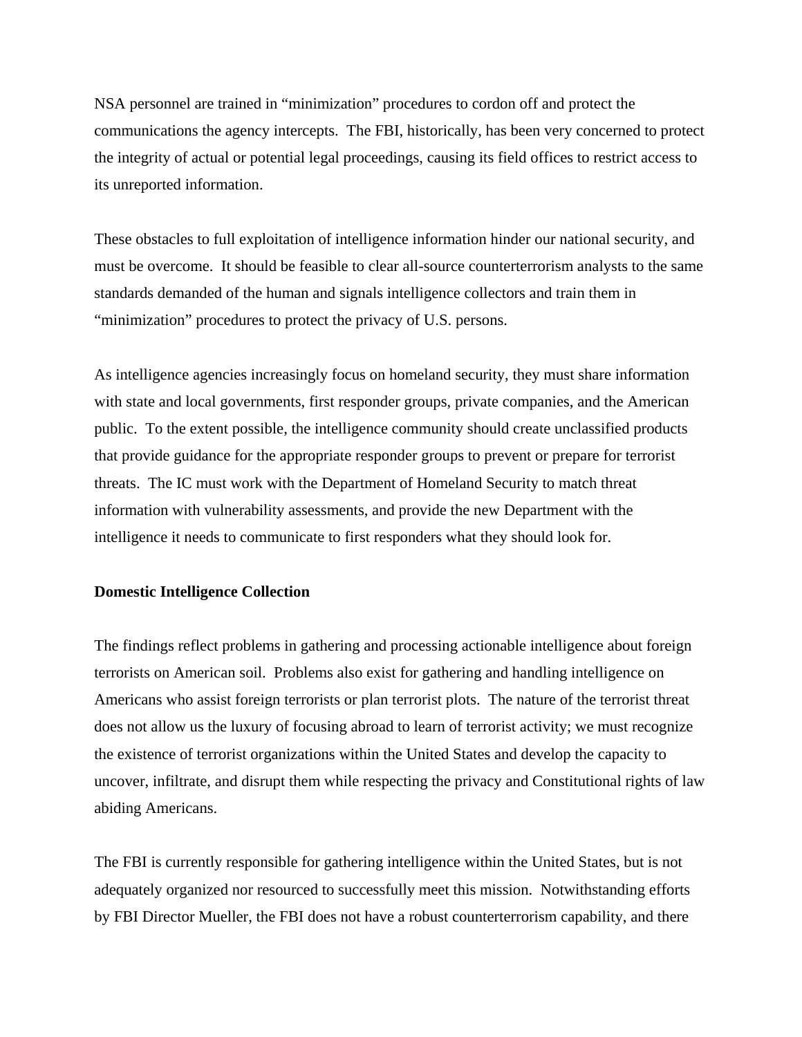NSA personnel are trained in "minimization" procedures to cordon off and protect the communications the agency intercepts. The FBI, historically, has been very concerned to protect the integrity of actual or potential legal proceedings, causing its field offices to restrict access to its unreported information.

These obstacles to full exploitation of intelligence information hinder our national security, and must be overcome. It should be feasible to clear all-source counterterrorism analysts to the same standards demanded of the human and signals intelligence collectors and train them in "minimization" procedures to protect the privacy of U.S. persons.

As intelligence agencies increasingly focus on homeland security, they must share information with state and local governments, first responder groups, private companies, and the American public. To the extent possible, the intelligence community should create unclassified products that provide guidance for the appropriate responder groups to prevent or prepare for terrorist threats. The IC must work with the Department of Homeland Security to match threat information with vulnerability assessments, and provide the new Department with the intelligence it needs to communicate to first responders what they should look for.

**Domestic Intelligence Collection**

The findings reflect problems in gathering and processing actionable intelligence about foreign terrorists on American soil. Problems also exist for gathering and handling intelligence on Americans who assist foreign terrorists or plan terrorist plots. The nature of the terrorist threat does not allow us the luxury of focusing abroad to learn of terrorist activity; we must recognize the existence of terrorist organizations within the United States and develop the capacity to uncover, infiltrate, and disrupt them while respecting the privacy and Constitutional rights of law abiding Americans.

The FBI is currently responsible for gathering intelligence within the United States, but is not adequately organized nor resourced to successfully meet this mission. Notwithstanding efforts by FBI Director Mueller, the FBI does not have a robust counterterrorism capability, and there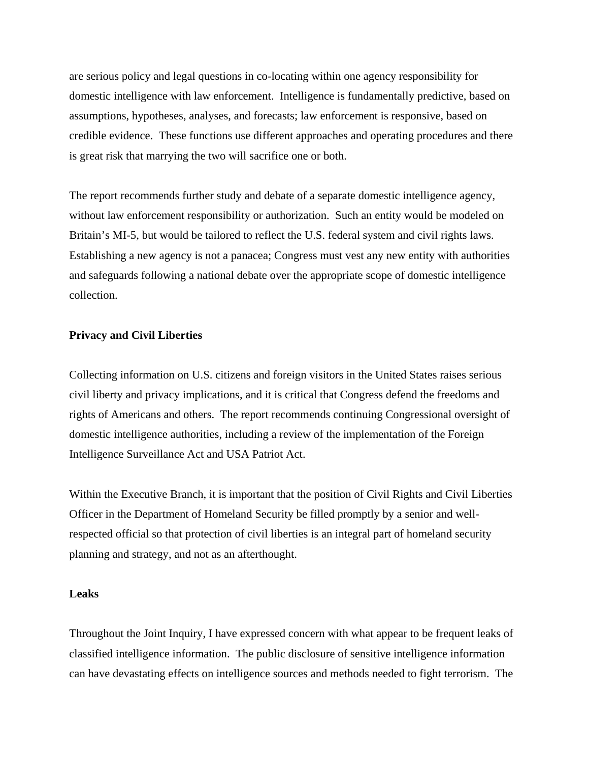are serious policy and legal questions in co-locating within one agency responsibility for domestic intelligence with law enforcement. Intelligence is fundamentally predictive, based on assumptions, hypotheses, analyses, and forecasts; law enforcement is responsive, based on credible evidence. These functions use different approaches and operating procedures and there is great risk that marrying the two will sacrifice one or both.

The report recommends further study and debate of a separate domestic intelligence agency, without law enforcement responsibility or authorization. Such an entity would be modeled on Britain's MI-5, but would be tailored to reflect the U.S. federal system and civil rights laws. Establishing a new agency is not a panacea; Congress must vest any new entity with authorities and safeguards following a national debate over the appropriate scope of domestic intelligence collection.

**Privacy and Civil Liberties**

Collecting information on U.S. citizens and foreign visitors in the United States raises serious civil liberty and privacy implications, and it is critical that Congress defend the freedoms and rights of Americans and others. The report recommends continuing Congressional oversight of domestic intelligence authorities, including a review of the implementation of the Foreign Intelligence Surveillance Act and USA Patriot Act.

Within the Executive Branch, it is important that the position of Civil Rights and Civil Liberties Officer in the Department of Homeland Security be filled promptly by a senior and well-respected official so that protection of civil liberties is an integral part of homeland security planning and strategy, and not as an afterthought.

**Leaks**

Throughout the Joint Inquiry, I have expressed concern with what appear to be frequent leaks of classified intelligence information. The public disclosure of sensitive intelligence information can have devastating effects on intelligence sources and methods needed to fight terrorism. The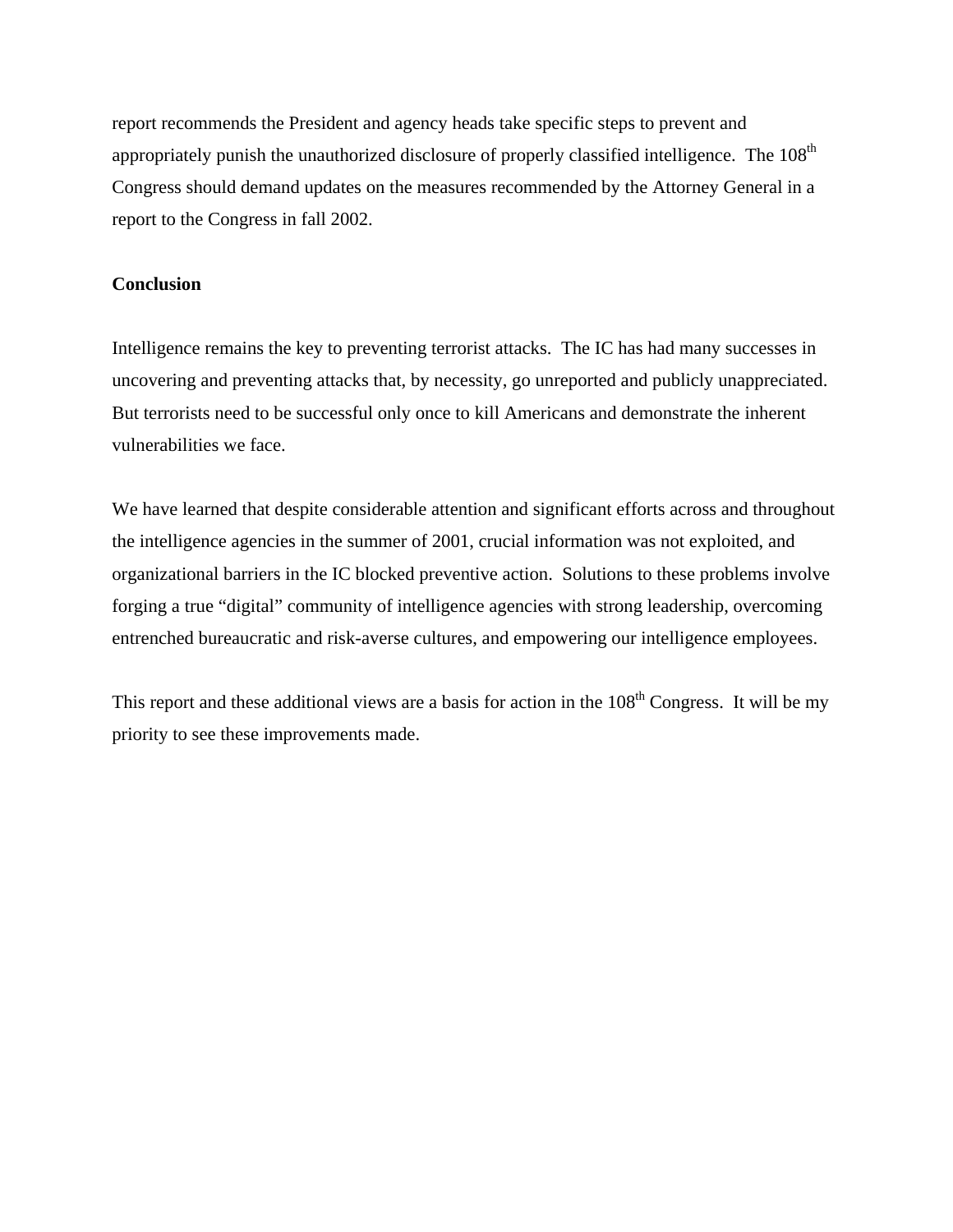report recommends the President and agency heads take specific steps to prevent and appropriately punish the unauthorized disclosure of properly classified intelligence. The 108th Congress should demand updates on the measures recommended by the Attorney General in a report to the Congress in fall 2002.

**Conclusion**

Intelligence remains the key to preventing terrorist attacks. The IC has had many successes in uncovering and preventing attacks that, by necessity, go unreported and publicly unappreciated. But terrorists need to be successful only once to kill Americans and demonstrate the inherent vulnerabilities we face.

We have learned that despite considerable attention and significant efforts across and throughout the intelligence agencies in the summer of 2001, crucial information was not exploited, and organizational barriers in the IC blocked preventive action. Solutions to these problems involve forging a true "digital" community of intelligence agencies with strong leadership, overcoming entrenched bureaucratic and risk-averse cultures, and empowering our intelligence employees.

This report and these additional views are a basis for action in the 108th Congress. It will be my priority to see these improvements made.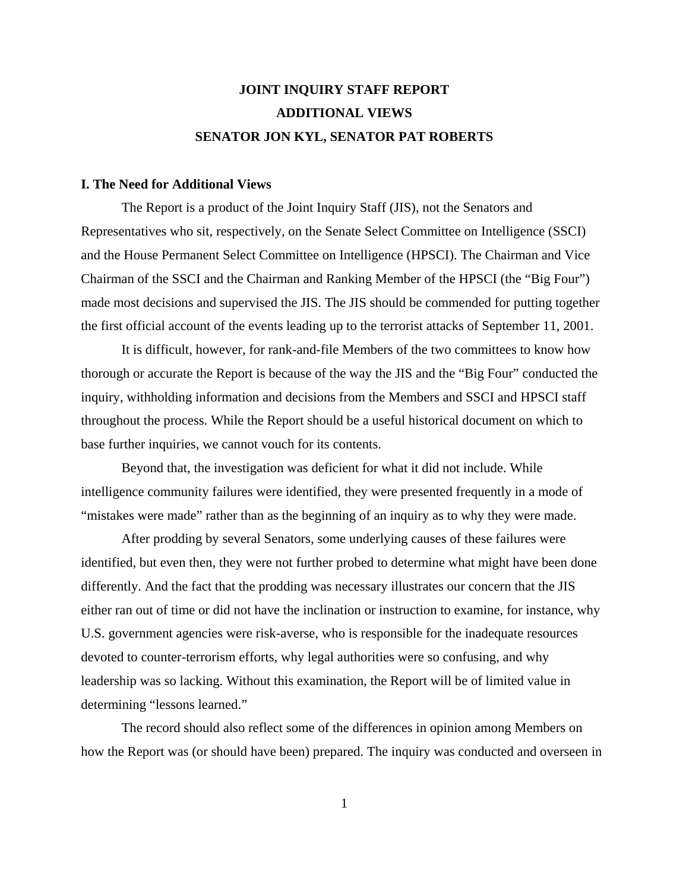# JOINT INQUIRY STAFF REPORT
# ADDITIONAL VIEWS
# SENATOR JON KYL, SENATOR PAT ROBERTS

## I. The Need for Additional Views

The Report is a product of the Joint Inquiry Staff (JIS), not the Senators and Representatives who sit, respectively, on the Senate Select Committee on Intelligence (SSCI) and the House Permanent Select Committee on Intelligence (HPSCI). The Chairman and Vice Chairman of the SSCI and the Chairman and Ranking Member of the HPSCI (the "Big Four") made most decisions and supervised the JIS. The JIS should be commended for putting together the first official account of the events leading up to the terrorist attacks of September 11, 2001.

It is difficult, however, for rank-and-file Members of the two committees to know how thorough or accurate the Report is because of the way the JIS and the "Big Four" conducted the inquiry, withholding information and decisions from the Members and SSCI and HPSCI staff throughout the process. While the Report should be a useful historical document on which to base further inquiries, we cannot vouch for its contents.

Beyond that, the investigation was deficient for what it did not include. While intelligence community failures were identified, they were presented frequently in a mode of "mistakes were made" rather than as the beginning of an inquiry as to why they were made.

After prodding by several Senators, some underlying causes of these failures were identified, but even then, they were not further probed to determine what might have been done differently. And the fact that the prodding was necessary illustrates our concern that the JIS either ran out of time or did not have the inclination or instruction to examine, for instance, why U.S. government agencies were risk-averse, who is responsible for the inadequate resources devoted to counter-terrorism efforts, why legal authorities were so confusing, and why leadership was so lacking. Without this examination, the Report will be of limited value in determining "lessons learned."

The record should also reflect some of the differences in opinion among Members on how the Report was (or should have been) prepared. The inquiry was conducted and overseen in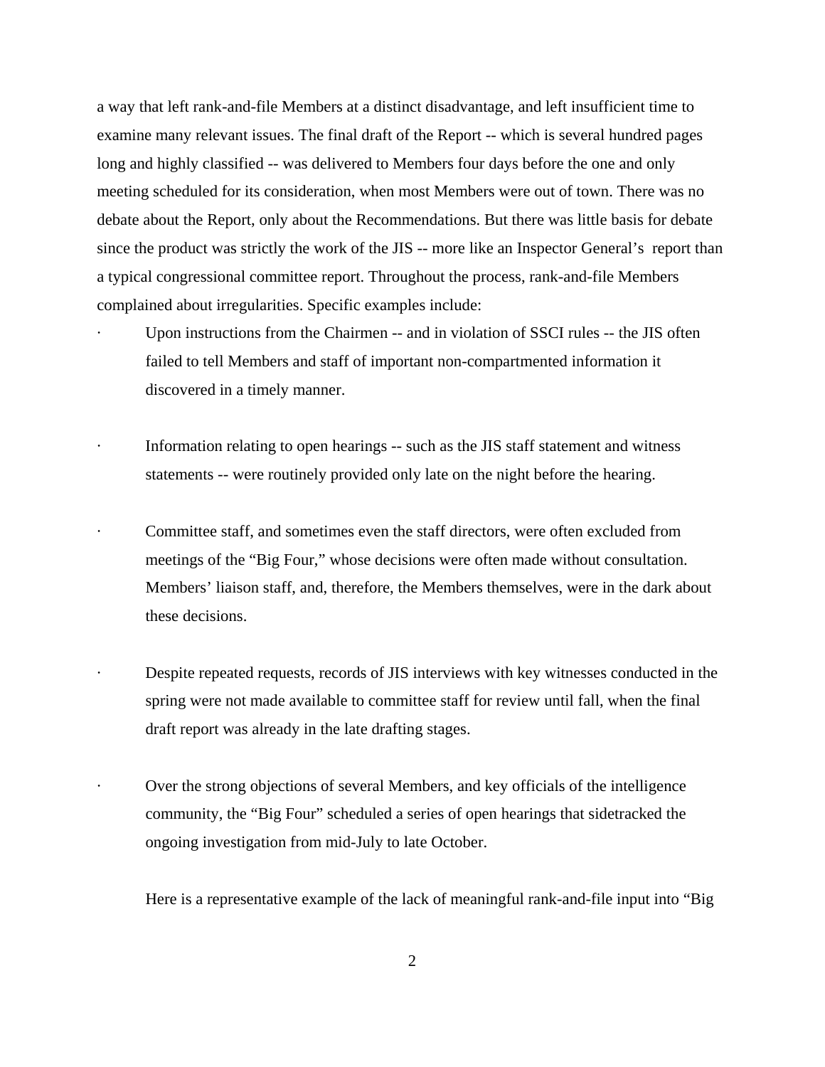a way that left rank-and-file Members at a distinct disadvantage, and left insufficient time to examine many relevant issues. The final draft of the Report -- which is several hundred pages long and highly classified -- was delivered to Members four days before the one and only meeting scheduled for its consideration, when most Members were out of town. There was no debate about the Report, only about the Recommendations. But there was little basis for debate since the product was strictly the work of the JIS -- more like an Inspector General's report than a typical congressional committee report. Throughout the process, rank-and-file Members complained about irregularities. Specific examples include:

- Upon instructions from the Chairmen -- and in violation of SSCI rules -- the JIS often failed to tell Members and staff of important non-compartmented information it discovered in a timely manner.

- Information relating to open hearings -- such as the JIS staff statement and witness statements -- were routinely provided only late on the night before the hearing.

- Committee staff, and sometimes even the staff directors, were often excluded from meetings of the "Big Four," whose decisions were often made without consultation. Members' liaison staff, and, therefore, the Members themselves, were in the dark about these decisions.

- Despite repeated requests, records of JIS interviews with key witnesses conducted in the spring were not made available to committee staff for review until fall, when the final draft report was already in the late drafting stages.

- Over the strong objections of several Members, and key officials of the intelligence community, the "Big Four" scheduled a series of open hearings that sidetracked the ongoing investigation from mid-July to late October.

Here is a representative example of the lack of meaningful rank-and-file input into "Big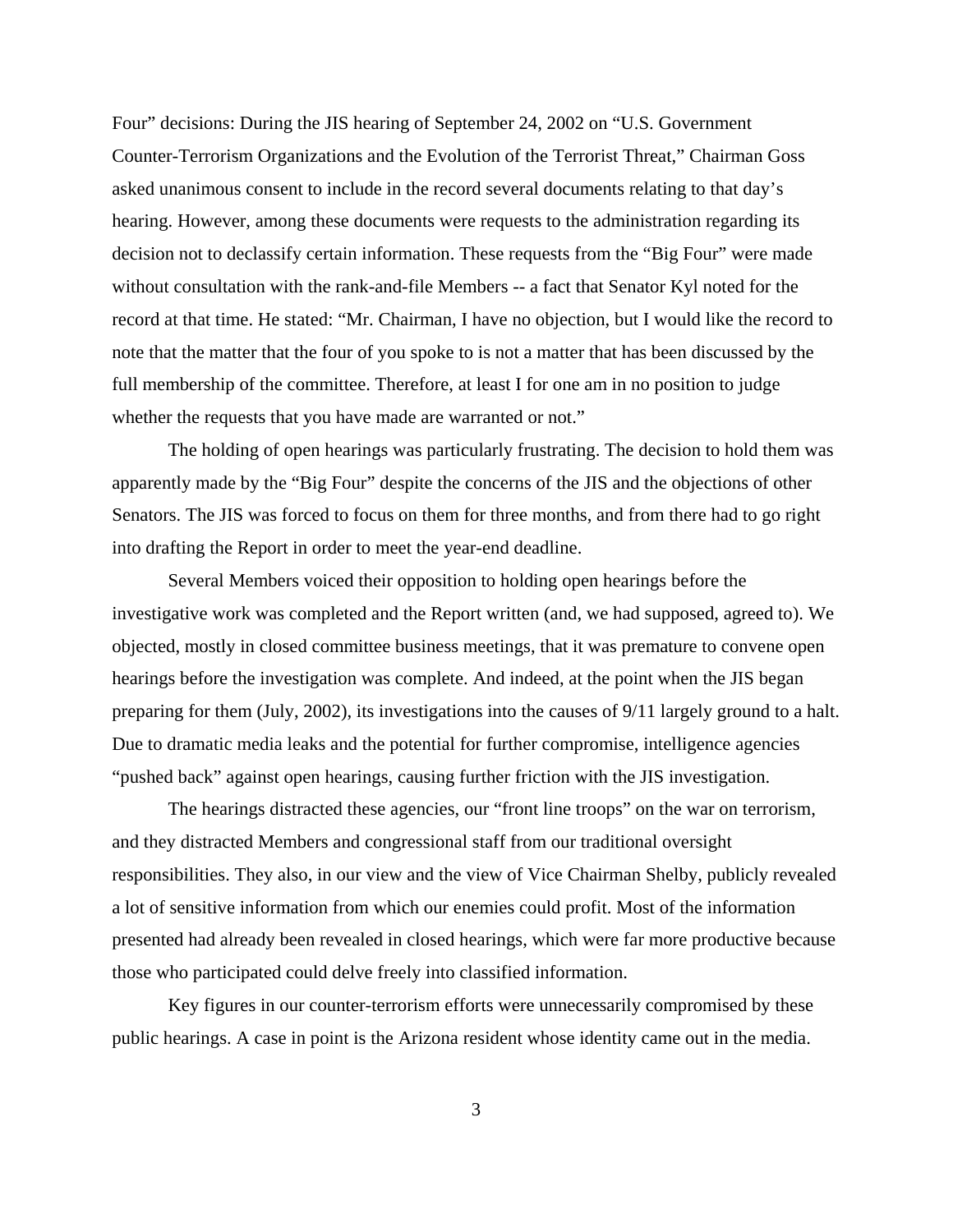Four" decisions: During the JIS hearing of September 24, 2002 on "U.S. Government Counter-Terrorism Organizations and the Evolution of the Terrorist Threat," Chairman Goss asked unanimous consent to include in the record several documents relating to that day's hearing. However, among these documents were requests to the administration regarding its decision not to declassify certain information. These requests from the "Big Four" were made without consultation with the rank-and-file Members -- a fact that Senator Kyl noted for the record at that time. He stated: "Mr. Chairman, I have no objection, but I would like the record to note that the matter that the four of you spoke to is not a matter that has been discussed by the full membership of the committee. Therefore, at least I for one am in no position to judge whether the requests that you have made are warranted or not."

The holding of open hearings was particularly frustrating. The decision to hold them was apparently made by the "Big Four" despite the concerns of the JIS and the objections of other Senators. The JIS was forced to focus on them for three months, and from there had to go right into drafting the Report in order to meet the year-end deadline.

Several Members voiced their opposition to holding open hearings before the investigative work was completed and the Report written (and, we had supposed, agreed to). We objected, mostly in closed committee business meetings, that it was premature to convene open hearings before the investigation was complete. And indeed, at the point when the JIS began preparing for them (July, 2002), its investigations into the causes of 9/11 largely ground to a halt. Due to dramatic media leaks and the potential for further compromise, intelligence agencies "pushed back" against open hearings, causing further friction with the JIS investigation.

The hearings distracted these agencies, our "front line troops" on the war on terrorism, and they distracted Members and congressional staff from our traditional oversight responsibilities. They also, in our view and the view of Vice Chairman Shelby, publicly revealed a lot of sensitive information from which our enemies could profit. Most of the information presented had already been revealed in closed hearings, which were far more productive because those who participated could delve freely into classified information.

Key figures in our counter-terrorism efforts were unnecessarily compromised by these public hearings. A case in point is the Arizona resident whose identity came out in the media.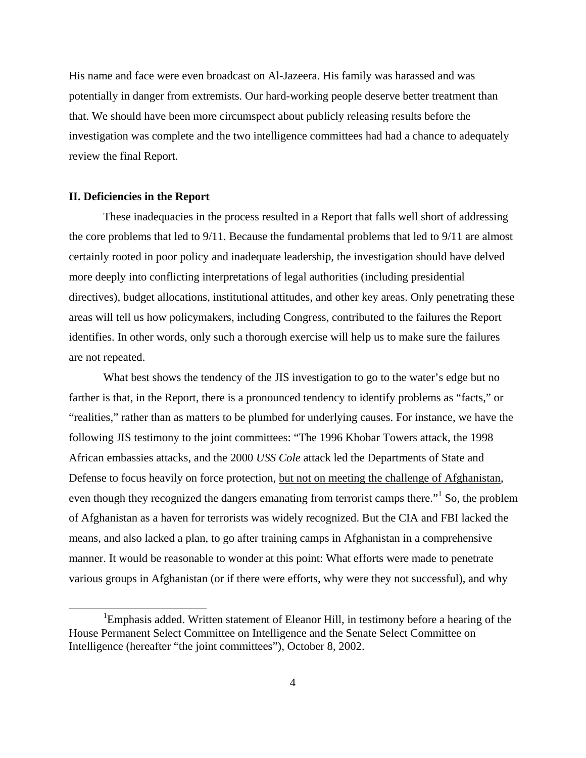His name and face were even broadcast on Al-Jazeera. His family was harassed and was potentially in danger from extremists. Our hard-working people deserve better treatment than that. We should have been more circumspect about publicly releasing results before the investigation was complete and the two intelligence committees had had a chance to adequately review the final Report.

### II. Deficiencies in the Report

These inadequacies in the process resulted in a Report that falls well short of addressing the core problems that led to 9/11. Because the fundamental problems that led to 9/11 are almost certainly rooted in poor policy and inadequate leadership, the investigation should have delved more deeply into conflicting interpretations of legal authorities (including presidential directives), budget allocations, institutional attitudes, and other key areas. Only penetrating these areas will tell us how policymakers, including Congress, contributed to the failures the Report identifies. In other words, only such a thorough exercise will help us to make sure the failures are not repeated.

What best shows the tendency of the JIS investigation to go to the water's edge but no farther is that, in the Report, there is a pronounced tendency to identify problems as "facts," or "realities," rather than as matters to be plumbed for underlying causes. For instance, we have the following JIS testimony to the joint committees: "The 1996 Khobar Towers attack, the 1998 African embassies attacks, and the 2000 *USS Cole* attack led the Departments of State and Defense to focus heavily on force protection, <u>but not on meeting the challenge of Afghanistan</u>, even though they recognized the dangers emanating from terrorist camps there."[1] So, the problem of Afghanistan as a haven for terrorists was widely recognized. But the CIA and FBI lacked the means, and also lacked a plan, to go after training camps in Afghanistan in a comprehensive manner. It would be reasonable to wonder at this point: What efforts were made to penetrate various groups in Afghanistan (or if there were efforts, why were they not successful), and why

[1] Emphasis added. Written statement of Eleanor Hill, in testimony before a hearing of the House Permanent Select Committee on Intelligence and the Senate Select Committee on Intelligence (hereafter "the joint committees"), October 8, 2002.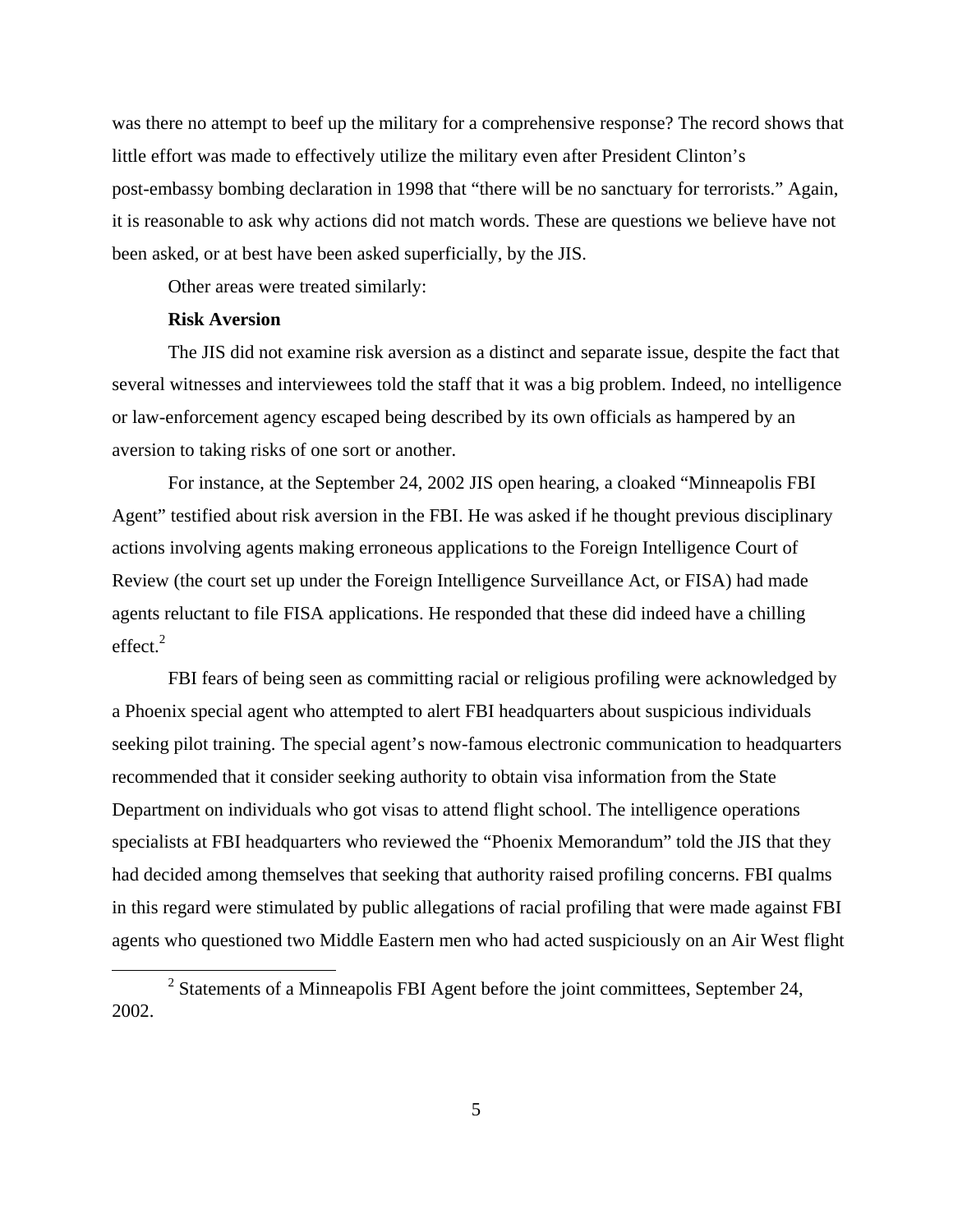was there no attempt to beef up the military for a comprehensive response? The record shows that little effort was made to effectively utilize the military even after President Clinton's post-embassy bombing declaration in 1998 that "there will be no sanctuary for terrorists." Again, it is reasonable to ask why actions did not match words. These are questions we believe have not been asked, or at best have been asked superficially, by the JIS.

Other areas were treated similarly:

**Risk Aversion**

The JIS did not examine risk aversion as a distinct and separate issue, despite the fact that several witnesses and interviewees told the staff that it was a big problem. Indeed, no intelligence or law-enforcement agency escaped being described by its own officials as hampered by an aversion to taking risks of one sort or another.

For instance, at the September 24, 2002 JIS open hearing, a cloaked "Minneapolis FBI Agent" testified about risk aversion in the FBI. He was asked if he thought previous disciplinary actions involving agents making erroneous applications to the Foreign Intelligence Court of Review (the court set up under the Foreign Intelligence Surveillance Act, or FISA) had made agents reluctant to file FISA applications. He responded that these did indeed have a chilling effect.[2]

FBI fears of being seen as committing racial or religious profiling were acknowledged by a Phoenix special agent who attempted to alert FBI headquarters about suspicious individuals seeking pilot training. The special agent's now-famous electronic communication to headquarters recommended that it consider seeking authority to obtain visa information from the State Department on individuals who got visas to attend flight school. The intelligence operations specialists at FBI headquarters who reviewed the "Phoenix Memorandum" told the JIS that they had decided among themselves that seeking that authority raised profiling concerns. FBI qualms in this regard were stimulated by public allegations of racial profiling that were made against FBI agents who questioned two Middle Eastern men who had acted suspiciously on an Air West flight

[2] Statements of a Minneapolis FBI Agent before the joint committees, September 24, 2002.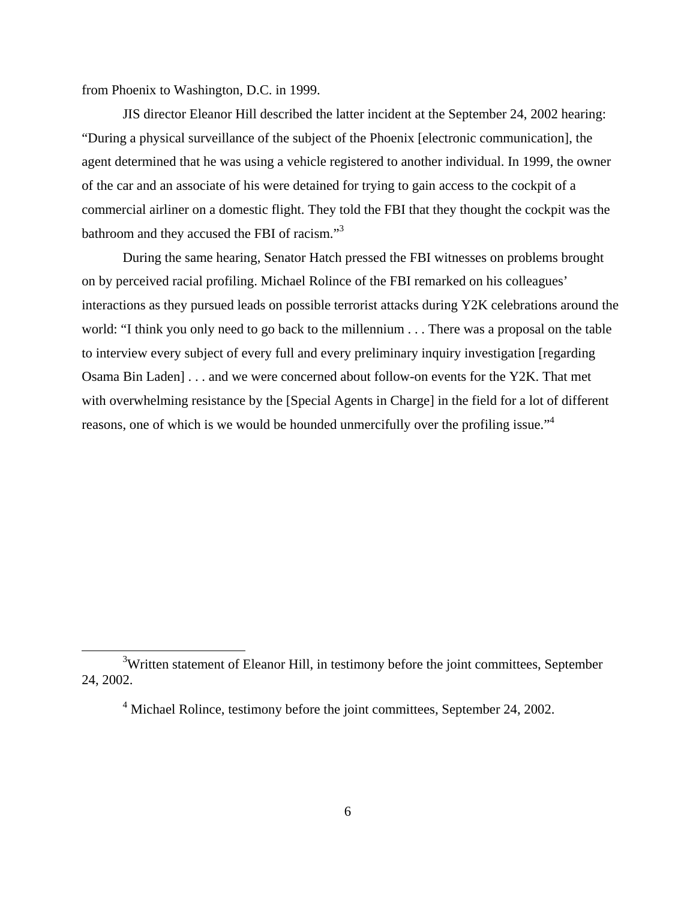from Phoenix to Washington, D.C. in 1999.

JIS director Eleanor Hill described the latter incident at the September 24, 2002 hearing: "During a physical surveillance of the subject of the Phoenix [electronic communication], the agent determined that he was using a vehicle registered to another individual. In 1999, the owner of the car and an associate of his were detained for trying to gain access to the cockpit of a commercial airliner on a domestic flight. They told the FBI that they thought the cockpit was the bathroom and they accused the FBI of racism."[3]

During the same hearing, Senator Hatch pressed the FBI witnesses on problems brought on by perceived racial profiling. Michael Rolince of the FBI remarked on his colleagues' interactions as they pursued leads on possible terrorist attacks during Y2K celebrations around the world: "I think you only need to go back to the millennium . . . There was a proposal on the table to interview every subject of every full and every preliminary inquiry investigation [regarding Osama Bin Laden] . . . and we were concerned about follow-on events for the Y2K. That met with overwhelming resistance by the [Special Agents in Charge] in the field for a lot of different reasons, one of which is we would be hounded unmercifully over the profiling issue."[4]

---

[3] Written statement of Eleanor Hill, in testimony before the joint committees, September 24, 2002.

[4] Michael Rolince, testimony before the joint committees, September 24, 2002.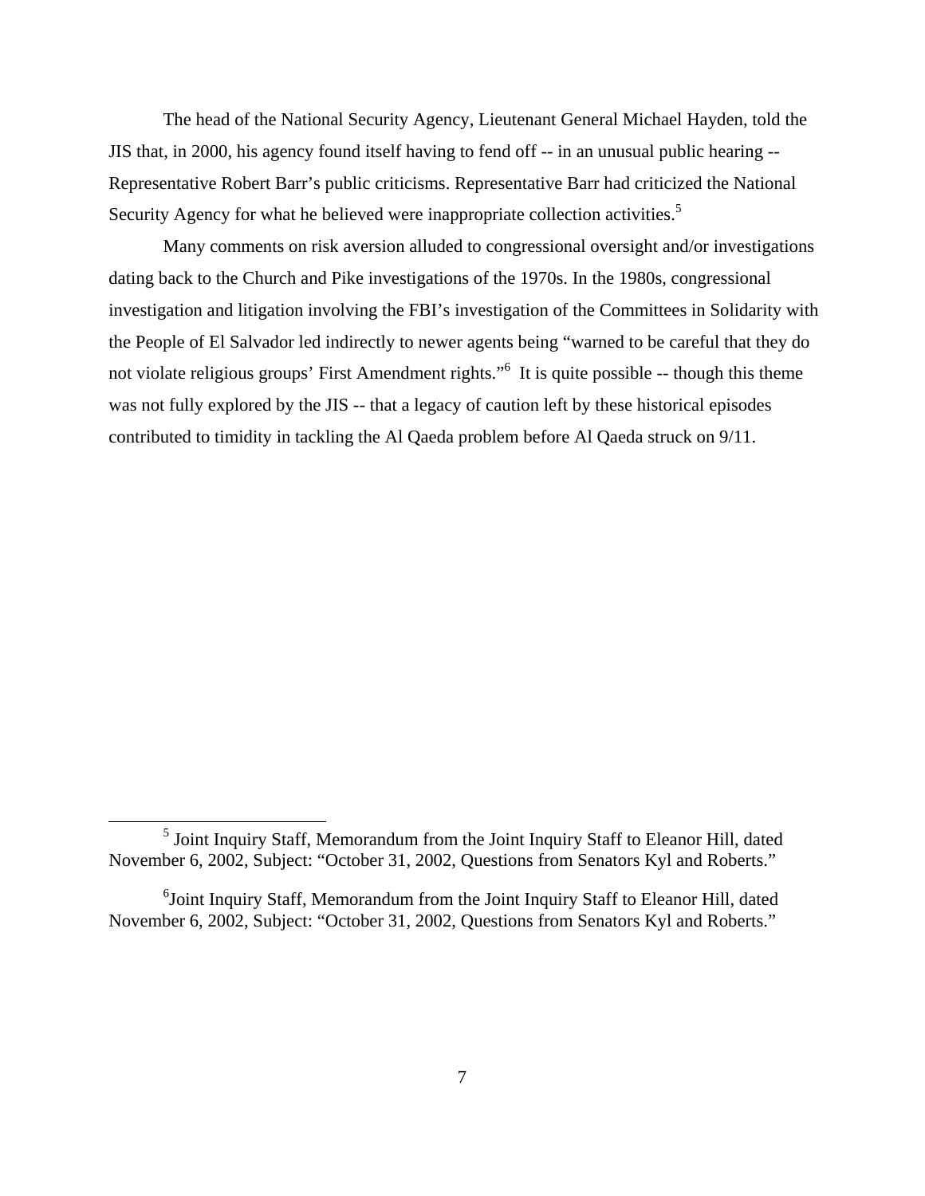The head of the National Security Agency, Lieutenant General Michael Hayden, told the JIS that, in 2000, his agency found itself having to fend off -- in an unusual public hearing -- Representative Robert Barr's public criticisms. Representative Barr had criticized the National Security Agency for what he believed were inappropriate collection activities.[5]

Many comments on risk aversion alluded to congressional oversight and/or investigations dating back to the Church and Pike investigations of the 1970s. In the 1980s, congressional investigation and litigation involving the FBI's investigation of the Committees in Solidarity with the People of El Salvador led indirectly to newer agents being "warned to be careful that they do not violate religious groups' First Amendment rights."[6] It is quite possible -- though this theme was not fully explored by the JIS -- that a legacy of caution left by these historical episodes contributed to timidity in tackling the Al Qaeda problem before Al Qaeda struck on 9/11.

---

[5] Joint Inquiry Staff, Memorandum from the Joint Inquiry Staff to Eleanor Hill, dated November 6, 2002, Subject: "October 31, 2002, Questions from Senators Kyl and Roberts."

[6] Joint Inquiry Staff, Memorandum from the Joint Inquiry Staff to Eleanor Hill, dated November 6, 2002, Subject: "October 31, 2002, Questions from Senators Kyl and Roberts."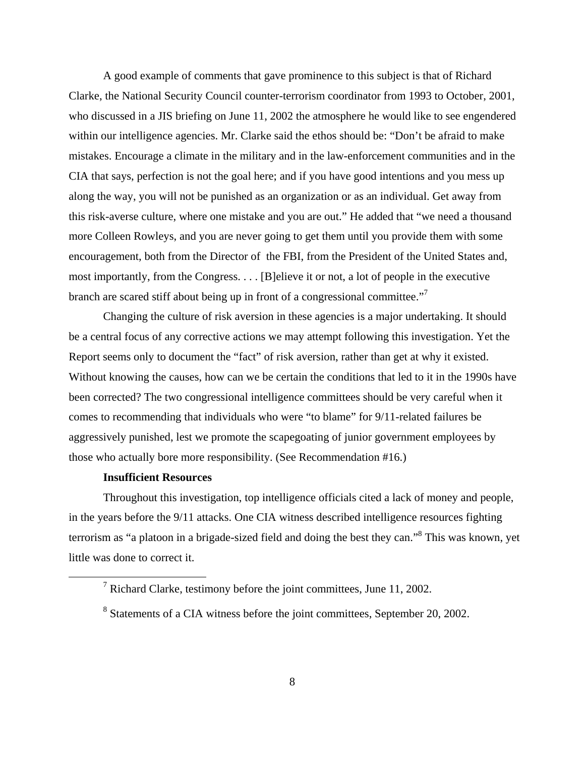A good example of comments that gave prominence to this subject is that of Richard Clarke, the National Security Council counter-terrorism coordinator from 1993 to October, 2001, who discussed in a JIS briefing on June 11, 2002 the atmosphere he would like to see engendered within our intelligence agencies. Mr. Clarke said the ethos should be: "Don't be afraid to make mistakes. Encourage a climate in the military and in the law-enforcement communities and in the CIA that says, perfection is not the goal here; and if you have good intentions and you mess up along the way, you will not be punished as an organization or as an individual. Get away from this risk-averse culture, where one mistake and you are out." He added that "we need a thousand more Colleen Rowleys, and you are never going to get them until you provide them with some encouragement, both from the Director of the FBI, from the President of the United States and, most importantly, from the Congress. . . . [B]elieve it or not, a lot of people in the executive branch are scared stiff about being up in front of a congressional committee."[7]

Changing the culture of risk aversion in these agencies is a major undertaking. It should be a central focus of any corrective actions we may attempt following this investigation. Yet the Report seems only to document the "fact" of risk aversion, rather than get at why it existed. Without knowing the causes, how can we be certain the conditions that led to it in the 1990s have been corrected? The two congressional intelligence committees should be very careful when it comes to recommending that individuals who were "to blame" for 9/11-related failures be aggressively punished, lest we promote the scapegoating of junior government employees by those who actually bore more responsibility. (See Recommendation #16.)

**Insufficient Resources**

Throughout this investigation, top intelligence officials cited a lack of money and people, in the years before the 9/11 attacks. One CIA witness described intelligence resources fighting terrorism as "a platoon in a brigade-sized field and doing the best they can."[8] This was known, yet little was done to correct it.

---

[7] Richard Clarke, testimony before the joint committees, June 11, 2002.

[8] Statements of a CIA witness before the joint committees, September 20, 2002.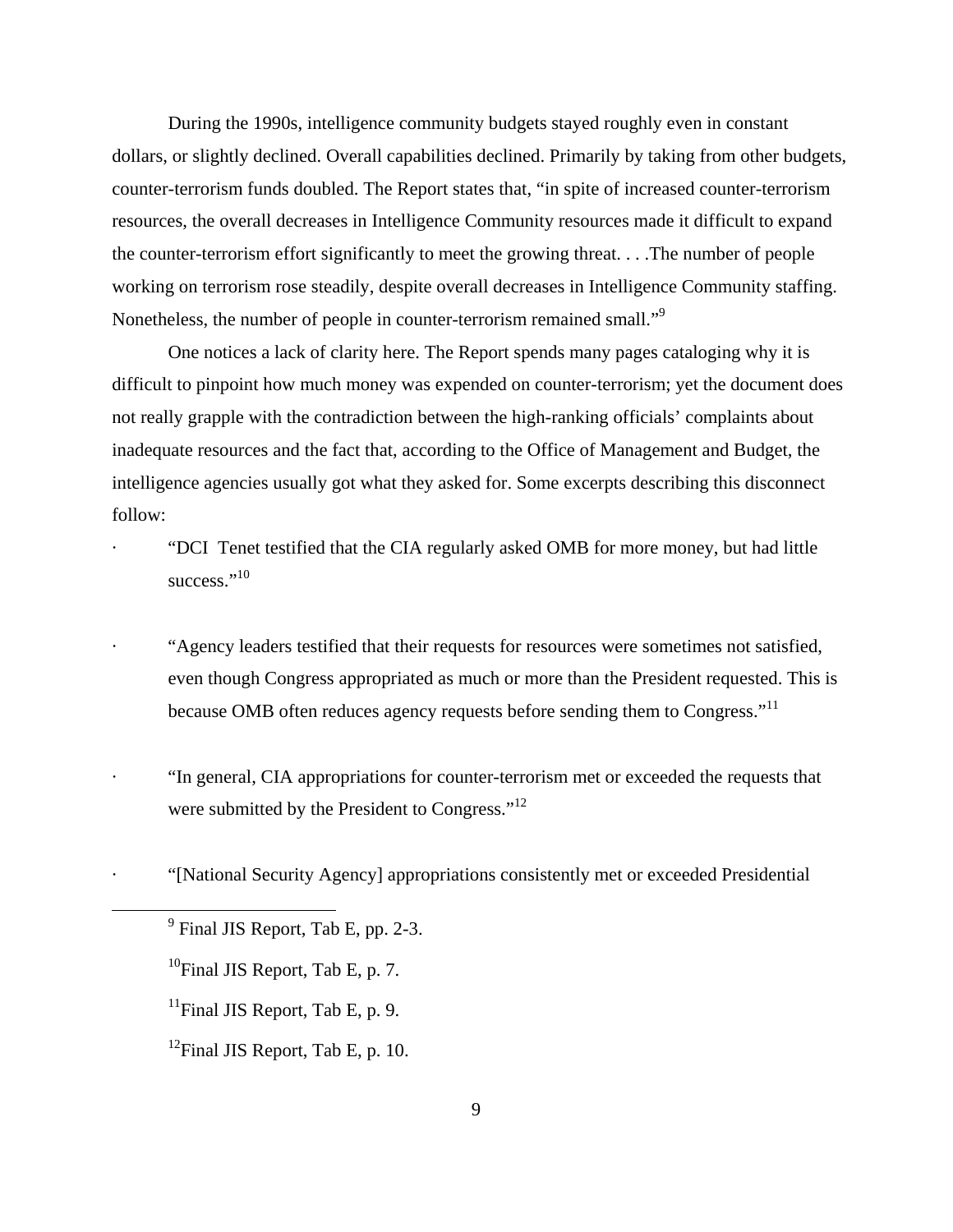During the 1990s, intelligence community budgets stayed roughly even in constant dollars, or slightly declined. Overall capabilities declined. Primarily by taking from other budgets, counter-terrorism funds doubled. The Report states that, "in spite of increased counter-terrorism resources, the overall decreases in Intelligence Community resources made it difficult to expand the counter-terrorism effort significantly to meet the growing threat. . . .The number of people working on terrorism rose steadily, despite overall decreases in Intelligence Community staffing. Nonetheless, the number of people in counter-terrorism remained small."[9]

One notices a lack of clarity here. The Report spends many pages cataloging why it is difficult to pinpoint how much money was expended on counter-terrorism; yet the document does not really grapple with the contradiction between the high-ranking officials' complaints about inadequate resources and the fact that, according to the Office of Management and Budget, the intelligence agencies usually got what they asked for. Some excerpts describing this disconnect follow:

- "DCI Tenet testified that the CIA regularly asked OMB for more money, but had little success."[10]

- "Agency leaders testified that their requests for resources were sometimes not satisfied, even though Congress appropriated as much or more than the President requested. This is because OMB often reduces agency requests before sending them to Congress."[11]

- "In general, CIA appropriations for counter-terrorism met or exceeded the requests that were submitted by the President to Congress."[12]

- "[National Security Agency] appropriations consistently met or exceeded Presidential

[9] Final JIS Report, Tab E, pp. 2-3.

[10] Final JIS Report, Tab E, p. 7.

[11] Final JIS Report, Tab E, p. 9.

[12] Final JIS Report, Tab E, p. 10.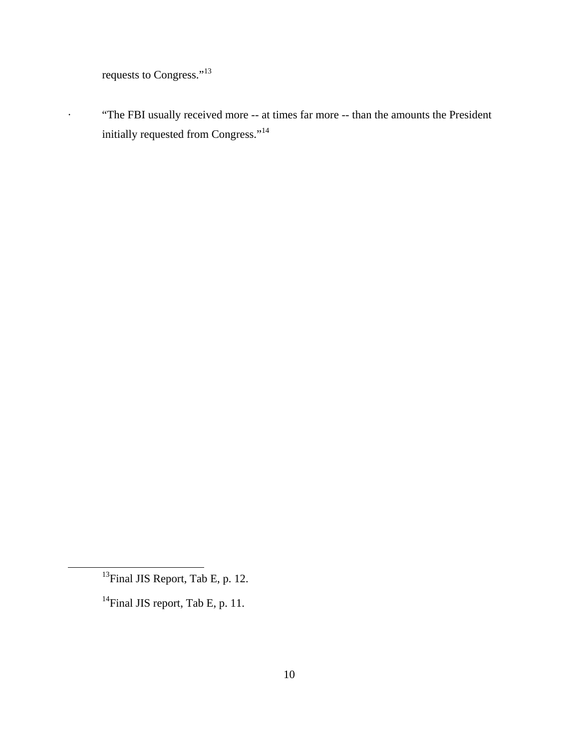requests to Congress."[13]

- "The FBI usually received more -- at times far more -- than the amounts the President initially requested from Congress."[14]

---

[13] Final JIS Report, Tab E, p. 12.

[14] Final JIS report, Tab E, p. 11.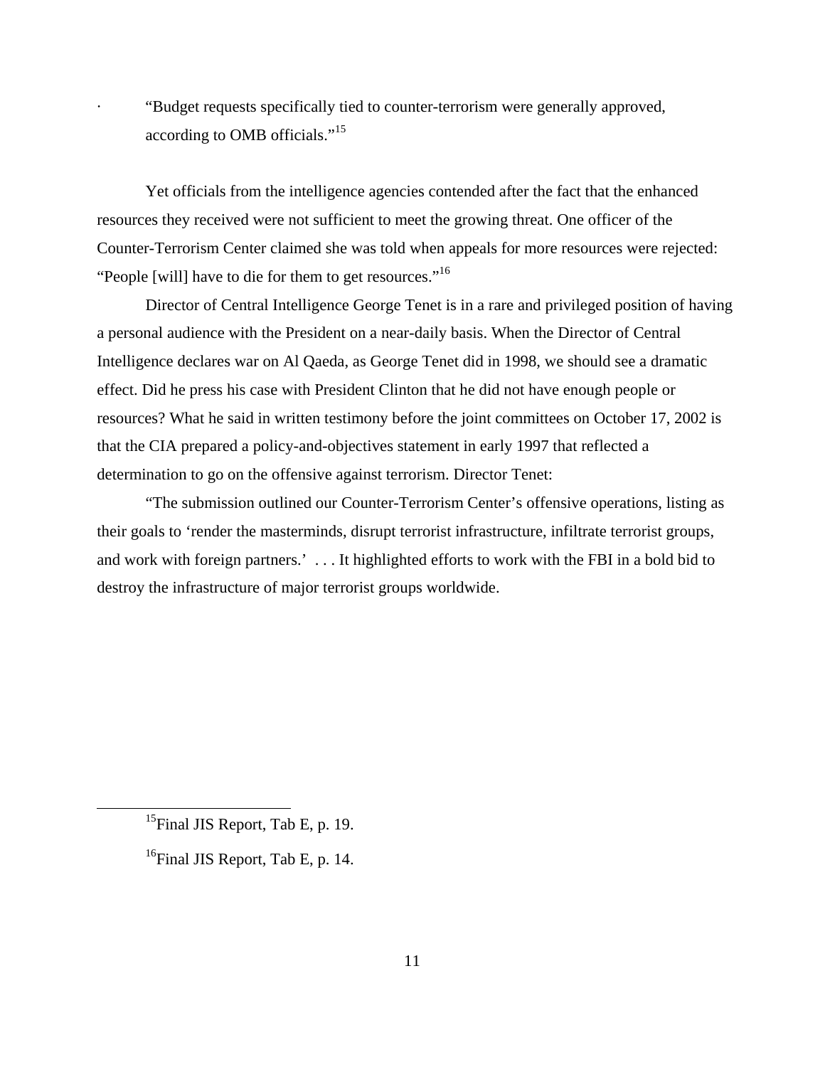- "Budget requests specifically tied to counter-terrorism were generally approved, according to OMB officials."[15]

Yet officials from the intelligence agencies contended after the fact that the enhanced resources they received were not sufficient to meet the growing threat. One officer of the Counter-Terrorism Center claimed she was told when appeals for more resources were rejected: "People [will] have to die for them to get resources."[16]

Director of Central Intelligence George Tenet is in a rare and privileged position of having a personal audience with the President on a near-daily basis. When the Director of Central Intelligence declares war on Al Qaeda, as George Tenet did in 1998, we should see a dramatic effect. Did he press his case with President Clinton that he did not have enough people or resources? What he said in written testimony before the joint committees on October 17, 2002 is that the CIA prepared a policy-and-objectives statement in early 1997 that reflected a determination to go on the offensive against terrorism. Director Tenet:

"The submission outlined our Counter-Terrorism Center's offensive operations, listing as their goals to 'render the masterminds, disrupt terrorist infrastructure, infiltrate terrorist groups, and work with foreign partners.' . . . It highlighted efforts to work with the FBI in a bold bid to destroy the infrastructure of major terrorist groups worldwide.

---

[15] Final JIS Report, Tab E, p. 19.

[16] Final JIS Report, Tab E, p. 14.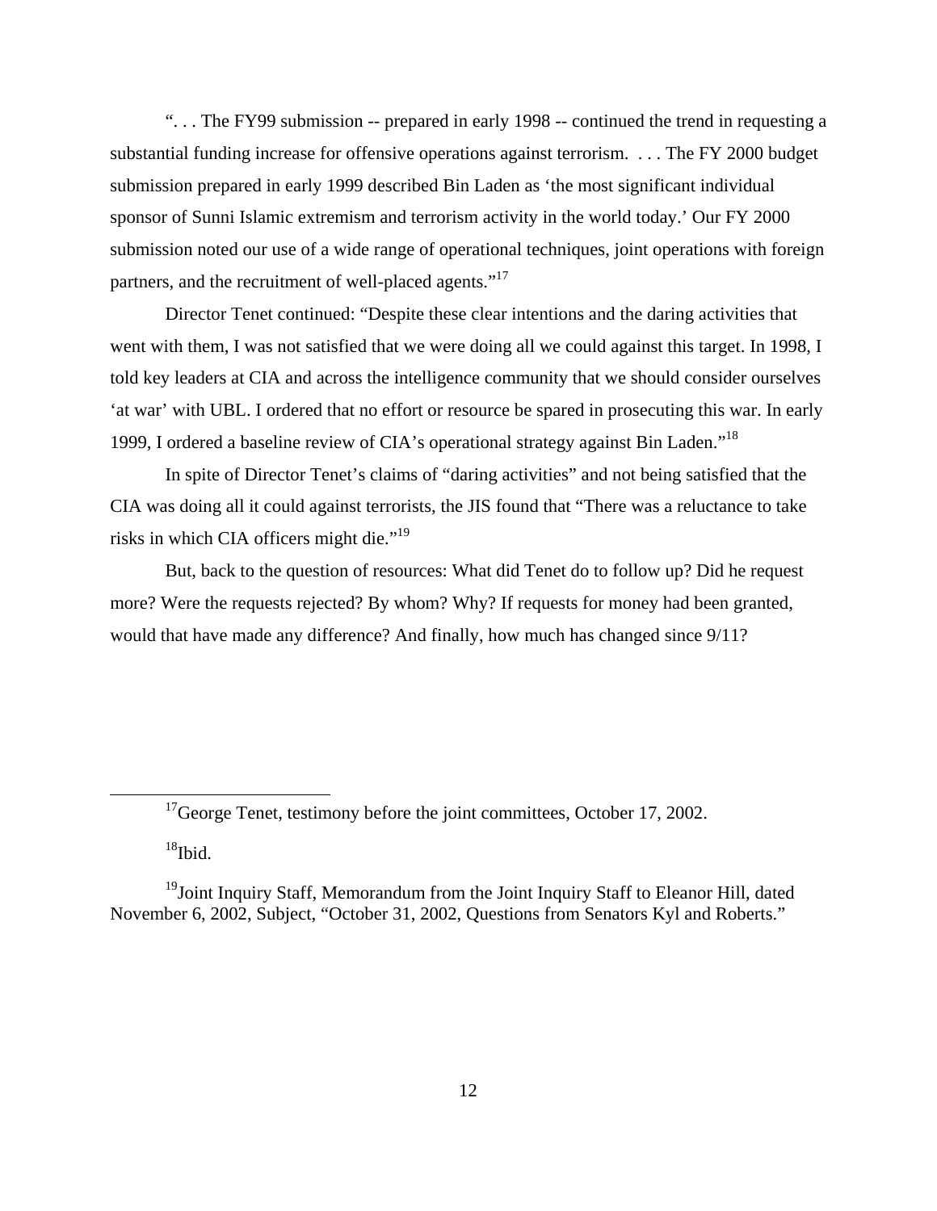". . . The FY99 submission -- prepared in early 1998 -- continued the trend in requesting a substantial funding increase for offensive operations against terrorism. . . . The FY 2000 budget submission prepared in early 1999 described Bin Laden as 'the most significant individual sponsor of Sunni Islamic extremism and terrorism activity in the world today.' Our FY 2000 submission noted our use of a wide range of operational techniques, joint operations with foreign partners, and the recruitment of well-placed agents."[17]

Director Tenet continued: "Despite these clear intentions and the daring activities that went with them, I was not satisfied that we were doing all we could against this target. In 1998, I told key leaders at CIA and across the intelligence community that we should consider ourselves 'at war' with UBL. I ordered that no effort or resource be spared in prosecuting this war. In early 1999, I ordered a baseline review of CIA's operational strategy against Bin Laden."[18]

In spite of Director Tenet's claims of "daring activities" and not being satisfied that the CIA was doing all it could against terrorists, the JIS found that "There was a reluctance to take risks in which CIA officers might die."[19]

But, back to the question of resources: What did Tenet do to follow up? Did he request more? Were the requests rejected? By whom? Why? If requests for money had been granted, would that have made any difference? And finally, how much has changed since 9/11?

---

[17] George Tenet, testimony before the joint committees, October 17, 2002.

[18] Ibid.

[19] Joint Inquiry Staff, Memorandum from the Joint Inquiry Staff to Eleanor Hill, dated November 6, 2002, Subject, "October 31, 2002, Questions from Senators Kyl and Roberts."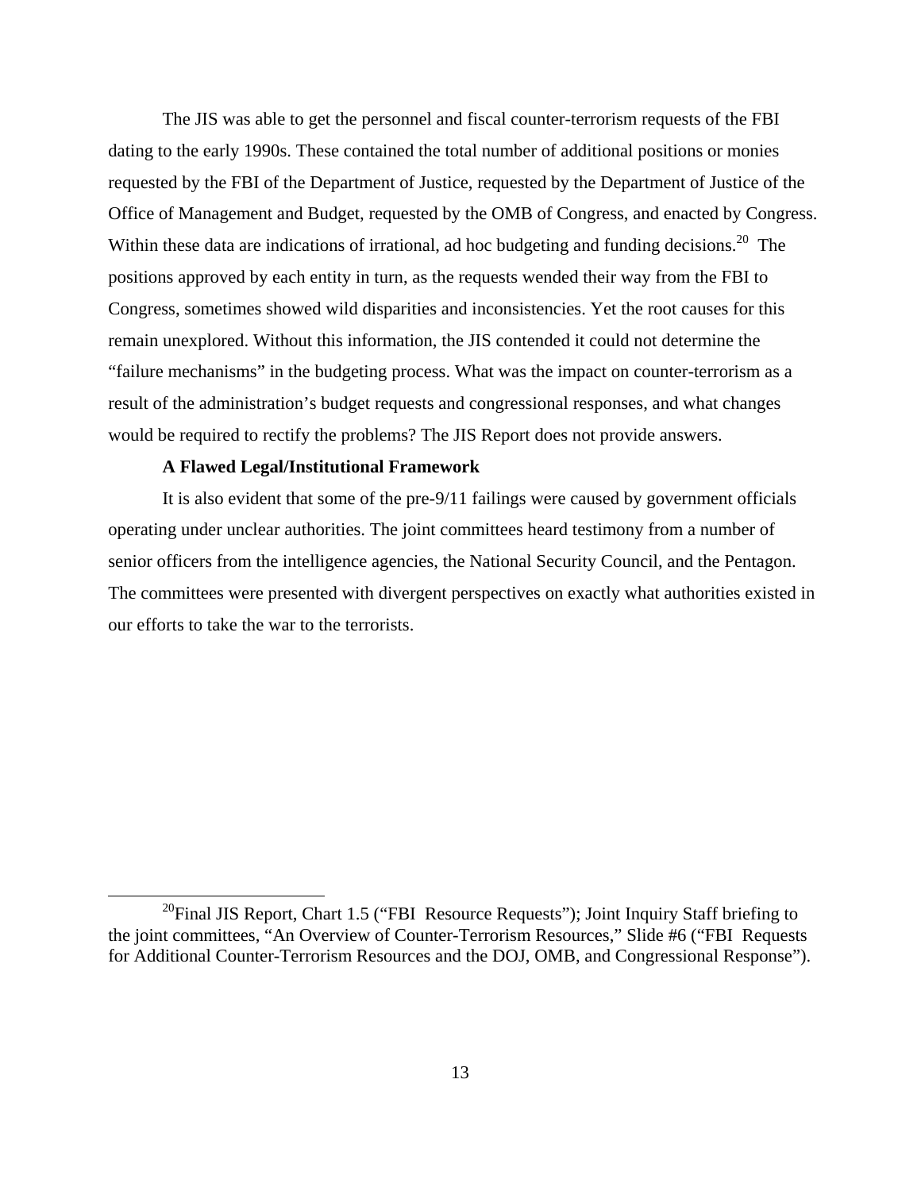The JIS was able to get the personnel and fiscal counter-terrorism requests of the FBI dating to the early 1990s. These contained the total number of additional positions or monies requested by the FBI of the Department of Justice, requested by the Department of Justice of the Office of Management and Budget, requested by the OMB of Congress, and enacted by Congress. Within these data are indications of irrational, ad hoc budgeting and funding decisions.[20] The positions approved by each entity in turn, as the requests wended their way from the FBI to Congress, sometimes showed wild disparities and inconsistencies. Yet the root causes for this remain unexplored. Without this information, the JIS contended it could not determine the "failure mechanisms" in the budgeting process. What was the impact on counter-terrorism as a result of the administration's budget requests and congressional responses, and what changes would be required to rectify the problems? The JIS Report does not provide answers.

**A Flawed Legal/Institutional Framework**

It is also evident that some of the pre-9/11 failings were caused by government officials operating under unclear authorities. The joint committees heard testimony from a number of senior officers from the intelligence agencies, the National Security Council, and the Pentagon. The committees were presented with divergent perspectives on exactly what authorities existed in our efforts to take the war to the terrorists.

---

[20] Final JIS Report, Chart 1.5 ("FBI Resource Requests"); Joint Inquiry Staff briefing to the joint committees, "An Overview of Counter-Terrorism Resources," Slide #6 ("FBI Requests for Additional Counter-Terrorism Resources and the DOJ, OMB, and Congressional Response").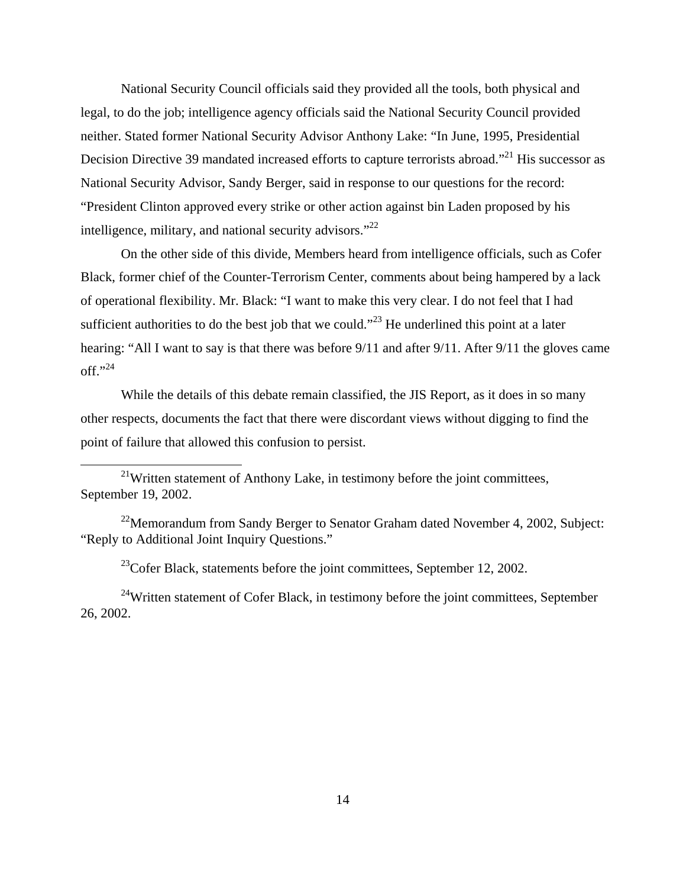National Security Council officials said they provided all the tools, both physical and legal, to do the job; intelligence agency officials said the National Security Council provided neither. Stated former National Security Advisor Anthony Lake: "In June, 1995, Presidential Decision Directive 39 mandated increased efforts to capture terrorists abroad."[21] His successor as National Security Advisor, Sandy Berger, said in response to our questions for the record: "President Clinton approved every strike or other action against bin Laden proposed by his intelligence, military, and national security advisors."[22]

On the other side of this divide, Members heard from intelligence officials, such as Cofer Black, former chief of the Counter-Terrorism Center, comments about being hampered by a lack of operational flexibility. Mr. Black: "I want to make this very clear. I do not feel that I had sufficient authorities to do the best job that we could."[23] He underlined this point at a later hearing: "All I want to say is that there was before 9/11 and after 9/11. After 9/11 the gloves came off."[24]

While the details of this debate remain classified, the JIS Report, as it does in so many other respects, documents the fact that there were discordant views without digging to find the point of failure that allowed this confusion to persist.

---

[21] Written statement of Anthony Lake, in testimony before the joint committees, September 19, 2002.

[22] Memorandum from Sandy Berger to Senator Graham dated November 4, 2002, Subject: "Reply to Additional Joint Inquiry Questions."

[23] Cofer Black, statements before the joint committees, September 12, 2002.

[24] Written statement of Cofer Black, in testimony before the joint committees, September 26, 2002.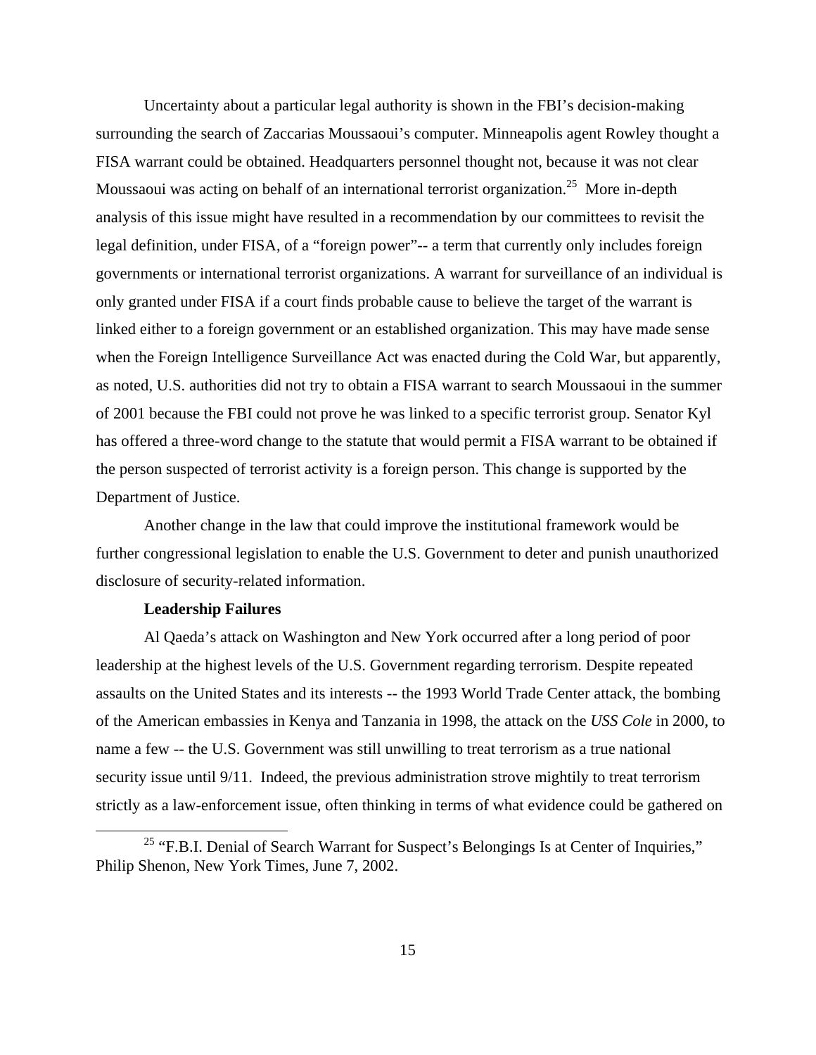Uncertainty about a particular legal authority is shown in the FBI's decision-making surrounding the search of Zaccarias Moussaoui's computer. Minneapolis agent Rowley thought a FISA warrant could be obtained. Headquarters personnel thought not, because it was not clear Moussaoui was acting on behalf of an international terrorist organization.[25] More in-depth analysis of this issue might have resulted in a recommendation by our committees to revisit the legal definition, under FISA, of a "foreign power"-- a term that currently only includes foreign governments or international terrorist organizations. A warrant for surveillance of an individual is only granted under FISA if a court finds probable cause to believe the target of the warrant is linked either to a foreign government or an established organization. This may have made sense when the Foreign Intelligence Surveillance Act was enacted during the Cold War, but apparently, as noted, U.S. authorities did not try to obtain a FISA warrant to search Moussaoui in the summer of 2001 because the FBI could not prove he was linked to a specific terrorist group. Senator Kyl has offered a three-word change to the statute that would permit a FISA warrant to be obtained if the person suspected of terrorist activity is a foreign person. This change is supported by the Department of Justice.

Another change in the law that could improve the institutional framework would be further congressional legislation to enable the U.S. Government to deter and punish unauthorized disclosure of security-related information.

**Leadership Failures**

Al Qaeda's attack on Washington and New York occurred after a long period of poor leadership at the highest levels of the U.S. Government regarding terrorism. Despite repeated assaults on the United States and its interests -- the 1993 World Trade Center attack, the bombing of the American embassies in Kenya and Tanzania in 1998, the attack on the *USS Cole* in 2000, to name a few -- the U.S. Government was still unwilling to treat terrorism as a true national security issue until 9/11. Indeed, the previous administration strove mightily to treat terrorism strictly as a law-enforcement issue, often thinking in terms of what evidence could be gathered on

[25] "F.B.I. Denial of Search Warrant for Suspect's Belongings Is at Center of Inquiries," Philip Shenon, New York Times, June 7, 2002.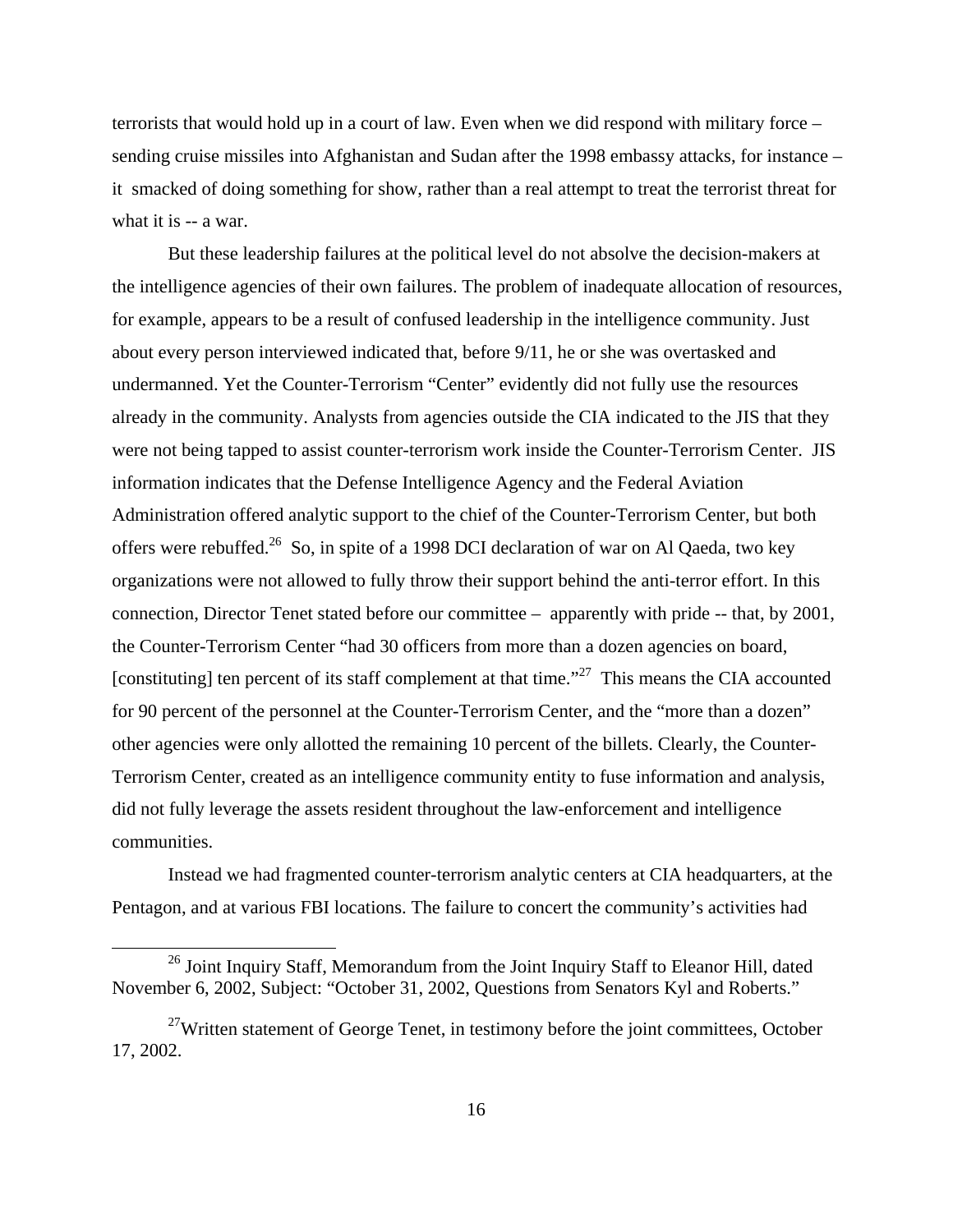terrorists that would hold up in a court of law. Even when we did respond with military force – sending cruise missiles into Afghanistan and Sudan after the 1998 embassy attacks, for instance – it smacked of doing something for show, rather than a real attempt to treat the terrorist threat for what it is -- a war.

But these leadership failures at the political level do not absolve the decision-makers at the intelligence agencies of their own failures. The problem of inadequate allocation of resources, for example, appears to be a result of confused leadership in the intelligence community. Just about every person interviewed indicated that, before 9/11, he or she was overtasked and undermanned. Yet the Counter-Terrorism "Center" evidently did not fully use the resources already in the community. Analysts from agencies outside the CIA indicated to the JIS that they were not being tapped to assist counter-terrorism work inside the Counter-Terrorism Center. JIS information indicates that the Defense Intelligence Agency and the Federal Aviation Administration offered analytic support to the chief of the Counter-Terrorism Center, but both offers were rebuffed.[26] So, in spite of a 1998 DCI declaration of war on Al Qaeda, two key organizations were not allowed to fully throw their support behind the anti-terror effort. In this connection, Director Tenet stated before our committee – apparently with pride -- that, by 2001, the Counter-Terrorism Center "had 30 officers from more than a dozen agencies on board, [constituting] ten percent of its staff complement at that time."[27] This means the CIA accounted for 90 percent of the personnel at the Counter-Terrorism Center, and the "more than a dozen" other agencies were only allotted the remaining 10 percent of the billets. Clearly, the Counter-Terrorism Center, created as an intelligence community entity to fuse information and analysis, did not fully leverage the assets resident throughout the law-enforcement and intelligence communities.

Instead we had fragmented counter-terrorism analytic centers at CIA headquarters, at the Pentagon, and at various FBI locations. The failure to concert the community's activities had

---

[26] Joint Inquiry Staff, Memorandum from the Joint Inquiry Staff to Eleanor Hill, dated November 6, 2002, Subject: "October 31, 2002, Questions from Senators Kyl and Roberts."

[27] Written statement of George Tenet, in testimony before the joint committees, October 17, 2002.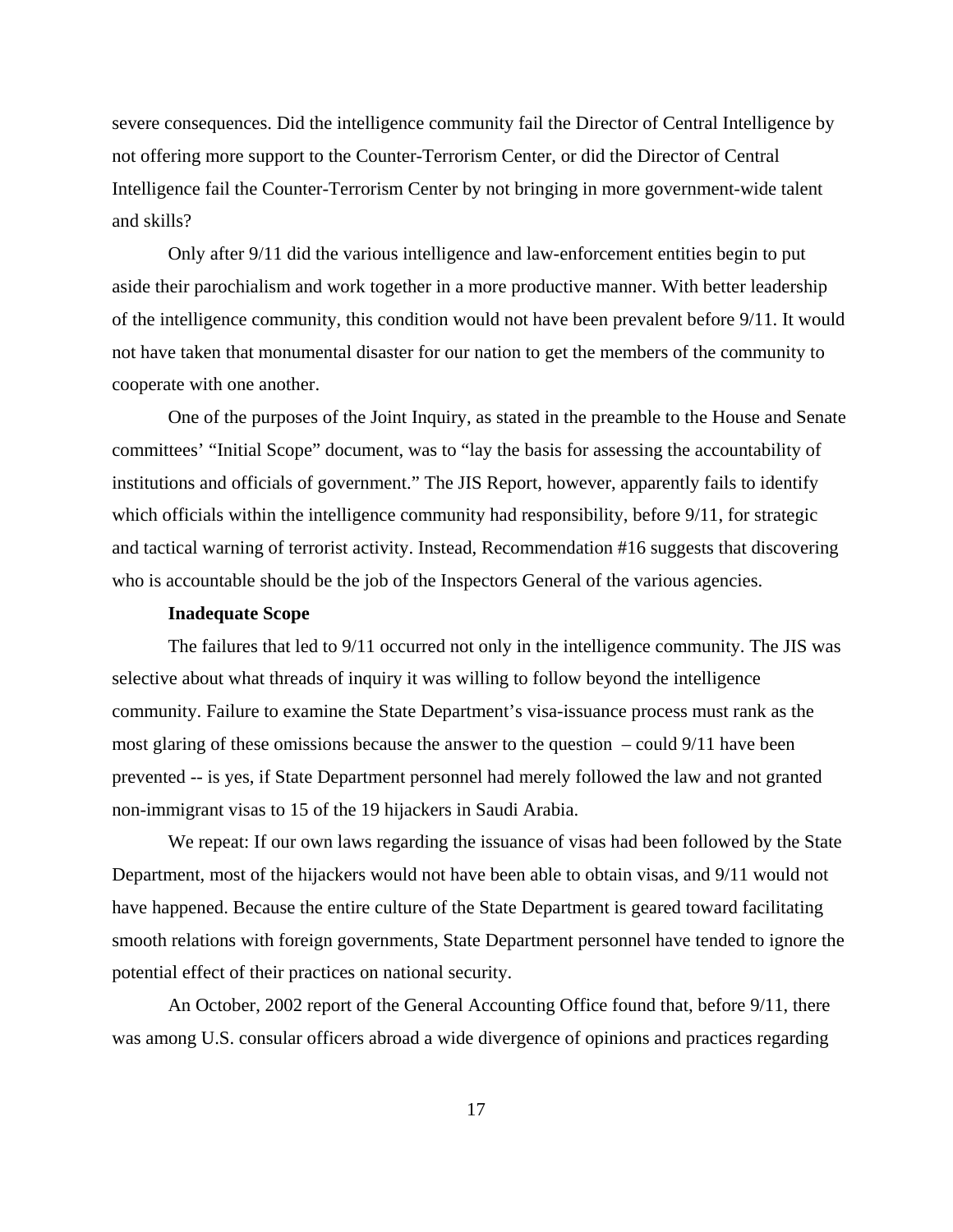severe consequences. Did the intelligence community fail the Director of Central Intelligence by not offering more support to the Counter-Terrorism Center, or did the Director of Central Intelligence fail the Counter-Terrorism Center by not bringing in more government-wide talent and skills?

Only after 9/11 did the various intelligence and law-enforcement entities begin to put aside their parochialism and work together in a more productive manner. With better leadership of the intelligence community, this condition would not have been prevalent before 9/11. It would not have taken that monumental disaster for our nation to get the members of the community to cooperate with one another.

One of the purposes of the Joint Inquiry, as stated in the preamble to the House and Senate committees' "Initial Scope" document, was to "lay the basis for assessing the accountability of institutions and officials of government." The JIS Report, however, apparently fails to identify which officials within the intelligence community had responsibility, before 9/11, for strategic and tactical warning of terrorist activity. Instead, Recommendation #16 suggests that discovering who is accountable should be the job of the Inspectors General of the various agencies.

**Inadequate Scope**

The failures that led to 9/11 occurred not only in the intelligence community. The JIS was selective about what threads of inquiry it was willing to follow beyond the intelligence community. Failure to examine the State Department's visa-issuance process must rank as the most glaring of these omissions because the answer to the question – could 9/11 have been prevented -- is yes, if State Department personnel had merely followed the law and not granted non-immigrant visas to 15 of the 19 hijackers in Saudi Arabia.

We repeat: If our own laws regarding the issuance of visas had been followed by the State Department, most of the hijackers would not have been able to obtain visas, and 9/11 would not have happened. Because the entire culture of the State Department is geared toward facilitating smooth relations with foreign governments, State Department personnel have tended to ignore the potential effect of their practices on national security.

An October, 2002 report of the General Accounting Office found that, before 9/11, there was among U.S. consular officers abroad a wide divergence of opinions and practices regarding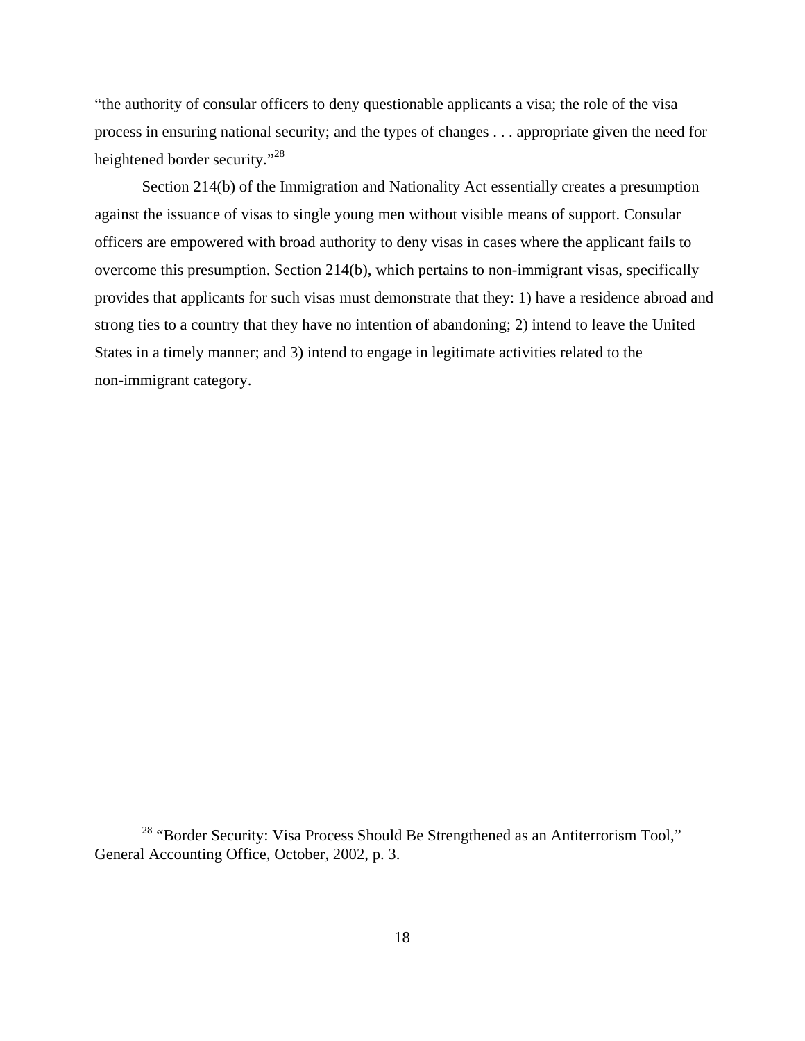"the authority of consular officers to deny questionable applicants a visa; the role of the visa process in ensuring national security; and the types of changes . . . appropriate given the need for heightened border security."[28]

Section 214(b) of the Immigration and Nationality Act essentially creates a presumption against the issuance of visas to single young men without visible means of support. Consular officers are empowered with broad authority to deny visas in cases where the applicant fails to overcome this presumption. Section 214(b), which pertains to non-immigrant visas, specifically provides that applicants for such visas must demonstrate that they: 1) have a residence abroad and strong ties to a country that they have no intention of abandoning; 2) intend to leave the United States in a timely manner; and 3) intend to engage in legitimate activities related to the non-immigrant category.

---

[28] "Border Security: Visa Process Should Be Strengthened as an Antiterrorism Tool," General Accounting Office, October, 2002, p. 3.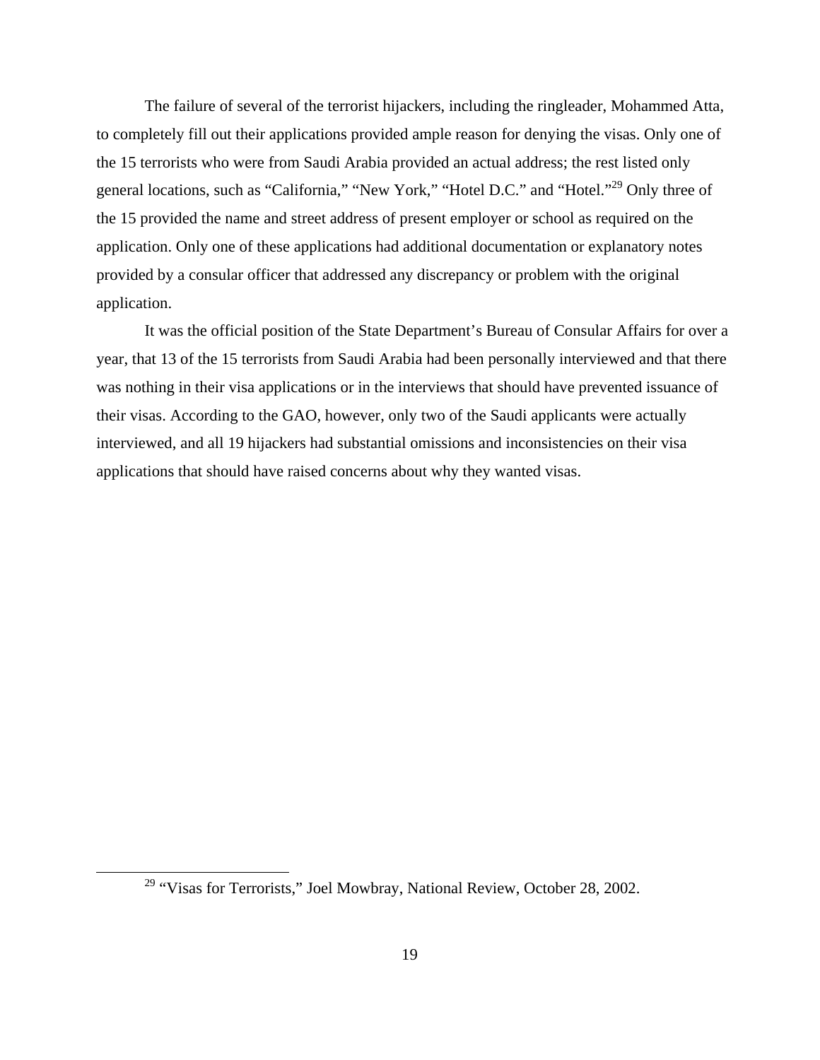The failure of several of the terrorist hijackers, including the ringleader, Mohammed Atta, to completely fill out their applications provided ample reason for denying the visas. Only one of the 15 terrorists who were from Saudi Arabia provided an actual address; the rest listed only general locations, such as "California," "New York," "Hotel D.C." and "Hotel."[29] Only three of the 15 provided the name and street address of present employer or school as required on the application. Only one of these applications had additional documentation or explanatory notes provided by a consular officer that addressed any discrepancy or problem with the original application.

It was the official position of the State Department's Bureau of Consular Affairs for over a year, that 13 of the 15 terrorists from Saudi Arabia had been personally interviewed and that there was nothing in their visa applications or in the interviews that should have prevented issuance of their visas. According to the GAO, however, only two of the Saudi applicants were actually interviewed, and all 19 hijackers had substantial omissions and inconsistencies on their visa applications that should have raised concerns about why they wanted visas.

---

[29] "Visas for Terrorists," Joel Mowbray, National Review, October 28, 2002.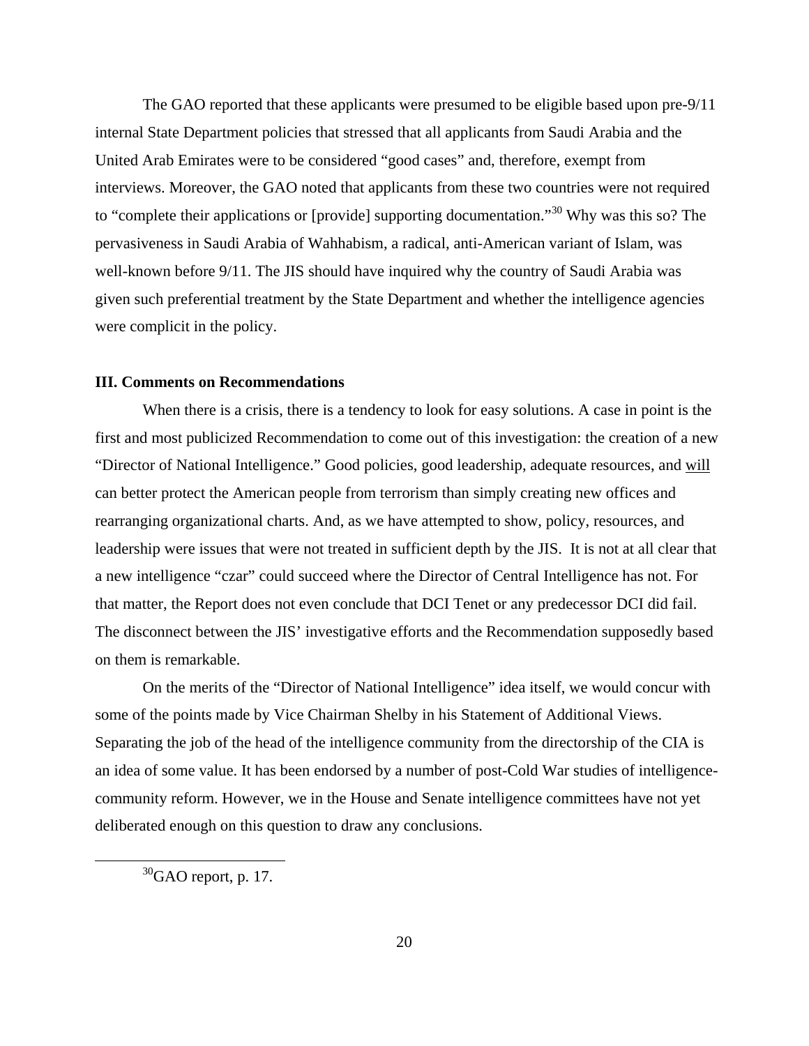The GAO reported that these applicants were presumed to be eligible based upon pre-9/11 internal State Department policies that stressed that all applicants from Saudi Arabia and the United Arab Emirates were to be considered "good cases" and, therefore, exempt from interviews. Moreover, the GAO noted that applicants from these two countries were not required to "complete their applications or [provide] supporting documentation."[30] Why was this so? The pervasiveness in Saudi Arabia of Wahhabism, a radical, anti-American variant of Islam, was well-known before 9/11. The JIS should have inquired why the country of Saudi Arabia was given such preferential treatment by the State Department and whether the intelligence agencies were complicit in the policy.

**III. Comments on Recommendations**

When there is a crisis, there is a tendency to look for easy solutions. A case in point is the first and most publicized Recommendation to come out of this investigation: the creation of a new "Director of National Intelligence." Good policies, good leadership, adequate resources, and <u>will</u> can better protect the American people from terrorism than simply creating new offices and rearranging organizational charts. And, as we have attempted to show, policy, resources, and leadership were issues that were not treated in sufficient depth by the JIS. It is not at all clear that a new intelligence "czar" could succeed where the Director of Central Intelligence has not. For that matter, the Report does not even conclude that DCI Tenet or any predecessor DCI did fail. The disconnect between the JIS' investigative efforts and the Recommendation supposedly based on them is remarkable.

On the merits of the "Director of National Intelligence" idea itself, we would concur with some of the points made by Vice Chairman Shelby in his Statement of Additional Views. Separating the job of the head of the intelligence community from the directorship of the CIA is an idea of some value. It has been endorsed by a number of post-Cold War studies of intelligence-community reform. However, we in the House and Senate intelligence committees have not yet deliberated enough on this question to draw any conclusions.

[30] GAO report, p. 17.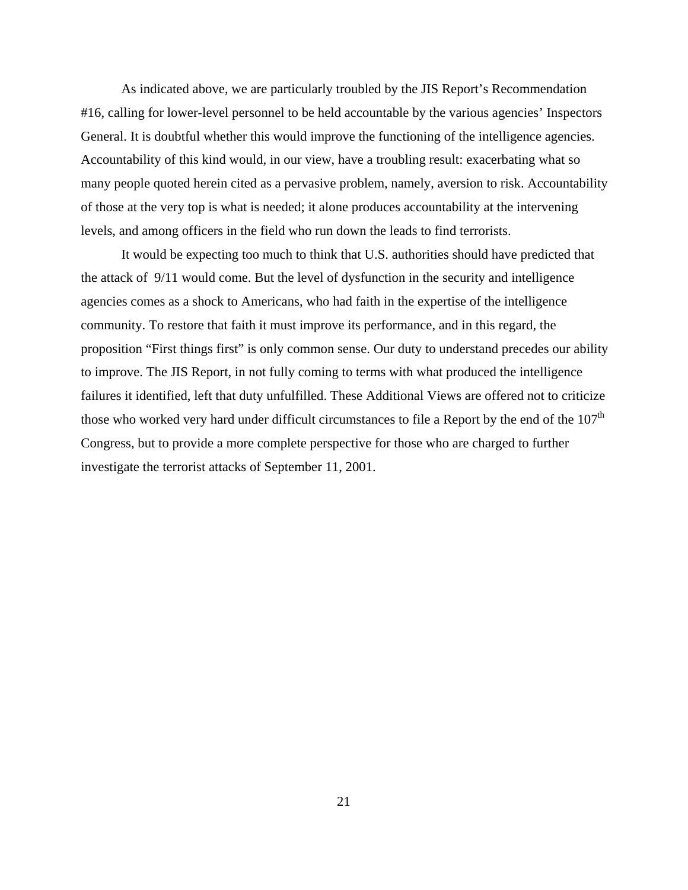As indicated above, we are particularly troubled by the JIS Report's Recommendation #16, calling for lower-level personnel to be held accountable by the various agencies' Inspectors General. It is doubtful whether this would improve the functioning of the intelligence agencies. Accountability of this kind would, in our view, have a troubling result: exacerbating what so many people quoted herein cited as a pervasive problem, namely, aversion to risk. Accountability of those at the very top is what is needed; it alone produces accountability at the intervening levels, and among officers in the field who run down the leads to find terrorists.

It would be expecting too much to think that U.S. authorities should have predicted that the attack of 9/11 would come. But the level of dysfunction in the security and intelligence agencies comes as a shock to Americans, who had faith in the expertise of the intelligence community. To restore that faith it must improve its performance, and in this regard, the proposition "First things first" is only common sense. Our duty to understand precedes our ability to improve. The JIS Report, in not fully coming to terms with what produced the intelligence failures it identified, left that duty unfulfilled. These Additional Views are offered not to criticize those who worked very hard under difficult circumstances to file a Report by the end of the 107th Congress, but to provide a more complete perspective for those who are charged to further investigate the terrorist attacks of September 11, 2001.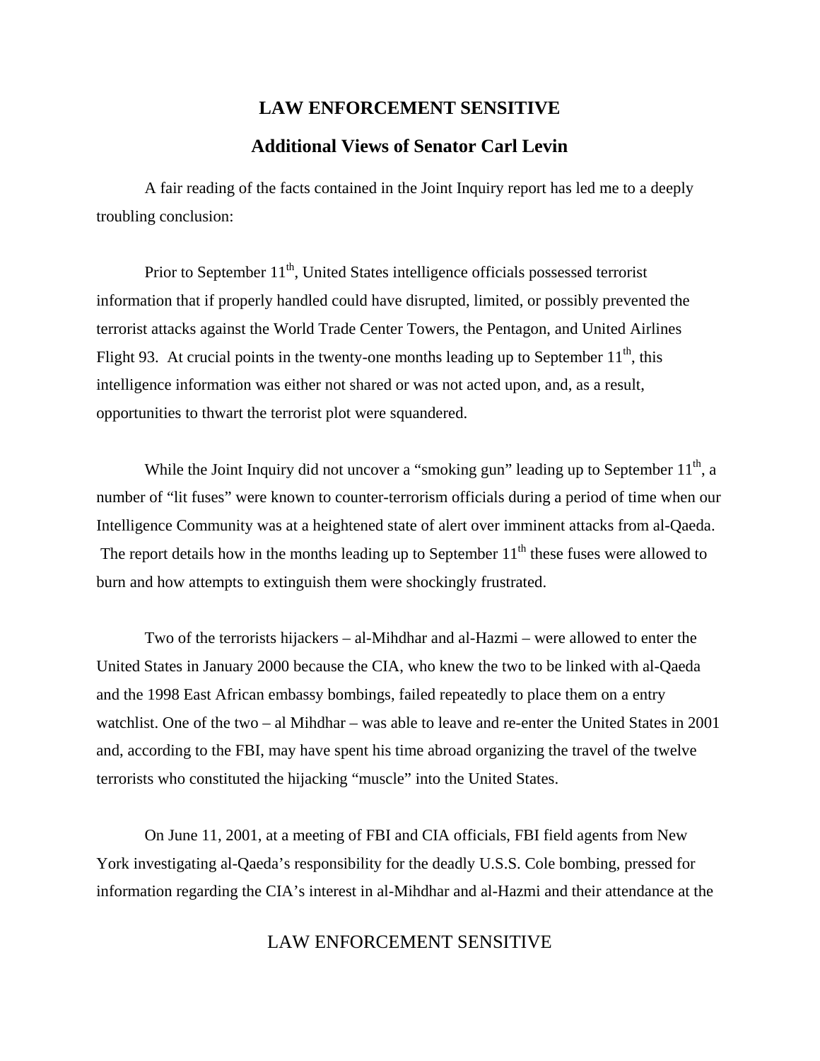## Additional Views of Senator Carl Levin

A fair reading of the facts contained in the Joint Inquiry report has led me to a deeply troubling conclusion:

Prior to September 11th, United States intelligence officials possessed terrorist information that if properly handled could have disrupted, limited, or possibly prevented the terrorist attacks against the World Trade Center Towers, the Pentagon, and United Airlines Flight 93. At crucial points in the twenty-one months leading up to September 11th, this intelligence information was either not shared or was not acted upon, and, as a result, opportunities to thwart the terrorist plot were squandered.

While the Joint Inquiry did not uncover a "smoking gun" leading up to September 11th, a number of "lit fuses" were known to counter-terrorism officials during a period of time when our Intelligence Community was at a heightened state of alert over imminent attacks from al-Qaeda. The report details how in the months leading up to September 11th these fuses were allowed to burn and how attempts to extinguish them were shockingly frustrated.

Two of the terrorists hijackers – al-Mihdhar and al-Hazmi – were allowed to enter the United States in January 2000 because the CIA, who knew the two to be linked with al-Qaeda and the 1998 East African embassy bombings, failed repeatedly to place them on a entry watchlist. One of the two – al Mihdhar – was able to leave and re-enter the United States in 2001 and, according to the FBI, may have spent his time abroad organizing the travel of the twelve terrorists who constituted the hijacking "muscle" into the United States.

On June 11, 2001, at a meeting of FBI and CIA officials, FBI field agents from New York investigating al-Qaeda's responsibility for the deadly U.S.S. Cole bombing, pressed for information regarding the CIA's interest in al-Mihdhar and al-Hazmi and their attendance at the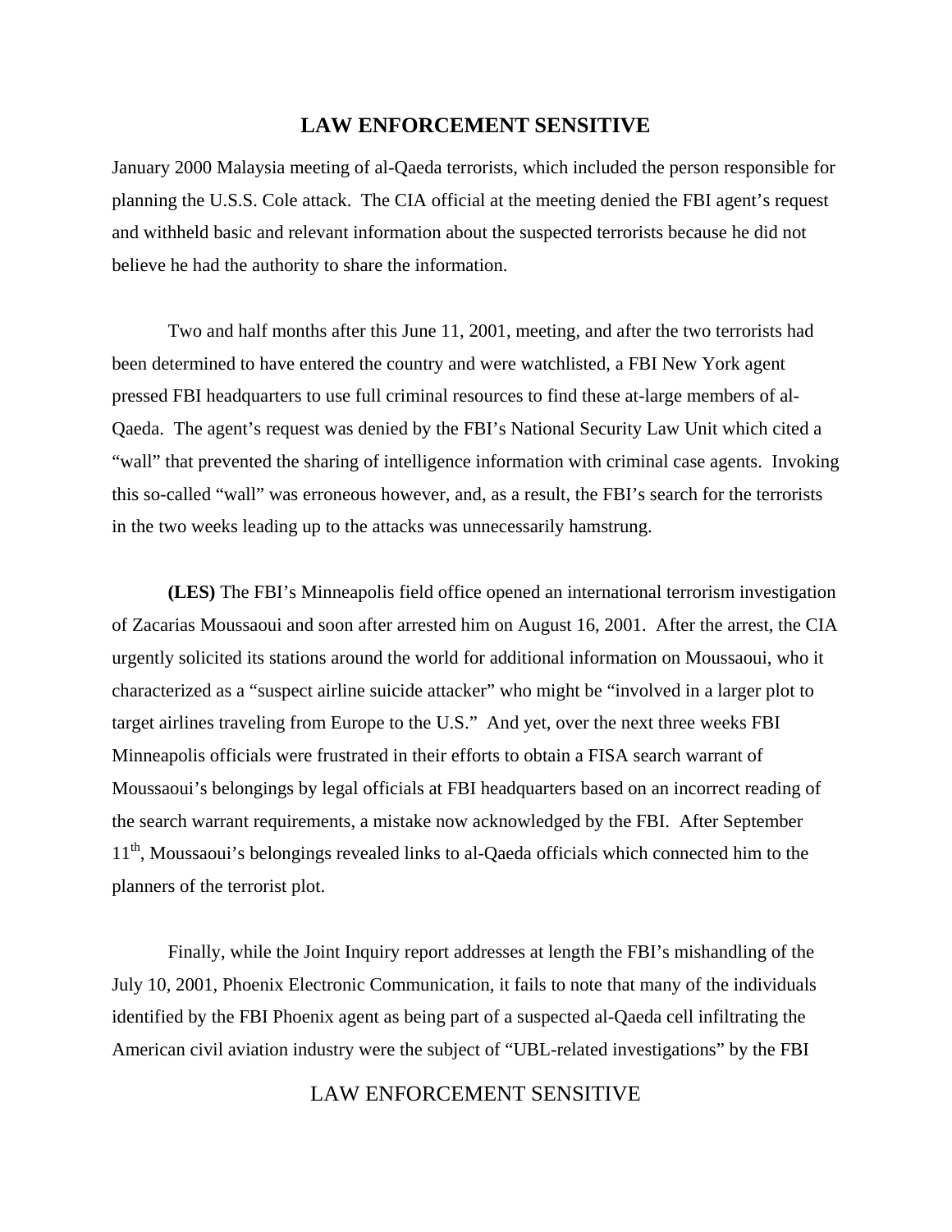January 2000 Malaysia meeting of al-Qaeda terrorists, which included the person responsible for planning the U.S.S. Cole attack. The CIA official at the meeting denied the FBI agent's request and withheld basic and relevant information about the suspected terrorists because he did not believe he had the authority to share the information.

Two and half months after this June 11, 2001, meeting, and after the two terrorists had been determined to have entered the country and were watchlisted, a FBI New York agent pressed FBI headquarters to use full criminal resources to find these at-large members of al-Qaeda. The agent's request was denied by the FBI's National Security Law Unit which cited a "wall" that prevented the sharing of intelligence information with criminal case agents. Invoking this so-called "wall" was erroneous however, and, as a result, the FBI's search for the terrorists in the two weeks leading up to the attacks was unnecessarily hamstrung.

**(LES)** The FBI's Minneapolis field office opened an international terrorism investigation of Zacarias Moussaoui and soon after arrested him on August 16, 2001. After the arrest, the CIA urgently solicited its stations around the world for additional information on Moussaoui, who it characterized as a "suspect airline suicide attacker" who might be "involved in a larger plot to target airlines traveling from Europe to the U.S." And yet, over the next three weeks FBI Minneapolis officials were frustrated in their efforts to obtain a FISA search warrant of Moussaoui's belongings by legal officials at FBI headquarters based on an incorrect reading of the search warrant requirements, a mistake now acknowledged by the FBI. After September 11th, Moussaoui's belongings revealed links to al-Qaeda officials which connected him to the planners of the terrorist plot.

Finally, while the Joint Inquiry report addresses at length the FBI's mishandling of the July 10, 2001, Phoenix Electronic Communication, it fails to note that many of the individuals identified by the FBI Phoenix agent as being part of a suspected al-Qaeda cell infiltrating the American civil aviation industry were the subject of "UBL-related investigations" by the FBI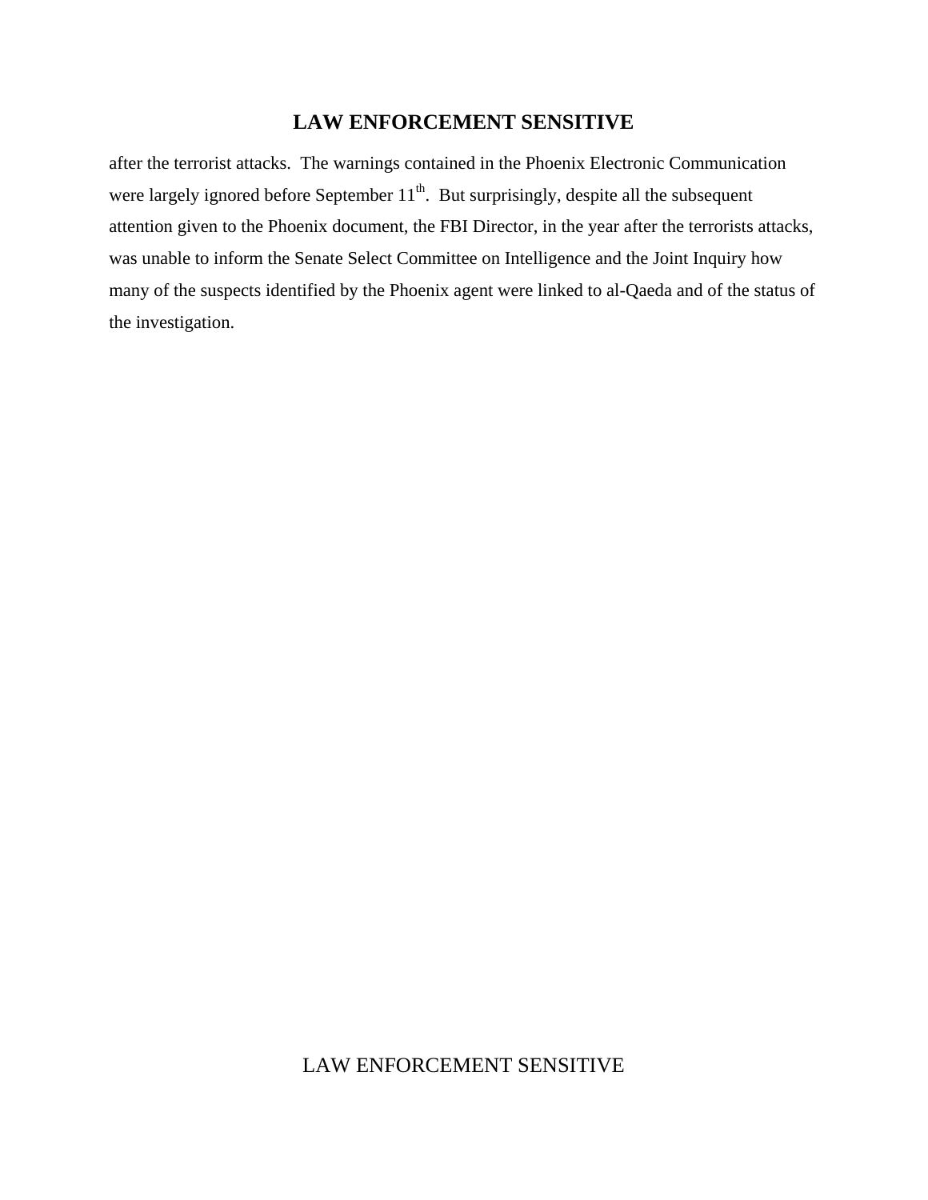after the terrorist attacks. The warnings contained in the Phoenix Electronic Communication were largely ignored before September 11th. But surprisingly, despite all the subsequent attention given to the Phoenix document, the FBI Director, in the year after the terrorists attacks, was unable to inform the Senate Select Committee on Intelligence and the Joint Inquiry how many of the suspects identified by the Phoenix agent were linked to al-Qaeda and of the status of the investigation.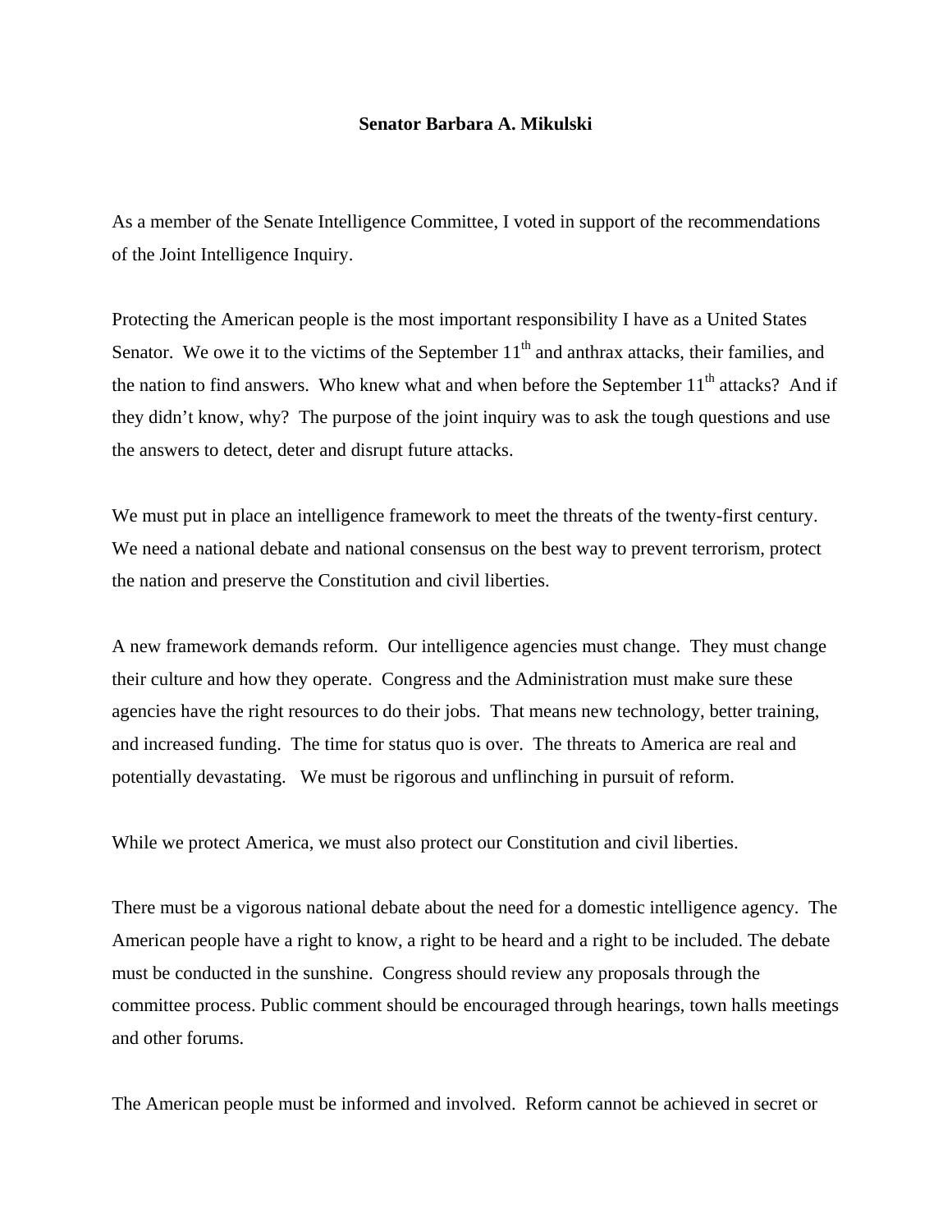**Senator Barbara A. Mikulski**

As a member of the Senate Intelligence Committee, I voted in support of the recommendations of the Joint Intelligence Inquiry.

Protecting the American people is the most important responsibility I have as a United States Senator. We owe it to the victims of the September 11th and anthrax attacks, their families, and the nation to find answers. Who knew what and when before the September 11th attacks? And if they didn't know, why? The purpose of the joint inquiry was to ask the tough questions and use the answers to detect, deter and disrupt future attacks.

We must put in place an intelligence framework to meet the threats of the twenty-first century. We need a national debate and national consensus on the best way to prevent terrorism, protect the nation and preserve the Constitution and civil liberties.

A new framework demands reform. Our intelligence agencies must change. They must change their culture and how they operate. Congress and the Administration must make sure these agencies have the right resources to do their jobs. That means new technology, better training, and increased funding. The time for status quo is over. The threats to America are real and potentially devastating. We must be rigorous and unflinching in pursuit of reform.

While we protect America, we must also protect our Constitution and civil liberties.

There must be a vigorous national debate about the need for a domestic intelligence agency. The American people have a right to know, a right to be heard and a right to be included. The debate must be conducted in the sunshine. Congress should review any proposals through the committee process. Public comment should be encouraged through hearings, town halls meetings and other forums.

The American people must be informed and involved. Reform cannot be achieved in secret or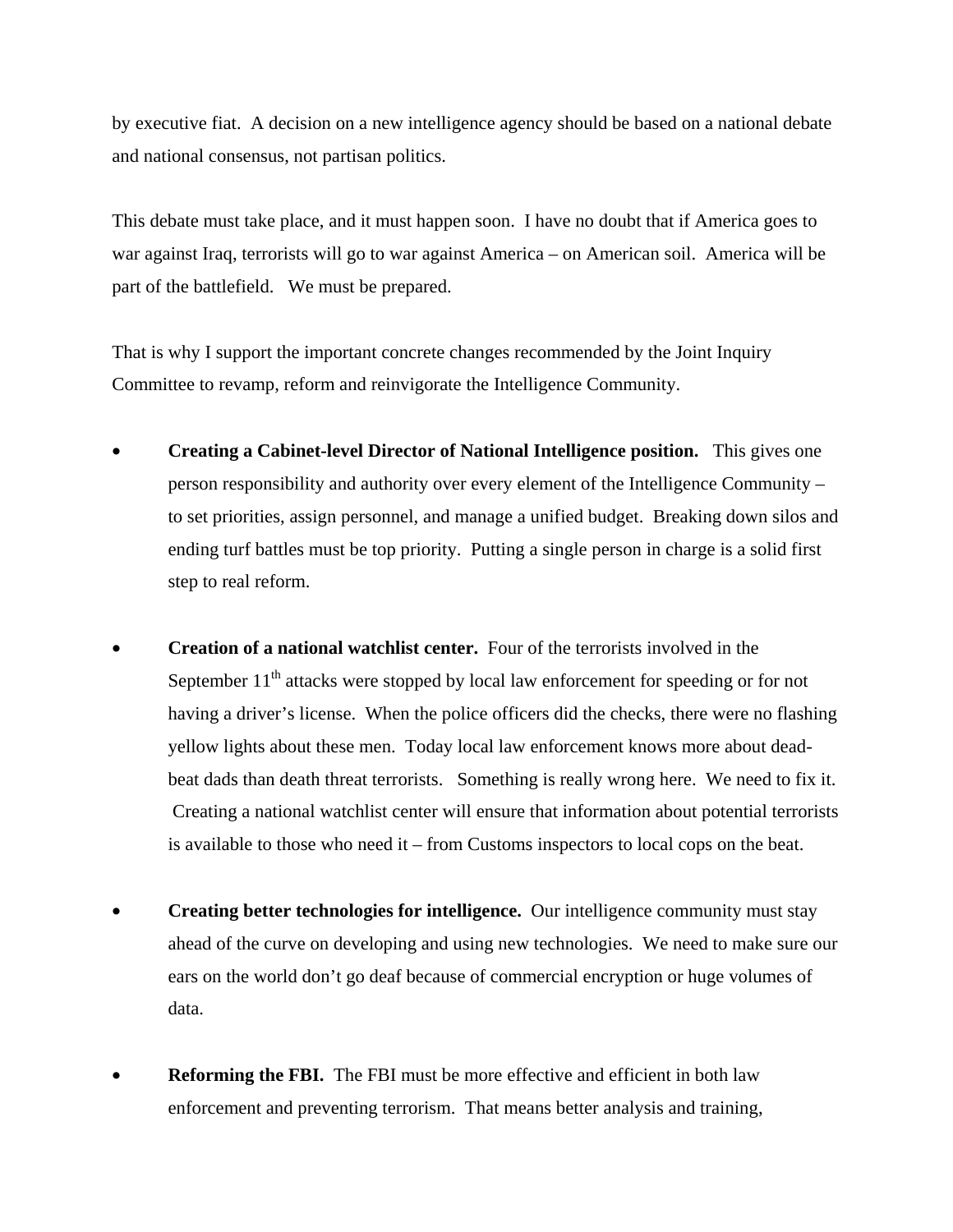by executive fiat. A decision on a new intelligence agency should be based on a national debate and national consensus, not partisan politics.

This debate must take place, and it must happen soon. I have no doubt that if America goes to war against Iraq, terrorists will go to war against America – on American soil. America will be part of the battlefield. We must be prepared.

That is why I support the important concrete changes recommended by the Joint Inquiry Committee to revamp, reform and reinvigorate the Intelligence Community.

- **Creating a Cabinet-level Director of National Intelligence position.** This gives one person responsibility and authority over every element of the Intelligence Community – to set priorities, assign personnel, and manage a unified budget. Breaking down silos and ending turf battles must be top priority. Putting a single person in charge is a solid first step to real reform.

- **Creation of a national watchlist center.** Four of the terrorists involved in the September 11th attacks were stopped by local law enforcement for speeding or for not having a driver's license. When the police officers did the checks, there were no flashing yellow lights about these men. Today local law enforcement knows more about dead-beat dads than death threat terrorists. Something is really wrong here. We need to fix it. Creating a national watchlist center will ensure that information about potential terrorists is available to those who need it – from Customs inspectors to local cops on the beat.

- **Creating better technologies for intelligence.** Our intelligence community must stay ahead of the curve on developing and using new technologies. We need to make sure our ears on the world don't go deaf because of commercial encryption or huge volumes of data.

- **Reforming the FBI.** The FBI must be more effective and efficient in both law enforcement and preventing terrorism. That means better analysis and training,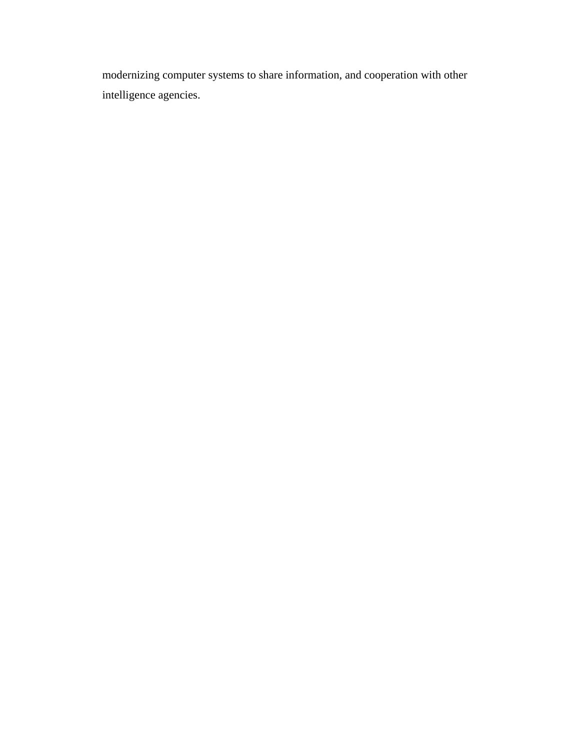modernizing computer systems to share information, and cooperation with other intelligence agencies.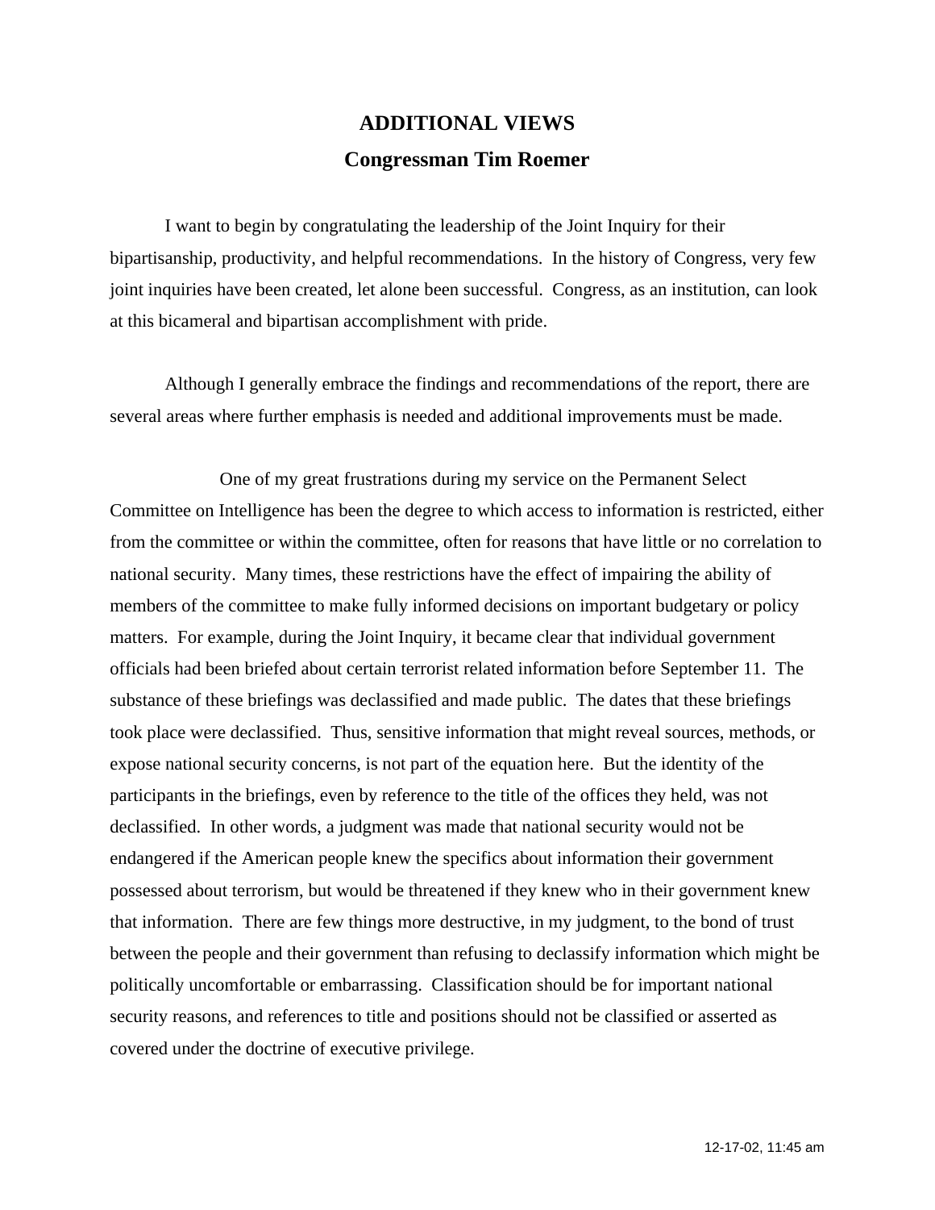# ADDITIONAL VIEWS

## Congressman Tim Roemer

I want to begin by congratulating the leadership of the Joint Inquiry for their bipartisanship, productivity, and helpful recommendations. In the history of Congress, very few joint inquiries have been created, let alone been successful. Congress, as an institution, can look at this bicameral and bipartisan accomplishment with pride.

Although I generally embrace the findings and recommendations of the report, there are several areas where further emphasis is needed and additional improvements must be made.

One of my great frustrations during my service on the Permanent Select Committee on Intelligence has been the degree to which access to information is restricted, either from the committee or within the committee, often for reasons that have little or no correlation to national security. Many times, these restrictions have the effect of impairing the ability of members of the committee to make fully informed decisions on important budgetary or policy matters. For example, during the Joint Inquiry, it became clear that individual government officials had been briefed about certain terrorist related information before September 11. The substance of these briefings was declassified and made public. The dates that these briefings took place were declassified. Thus, sensitive information that might reveal sources, methods, or expose national security concerns, is not part of the equation here. But the identity of the participants in the briefings, even by reference to the title of the offices they held, was not declassified. In other words, a judgment was made that national security would not be endangered if the American people knew the specifics about information their government possessed about terrorism, but would be threatened if they knew who in their government knew that information. There are few things more destructive, in my judgment, to the bond of trust between the people and their government than refusing to declassify information which might be politically uncomfortable or embarrassing. Classification should be for important national security reasons, and references to title and positions should not be classified or asserted as covered under the doctrine of executive privilege.

12-17-02, 11:45 am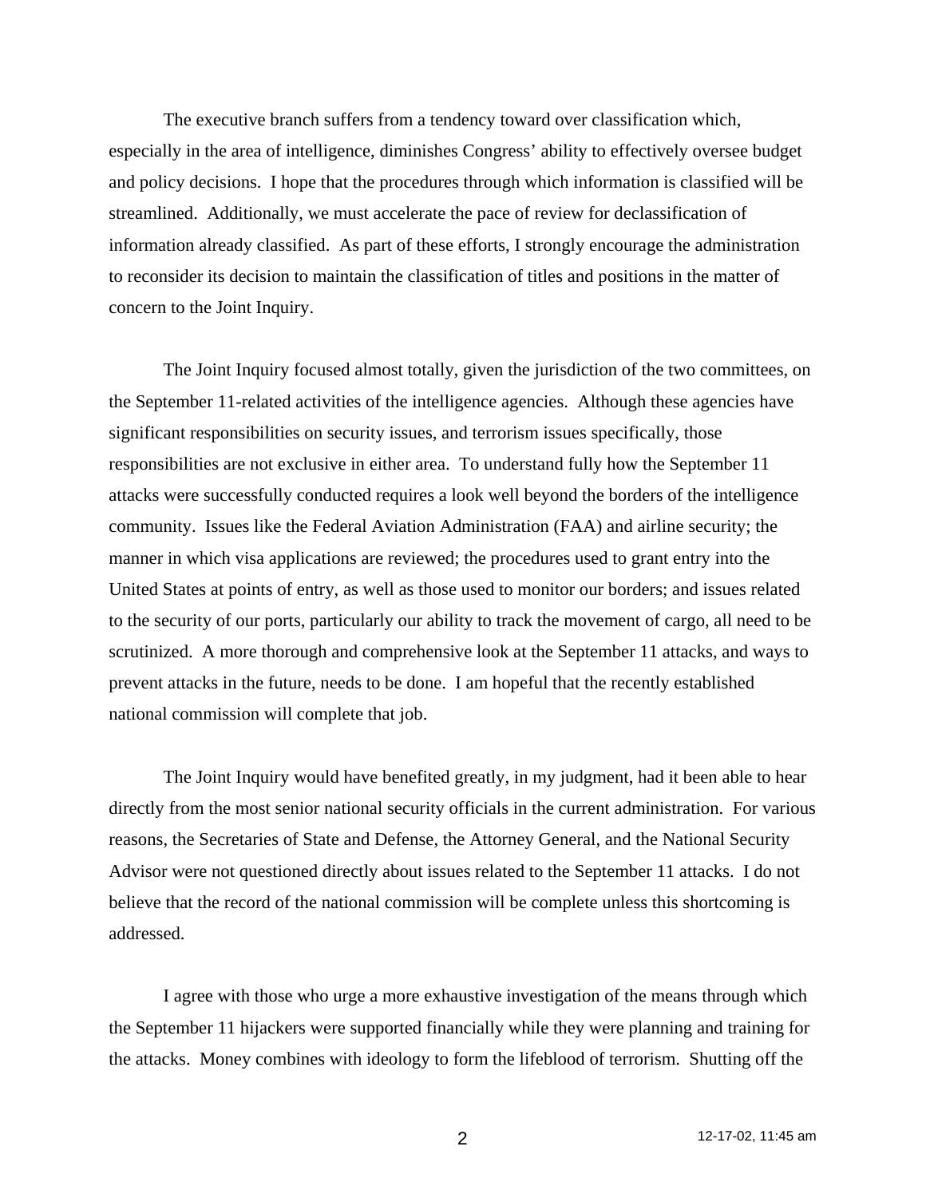The executive branch suffers from a tendency toward over classification which, especially in the area of intelligence, diminishes Congress' ability to effectively oversee budget and policy decisions. I hope that the procedures through which information is classified will be streamlined. Additionally, we must accelerate the pace of review for declassification of information already classified. As part of these efforts, I strongly encourage the administration to reconsider its decision to maintain the classification of titles and positions in the matter of concern to the Joint Inquiry.

The Joint Inquiry focused almost totally, given the jurisdiction of the two committees, on the September 11-related activities of the intelligence agencies. Although these agencies have significant responsibilities on security issues, and terrorism issues specifically, those responsibilities are not exclusive in either area. To understand fully how the September 11 attacks were successfully conducted requires a look well beyond the borders of the intelligence community. Issues like the Federal Aviation Administration (FAA) and airline security; the manner in which visa applications are reviewed; the procedures used to grant entry into the United States at points of entry, as well as those used to monitor our borders; and issues related to the security of our ports, particularly our ability to track the movement of cargo, all need to be scrutinized. A more thorough and comprehensive look at the September 11 attacks, and ways to prevent attacks in the future, needs to be done. I am hopeful that the recently established national commission will complete that job.

The Joint Inquiry would have benefited greatly, in my judgment, had it been able to hear directly from the most senior national security officials in the current administration. For various reasons, the Secretaries of State and Defense, the Attorney General, and the National Security Advisor were not questioned directly about issues related to the September 11 attacks. I do not believe that the record of the national commission will be complete unless this shortcoming is addressed.

I agree with those who urge a more exhaustive investigation of the means through which the September 11 hijackers were supported financially while they were planning and training for the attacks. Money combines with ideology to form the lifeblood of terrorism. Shutting off the

12-17-02, 11:45 am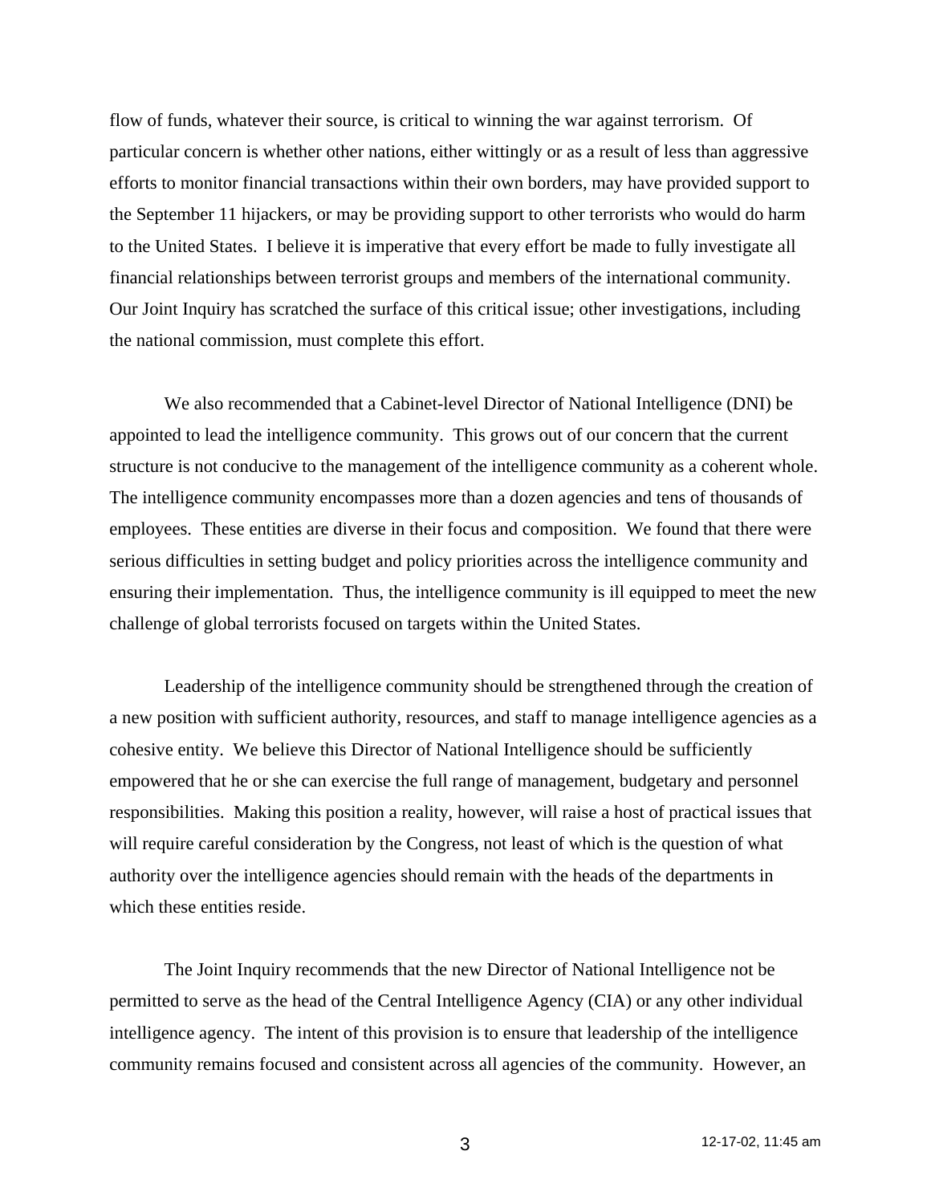flow of funds, whatever their source, is critical to winning the war against terrorism. Of particular concern is whether other nations, either wittingly or as a result of less than aggressive efforts to monitor financial transactions within their own borders, may have provided support to the September 11 hijackers, or may be providing support to other terrorists who would do harm to the United States. I believe it is imperative that every effort be made to fully investigate all financial relationships between terrorist groups and members of the international community. Our Joint Inquiry has scratched the surface of this critical issue; other investigations, including the national commission, must complete this effort.

We also recommended that a Cabinet-level Director of National Intelligence (DNI) be appointed to lead the intelligence community. This grows out of our concern that the current structure is not conducive to the management of the intelligence community as a coherent whole. The intelligence community encompasses more than a dozen agencies and tens of thousands of employees. These entities are diverse in their focus and composition. We found that there were serious difficulties in setting budget and policy priorities across the intelligence community and ensuring their implementation. Thus, the intelligence community is ill equipped to meet the new challenge of global terrorists focused on targets within the United States.

Leadership of the intelligence community should be strengthened through the creation of a new position with sufficient authority, resources, and staff to manage intelligence agencies as a cohesive entity. We believe this Director of National Intelligence should be sufficiently empowered that he or she can exercise the full range of management, budgetary and personnel responsibilities. Making this position a reality, however, will raise a host of practical issues that will require careful consideration by the Congress, not least of which is the question of what authority over the intelligence agencies should remain with the heads of the departments in which these entities reside.

The Joint Inquiry recommends that the new Director of National Intelligence not be permitted to serve as the head of the Central Intelligence Agency (CIA) or any other individual intelligence agency. The intent of this provision is to ensure that leadership of the intelligence community remains focused and consistent across all agencies of the community. However, an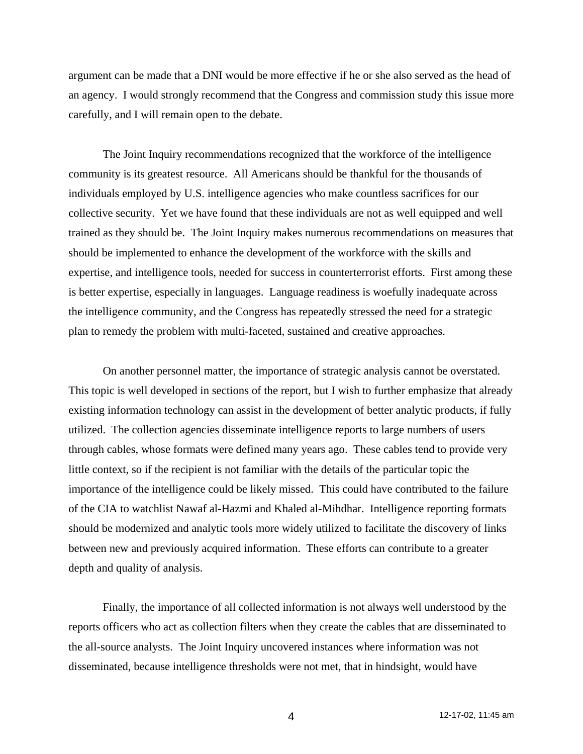argument can be made that a DNI would be more effective if he or she also served as the head of an agency. I would strongly recommend that the Congress and commission study this issue more carefully, and I will remain open to the debate.

The Joint Inquiry recommendations recognized that the workforce of the intelligence community is its greatest resource. All Americans should be thankful for the thousands of individuals employed by U.S. intelligence agencies who make countless sacrifices for our collective security. Yet we have found that these individuals are not as well equipped and well trained as they should be. The Joint Inquiry makes numerous recommendations on measures that should be implemented to enhance the development of the workforce with the skills and expertise, and intelligence tools, needed for success in counterterrorist efforts. First among these is better expertise, especially in languages. Language readiness is woefully inadequate across the intelligence community, and the Congress has repeatedly stressed the need for a strategic plan to remedy the problem with multi-faceted, sustained and creative approaches.

On another personnel matter, the importance of strategic analysis cannot be overstated. This topic is well developed in sections of the report, but I wish to further emphasize that already existing information technology can assist in the development of better analytic products, if fully utilized. The collection agencies disseminate intelligence reports to large numbers of users through cables, whose formats were defined many years ago. These cables tend to provide very little context, so if the recipient is not familiar with the details of the particular topic the importance of the intelligence could be likely missed. This could have contributed to the failure of the CIA to watchlist Nawaf al-Hazmi and Khaled al-Mihdhar. Intelligence reporting formats should be modernized and analytic tools more widely utilized to facilitate the discovery of links between new and previously acquired information. These efforts can contribute to a greater depth and quality of analysis.

Finally, the importance of all collected information is not always well understood by the reports officers who act as collection filters when they create the cables that are disseminated to the all-source analysts. The Joint Inquiry uncovered instances where information was not disseminated, because intelligence thresholds were not met, that in hindsight, would have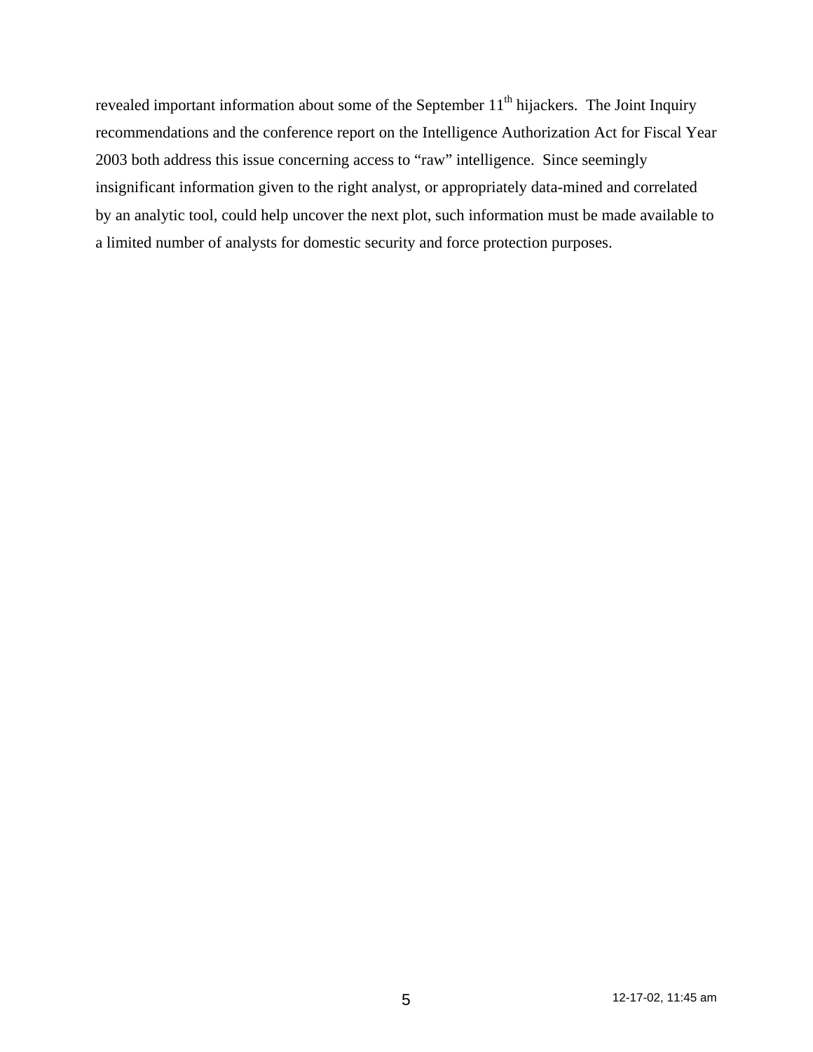revealed important information about some of the September 11th hijackers. The Joint Inquiry recommendations and the conference report on the Intelligence Authorization Act for Fiscal Year 2003 both address this issue concerning access to "raw" intelligence. Since seemingly insignificant information given to the right analyst, or appropriately data-mined and correlated by an analytic tool, could help uncover the next plot, such information must be made available to a limited number of analysts for domestic security and force protection purposes.